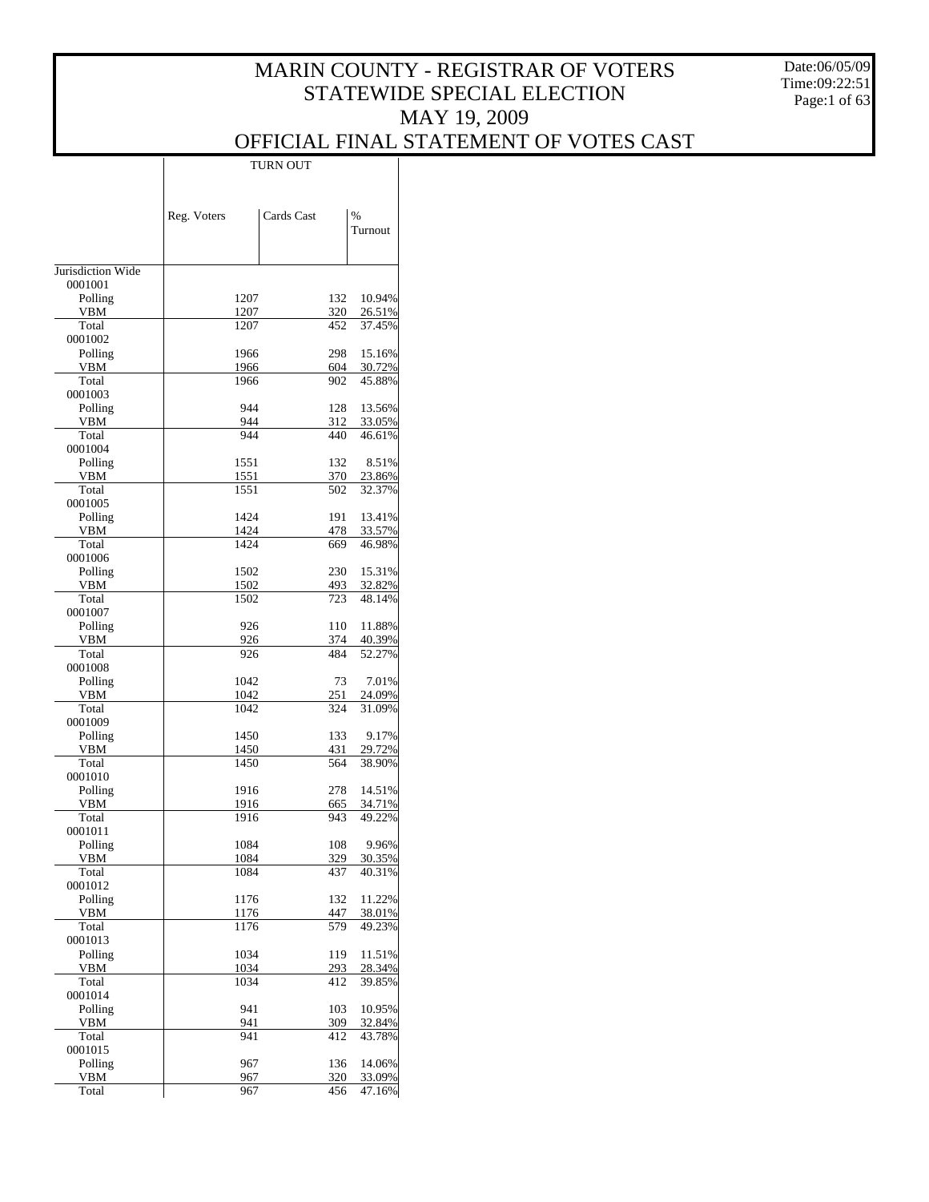# MARIN COUNTY - REGISTRAR OF VOTERS
## STATEWIDE SPECIAL ELECTION
## MAY 19, 2009
## OFFICIAL FINAL STATEMENT OF VOTES CAST

Date:06/05/09
Time:09:22:51

| | TURN OUT | | |
|---|---|---|---|
| | Reg. Voters | Cards Cast | % Turnout |
| Jurisdiction Wide | | | |
| 0001001 | | | |
| Polling | 1207 | 132 | 10.94% |
| VBM | 1207 | 320 | 26.51% |
| Total | 1207 | 452 | 37.45% |
| 0001002 | | | |
| Polling | 1966 | 298 | 15.16% |
| VBM | 1966 | 604 | 30.72% |
| Total | 1966 | 902 | 45.88% |
| 0001003 | | | |
| Polling | 944 | 128 | 13.56% |
| VBM | 944 | 312 | 33.05% |
| Total | 944 | 440 | 46.61% |
| 0001004 | | | |
| Polling | 1551 | 132 | 8.51% |
| VBM | 1551 | 370 | 23.86% |
| Total | 1551 | 502 | 32.37% |
| 0001005 | | | |
| Polling | 1424 | 191 | 13.41% |
| VBM | 1424 | 478 | 33.57% |
| Total | 1424 | 669 | 46.98% |
| 0001006 | | | |
| Polling | 1502 | 230 | 15.31% |
| VBM | 1502 | 493 | 32.82% |
| Total | 1502 | 723 | 48.14% |
| 0001007 | | | |
| Polling | 926 | 110 | 11.88% |
| VBM | 926 | 374 | 40.39% |
| Total | 926 | 484 | 52.27% |
| 0001008 | | | |
| Polling | 1042 | 73 | 7.01% |
| VBM | 1042 | 251 | 24.09% |
| Total | 1042 | 324 | 31.09% |
| 0001009 | | | |
| Polling | 1450 | 133 | 9.17% |
| VBM | 1450 | 431 | 29.72% |
| Total | 1450 | 564 | 38.90% |
| 0001010 | | | |
| Polling | 1916 | 278 | 14.51% |
| VBM | 1916 | 665 | 34.71% |
| Total | 1916 | 943 | 49.22% |
| 0001011 | | | |
| Polling | 1084 | 108 | 9.96% |
| VBM | 1084 | 329 | 30.35% |
| Total | 1084 | 437 | 40.31% |
| 0001012 | | | |
| Polling | 1176 | 132 | 11.22% |
| VBM | 1176 | 447 | 38.01% |
| Total | 1176 | 579 | 49.23% |
| 0001013 | | | |
| Polling | 1034 | 119 | 11.51% |
| VBM | 1034 | 293 | 28.34% |
| Total | 1034 | 412 | 39.85% |
| 0001014 | | | |
| Polling | 941 | 103 | 10.95% |
| VBM | 941 | 309 | 32.84% |
| Total | 941 | 412 | 43.78% |
| 0001015 | | | |
| Polling | 967 | 136 | 14.06% |
| VBM | 967 | 320 | 33.09% |
| Total | 967 | 456 | 47.16% |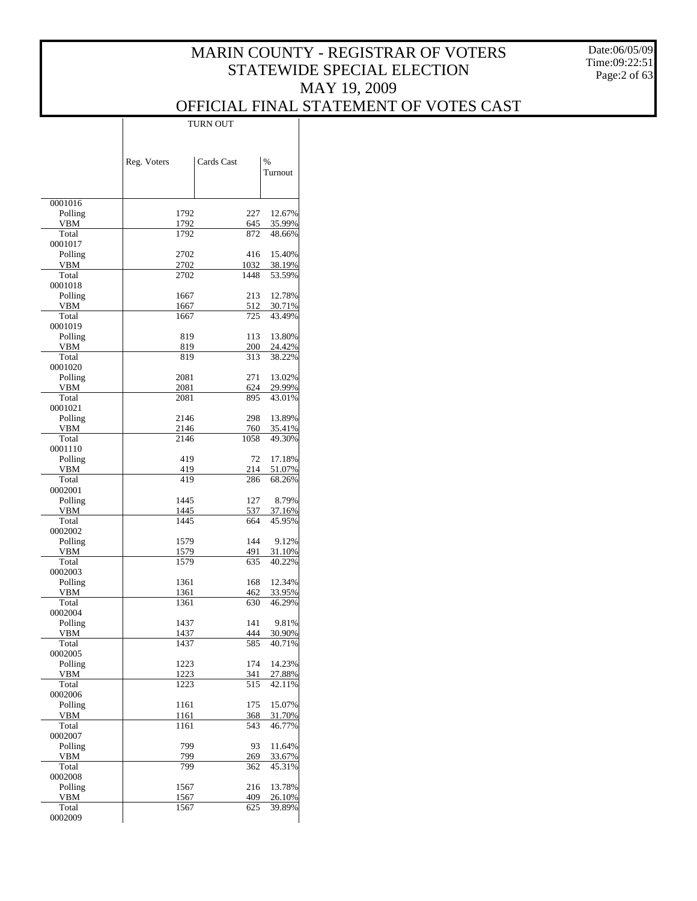# MARIN COUNTY - REGISTRAR OF VOTERS
# STATEWIDE SPECIAL ELECTION
# MAY 19, 2009
# OFFICIAL FINAL STATEMENT OF VOTES CAST

Date:06/05/09
Time:09:22:51

| | TURN OUT | | |
|---|---|---|---|
| | Reg. Voters | Cards Cast | % Turnout |
| 0001016 | | | |
| Polling | 1792 | 227 | 12.67% |
| VBM | 1792 | 645 | 35.99% |
| Total | 1792 | 872 | 48.66% |
| 0001017 | | | |
| Polling | 2702 | 416 | 15.40% |
| VBM | 2702 | 1032 | 38.19% |
| Total | 2702 | 1448 | 53.59% |
| 0001018 | | | |
| Polling | 1667 | 213 | 12.78% |
| VBM | 1667 | 512 | 30.71% |
| Total | 1667 | 725 | 43.49% |
| 0001019 | | | |
| Polling | 819 | 113 | 13.80% |
| VBM | 819 | 200 | 24.42% |
| Total | 819 | 313 | 38.22% |
| 0001020 | | | |
| Polling | 2081 | 271 | 13.02% |
| VBM | 2081 | 624 | 29.99% |
| Total | 2081 | 895 | 43.01% |
| 0001021 | | | |
| Polling | 2146 | 298 | 13.89% |
| VBM | 2146 | 760 | 35.41% |
| Total | 2146 | 1058 | 49.30% |
| 0001110 | | | |
| Polling | 419 | 72 | 17.18% |
| VBM | 419 | 214 | 51.07% |
| Total | 419 | 286 | 68.26% |
| 0002001 | | | |
| Polling | 1445 | 127 | 8.79% |
| VBM | 1445 | 537 | 37.16% |
| Total | 1445 | 664 | 45.95% |
| 0002002 | | | |
| Polling | 1579 | 144 | 9.12% |
| VBM | 1579 | 491 | 31.10% |
| Total | 1579 | 635 | 40.22% |
| 0002003 | | | |
| Polling | 1361 | 168 | 12.34% |
| VBM | 1361 | 462 | 33.95% |
| Total | 1361 | 630 | 46.29% |
| 0002004 | | | |
| Polling | 1437 | 141 | 9.81% |
| VBM | 1437 | 444 | 30.90% |
| Total | 1437 | 585 | 40.71% |
| 0002005 | | | |
| Polling | 1223 | 174 | 14.23% |
| VBM | 1223 | 341 | 27.88% |
| Total | 1223 | 515 | 42.11% |
| 0002006 | | | |
| Polling | 1161 | 175 | 15.07% |
| VBM | 1161 | 368 | 31.70% |
| Total | 1161 | 543 | 46.77% |
| 0002007 | | | |
| Polling | 799 | 93 | 11.64% |
| VBM | 799 | 269 | 33.67% |
| Total | 799 | 362 | 45.31% |
| 0002008 | | | |
| Polling | 1567 | 216 | 13.78% |
| VBM | 1567 | 409 | 26.10% |
| Total | 1567 | 625 | 39.89% |
| 0002009 | | | |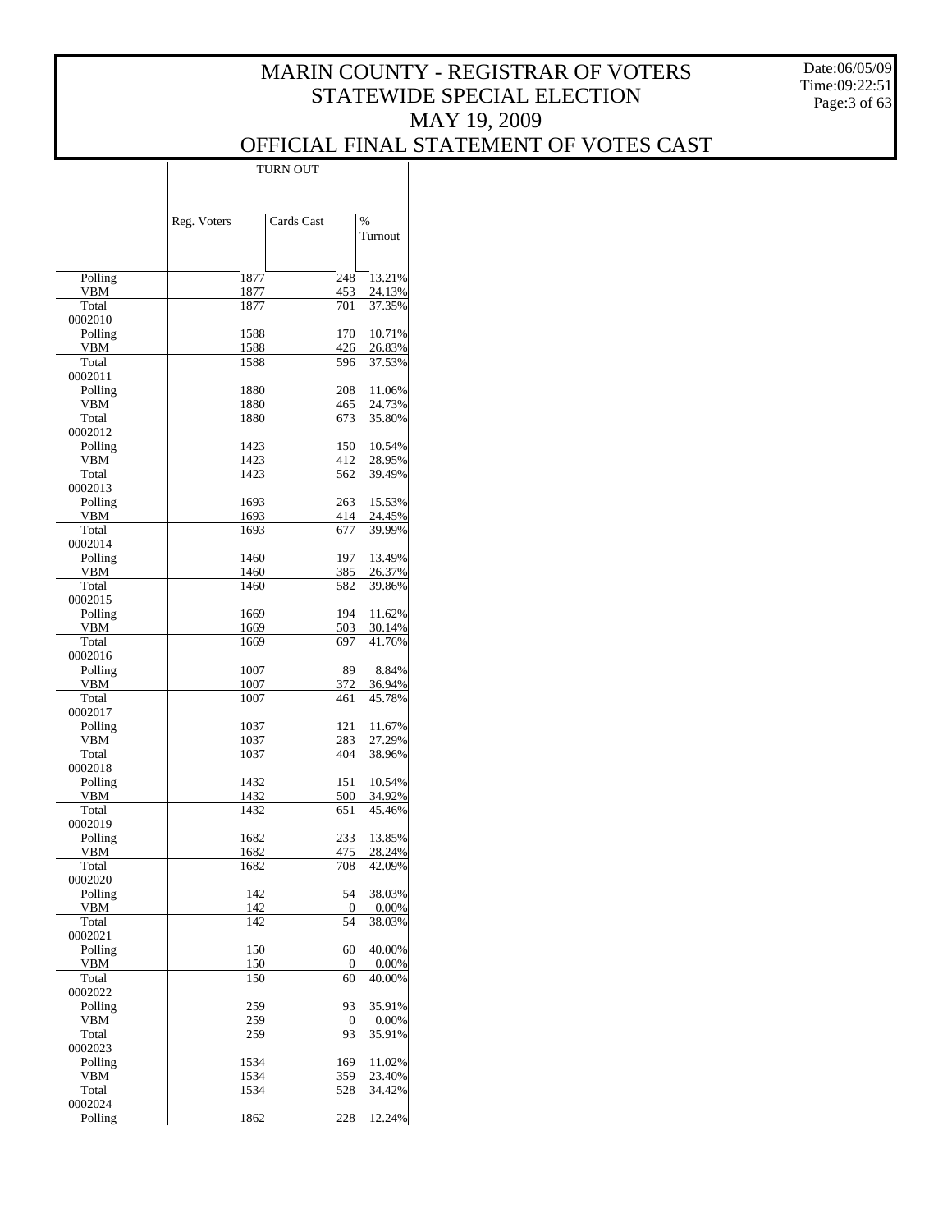# MARIN COUNTY - REGISTRAR OF VOTERS
## STATEWIDE SPECIAL ELECTION
## MAY 19, 2009
## OFFICIAL FINAL STATEMENT OF VOTES CAST

Date:06/05/09
Time:09:22:51

TURN OUT

| | Reg. Voters | Cards Cast | % Turnout |
|---|---|---|---|
| Polling | 1877 | 248 | 13.21% |
| VBM | 1877 | 453 | 24.13% |
| Total | 1877 | 701 | 37.35% |
| 0002010 | | | |
| Polling | 1588 | 170 | 10.71% |
| VBM | 1588 | 426 | 26.83% |
| Total | 1588 | 596 | 37.53% |
| 0002011 | | | |
| Polling | 1880 | 208 | 11.06% |
| VBM | 1880 | 465 | 24.73% |
| Total | 1880 | 673 | 35.80% |
| 0002012 | | | |
| Polling | 1423 | 150 | 10.54% |
| VBM | 1423 | 412 | 28.95% |
| Total | 1423 | 562 | 39.49% |
| 0002013 | | | |
| Polling | 1693 | 263 | 15.53% |
| VBM | 1693 | 414 | 24.45% |
| Total | 1693 | 677 | 39.99% |
| 0002014 | | | |
| Polling | 1460 | 197 | 13.49% |
| VBM | 1460 | 385 | 26.37% |
| Total | 1460 | 582 | 39.86% |
| 0002015 | | | |
| Polling | 1669 | 194 | 11.62% |
| VBM | 1669 | 503 | 30.14% |
| Total | 1669 | 697 | 41.76% |
| 0002016 | | | |
| Polling | 1007 | 89 | 8.84% |
| VBM | 1007 | 372 | 36.94% |
| Total | 1007 | 461 | 45.78% |
| 0002017 | | | |
| Polling | 1037 | 121 | 11.67% |
| VBM | 1037 | 283 | 27.29% |
| Total | 1037 | 404 | 38.96% |
| 0002018 | | | |
| Polling | 1432 | 151 | 10.54% |
| VBM | 1432 | 500 | 34.92% |
| Total | 1432 | 651 | 45.46% |
| 0002019 | | | |
| Polling | 1682 | 233 | 13.85% |
| VBM | 1682 | 475 | 28.24% |
| Total | 1682 | 708 | 42.09% |
| 0002020 | | | |
| Polling | 142 | 54 | 38.03% |
| VBM | 142 | 0 | 0.00% |
| Total | 142 | 54 | 38.03% |
| 0002021 | | | |
| Polling | 150 | 60 | 40.00% |
| VBM | 150 | 0 | 0.00% |
| Total | 150 | 60 | 40.00% |
| 0002022 | | | |
| Polling | 259 | 93 | 35.91% |
| VBM | 259 | 0 | 0.00% |
| Total | 259 | 93 | 35.91% |
| 0002023 | | | |
| Polling | 1534 | 169 | 11.02% |
| VBM | 1534 | 359 | 23.40% |
| Total | 1534 | 528 | 34.42% |
| 0002024 | | | |
| Polling | 1862 | 228 | 12.24% |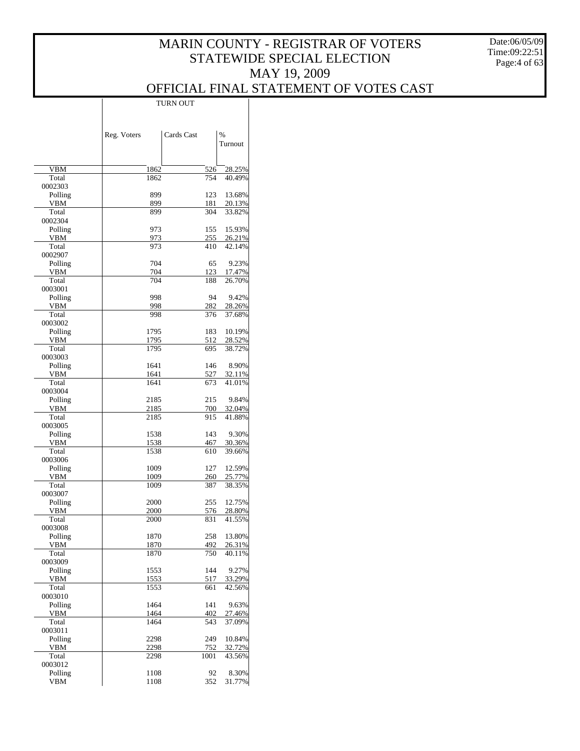# MARIN COUNTY - REGISTRAR OF VOTERS
# STATEWIDE SPECIAL ELECTION
# MAY 19, 2009
# OFFICIAL FINAL STATEMENT OF VOTES CAST

| | TURN OUT | | |
|---|---|---|---|
| | Reg. Voters | Cards Cast | % Turnout |
| VBM | 1862 | 526 | 28.25% |
| Total | 1862 | 754 | 40.49% |
| 0002303 | | | |
| Polling | 899 | 123 | 13.68% |
| VBM | 899 | 181 | 20.13% |
| Total | 899 | 304 | 33.82% |
| 0002304 | | | |
| Polling | 973 | 155 | 15.93% |
| VBM | 973 | 255 | 26.21% |
| Total | 973 | 410 | 42.14% |
| 0002907 | | | |
| Polling | 704 | 65 | 9.23% |
| VBM | 704 | 123 | 17.47% |
| Total | 704 | 188 | 26.70% |
| 0003001 | | | |
| Polling | 998 | 94 | 9.42% |
| VBM | 998 | 282 | 28.26% |
| Total | 998 | 376 | 37.68% |
| 0003002 | | | |
| Polling | 1795 | 183 | 10.19% |
| VBM | 1795 | 512 | 28.52% |
| Total | 1795 | 695 | 38.72% |
| 0003003 | | | |
| Polling | 1641 | 146 | 8.90% |
| VBM | 1641 | 527 | 32.11% |
| Total | 1641 | 673 | 41.01% |
| 0003004 | | | |
| Polling | 2185 | 215 | 9.84% |
| VBM | 2185 | 700 | 32.04% |
| Total | 2185 | 915 | 41.88% |
| 0003005 | | | |
| Polling | 1538 | 143 | 9.30% |
| VBM | 1538 | 467 | 30.36% |
| Total | 1538 | 610 | 39.66% |
| 0003006 | | | |
| Polling | 1009 | 127 | 12.59% |
| VBM | 1009 | 260 | 25.77% |
| Total | 1009 | 387 | 38.35% |
| 0003007 | | | |
| Polling | 2000 | 255 | 12.75% |
| VBM | 2000 | 576 | 28.80% |
| Total | 2000 | 831 | 41.55% |
| 0003008 | | | |
| Polling | 1870 | 258 | 13.80% |
| VBM | 1870 | 492 | 26.31% |
| Total | 1870 | 750 | 40.11% |
| 0003009 | | | |
| Polling | 1553 | 144 | 9.27% |
| VBM | 1553 | 517 | 33.29% |
| Total | 1553 | 661 | 42.56% |
| 0003010 | | | |
| Polling | 1464 | 141 | 9.63% |
| VBM | 1464 | 402 | 27.46% |
| Total | 1464 | 543 | 37.09% |
| 0003011 | | | |
| Polling | 2298 | 249 | 10.84% |
| VBM | 2298 | 752 | 32.72% |
| Total | 2298 | 1001 | 43.56% |
| 0003012 | | | |
| Polling | 1108 | 92 | 8.30% |
| VBM | 1108 | 352 | 31.77% |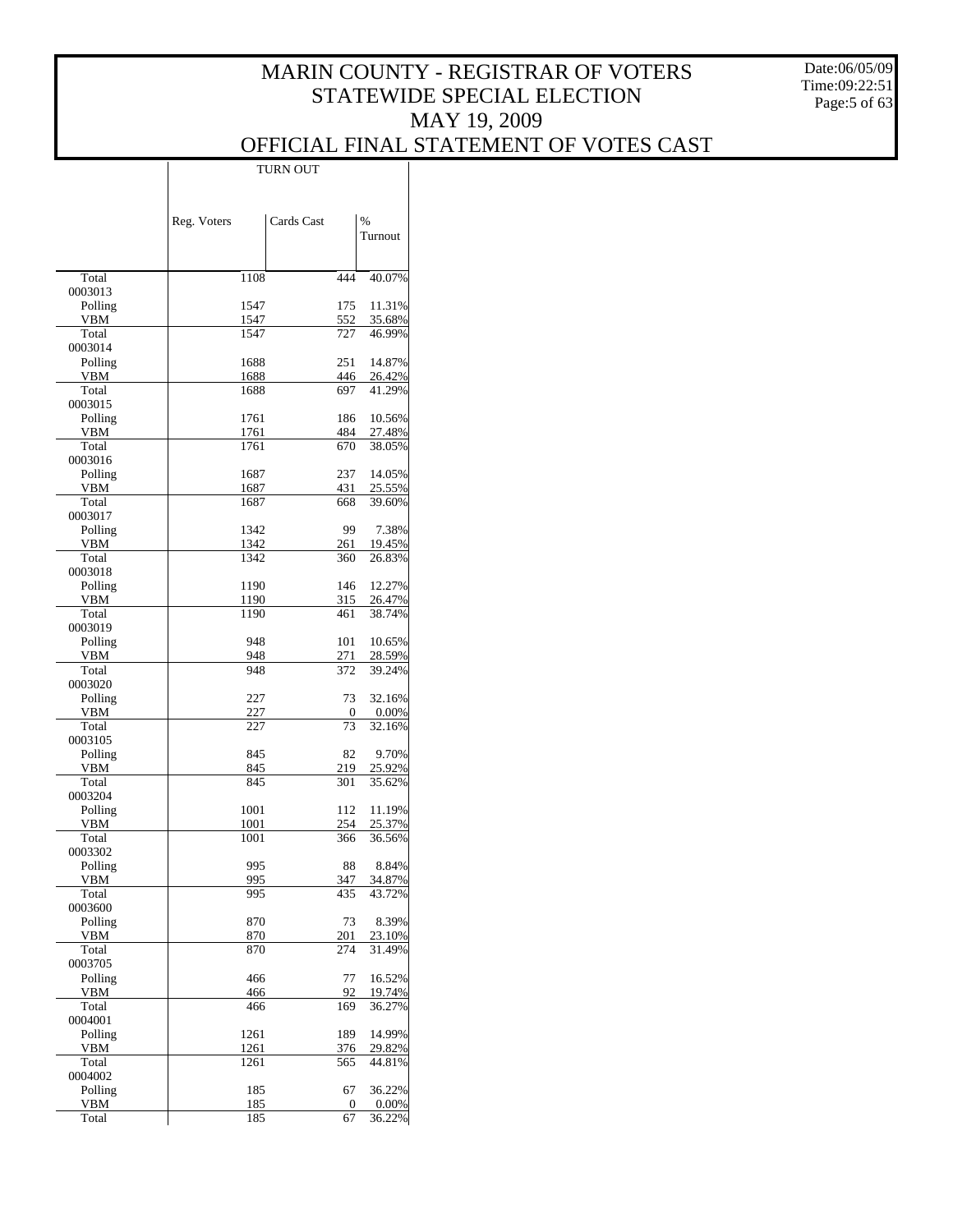# MARIN COUNTY - REGISTRAR OF VOTERS
## STATEWIDE SPECIAL ELECTION
## MAY 19, 2009
## OFFICIAL FINAL STATEMENT OF VOTES CAST

Date:06/05/09
Time:09:22:51

| | TURN OUT | | |
|---|---|---|---|
| | Reg. Voters | Cards Cast | % Turnout |
| Total | 1108 | 444 | 40.07% |
| 0003013 | | | |
| Polling | 1547 | 175 | 11.31% |
| VBM | 1547 | 552 | 35.68% |
| Total | 1547 | 727 | 46.99% |
| 0003014 | | | |
| Polling | 1688 | 251 | 14.87% |
| VBM | 1688 | 446 | 26.42% |
| Total | 1688 | 697 | 41.29% |
| 0003015 | | | |
| Polling | 1761 | 186 | 10.56% |
| VBM | 1761 | 484 | 27.48% |
| Total | 1761 | 670 | 38.05% |
| 0003016 | | | |
| Polling | 1687 | 237 | 14.05% |
| VBM | 1687 | 431 | 25.55% |
| Total | 1687 | 668 | 39.60% |
| 0003017 | | | |
| Polling | 1342 | 99 | 7.38% |
| VBM | 1342 | 261 | 19.45% |
| Total | 1342 | 360 | 26.83% |
| 0003018 | | | |
| Polling | 1190 | 146 | 12.27% |
| VBM | 1190 | 315 | 26.47% |
| Total | 1190 | 461 | 38.74% |
| 0003019 | | | |
| Polling | 948 | 101 | 10.65% |
| VBM | 948 | 271 | 28.59% |
| Total | 948 | 372 | 39.24% |
| 0003020 | | | |
| Polling | 227 | 73 | 32.16% |
| VBM | 227 | 0 | 0.00% |
| Total | 227 | 73 | 32.16% |
| 0003105 | | | |
| Polling | 845 | 82 | 9.70% |
| VBM | 845 | 219 | 25.92% |
| Total | 845 | 301 | 35.62% |
| 0003204 | | | |
| Polling | 1001 | 112 | 11.19% |
| VBM | 1001 | 254 | 25.37% |
| Total | 1001 | 366 | 36.56% |
| 0003302 | | | |
| Polling | 995 | 88 | 8.84% |
| VBM | 995 | 347 | 34.87% |
| Total | 995 | 435 | 43.72% |
| 0003600 | | | |
| Polling | 870 | 73 | 8.39% |
| VBM | 870 | 201 | 23.10% |
| Total | 870 | 274 | 31.49% |
| 0003705 | | | |
| Polling | 466 | 77 | 16.52% |
| VBM | 466 | 92 | 19.74% |
| Total | 466 | 169 | 36.27% |
| 0004001 | | | |
| Polling | 1261 | 189 | 14.99% |
| VBM | 1261 | 376 | 29.82% |
| Total | 1261 | 565 | 44.81% |
| 0004002 | | | |
| Polling | 185 | 67 | 36.22% |
| VBM | 185 | 0 | 0.00% |
| Total | 185 | 67 | 36.22% |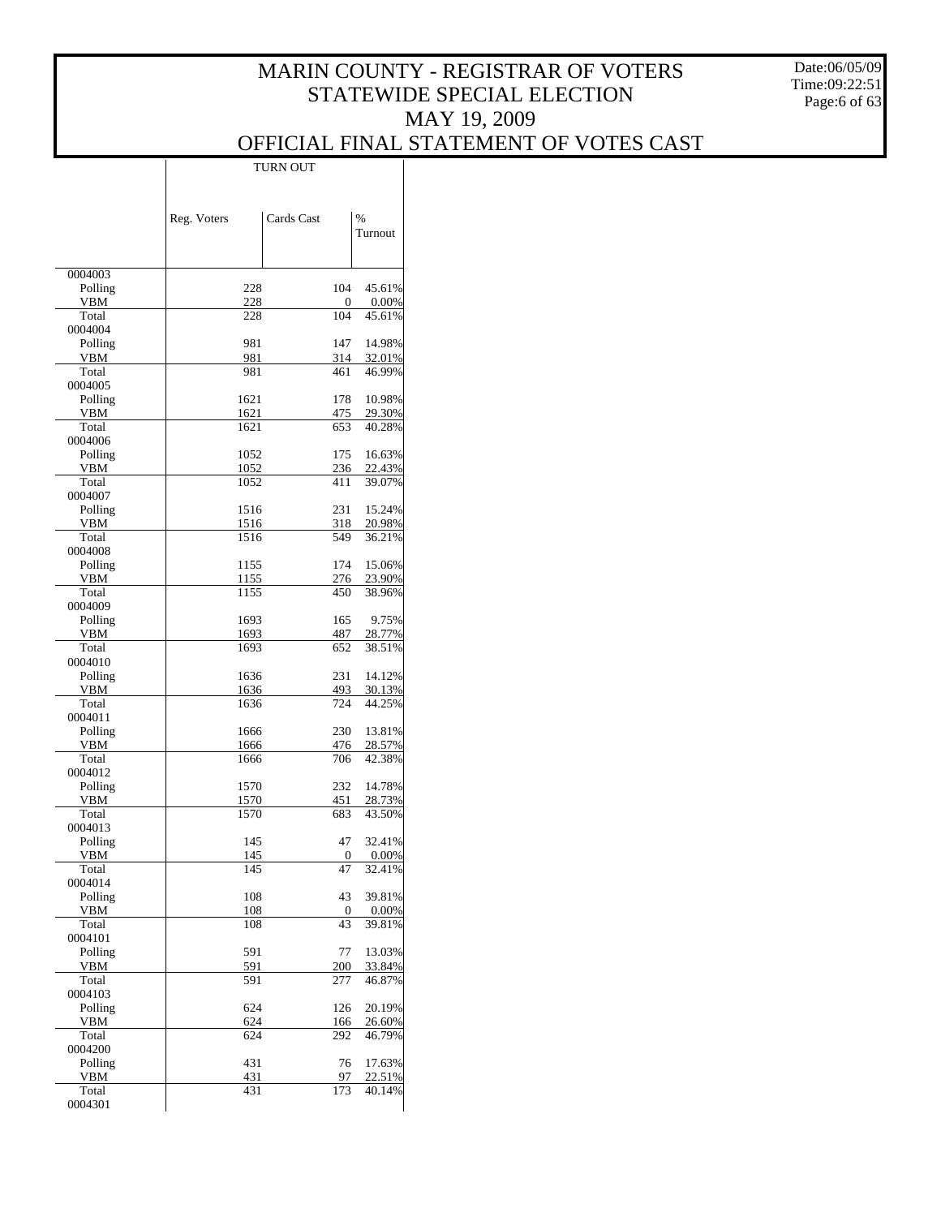# MARIN COUNTY - REGISTRAR OF VOTERS
# STATEWIDE SPECIAL ELECTION
# MAY 19, 2009
# OFFICIAL FINAL STATEMENT OF VOTES CAST

Date:06/05/09
Time:09:22:51

| | TURN OUT | | |
|---|---|---|---|
| | Reg. Voters | Cards Cast | % Turnout |
| 0004003 | | | |
| Polling | 228 | 104 | 45.61% |
| VBM | 228 | 0 | 0.00% |
| Total | 228 | 104 | 45.61% |
| 0004004 | | | |
| Polling | 981 | 147 | 14.98% |
| VBM | 981 | 314 | 32.01% |
| Total | 981 | 461 | 46.99% |
| 0004005 | | | |
| Polling | 1621 | 178 | 10.98% |
| VBM | 1621 | 475 | 29.30% |
| Total | 1621 | 653 | 40.28% |
| 0004006 | | | |
| Polling | 1052 | 175 | 16.63% |
| VBM | 1052 | 236 | 22.43% |
| Total | 1052 | 411 | 39.07% |
| 0004007 | | | |
| Polling | 1516 | 231 | 15.24% |
| VBM | 1516 | 318 | 20.98% |
| Total | 1516 | 549 | 36.21% |
| 0004008 | | | |
| Polling | 1155 | 174 | 15.06% |
| VBM | 1155 | 276 | 23.90% |
| Total | 1155 | 450 | 38.96% |
| 0004009 | | | |
| Polling | 1693 | 165 | 9.75% |
| VBM | 1693 | 487 | 28.77% |
| Total | 1693 | 652 | 38.51% |
| 0004010 | | | |
| Polling | 1636 | 231 | 14.12% |
| VBM | 1636 | 493 | 30.13% |
| Total | 1636 | 724 | 44.25% |
| 0004011 | | | |
| Polling | 1666 | 230 | 13.81% |
| VBM | 1666 | 476 | 28.57% |
| Total | 1666 | 706 | 42.38% |
| 0004012 | | | |
| Polling | 1570 | 232 | 14.78% |
| VBM | 1570 | 451 | 28.73% |
| Total | 1570 | 683 | 43.50% |
| 0004013 | | | |
| Polling | 145 | 47 | 32.41% |
| VBM | 145 | 0 | 0.00% |
| Total | 145 | 47 | 32.41% |
| 0004014 | | | |
| Polling | 108 | 43 | 39.81% |
| VBM | 108 | 0 | 0.00% |
| Total | 108 | 43 | 39.81% |
| 0004101 | | | |
| Polling | 591 | 77 | 13.03% |
| VBM | 591 | 200 | 33.84% |
| Total | 591 | 277 | 46.87% |
| 0004103 | | | |
| Polling | 624 | 126 | 20.19% |
| VBM | 624 | 166 | 26.60% |
| Total | 624 | 292 | 46.79% |
| 0004200 | | | |
| Polling | 431 | 76 | 17.63% |
| VBM | 431 | 97 | 22.51% |
| Total | 431 | 173 | 40.14% |
| 0004301 | | | |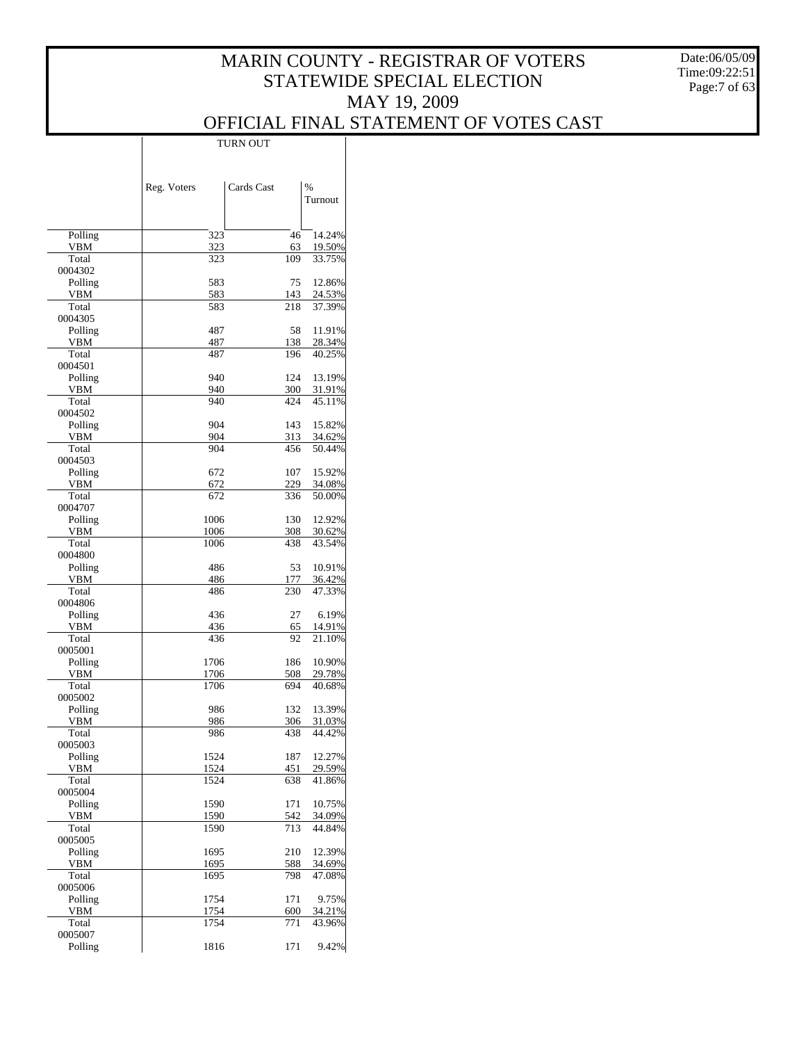# MARIN COUNTY - REGISTRAR OF VOTERS
# STATEWIDE SPECIAL ELECTION
# MAY 19, 2009
# OFFICIAL FINAL STATEMENT OF VOTES CAST

| | TURN OUT | | |
|---|---|---|---|
| | Reg. Voters | Cards Cast | % Turnout |
| Polling | 323 | 46 | 14.24% |
| VBM | 323 | 63 | 19.50% |
| Total | 323 | 109 | 33.75% |
| 0004302 | | | |
| Polling | 583 | 75 | 12.86% |
| VBM | 583 | 143 | 24.53% |
| Total | 583 | 218 | 37.39% |
| 0004305 | | | |
| Polling | 487 | 58 | 11.91% |
| VBM | 487 | 138 | 28.34% |
| Total | 487 | 196 | 40.25% |
| 0004501 | | | |
| Polling | 940 | 124 | 13.19% |
| VBM | 940 | 300 | 31.91% |
| Total | 940 | 424 | 45.11% |
| 0004502 | | | |
| Polling | 904 | 143 | 15.82% |
| VBM | 904 | 313 | 34.62% |
| Total | 904 | 456 | 50.44% |
| 0004503 | | | |
| Polling | 672 | 107 | 15.92% |
| VBM | 672 | 229 | 34.08% |
| Total | 672 | 336 | 50.00% |
| 0004707 | | | |
| Polling | 1006 | 130 | 12.92% |
| VBM | 1006 | 308 | 30.62% |
| Total | 1006 | 438 | 43.54% |
| 0004800 | | | |
| Polling | 486 | 53 | 10.91% |
| VBM | 486 | 177 | 36.42% |
| Total | 486 | 230 | 47.33% |
| 0004806 | | | |
| Polling | 436 | 27 | 6.19% |
| VBM | 436 | 65 | 14.91% |
| Total | 436 | 92 | 21.10% |
| 0005001 | | | |
| Polling | 1706 | 186 | 10.90% |
| VBM | 1706 | 508 | 29.78% |
| Total | 1706 | 694 | 40.68% |
| 0005002 | | | |
| Polling | 986 | 132 | 13.39% |
| VBM | 986 | 306 | 31.03% |
| Total | 986 | 438 | 44.42% |
| 0005003 | | | |
| Polling | 1524 | 187 | 12.27% |
| VBM | 1524 | 451 | 29.59% |
| Total | 1524 | 638 | 41.86% |
| 0005004 | | | |
| Polling | 1590 | 171 | 10.75% |
| VBM | 1590 | 542 | 34.09% |
| Total | 1590 | 713 | 44.84% |
| 0005005 | | | |
| Polling | 1695 | 210 | 12.39% |
| VBM | 1695 | 588 | 34.69% |
| Total | 1695 | 798 | 47.08% |
| 0005006 | | | |
| Polling | 1754 | 171 | 9.75% |
| VBM | 1754 | 600 | 34.21% |
| Total | 1754 | 771 | 43.96% |
| 0005007 | | | |
| Polling | 1816 | 171 | 9.42% |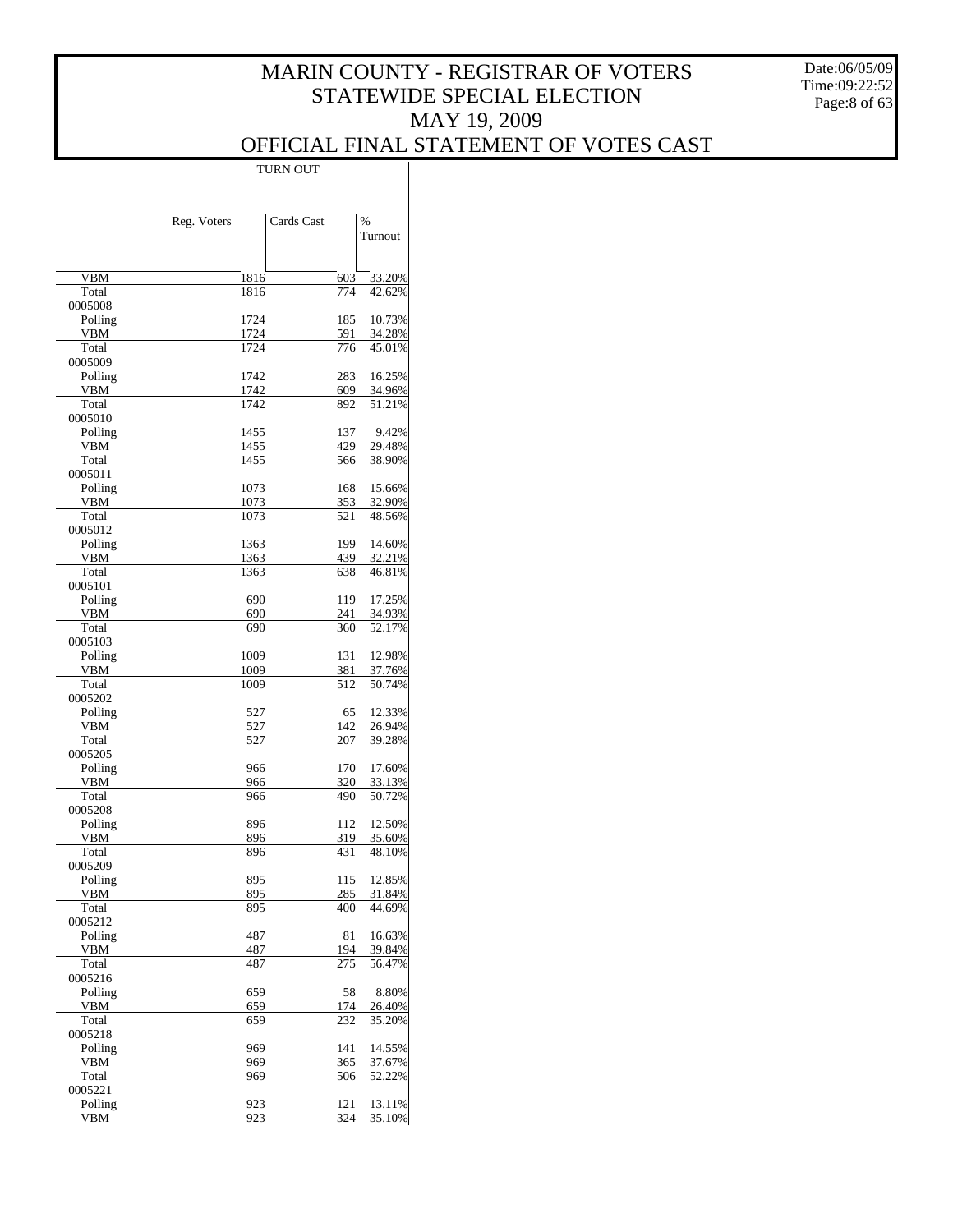# MARIN COUNTY - REGISTRAR OF VOTERS
# STATEWIDE SPECIAL ELECTION
# MAY 19, 2009
# OFFICIAL FINAL STATEMENT OF VOTES CAST

Date:06/05/09
Time:09:22:52

| | TURN OUT | | |
|---|---|---|---|
| | Reg. Voters | Cards Cast | % Turnout |
| VBM | 1816 | 603 | 33.20% |
| Total | 1816 | 774 | 42.62% |
| 0005008 | | | |
| Polling | 1724 | 185 | 10.73% |
| VBM | 1724 | 591 | 34.28% |
| Total | 1724 | 776 | 45.01% |
| 0005009 | | | |
| Polling | 1742 | 283 | 16.25% |
| VBM | 1742 | 609 | 34.96% |
| Total | 1742 | 892 | 51.21% |
| 0005010 | | | |
| Polling | 1455 | 137 | 9.42% |
| VBM | 1455 | 429 | 29.48% |
| Total | 1455 | 566 | 38.90% |
| 0005011 | | | |
| Polling | 1073 | 168 | 15.66% |
| VBM | 1073 | 353 | 32.90% |
| Total | 1073 | 521 | 48.56% |
| 0005012 | | | |
| Polling | 1363 | 199 | 14.60% |
| VBM | 1363 | 439 | 32.21% |
| Total | 1363 | 638 | 46.81% |
| 0005101 | | | |
| Polling | 690 | 119 | 17.25% |
| VBM | 690 | 241 | 34.93% |
| Total | 690 | 360 | 52.17% |
| 0005103 | | | |
| Polling | 1009 | 131 | 12.98% |
| VBM | 1009 | 381 | 37.76% |
| Total | 1009 | 512 | 50.74% |
| 0005202 | | | |
| Polling | 527 | 65 | 12.33% |
| VBM | 527 | 142 | 26.94% |
| Total | 527 | 207 | 39.28% |
| 0005205 | | | |
| Polling | 966 | 170 | 17.60% |
| VBM | 966 | 320 | 33.13% |
| Total | 966 | 490 | 50.72% |
| 0005208 | | | |
| Polling | 896 | 112 | 12.50% |
| VBM | 896 | 319 | 35.60% |
| Total | 896 | 431 | 48.10% |
| 0005209 | | | |
| Polling | 895 | 115 | 12.85% |
| VBM | 895 | 285 | 31.84% |
| Total | 895 | 400 | 44.69% |
| 0005212 | | | |
| Polling | 487 | 81 | 16.63% |
| VBM | 487 | 194 | 39.84% |
| Total | 487 | 275 | 56.47% |
| 0005216 | | | |
| Polling | 659 | 58 | 8.80% |
| VBM | 659 | 174 | 26.40% |
| Total | 659 | 232 | 35.20% |
| 0005218 | | | |
| Polling | 969 | 141 | 14.55% |
| VBM | 969 | 365 | 37.67% |
| Total | 969 | 506 | 52.22% |
| 0005221 | | | |
| Polling | 923 | 121 | 13.11% |
| VBM | 923 | 324 | 35.10% |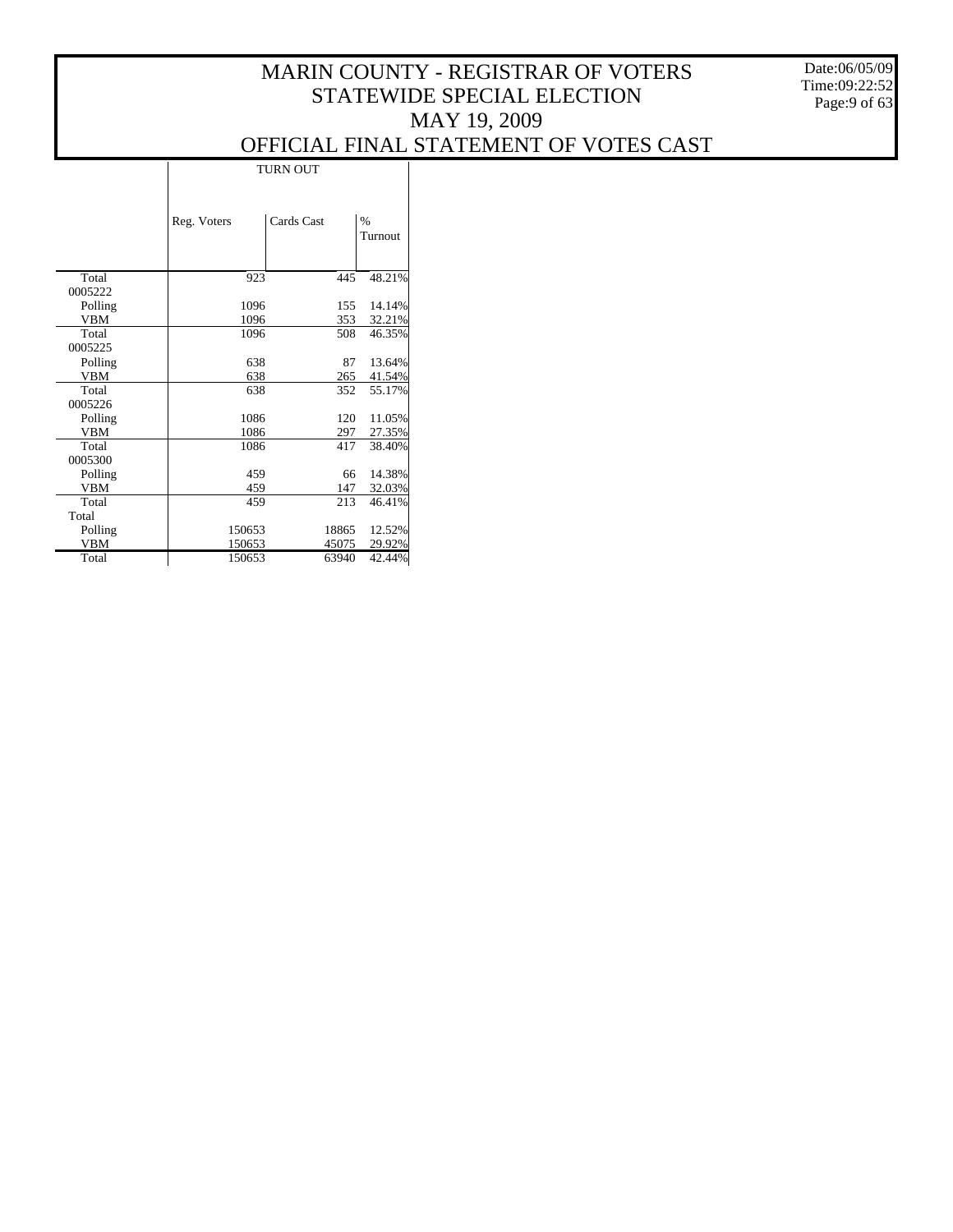# MARIN COUNTY - REGISTRAR OF VOTERS
## STATEWIDE SPECIAL ELECTION
## MAY 19, 2009
## OFFICIAL FINAL STATEMENT OF VOTES CAST

| | TURN OUT | | |
|---|---|---|---|
| | Reg. Voters | Cards Cast | % Turnout |
| Total | 923 | 445 | 48.21% |
| 0005222 | | | |
| Polling | 1096 | 155 | 14.14% |
| VBM | 1096 | 353 | 32.21% |
| Total | 1096 | 508 | 46.35% |
| 0005225 | | | |
| Polling | 638 | 87 | 13.64% |
| VBM | 638 | 265 | 41.54% |
| Total | 638 | 352 | 55.17% |
| 0005226 | | | |
| Polling | 1086 | 120 | 11.05% |
| VBM | 1086 | 297 | 27.35% |
| Total | 1086 | 417 | 38.40% |
| 0005300 | | | |
| Polling | 459 | 66 | 14.38% |
| VBM | 459 | 147 | 32.03% |
| Total | 459 | 213 | 46.41% |
| Total | | | |
| Polling | 150653 | 18865 | 12.52% |
| VBM | 150653 | 45075 | 29.92% |
| Total | 150653 | 63940 | 42.44% |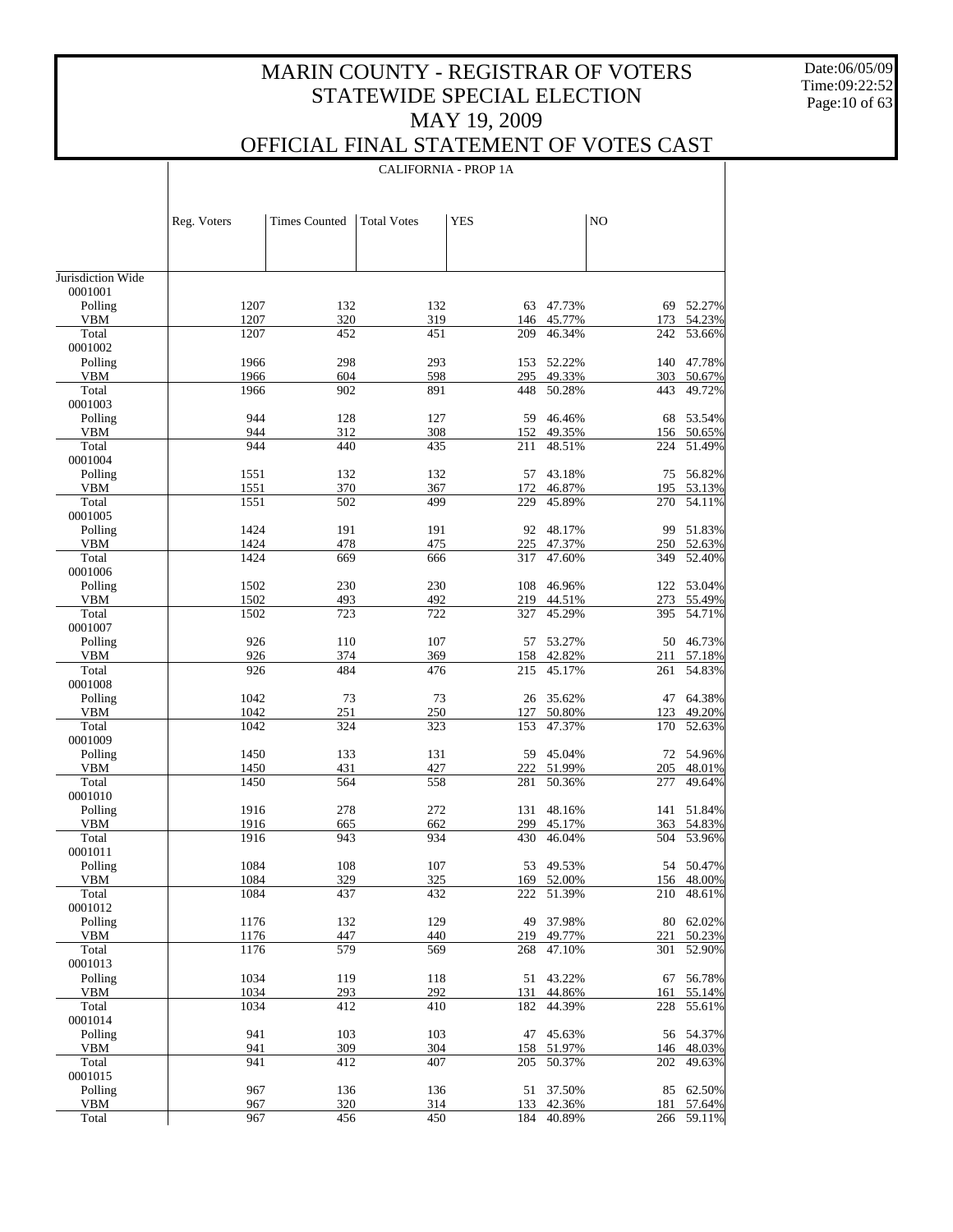# MARIN COUNTY - REGISTRAR OF VOTERS
## STATEWIDE SPECIAL ELECTION
## MAY 19, 2009
## OFFICIAL FINAL STATEMENT OF VOTES CAST

Date:06/05/09
Time:09:22:52

### CALIFORNIA - PROP 1A

| | Reg. Voters | Times Counted | Total Votes | YES | | NO | |
|---|---|---|---|---|---|---|---|
| Jurisdiction Wide | | | | | | | |
| 0001001 | | | | | | | |
| Polling | 1207 | 132 | 132 | 63 | 47.73% | 69 | 52.27% |
| VBM | 1207 | 320 | 319 | 146 | 45.77% | 173 | 54.23% |
| Total | 1207 | 452 | 451 | 209 | 46.34% | 242 | 53.66% |
| 0001002 | | | | | | | |
| Polling | 1966 | 298 | 293 | 153 | 52.22% | 140 | 47.78% |
| VBM | 1966 | 604 | 598 | 295 | 49.33% | 303 | 50.67% |
| Total | 1966 | 902 | 891 | 448 | 50.28% | 443 | 49.72% |
| 0001003 | | | | | | | |
| Polling | 944 | 128 | 127 | 59 | 46.46% | 68 | 53.54% |
| VBM | 944 | 312 | 308 | 152 | 49.35% | 156 | 50.65% |
| Total | 944 | 440 | 435 | 211 | 48.51% | 224 | 51.49% |
| 0001004 | | | | | | | |
| Polling | 1551 | 132 | 132 | 57 | 43.18% | 75 | 56.82% |
| VBM | 1551 | 370 | 367 | 172 | 46.87% | 195 | 53.13% |
| Total | 1551 | 502 | 499 | 229 | 45.89% | 270 | 54.11% |
| 0001005 | | | | | | | |
| Polling | 1424 | 191 | 191 | 92 | 48.17% | 99 | 51.83% |
| VBM | 1424 | 478 | 475 | 225 | 47.37% | 250 | 52.63% |
| Total | 1424 | 669 | 666 | 317 | 47.60% | 349 | 52.40% |
| 0001006 | | | | | | | |
| Polling | 1502 | 230 | 230 | 108 | 46.96% | 122 | 53.04% |
| VBM | 1502 | 493 | 492 | 219 | 44.51% | 273 | 55.49% |
| Total | 1502 | 723 | 722 | 327 | 45.29% | 395 | 54.71% |
| 0001007 | | | | | | | |
| Polling | 926 | 110 | 107 | 57 | 53.27% | 50 | 46.73% |
| VBM | 926 | 374 | 369 | 158 | 42.82% | 211 | 57.18% |
| Total | 926 | 484 | 476 | 215 | 45.17% | 261 | 54.83% |
| 0001008 | | | | | | | |
| Polling | 1042 | 73 | 73 | 26 | 35.62% | 47 | 64.38% |
| VBM | 1042 | 251 | 250 | 127 | 50.80% | 123 | 49.20% |
| Total | 1042 | 324 | 323 | 153 | 47.37% | 170 | 52.63% |
| 0001009 | | | | | | | |
| Polling | 1450 | 133 | 131 | 59 | 45.04% | 72 | 54.96% |
| VBM | 1450 | 431 | 427 | 222 | 51.99% | 205 | 48.01% |
| Total | 1450 | 564 | 558 | 281 | 50.36% | 277 | 49.64% |
| 0001010 | | | | | | | |
| Polling | 1916 | 278 | 272 | 131 | 48.16% | 141 | 51.84% |
| VBM | 1916 | 665 | 662 | 299 | 45.17% | 363 | 54.83% |
| Total | 1916 | 943 | 934 | 430 | 46.04% | 504 | 53.96% |
| 0001011 | | | | | | | |
| Polling | 1084 | 108 | 107 | 53 | 49.53% | 54 | 50.47% |
| VBM | 1084 | 329 | 325 | 169 | 52.00% | 156 | 48.00% |
| Total | 1084 | 437 | 432 | 222 | 51.39% | 210 | 48.61% |
| 0001012 | | | | | | | |
| Polling | 1176 | 132 | 129 | 49 | 37.98% | 80 | 62.02% |
| VBM | 1176 | 447 | 440 | 219 | 49.77% | 221 | 50.23% |
| Total | 1176 | 579 | 569 | 268 | 47.10% | 301 | 52.90% |
| 0001013 | | | | | | | |
| Polling | 1034 | 119 | 118 | 51 | 43.22% | 67 | 56.78% |
| VBM | 1034 | 293 | 292 | 131 | 44.86% | 161 | 55.14% |
| Total | 1034 | 412 | 410 | 182 | 44.39% | 228 | 55.61% |
| 0001014 | | | | | | | |
| Polling | 941 | 103 | 103 | 47 | 45.63% | 56 | 54.37% |
| VBM | 941 | 309 | 304 | 158 | 51.97% | 146 | 48.03% |
| Total | 941 | 412 | 407 | 205 | 50.37% | 202 | 49.63% |
| 0001015 | | | | | | | |
| Polling | 967 | 136 | 136 | 51 | 37.50% | 85 | 62.50% |
| VBM | 967 | 320 | 314 | 133 | 42.36% | 181 | 57.64% |
| Total | 967 | 456 | 450 | 184 | 40.89% | 266 | 59.11% |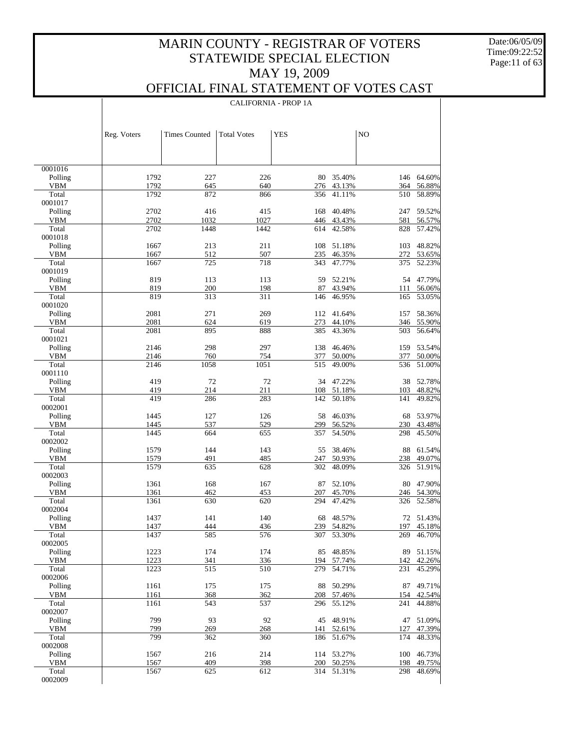# MARIN COUNTY - REGISTRAR OF VOTERS
## STATEWIDE SPECIAL ELECTION
## MAY 19, 2009
## OFFICIAL FINAL STATEMENT OF VOTES CAST

Date:06/05/09
Time:09:22:52

### CALIFORNIA - PROP 1A

| | Reg. Voters | Times Counted | Total Votes | YES | | NO | |
|---|---|---|---|---|---|---|---|
| 0001016 | | | | | | | |
| Polling | 1792 | 227 | 226 | 80 | 35.40% | 146 | 64.60% |
| VBM | 1792 | 645 | 640 | 276 | 43.13% | 364 | 56.88% |
| Total | 1792 | 872 | 866 | 356 | 41.11% | 510 | 58.89% |
| 0001017 | | | | | | | |
| Polling | 2702 | 416 | 415 | 168 | 40.48% | 247 | 59.52% |
| VBM | 2702 | 1032 | 1027 | 446 | 43.43% | 581 | 56.57% |
| Total | 2702 | 1448 | 1442 | 614 | 42.58% | 828 | 57.42% |
| 0001018 | | | | | | | |
| Polling | 1667 | 213 | 211 | 108 | 51.18% | 103 | 48.82% |
| VBM | 1667 | 512 | 507 | 235 | 46.35% | 272 | 53.65% |
| Total | 1667 | 725 | 718 | 343 | 47.77% | 375 | 52.23% |
| 0001019 | | | | | | | |
| Polling | 819 | 113 | 113 | 59 | 52.21% | 54 | 47.79% |
| VBM | 819 | 200 | 198 | 87 | 43.94% | 111 | 56.06% |
| Total | 819 | 313 | 311 | 146 | 46.95% | 165 | 53.05% |
| 0001020 | | | | | | | |
| Polling | 2081 | 271 | 269 | 112 | 41.64% | 157 | 58.36% |
| VBM | 2081 | 624 | 619 | 273 | 44.10% | 346 | 55.90% |
| Total | 2081 | 895 | 888 | 385 | 43.36% | 503 | 56.64% |
| 0001021 | | | | | | | |
| Polling | 2146 | 298 | 297 | 138 | 46.46% | 159 | 53.54% |
| VBM | 2146 | 760 | 754 | 377 | 50.00% | 377 | 50.00% |
| Total | 2146 | 1058 | 1051 | 515 | 49.00% | 536 | 51.00% |
| 0001110 | | | | | | | |
| Polling | 419 | 72 | 72 | 34 | 47.22% | 38 | 52.78% |
| VBM | 419 | 214 | 211 | 108 | 51.18% | 103 | 48.82% |
| Total | 419 | 286 | 283 | 142 | 50.18% | 141 | 49.82% |
| 0002001 | | | | | | | |
| Polling | 1445 | 127 | 126 | 58 | 46.03% | 68 | 53.97% |
| VBM | 1445 | 537 | 529 | 299 | 56.52% | 230 | 43.48% |
| Total | 1445 | 664 | 655 | 357 | 54.50% | 298 | 45.50% |
| 0002002 | | | | | | | |
| Polling | 1579 | 144 | 143 | 55 | 38.46% | 88 | 61.54% |
| VBM | 1579 | 491 | 485 | 247 | 50.93% | 238 | 49.07% |
| Total | 1579 | 635 | 628 | 302 | 48.09% | 326 | 51.91% |
| 0002003 | | | | | | | |
| Polling | 1361 | 168 | 167 | 87 | 52.10% | 80 | 47.90% |
| VBM | 1361 | 462 | 453 | 207 | 45.70% | 246 | 54.30% |
| Total | 1361 | 630 | 620 | 294 | 47.42% | 326 | 52.58% |
| 0002004 | | | | | | | |
| Polling | 1437 | 141 | 140 | 68 | 48.57% | 72 | 51.43% |
| VBM | 1437 | 444 | 436 | 239 | 54.82% | 197 | 45.18% |
| Total | 1437 | 585 | 576 | 307 | 53.30% | 269 | 46.70% |
| 0002005 | | | | | | | |
| Polling | 1223 | 174 | 174 | 85 | 48.85% | 89 | 51.15% |
| VBM | 1223 | 341 | 336 | 194 | 57.74% | 142 | 42.26% |
| Total | 1223 | 515 | 510 | 279 | 54.71% | 231 | 45.29% |
| 0002006 | | | | | | | |
| Polling | 1161 | 175 | 175 | 88 | 50.29% | 87 | 49.71% |
| VBM | 1161 | 368 | 362 | 208 | 57.46% | 154 | 42.54% |
| Total | 1161 | 543 | 537 | 296 | 55.12% | 241 | 44.88% |
| 0002007 | | | | | | | |
| Polling | 799 | 93 | 92 | 45 | 48.91% | 47 | 51.09% |
| VBM | 799 | 269 | 268 | 141 | 52.61% | 127 | 47.39% |
| Total | 799 | 362 | 360 | 186 | 51.67% | 174 | 48.33% |
| 0002008 | | | | | | | |
| Polling | 1567 | 216 | 214 | 114 | 53.27% | 100 | 46.73% |
| VBM | 1567 | 409 | 398 | 200 | 50.25% | 198 | 49.75% |
| Total | 1567 | 625 | 612 | 314 | 51.31% | 298 | 48.69% |
| 0002009 | | | | | | | |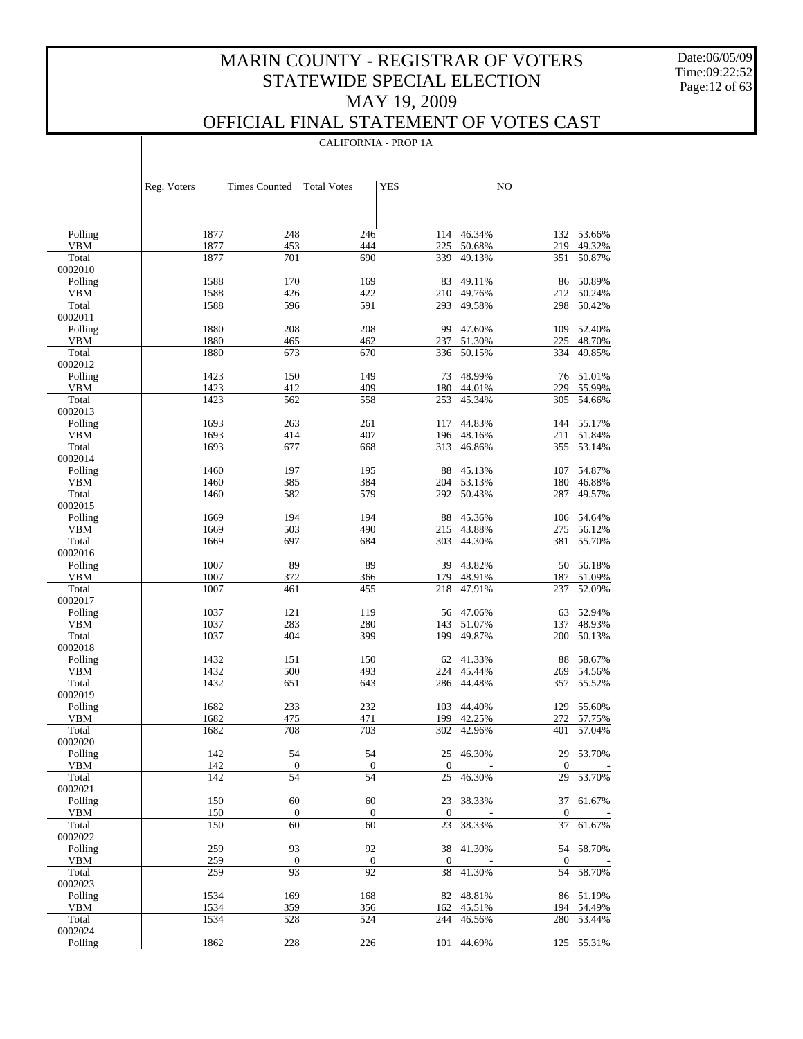# MARIN COUNTY - REGISTRAR OF VOTERS
# STATEWIDE SPECIAL ELECTION
# MAY 19, 2009
# OFFICIAL FINAL STATEMENT OF VOTES CAST

Date:06/05/09
Time:09:22:52

CALIFORNIA - PROP 1A

| | Reg. Voters | Times Counted | Total Votes | YES | | NO | |
|---|---|---|---|---|---|---|---|
| Polling | 1877 | 248 | 246 | 114 | 46.34% | 132 | 53.66% |
| VBM | 1877 | 453 | 444 | 225 | 50.68% | 219 | 49.32% |
| Total | 1877 | 701 | 690 | 339 | 49.13% | 351 | 50.87% |
| 0002010 | | | | | | | |
| Polling | 1588 | 170 | 169 | 83 | 49.11% | 86 | 50.89% |
| VBM | 1588 | 426 | 422 | 210 | 49.76% | 212 | 50.24% |
| Total | 1588 | 596 | 591 | 293 | 49.58% | 298 | 50.42% |
| 0002011 | | | | | | | |
| Polling | 1880 | 208 | 208 | 99 | 47.60% | 109 | 52.40% |
| VBM | 1880 | 465 | 462 | 237 | 51.30% | 225 | 48.70% |
| Total | 1880 | 673 | 670 | 336 | 50.15% | 334 | 49.85% |
| 0002012 | | | | | | | |
| Polling | 1423 | 150 | 149 | 73 | 48.99% | 76 | 51.01% |
| VBM | 1423 | 412 | 409 | 180 | 44.01% | 229 | 55.99% |
| Total | 1423 | 562 | 558 | 253 | 45.34% | 305 | 54.66% |
| 0002013 | | | | | | | |
| Polling | 1693 | 263 | 261 | 117 | 44.83% | 144 | 55.17% |
| VBM | 1693 | 414 | 407 | 196 | 48.16% | 211 | 51.84% |
| Total | 1693 | 677 | 668 | 313 | 46.86% | 355 | 53.14% |
| 0002014 | | | | | | | |
| Polling | 1460 | 197 | 195 | 88 | 45.13% | 107 | 54.87% |
| VBM | 1460 | 385 | 384 | 204 | 53.13% | 180 | 46.88% |
| Total | 1460 | 582 | 579 | 292 | 50.43% | 287 | 49.57% |
| 0002015 | | | | | | | |
| Polling | 1669 | 194 | 194 | 88 | 45.36% | 106 | 54.64% |
| VBM | 1669 | 503 | 490 | 215 | 43.88% | 275 | 56.12% |
| Total | 1669 | 697 | 684 | 303 | 44.30% | 381 | 55.70% |
| 0002016 | | | | | | | |
| Polling | 1007 | 89 | 89 | 39 | 43.82% | 50 | 56.18% |
| VBM | 1007 | 372 | 366 | 179 | 48.91% | 187 | 51.09% |
| Total | 1007 | 461 | 455 | 218 | 47.91% | 237 | 52.09% |
| 0002017 | | | | | | | |
| Polling | 1037 | 121 | 119 | 56 | 47.06% | 63 | 52.94% |
| VBM | 1037 | 283 | 280 | 143 | 51.07% | 137 | 48.93% |
| Total | 1037 | 404 | 399 | 199 | 49.87% | 200 | 50.13% |
| 0002018 | | | | | | | |
| Polling | 1432 | 151 | 150 | 62 | 41.33% | 88 | 58.67% |
| VBM | 1432 | 500 | 493 | 224 | 45.44% | 269 | 54.56% |
| Total | 1432 | 651 | 643 | 286 | 44.48% | 357 | 55.52% |
| 0002019 | | | | | | | |
| Polling | 1682 | 233 | 232 | 103 | 44.40% | 129 | 55.60% |
| VBM | 1682 | 475 | 471 | 199 | 42.25% | 272 | 57.75% |
| Total | 1682 | 708 | 703 | 302 | 42.96% | 401 | 57.04% |
| 0002020 | | | | | | | |
| Polling | 142 | 54 | 54 | 25 | 46.30% | 29 | 53.70% |
| VBM | 142 | 0 | 0 | 0 | - | 0 | - |
| Total | 142 | 54 | 54 | 25 | 46.30% | 29 | 53.70% |
| 0002021 | | | | | | | |
| Polling | 150 | 60 | 60 | 23 | 38.33% | 37 | 61.67% |
| VBM | 150 | 0 | 0 | 0 | - | 0 | - |
| Total | 150 | 60 | 60 | 23 | 38.33% | 37 | 61.67% |
| 0002022 | | | | | | | |
| Polling | 259 | 93 | 92 | 38 | 41.30% | 54 | 58.70% |
| VBM | 259 | 0 | 0 | 0 | - | 0 | - |
| Total | 259 | 93 | 92 | 38 | 41.30% | 54 | 58.70% |
| 0002023 | | | | | | | |
| Polling | 1534 | 169 | 168 | 82 | 48.81% | 86 | 51.19% |
| VBM | 1534 | 359 | 356 | 162 | 45.51% | 194 | 54.49% |
| Total | 1534 | 528 | 524 | 244 | 46.56% | 280 | 53.44% |
| 0002024 | | | | | | | |
| Polling | 1862 | 228 | 226 | 101 | 44.69% | 125 | 55.31% |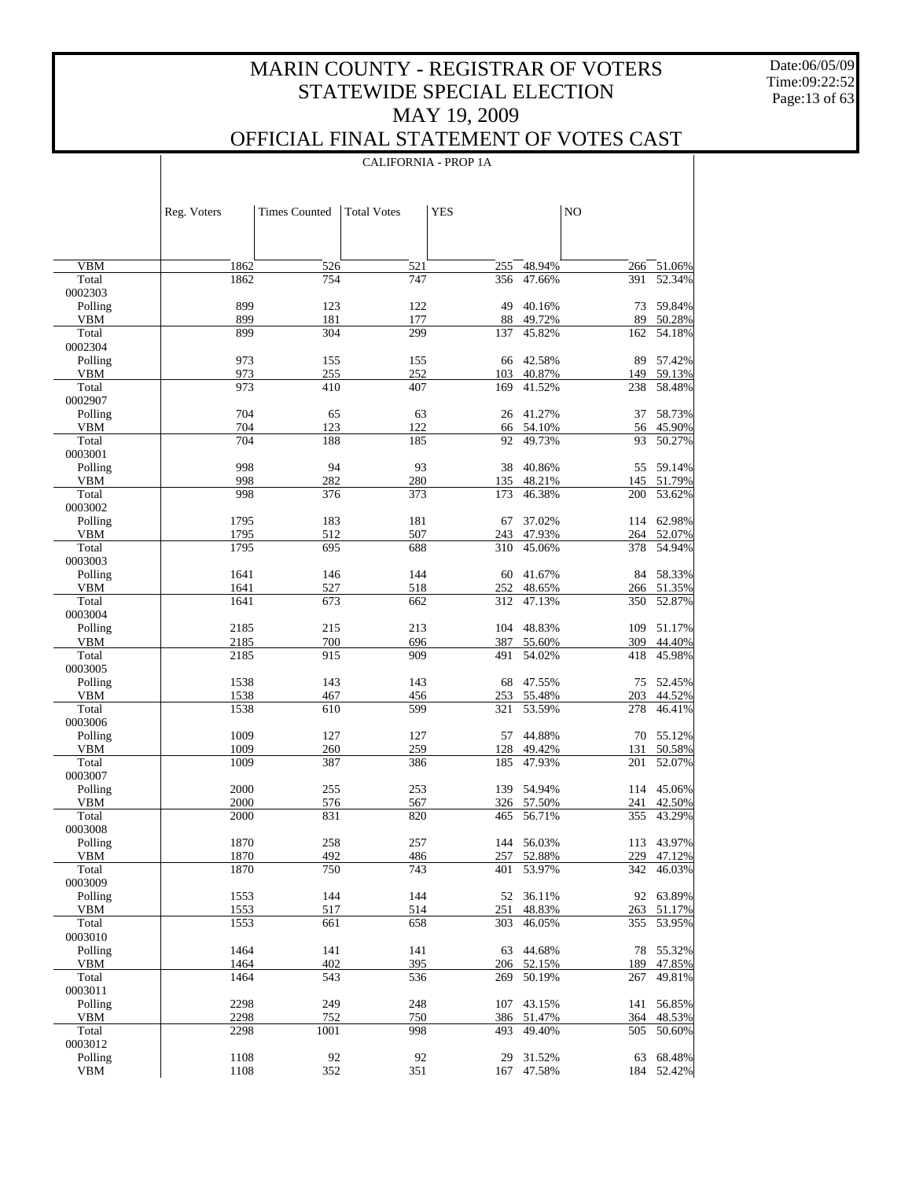# MARIN COUNTY - REGISTRAR OF VOTERS
# STATEWIDE SPECIAL ELECTION
# MAY 19, 2009
# OFFICIAL FINAL STATEMENT OF VOTES CAST

CALIFORNIA - PROP 1A

| | Reg. Voters | Times Counted | Total Votes | YES | | NO | |
|---|---|---|---|---|---|---|---|
| VBM | 1862 | 526 | 521 | 255 | 48.94% | 266 | 51.06% |
| Total | 1862 | 754 | 747 | 356 | 47.66% | 391 | 52.34% |
| 0002303 | | | | | | | |
| Polling | 899 | 123 | 122 | 49 | 40.16% | 73 | 59.84% |
| VBM | 899 | 181 | 177 | 88 | 49.72% | 89 | 50.28% |
| Total | 899 | 304 | 299 | 137 | 45.82% | 162 | 54.18% |
| 0002304 | | | | | | | |
| Polling | 973 | 155 | 155 | 66 | 42.58% | 89 | 57.42% |
| VBM | 973 | 255 | 252 | 103 | 40.87% | 149 | 59.13% |
| Total | 973 | 410 | 407 | 169 | 41.52% | 238 | 58.48% |
| 0002907 | | | | | | | |
| Polling | 704 | 65 | 63 | 26 | 41.27% | 37 | 58.73% |
| VBM | 704 | 123 | 122 | 66 | 54.10% | 56 | 45.90% |
| Total | 704 | 188 | 185 | 92 | 49.73% | 93 | 50.27% |
| 0003001 | | | | | | | |
| Polling | 998 | 94 | 93 | 38 | 40.86% | 55 | 59.14% |
| VBM | 998 | 282 | 280 | 135 | 48.21% | 145 | 51.79% |
| Total | 998 | 376 | 373 | 173 | 46.38% | 200 | 53.62% |
| 0003002 | | | | | | | |
| Polling | 1795 | 183 | 181 | 67 | 37.02% | 114 | 62.98% |
| VBM | 1795 | 512 | 507 | 243 | 47.93% | 264 | 52.07% |
| Total | 1795 | 695 | 688 | 310 | 45.06% | 378 | 54.94% |
| 0003003 | | | | | | | |
| Polling | 1641 | 146 | 144 | 60 | 41.67% | 84 | 58.33% |
| VBM | 1641 | 527 | 518 | 252 | 48.65% | 266 | 51.35% |
| Total | 1641 | 673 | 662 | 312 | 47.13% | 350 | 52.87% |
| 0003004 | | | | | | | |
| Polling | 2185 | 215 | 213 | 104 | 48.83% | 109 | 51.17% |
| VBM | 2185 | 700 | 696 | 387 | 55.60% | 309 | 44.40% |
| Total | 2185 | 915 | 909 | 491 | 54.02% | 418 | 45.98% |
| 0003005 | | | | | | | |
| Polling | 1538 | 143 | 143 | 68 | 47.55% | 75 | 52.45% |
| VBM | 1538 | 467 | 456 | 253 | 55.48% | 203 | 44.52% |
| Total | 1538 | 610 | 599 | 321 | 53.59% | 278 | 46.41% |
| 0003006 | | | | | | | |
| Polling | 1009 | 127 | 127 | 57 | 44.88% | 70 | 55.12% |
| VBM | 1009 | 260 | 259 | 128 | 49.42% | 131 | 50.58% |
| Total | 1009 | 387 | 386 | 185 | 47.93% | 201 | 52.07% |
| 0003007 | | | | | | | |
| Polling | 2000 | 255 | 253 | 139 | 54.94% | 114 | 45.06% |
| VBM | 2000 | 576 | 567 | 326 | 57.50% | 241 | 42.50% |
| Total | 2000 | 831 | 820 | 465 | 56.71% | 355 | 43.29% |
| 0003008 | | | | | | | |
| Polling | 1870 | 258 | 257 | 144 | 56.03% | 113 | 43.97% |
| VBM | 1870 | 492 | 486 | 257 | 52.88% | 229 | 47.12% |
| Total | 1870 | 750 | 743 | 401 | 53.97% | 342 | 46.03% |
| 0003009 | | | | | | | |
| Polling | 1553 | 144 | 144 | 52 | 36.11% | 92 | 63.89% |
| VBM | 1553 | 517 | 514 | 251 | 48.83% | 263 | 51.17% |
| Total | 1553 | 661 | 658 | 303 | 46.05% | 355 | 53.95% |
| 0003010 | | | | | | | |
| Polling | 1464 | 141 | 141 | 63 | 44.68% | 78 | 55.32% |
| VBM | 1464 | 402 | 395 | 206 | 52.15% | 189 | 47.85% |
| Total | 1464 | 543 | 536 | 269 | 50.19% | 267 | 49.81% |
| 0003011 | | | | | | | |
| Polling | 2298 | 249 | 248 | 107 | 43.15% | 141 | 56.85% |
| VBM | 2298 | 752 | 750 | 386 | 51.47% | 364 | 48.53% |
| Total | 2298 | 1001 | 998 | 493 | 49.40% | 505 | 50.60% |
| 0003012 | | | | | | | |
| Polling | 1108 | 92 | 92 | 29 | 31.52% | 63 | 68.48% |
| VBM | 1108 | 352 | 351 | 167 | 47.58% | 184 | 52.42% |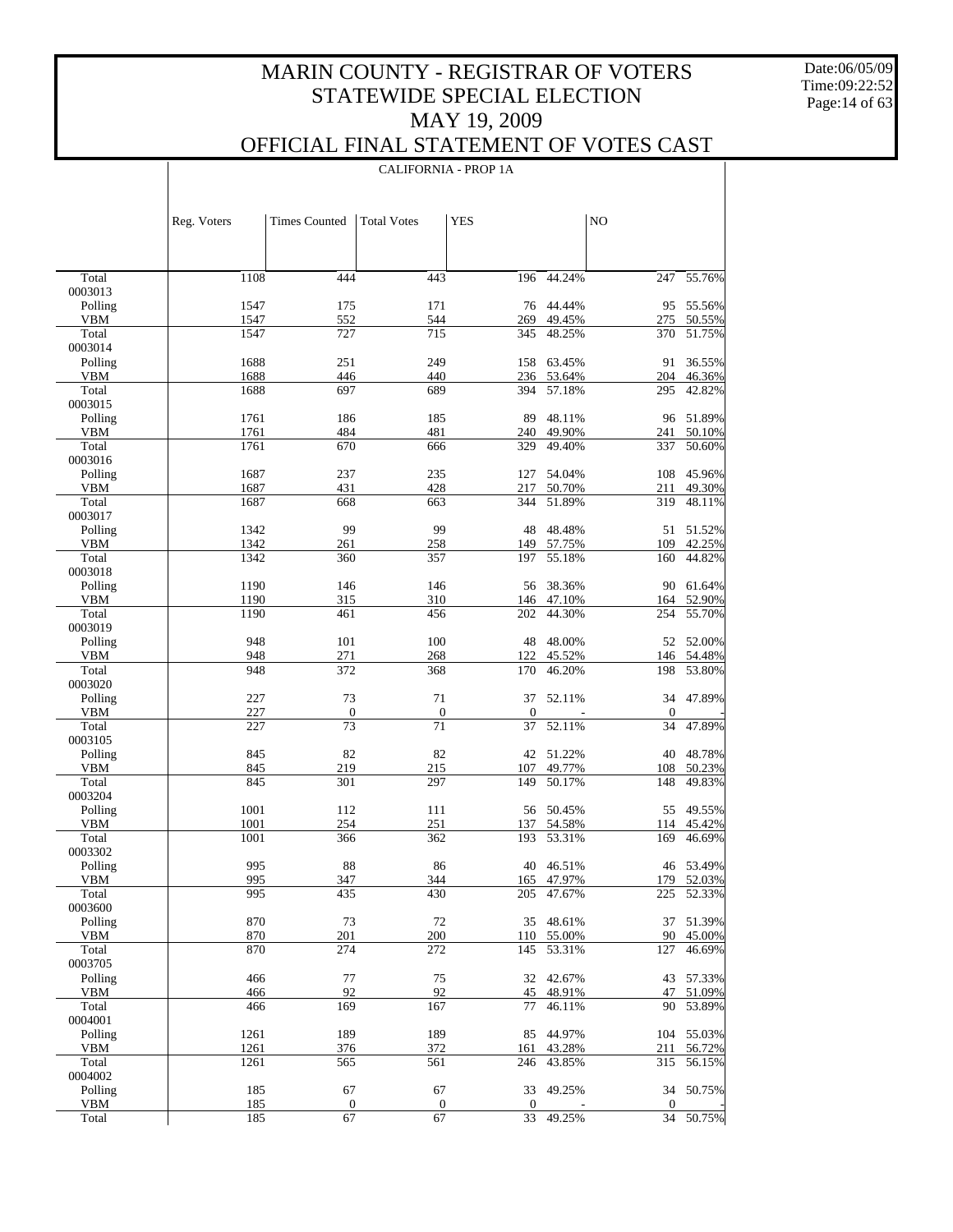# MARIN COUNTY - REGISTRAR OF VOTERS
## STATEWIDE SPECIAL ELECTION
## MAY 19, 2009
## OFFICIAL FINAL STATEMENT OF VOTES CAST

Date:06/05/09
Time:09:22:52

CALIFORNIA - PROP 1A

| | Reg. Voters | Times Counted | Total Votes | YES | | NO | |
|---|---|---|---|---|---|---|---|
| Total | 1108 | 444 | 443 | 196 | 44.24% | 247 | 55.76% |
| 0003013 | | | | | | | |
| Polling | 1547 | 175 | 171 | 76 | 44.44% | 95 | 55.56% |
| VBM | 1547 | 552 | 544 | 269 | 49.45% | 275 | 50.55% |
| Total | 1547 | 727 | 715 | 345 | 48.25% | 370 | 51.75% |
| 0003014 | | | | | | | |
| Polling | 1688 | 251 | 249 | 158 | 63.45% | 91 | 36.55% |
| VBM | 1688 | 446 | 440 | 236 | 53.64% | 204 | 46.36% |
| Total | 1688 | 697 | 689 | 394 | 57.18% | 295 | 42.82% |
| 0003015 | | | | | | | |
| Polling | 1761 | 186 | 185 | 89 | 48.11% | 96 | 51.89% |
| VBM | 1761 | 484 | 481 | 240 | 49.90% | 241 | 50.10% |
| Total | 1761 | 670 | 666 | 329 | 49.40% | 337 | 50.60% |
| 0003016 | | | | | | | |
| Polling | 1687 | 237 | 235 | 127 | 54.04% | 108 | 45.96% |
| VBM | 1687 | 431 | 428 | 217 | 50.70% | 211 | 49.30% |
| Total | 1687 | 668 | 663 | 344 | 51.89% | 319 | 48.11% |
| 0003017 | | | | | | | |
| Polling | 1342 | 99 | 99 | 48 | 48.48% | 51 | 51.52% |
| VBM | 1342 | 261 | 258 | 149 | 57.75% | 109 | 42.25% |
| Total | 1342 | 360 | 357 | 197 | 55.18% | 160 | 44.82% |
| 0003018 | | | | | | | |
| Polling | 1190 | 146 | 146 | 56 | 38.36% | 90 | 61.64% |
| VBM | 1190 | 315 | 310 | 146 | 47.10% | 164 | 52.90% |
| Total | 1190 | 461 | 456 | 202 | 44.30% | 254 | 55.70% |
| 0003019 | | | | | | | |
| Polling | 948 | 101 | 100 | 48 | 48.00% | 52 | 52.00% |
| VBM | 948 | 271 | 268 | 122 | 45.52% | 146 | 54.48% |
| Total | 948 | 372 | 368 | 170 | 46.20% | 198 | 53.80% |
| 0003020 | | | | | | | |
| Polling | 227 | 73 | 71 | 37 | 52.11% | 34 | 47.89% |
| VBM | 227 | 0 | 0 | 0 | - | 0 | - |
| Total | 227 | 73 | 71 | 37 | 52.11% | 34 | 47.89% |
| 0003105 | | | | | | | |
| Polling | 845 | 82 | 82 | 42 | 51.22% | 40 | 48.78% |
| VBM | 845 | 219 | 215 | 107 | 49.77% | 108 | 50.23% |
| Total | 845 | 301 | 297 | 149 | 50.17% | 148 | 49.83% |
| 0003204 | | | | | | | |
| Polling | 1001 | 112 | 111 | 56 | 50.45% | 55 | 49.55% |
| VBM | 1001 | 254 | 251 | 137 | 54.58% | 114 | 45.42% |
| Total | 1001 | 366 | 362 | 193 | 53.31% | 169 | 46.69% |
| 0003302 | | | | | | | |
| Polling | 995 | 88 | 86 | 40 | 46.51% | 46 | 53.49% |
| VBM | 995 | 347 | 344 | 165 | 47.97% | 179 | 52.03% |
| Total | 995 | 435 | 430 | 205 | 47.67% | 225 | 52.33% |
| 0003600 | | | | | | | |
| Polling | 870 | 73 | 72 | 35 | 48.61% | 37 | 51.39% |
| VBM | 870 | 201 | 200 | 110 | 55.00% | 90 | 45.00% |
| Total | 870 | 274 | 272 | 145 | 53.31% | 127 | 46.69% |
| 0003705 | | | | | | | |
| Polling | 466 | 77 | 75 | 32 | 42.67% | 43 | 57.33% |
| VBM | 466 | 92 | 92 | 45 | 48.91% | 47 | 51.09% |
| Total | 466 | 169 | 167 | 77 | 46.11% | 90 | 53.89% |
| 0004001 | | | | | | | |
| Polling | 1261 | 189 | 189 | 85 | 44.97% | 104 | 55.03% |
| VBM | 1261 | 376 | 372 | 161 | 43.28% | 211 | 56.72% |
| Total | 1261 | 565 | 561 | 246 | 43.85% | 315 | 56.15% |
| 0004002 | | | | | | | |
| Polling | 185 | 67 | 67 | 33 | 49.25% | 34 | 50.75% |
| VBM | 185 | 0 | 0 | 0 | - | 0 | - |
| Total | 185 | 67 | 67 | 33 | 49.25% | 34 | 50.75% |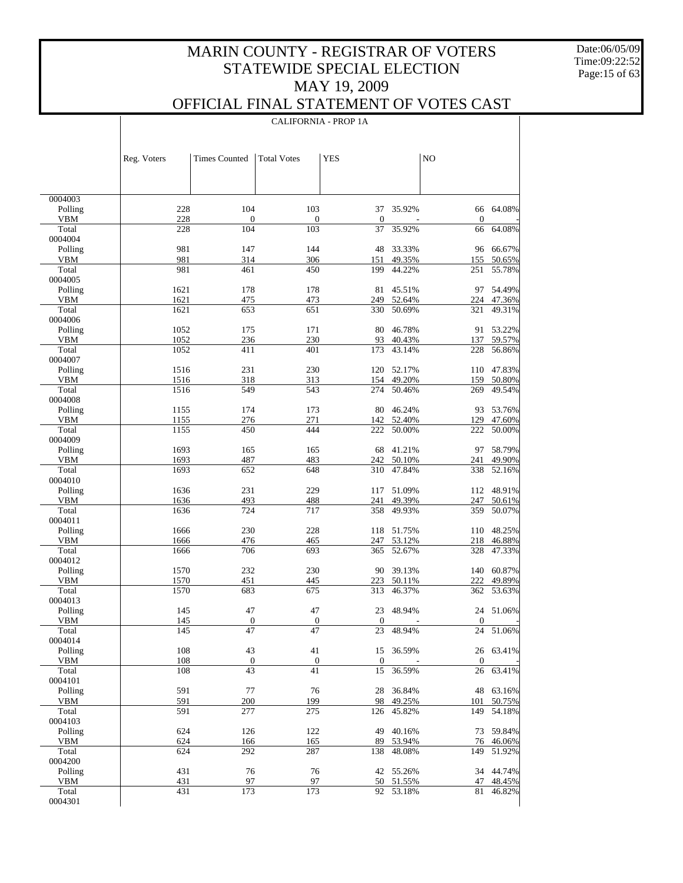# MARIN COUNTY - REGISTRAR OF VOTERS
# STATEWIDE SPECIAL ELECTION
# MAY 19, 2009
# OFFICIAL FINAL STATEMENT OF VOTES CAST

Date:06/05/09
Time:09:22:52

## CALIFORNIA - PROP 1A

| | Reg. Voters | Times Counted | Total Votes | YES | | NO | |
|---|---|---|---|---|---|---|---|
| 0004003 | | | | | | | |
| Polling | 228 | 104 | 103 | 37 | 35.92% | 66 | 64.08% |
| VBM | 228 | 0 | 0 | 0 | - | 0 | - |
| Total | 228 | 104 | 103 | 37 | 35.92% | 66 | 64.08% |
| 0004004 | | | | | | | |
| Polling | 981 | 147 | 144 | 48 | 33.33% | 96 | 66.67% |
| VBM | 981 | 314 | 306 | 151 | 49.35% | 155 | 50.65% |
| Total | 981 | 461 | 450 | 199 | 44.22% | 251 | 55.78% |
| 0004005 | | | | | | | |
| Polling | 1621 | 178 | 178 | 81 | 45.51% | 97 | 54.49% |
| VBM | 1621 | 475 | 473 | 249 | 52.64% | 224 | 47.36% |
| Total | 1621 | 653 | 651 | 330 | 50.69% | 321 | 49.31% |
| 0004006 | | | | | | | |
| Polling | 1052 | 175 | 171 | 80 | 46.78% | 91 | 53.22% |
| VBM | 1052 | 236 | 230 | 93 | 40.43% | 137 | 59.57% |
| Total | 1052 | 411 | 401 | 173 | 43.14% | 228 | 56.86% |
| 0004007 | | | | | | | |
| Polling | 1516 | 231 | 230 | 120 | 52.17% | 110 | 47.83% |
| VBM | 1516 | 318 | 313 | 154 | 49.20% | 159 | 50.80% |
| Total | 1516 | 549 | 543 | 274 | 50.46% | 269 | 49.54% |
| 0004008 | | | | | | | |
| Polling | 1155 | 174 | 173 | 80 | 46.24% | 93 | 53.76% |
| VBM | 1155 | 276 | 271 | 142 | 52.40% | 129 | 47.60% |
| Total | 1155 | 450 | 444 | 222 | 50.00% | 222 | 50.00% |
| 0004009 | | | | | | | |
| Polling | 1693 | 165 | 165 | 68 | 41.21% | 97 | 58.79% |
| VBM | 1693 | 487 | 483 | 242 | 50.10% | 241 | 49.90% |
| Total | 1693 | 652 | 648 | 310 | 47.84% | 338 | 52.16% |
| 0004010 | | | | | | | |
| Polling | 1636 | 231 | 229 | 117 | 51.09% | 112 | 48.91% |
| VBM | 1636 | 493 | 488 | 241 | 49.39% | 247 | 50.61% |
| Total | 1636 | 724 | 717 | 358 | 49.93% | 359 | 50.07% |
| 0004011 | | | | | | | |
| Polling | 1666 | 230 | 228 | 118 | 51.75% | 110 | 48.25% |
| VBM | 1666 | 476 | 465 | 247 | 53.12% | 218 | 46.88% |
| Total | 1666 | 706 | 693 | 365 | 52.67% | 328 | 47.33% |
| 0004012 | | | | | | | |
| Polling | 1570 | 232 | 230 | 90 | 39.13% | 140 | 60.87% |
| VBM | 1570 | 451 | 445 | 223 | 50.11% | 222 | 49.89% |
| Total | 1570 | 683 | 675 | 313 | 46.37% | 362 | 53.63% |
| 0004013 | | | | | | | |
| Polling | 145 | 47 | 47 | 23 | 48.94% | 24 | 51.06% |
| VBM | 145 | 0 | 0 | 0 | - | 0 | - |
| Total | 145 | 47 | 47 | 23 | 48.94% | 24 | 51.06% |
| 0004014 | | | | | | | |
| Polling | 108 | 43 | 41 | 15 | 36.59% | 26 | 63.41% |
| VBM | 108 | 0 | 0 | 0 | - | 0 | - |
| Total | 108 | 43 | 41 | 15 | 36.59% | 26 | 63.41% |
| 0004101 | | | | | | | |
| Polling | 591 | 77 | 76 | 28 | 36.84% | 48 | 63.16% |
| VBM | 591 | 200 | 199 | 98 | 49.25% | 101 | 50.75% |
| Total | 591 | 277 | 275 | 126 | 45.82% | 149 | 54.18% |
| 0004103 | | | | | | | |
| Polling | 624 | 126 | 122 | 49 | 40.16% | 73 | 59.84% |
| VBM | 624 | 166 | 165 | 89 | 53.94% | 76 | 46.06% |
| Total | 624 | 292 | 287 | 138 | 48.08% | 149 | 51.92% |
| 0004200 | | | | | | | |
| Polling | 431 | 76 | 76 | 42 | 55.26% | 34 | 44.74% |
| VBM | 431 | 97 | 97 | 50 | 51.55% | 47 | 48.45% |
| Total | 431 | 173 | 173 | 92 | 53.18% | 81 | 46.82% |
| 0004301 | | | | | | | |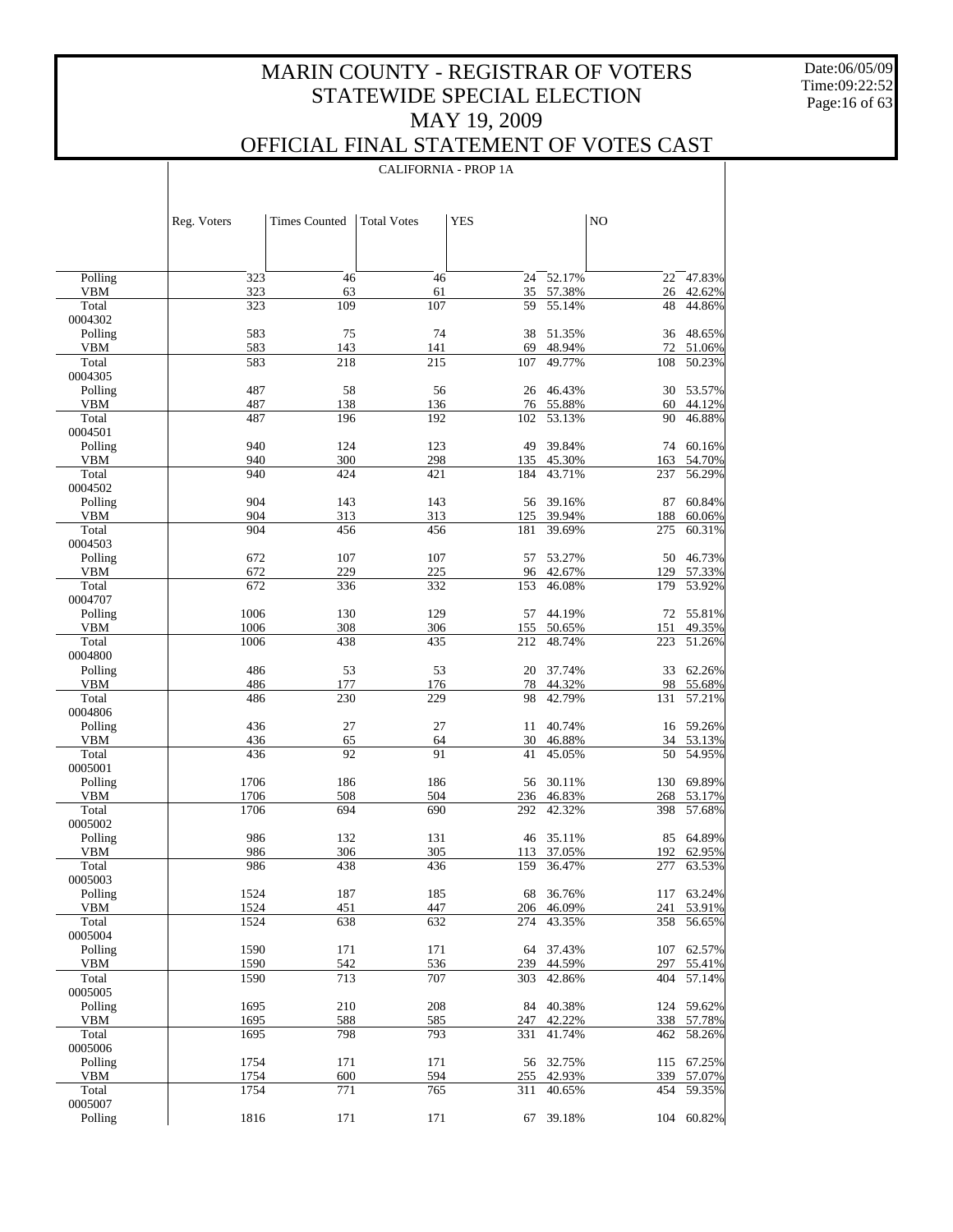# MARIN COUNTY - REGISTRAR OF VOTERS
## STATEWIDE SPECIAL ELECTION
## MAY 19, 2009
## OFFICIAL FINAL STATEMENT OF VOTES CAST

CALIFORNIA - PROP 1A

| | Reg. Voters | Times Counted | Total Votes | YES | | NO | |
|---|---|---|---|---|---|---|---|
| Polling | 323 | 46 | 46 | 24 | 52.17% | 22 | 47.83% |
| VBM | 323 | 63 | 61 | 35 | 57.38% | 26 | 42.62% |
| Total | 323 | 109 | 107 | 59 | 55.14% | 48 | 44.86% |
| 0004302 | | | | | | | |
| Polling | 583 | 75 | 74 | 38 | 51.35% | 36 | 48.65% |
| VBM | 583 | 143 | 141 | 69 | 48.94% | 72 | 51.06% |
| Total | 583 | 218 | 215 | 107 | 49.77% | 108 | 50.23% |
| 0004305 | | | | | | | |
| Polling | 487 | 58 | 56 | 26 | 46.43% | 30 | 53.57% |
| VBM | 487 | 138 | 136 | 76 | 55.88% | 60 | 44.12% |
| Total | 487 | 196 | 192 | 102 | 53.13% | 90 | 46.88% |
| 0004501 | | | | | | | |
| Polling | 940 | 124 | 123 | 49 | 39.84% | 74 | 60.16% |
| VBM | 940 | 300 | 298 | 135 | 45.30% | 163 | 54.70% |
| Total | 940 | 424 | 421 | 184 | 43.71% | 237 | 56.29% |
| 0004502 | | | | | | | |
| Polling | 904 | 143 | 143 | 56 | 39.16% | 87 | 60.84% |
| VBM | 904 | 313 | 313 | 125 | 39.94% | 188 | 60.06% |
| Total | 904 | 456 | 456 | 181 | 39.69% | 275 | 60.31% |
| 0004503 | | | | | | | |
| Polling | 672 | 107 | 107 | 57 | 53.27% | 50 | 46.73% |
| VBM | 672 | 229 | 225 | 96 | 42.67% | 129 | 57.33% |
| Total | 672 | 336 | 332 | 153 | 46.08% | 179 | 53.92% |
| 0004707 | | | | | | | |
| Polling | 1006 | 130 | 129 | 57 | 44.19% | 72 | 55.81% |
| VBM | 1006 | 308 | 306 | 155 | 50.65% | 151 | 49.35% |
| Total | 1006 | 438 | 435 | 212 | 48.74% | 223 | 51.26% |
| 0004800 | | | | | | | |
| Polling | 486 | 53 | 53 | 20 | 37.74% | 33 | 62.26% |
| VBM | 486 | 177 | 176 | 78 | 44.32% | 98 | 55.68% |
| Total | 486 | 230 | 229 | 98 | 42.79% | 131 | 57.21% |
| 0004806 | | | | | | | |
| Polling | 436 | 27 | 27 | 11 | 40.74% | 16 | 59.26% |
| VBM | 436 | 65 | 64 | 30 | 46.88% | 34 | 53.13% |
| Total | 436 | 92 | 91 | 41 | 45.05% | 50 | 54.95% |
| 0005001 | | | | | | | |
| Polling | 1706 | 186 | 186 | 56 | 30.11% | 130 | 69.89% |
| VBM | 1706 | 508 | 504 | 236 | 46.83% | 268 | 53.17% |
| Total | 1706 | 694 | 690 | 292 | 42.32% | 398 | 57.68% |
| 0005002 | | | | | | | |
| Polling | 986 | 132 | 131 | 46 | 35.11% | 85 | 64.89% |
| VBM | 986 | 306 | 305 | 113 | 37.05% | 192 | 62.95% |
| Total | 986 | 438 | 436 | 159 | 36.47% | 277 | 63.53% |
| 0005003 | | | | | | | |
| Polling | 1524 | 187 | 185 | 68 | 36.76% | 117 | 63.24% |
| VBM | 1524 | 451 | 447 | 206 | 46.09% | 241 | 53.91% |
| Total | 1524 | 638 | 632 | 274 | 43.35% | 358 | 56.65% |
| 0005004 | | | | | | | |
| Polling | 1590 | 171 | 171 | 64 | 37.43% | 107 | 62.57% |
| VBM | 1590 | 542 | 536 | 239 | 44.59% | 297 | 55.41% |
| Total | 1590 | 713 | 707 | 303 | 42.86% | 404 | 57.14% |
| 0005005 | | | | | | | |
| Polling | 1695 | 210 | 208 | 84 | 40.38% | 124 | 59.62% |
| VBM | 1695 | 588 | 585 | 247 | 42.22% | 338 | 57.78% |
| Total | 1695 | 798 | 793 | 331 | 41.74% | 462 | 58.26% |
| 0005006 | | | | | | | |
| Polling | 1754 | 171 | 171 | 56 | 32.75% | 115 | 67.25% |
| VBM | 1754 | 600 | 594 | 255 | 42.93% | 339 | 57.07% |
| Total | 1754 | 771 | 765 | 311 | 40.65% | 454 | 59.35% |
| 0005007 | | | | | | | |
| Polling | 1816 | 171 | 171 | 67 | 39.18% | 104 | 60.82% |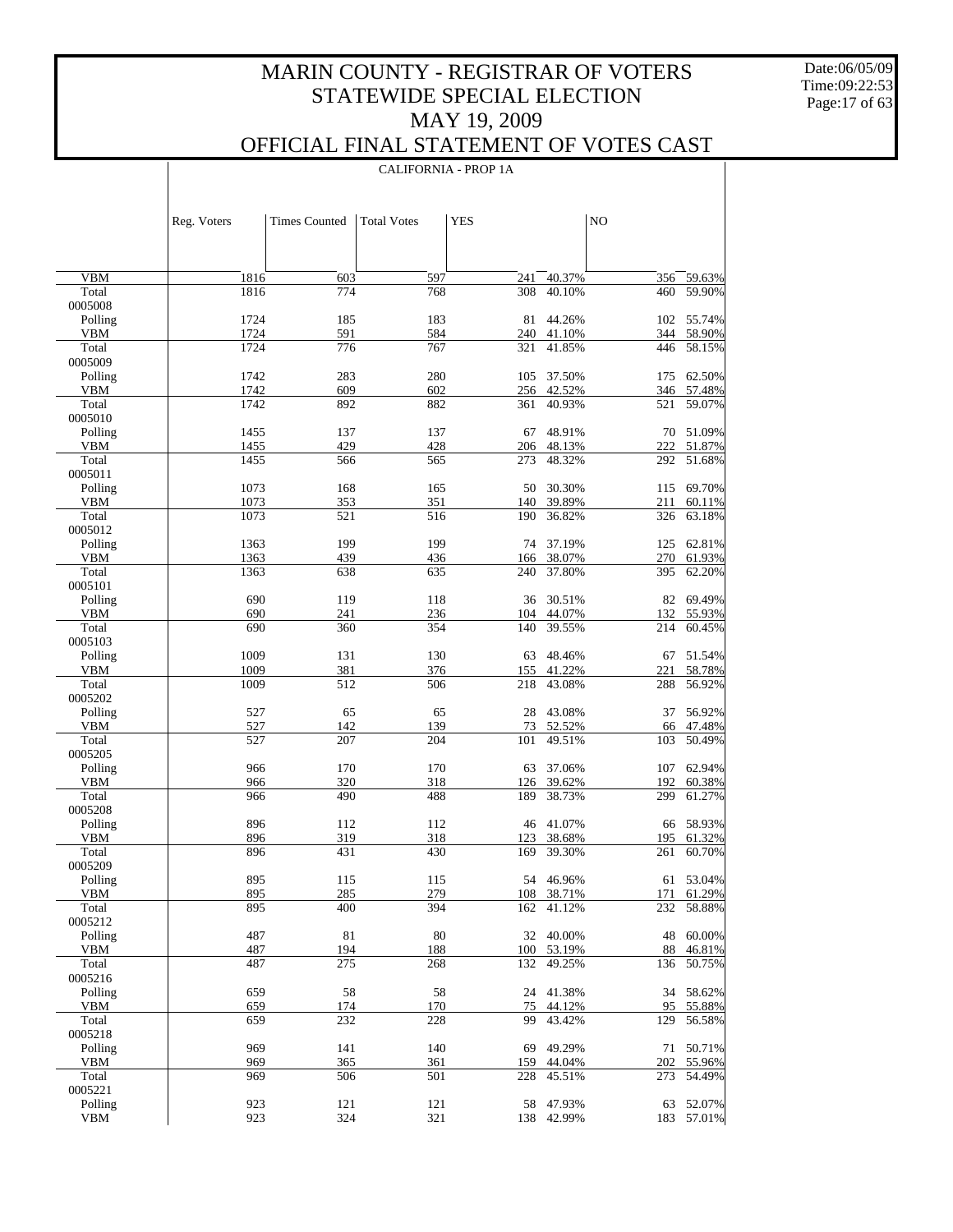# MARIN COUNTY - REGISTRAR OF VOTERS
# STATEWIDE SPECIAL ELECTION
# MAY 19, 2009
# OFFICIAL FINAL STATEMENT OF VOTES CAST

Date:06/05/09
Time:09:22:53

## CALIFORNIA - PROP 1A

| | Reg. Voters | Times Counted | Total Votes | YES | | NO | |
|---|---|---|---|---|---|---|---|
| VBM | 1816 | 603 | 597 | 241 | 40.37% | 356 | 59.63% |
| Total | 1816 | 774 | 768 | 308 | 40.10% | 460 | 59.90% |
| 0005008 | | | | | | | |
| Polling | 1724 | 185 | 183 | 81 | 44.26% | 102 | 55.74% |
| VBM | 1724 | 591 | 584 | 240 | 41.10% | 344 | 58.90% |
| Total | 1724 | 776 | 767 | 321 | 41.85% | 446 | 58.15% |
| 0005009 | | | | | | | |
| Polling | 1742 | 283 | 280 | 105 | 37.50% | 175 | 62.50% |
| VBM | 1742 | 609 | 602 | 256 | 42.52% | 346 | 57.48% |
| Total | 1742 | 892 | 882 | 361 | 40.93% | 521 | 59.07% |
| 0005010 | | | | | | | |
| Polling | 1455 | 137 | 137 | 67 | 48.91% | 70 | 51.09% |
| VBM | 1455 | 429 | 428 | 206 | 48.13% | 222 | 51.87% |
| Total | 1455 | 566 | 565 | 273 | 48.32% | 292 | 51.68% |
| 0005011 | | | | | | | |
| Polling | 1073 | 168 | 165 | 50 | 30.30% | 115 | 69.70% |
| VBM | 1073 | 353 | 351 | 140 | 39.89% | 211 | 60.11% |
| Total | 1073 | 521 | 516 | 190 | 36.82% | 326 | 63.18% |
| 0005012 | | | | | | | |
| Polling | 1363 | 199 | 199 | 74 | 37.19% | 125 | 62.81% |
| VBM | 1363 | 439 | 436 | 166 | 38.07% | 270 | 61.93% |
| Total | 1363 | 638 | 635 | 240 | 37.80% | 395 | 62.20% |
| 0005101 | | | | | | | |
| Polling | 690 | 119 | 118 | 36 | 30.51% | 82 | 69.49% |
| VBM | 690 | 241 | 236 | 104 | 44.07% | 132 | 55.93% |
| Total | 690 | 360 | 354 | 140 | 39.55% | 214 | 60.45% |
| 0005103 | | | | | | | |
| Polling | 1009 | 131 | 130 | 63 | 48.46% | 67 | 51.54% |
| VBM | 1009 | 381 | 376 | 155 | 41.22% | 221 | 58.78% |
| Total | 1009 | 512 | 506 | 218 | 43.08% | 288 | 56.92% |
| 0005202 | | | | | | | |
| Polling | 527 | 65 | 65 | 28 | 43.08% | 37 | 56.92% |
| VBM | 527 | 142 | 139 | 73 | 52.52% | 66 | 47.48% |
| Total | 527 | 207 | 204 | 101 | 49.51% | 103 | 50.49% |
| 0005205 | | | | | | | |
| Polling | 966 | 170 | 170 | 63 | 37.06% | 107 | 62.94% |
| VBM | 966 | 320 | 318 | 126 | 39.62% | 192 | 60.38% |
| Total | 966 | 490 | 488 | 189 | 38.73% | 299 | 61.27% |
| 0005208 | | | | | | | |
| Polling | 896 | 112 | 112 | 46 | 41.07% | 66 | 58.93% |
| VBM | 896 | 319 | 318 | 123 | 38.68% | 195 | 61.32% |
| Total | 896 | 431 | 430 | 169 | 39.30% | 261 | 60.70% |
| 0005209 | | | | | | | |
| Polling | 895 | 115 | 115 | 54 | 46.96% | 61 | 53.04% |
| VBM | 895 | 285 | 279 | 108 | 38.71% | 171 | 61.29% |
| Total | 895 | 400 | 394 | 162 | 41.12% | 232 | 58.88% |
| 0005212 | | | | | | | |
| Polling | 487 | 81 | 80 | 32 | 40.00% | 48 | 60.00% |
| VBM | 487 | 194 | 188 | 100 | 53.19% | 88 | 46.81% |
| Total | 487 | 275 | 268 | 132 | 49.25% | 136 | 50.75% |
| 0005216 | | | | | | | |
| Polling | 659 | 58 | 58 | 24 | 41.38% | 34 | 58.62% |
| VBM | 659 | 174 | 170 | 75 | 44.12% | 95 | 55.88% |
| Total | 659 | 232 | 228 | 99 | 43.42% | 129 | 56.58% |
| 0005218 | | | | | | | |
| Polling | 969 | 141 | 140 | 69 | 49.29% | 71 | 50.71% |
| VBM | 969 | 365 | 361 | 159 | 44.04% | 202 | 55.96% |
| Total | 969 | 506 | 501 | 228 | 45.51% | 273 | 54.49% |
| 0005221 | | | | | | | |
| Polling | 923 | 121 | 121 | 58 | 47.93% | 63 | 52.07% |
| VBM | 923 | 324 | 321 | 138 | 42.99% | 183 | 57.01% |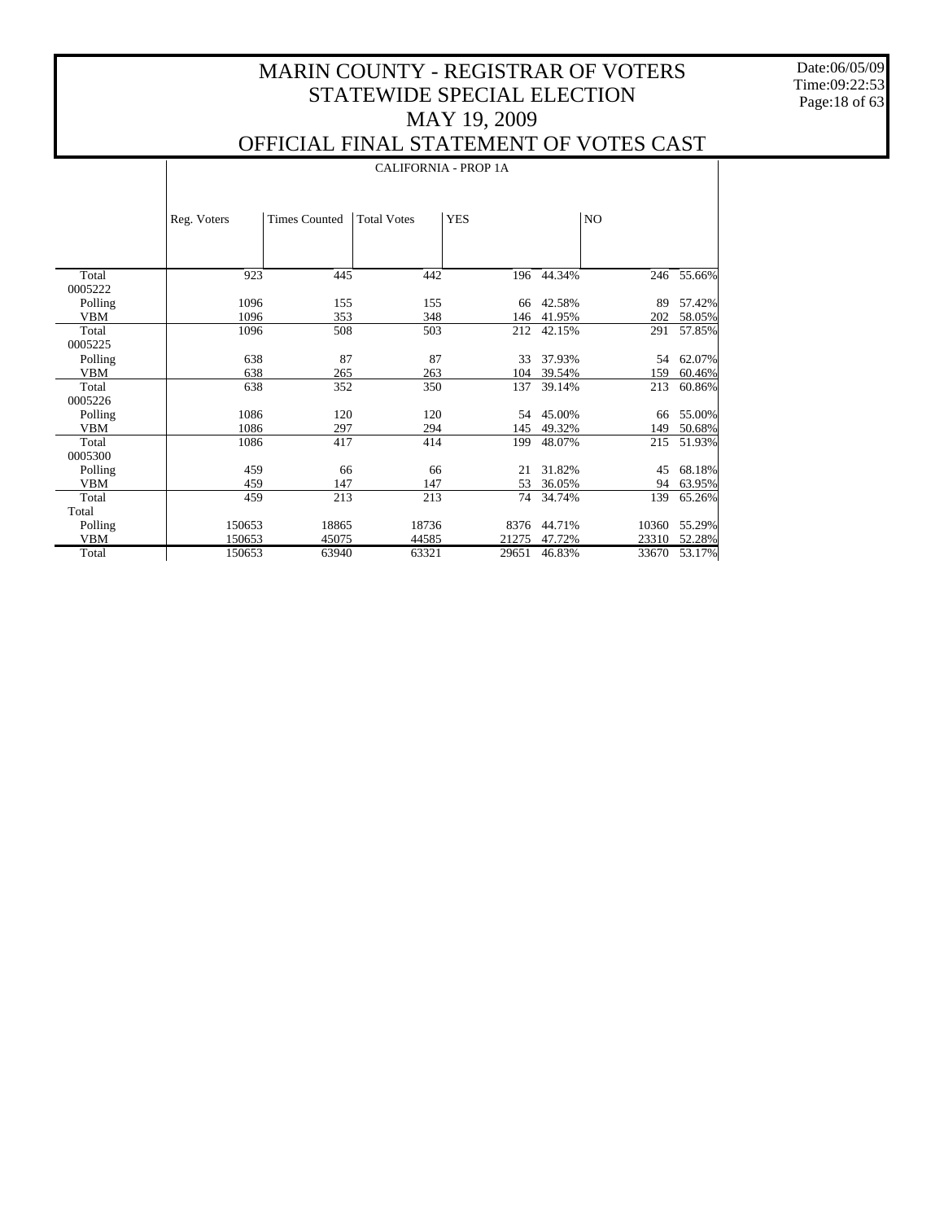# MARIN COUNTY - REGISTRAR OF VOTERS
## STATEWIDE SPECIAL ELECTION
## MAY 19, 2009
## OFFICIAL FINAL STATEMENT OF VOTES CAST

Date:06/05/09
Time:09:22:53

CALIFORNIA - PROP 1A

| | Reg. Voters | Times Counted | Total Votes | YES | | NO | |
|---|---|---|---|---|---|---|---|
| Total | 923 | 445 | 442 | 196 | 44.34% | 246 | 55.66% |
| 0005222 | | | | | | | |
| Polling | 1096 | 155 | 155 | 66 | 42.58% | 89 | 57.42% |
| VBM | 1096 | 353 | 348 | 146 | 41.95% | 202 | 58.05% |
| Total | 1096 | 508 | 503 | 212 | 42.15% | 291 | 57.85% |
| 0005225 | | | | | | | |
| Polling | 638 | 87 | 87 | 33 | 37.93% | 54 | 62.07% |
| VBM | 638 | 265 | 263 | 104 | 39.54% | 159 | 60.46% |
| Total | 638 | 352 | 350 | 137 | 39.14% | 213 | 60.86% |
| 0005226 | | | | | | | |
| Polling | 1086 | 120 | 120 | 54 | 45.00% | 66 | 55.00% |
| VBM | 1086 | 297 | 294 | 145 | 49.32% | 149 | 50.68% |
| Total | 1086 | 417 | 414 | 199 | 48.07% | 215 | 51.93% |
| 0005300 | | | | | | | |
| Polling | 459 | 66 | 66 | 21 | 31.82% | 45 | 68.18% |
| VBM | 459 | 147 | 147 | 53 | 36.05% | 94 | 63.95% |
| Total | 459 | 213 | 213 | 74 | 34.74% | 139 | 65.26% |
| Total | | | | | | | |
| Polling | 150653 | 18865 | 18736 | 8376 | 44.71% | 10360 | 55.29% |
| VBM | 150653 | 45075 | 44585 | 21275 | 47.72% | 23310 | 52.28% |
| Total | 150653 | 63940 | 63321 | 29651 | 46.83% | 33670 | 53.17% |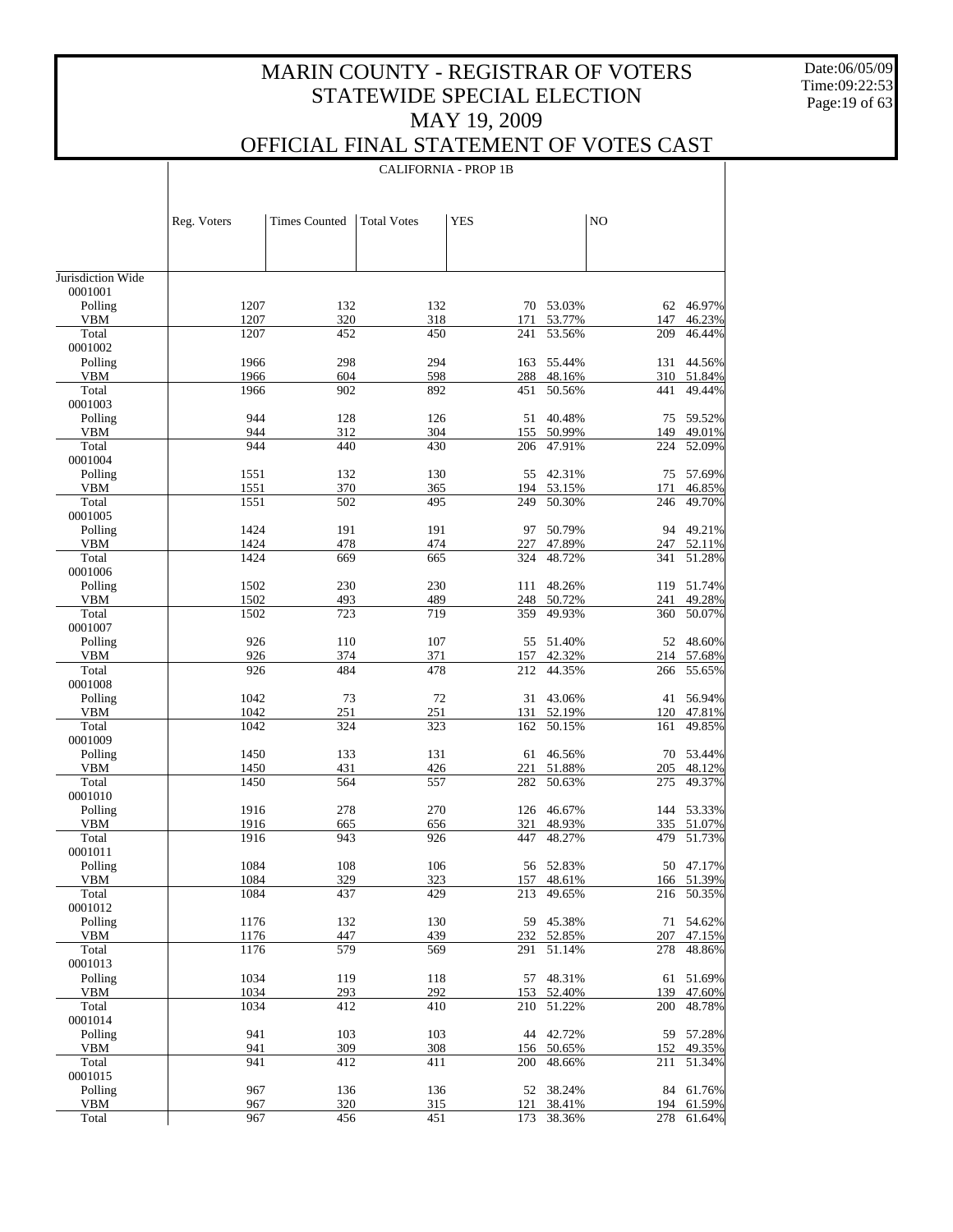# MARIN COUNTY - REGISTRAR OF VOTERS
## STATEWIDE SPECIAL ELECTION
## MAY 19, 2009
## OFFICIAL FINAL STATEMENT OF VOTES CAST

Date:06/05/09
Time:09:22:53

### CALIFORNIA - PROP 1B

| | Reg. Voters | Times Counted | Total Votes | YES | | NO | |
|---|---|---|---|---|---|---|---|
| Jurisdiction Wide | | | | | | | |
| 0001001 | | | | | | | |
| Polling | 1207 | 132 | 132 | 70 | 53.03% | 62 | 46.97% |
| VBM | 1207 | 320 | 318 | 171 | 53.77% | 147 | 46.23% |
| Total | 1207 | 452 | 450 | 241 | 53.56% | 209 | 46.44% |
| 0001002 | | | | | | | |
| Polling | 1966 | 298 | 294 | 163 | 55.44% | 131 | 44.56% |
| VBM | 1966 | 604 | 598 | 288 | 48.16% | 310 | 51.84% |
| Total | 1966 | 902 | 892 | 451 | 50.56% | 441 | 49.44% |
| 0001003 | | | | | | | |
| Polling | 944 | 128 | 126 | 51 | 40.48% | 75 | 59.52% |
| VBM | 944 | 312 | 304 | 155 | 50.99% | 149 | 49.01% |
| Total | 944 | 440 | 430 | 206 | 47.91% | 224 | 52.09% |
| 0001004 | | | | | | | |
| Polling | 1551 | 132 | 130 | 55 | 42.31% | 75 | 57.69% |
| VBM | 1551 | 370 | 365 | 194 | 53.15% | 171 | 46.85% |
| Total | 1551 | 502 | 495 | 249 | 50.30% | 246 | 49.70% |
| 0001005 | | | | | | | |
| Polling | 1424 | 191 | 191 | 97 | 50.79% | 94 | 49.21% |
| VBM | 1424 | 478 | 474 | 227 | 47.89% | 247 | 52.11% |
| Total | 1424 | 669 | 665 | 324 | 48.72% | 341 | 51.28% |
| 0001006 | | | | | | | |
| Polling | 1502 | 230 | 230 | 111 | 48.26% | 119 | 51.74% |
| VBM | 1502 | 493 | 489 | 248 | 50.72% | 241 | 49.28% |
| Total | 1502 | 723 | 719 | 359 | 49.93% | 360 | 50.07% |
| 0001007 | | | | | | | |
| Polling | 926 | 110 | 107 | 55 | 51.40% | 52 | 48.60% |
| VBM | 926 | 374 | 371 | 157 | 42.32% | 214 | 57.68% |
| Total | 926 | 484 | 478 | 212 | 44.35% | 266 | 55.65% |
| 0001008 | | | | | | | |
| Polling | 1042 | 73 | 72 | 31 | 43.06% | 41 | 56.94% |
| VBM | 1042 | 251 | 251 | 131 | 52.19% | 120 | 47.81% |
| Total | 1042 | 324 | 323 | 162 | 50.15% | 161 | 49.85% |
| 0001009 | | | | | | | |
| Polling | 1450 | 133 | 131 | 61 | 46.56% | 70 | 53.44% |
| VBM | 1450 | 431 | 426 | 221 | 51.88% | 205 | 48.12% |
| Total | 1450 | 564 | 557 | 282 | 50.63% | 275 | 49.37% |
| 0001010 | | | | | | | |
| Polling | 1916 | 278 | 270 | 126 | 46.67% | 144 | 53.33% |
| VBM | 1916 | 665 | 656 | 321 | 48.93% | 335 | 51.07% |
| Total | 1916 | 943 | 926 | 447 | 48.27% | 479 | 51.73% |
| 0001011 | | | | | | | |
| Polling | 1084 | 108 | 106 | 56 | 52.83% | 50 | 47.17% |
| VBM | 1084 | 329 | 323 | 157 | 48.61% | 166 | 51.39% |
| Total | 1084 | 437 | 429 | 213 | 49.65% | 216 | 50.35% |
| 0001012 | | | | | | | |
| Polling | 1176 | 132 | 130 | 59 | 45.38% | 71 | 54.62% |
| VBM | 1176 | 447 | 439 | 232 | 52.85% | 207 | 47.15% |
| Total | 1176 | 579 | 569 | 291 | 51.14% | 278 | 48.86% |
| 0001013 | | | | | | | |
| Polling | 1034 | 119 | 118 | 57 | 48.31% | 61 | 51.69% |
| VBM | 1034 | 293 | 292 | 153 | 52.40% | 139 | 47.60% |
| Total | 1034 | 412 | 410 | 210 | 51.22% | 200 | 48.78% |
| 0001014 | | | | | | | |
| Polling | 941 | 103 | 103 | 44 | 42.72% | 59 | 57.28% |
| VBM | 941 | 309 | 308 | 156 | 50.65% | 152 | 49.35% |
| Total | 941 | 412 | 411 | 200 | 48.66% | 211 | 51.34% |
| 0001015 | | | | | | | |
| Polling | 967 | 136 | 136 | 52 | 38.24% | 84 | 61.76% |
| VBM | 967 | 320 | 315 | 121 | 38.41% | 194 | 61.59% |
| Total | 967 | 456 | 451 | 173 | 38.36% | 278 | 61.64% |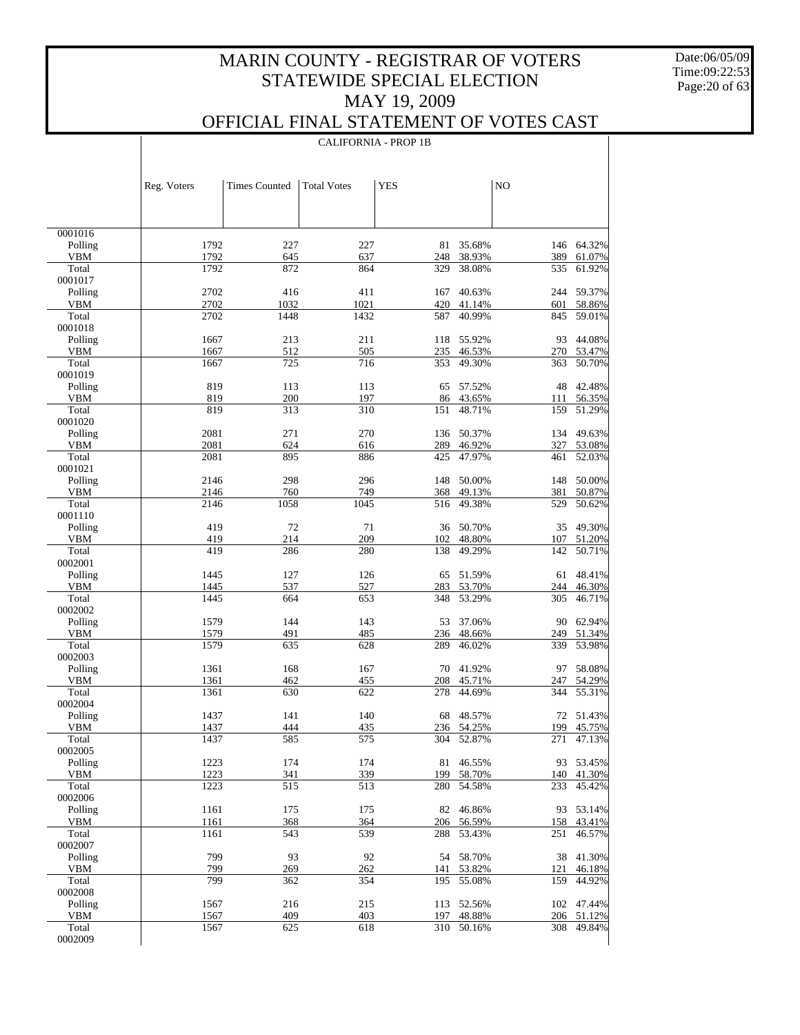# MARIN COUNTY - REGISTRAR OF VOTERS
## STATEWIDE SPECIAL ELECTION
## MAY 19, 2009
## OFFICIAL FINAL STATEMENT OF VOTES CAST

Date:06/05/09
Time:09:22:53

### CALIFORNIA - PROP 1B

| | Reg. Voters | Times Counted | Total Votes | YES | | NO | |
|---|---|---|---|---|---|---|---|
| 0001016 | | | | | | | |
| Polling | 1792 | 227 | 227 | 81 | 35.68% | 146 | 64.32% |
| VBM | 1792 | 645 | 637 | 248 | 38.93% | 389 | 61.07% |
| Total | 1792 | 872 | 864 | 329 | 38.08% | 535 | 61.92% |
| 0001017 | | | | | | | |
| Polling | 2702 | 416 | 411 | 167 | 40.63% | 244 | 59.37% |
| VBM | 2702 | 1032 | 1021 | 420 | 41.14% | 601 | 58.86% |
| Total | 2702 | 1448 | 1432 | 587 | 40.99% | 845 | 59.01% |
| 0001018 | | | | | | | |
| Polling | 1667 | 213 | 211 | 118 | 55.92% | 93 | 44.08% |
| VBM | 1667 | 512 | 505 | 235 | 46.53% | 270 | 53.47% |
| Total | 1667 | 725 | 716 | 353 | 49.30% | 363 | 50.70% |
| 0001019 | | | | | | | |
| Polling | 819 | 113 | 113 | 65 | 57.52% | 48 | 42.48% |
| VBM | 819 | 200 | 197 | 86 | 43.65% | 111 | 56.35% |
| Total | 819 | 313 | 310 | 151 | 48.71% | 159 | 51.29% |
| 0001020 | | | | | | | |
| Polling | 2081 | 271 | 270 | 136 | 50.37% | 134 | 49.63% |
| VBM | 2081 | 624 | 616 | 289 | 46.92% | 327 | 53.08% |
| Total | 2081 | 895 | 886 | 425 | 47.97% | 461 | 52.03% |
| 0001021 | | | | | | | |
| Polling | 2146 | 298 | 296 | 148 | 50.00% | 148 | 50.00% |
| VBM | 2146 | 760 | 749 | 368 | 49.13% | 381 | 50.87% |
| Total | 2146 | 1058 | 1045 | 516 | 49.38% | 529 | 50.62% |
| 0001110 | | | | | | | |
| Polling | 419 | 72 | 71 | 36 | 50.70% | 35 | 49.30% |
| VBM | 419 | 214 | 209 | 102 | 48.80% | 107 | 51.20% |
| Total | 419 | 286 | 280 | 138 | 49.29% | 142 | 50.71% |
| 0002001 | | | | | | | |
| Polling | 1445 | 127 | 126 | 65 | 51.59% | 61 | 48.41% |
| VBM | 1445 | 537 | 527 | 283 | 53.70% | 244 | 46.30% |
| Total | 1445 | 664 | 653 | 348 | 53.29% | 305 | 46.71% |
| 0002002 | | | | | | | |
| Polling | 1579 | 144 | 143 | 53 | 37.06% | 90 | 62.94% |
| VBM | 1579 | 491 | 485 | 236 | 48.66% | 249 | 51.34% |
| Total | 1579 | 635 | 628 | 289 | 46.02% | 339 | 53.98% |
| 0002003 | | | | | | | |
| Polling | 1361 | 168 | 167 | 70 | 41.92% | 97 | 58.08% |
| VBM | 1361 | 462 | 455 | 208 | 45.71% | 247 | 54.29% |
| Total | 1361 | 630 | 622 | 278 | 44.69% | 344 | 55.31% |
| 0002004 | | | | | | | |
| Polling | 1437 | 141 | 140 | 68 | 48.57% | 72 | 51.43% |
| VBM | 1437 | 444 | 435 | 236 | 54.25% | 199 | 45.75% |
| Total | 1437 | 585 | 575 | 304 | 52.87% | 271 | 47.13% |
| 0002005 | | | | | | | |
| Polling | 1223 | 174 | 174 | 81 | 46.55% | 93 | 53.45% |
| VBM | 1223 | 341 | 339 | 199 | 58.70% | 140 | 41.30% |
| Total | 1223 | 515 | 513 | 280 | 54.58% | 233 | 45.42% |
| 0002006 | | | | | | | |
| Polling | 1161 | 175 | 175 | 82 | 46.86% | 93 | 53.14% |
| VBM | 1161 | 368 | 364 | 206 | 56.59% | 158 | 43.41% |
| Total | 1161 | 543 | 539 | 288 | 53.43% | 251 | 46.57% |
| 0002007 | | | | | | | |
| Polling | 799 | 93 | 92 | 54 | 58.70% | 38 | 41.30% |
| VBM | 799 | 269 | 262 | 141 | 53.82% | 121 | 46.18% |
| Total | 799 | 362 | 354 | 195 | 55.08% | 159 | 44.92% |
| 0002008 | | | | | | | |
| Polling | 1567 | 216 | 215 | 113 | 52.56% | 102 | 47.44% |
| VBM | 1567 | 409 | 403 | 197 | 48.88% | 206 | 51.12% |
| Total | 1567 | 625 | 618 | 310 | 50.16% | 308 | 49.84% |
| 0002009 | | | | | | | |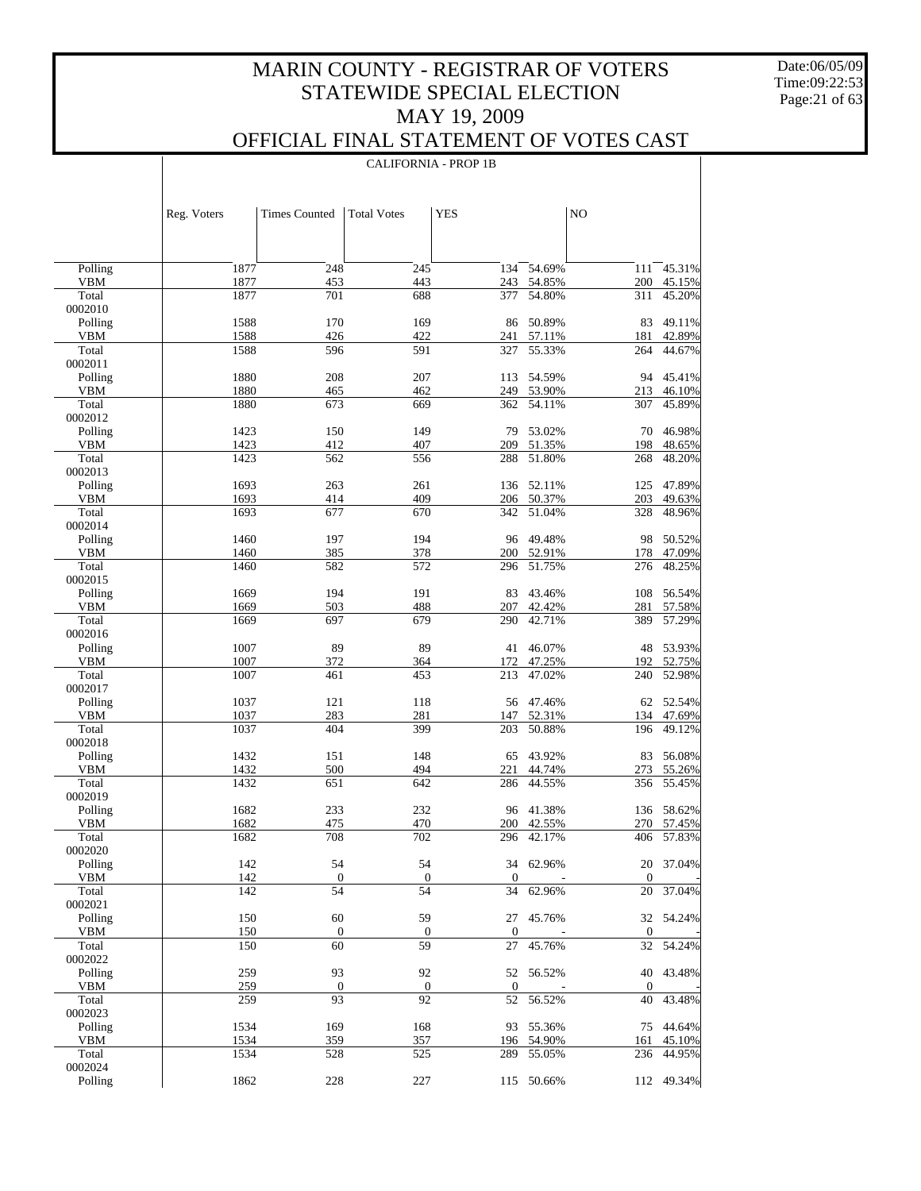# MARIN COUNTY - REGISTRAR OF VOTERS
## STATEWIDE SPECIAL ELECTION
## MAY 19, 2009
## OFFICIAL FINAL STATEMENT OF VOTES CAST

CALIFORNIA - PROP 1B

| | Reg. Voters | Times Counted | Total Votes | YES | | NO | |
|---|---|---|---|---|---|---|---|
| Polling | 1877 | 248 | 245 | 134 | 54.69% | 111 | 45.31% |
| VBM | 1877 | 453 | 443 | 243 | 54.85% | 200 | 45.15% |
| Total | 1877 | 701 | 688 | 377 | 54.80% | 311 | 45.20% |
| 0002010 | | | | | | | |
| Polling | 1588 | 170 | 169 | 86 | 50.89% | 83 | 49.11% |
| VBM | 1588 | 426 | 422 | 241 | 57.11% | 181 | 42.89% |
| Total | 1588 | 596 | 591 | 327 | 55.33% | 264 | 44.67% |
| 0002011 | | | | | | | |
| Polling | 1880 | 208 | 207 | 113 | 54.59% | 94 | 45.41% |
| VBM | 1880 | 465 | 462 | 249 | 53.90% | 213 | 46.10% |
| Total | 1880 | 673 | 669 | 362 | 54.11% | 307 | 45.89% |
| 0002012 | | | | | | | |
| Polling | 1423 | 150 | 149 | 79 | 53.02% | 70 | 46.98% |
| VBM | 1423 | 412 | 407 | 209 | 51.35% | 198 | 48.65% |
| Total | 1423 | 562 | 556 | 288 | 51.80% | 268 | 48.20% |
| 0002013 | | | | | | | |
| Polling | 1693 | 263 | 261 | 136 | 52.11% | 125 | 47.89% |
| VBM | 1693 | 414 | 409 | 206 | 50.37% | 203 | 49.63% |
| Total | 1693 | 677 | 670 | 342 | 51.04% | 328 | 48.96% |
| 0002014 | | | | | | | |
| Polling | 1460 | 197 | 194 | 96 | 49.48% | 98 | 50.52% |
| VBM | 1460 | 385 | 378 | 200 | 52.91% | 178 | 47.09% |
| Total | 1460 | 582 | 572 | 296 | 51.75% | 276 | 48.25% |
| 0002015 | | | | | | | |
| Polling | 1669 | 194 | 191 | 83 | 43.46% | 108 | 56.54% |
| VBM | 1669 | 503 | 488 | 207 | 42.42% | 281 | 57.58% |
| Total | 1669 | 697 | 679 | 290 | 42.71% | 389 | 57.29% |
| 0002016 | | | | | | | |
| Polling | 1007 | 89 | 89 | 41 | 46.07% | 48 | 53.93% |
| VBM | 1007 | 372 | 364 | 172 | 47.25% | 192 | 52.75% |
| Total | 1007 | 461 | 453 | 213 | 47.02% | 240 | 52.98% |
| 0002017 | | | | | | | |
| Polling | 1037 | 121 | 118 | 56 | 47.46% | 62 | 52.54% |
| VBM | 1037 | 283 | 281 | 147 | 52.31% | 134 | 47.69% |
| Total | 1037 | 404 | 399 | 203 | 50.88% | 196 | 49.12% |
| 0002018 | | | | | | | |
| Polling | 1432 | 151 | 148 | 65 | 43.92% | 83 | 56.08% |
| VBM | 1432 | 500 | 494 | 221 | 44.74% | 273 | 55.26% |
| Total | 1432 | 651 | 642 | 286 | 44.55% | 356 | 55.45% |
| 0002019 | | | | | | | |
| Polling | 1682 | 233 | 232 | 96 | 41.38% | 136 | 58.62% |
| VBM | 1682 | 475 | 470 | 200 | 42.55% | 270 | 57.45% |
| Total | 1682 | 708 | 702 | 296 | 42.17% | 406 | 57.83% |
| 0002020 | | | | | | | |
| Polling | 142 | 54 | 54 | 34 | 62.96% | 20 | 37.04% |
| VBM | 142 | 0 | 0 | 0 | - | 0 | - |
| Total | 142 | 54 | 54 | 34 | 62.96% | 20 | 37.04% |
| 0002021 | | | | | | | |
| Polling | 150 | 60 | 59 | 27 | 45.76% | 32 | 54.24% |
| VBM | 150 | 0 | 0 | 0 | - | 0 | - |
| Total | 150 | 60 | 59 | 27 | 45.76% | 32 | 54.24% |
| 0002022 | | | | | | | |
| Polling | 259 | 93 | 92 | 52 | 56.52% | 40 | 43.48% |
| VBM | 259 | 0 | 0 | 0 | - | 0 | - |
| Total | 259 | 93 | 92 | 52 | 56.52% | 40 | 43.48% |
| 0002023 | | | | | | | |
| Polling | 1534 | 169 | 168 | 93 | 55.36% | 75 | 44.64% |
| VBM | 1534 | 359 | 357 | 196 | 54.90% | 161 | 45.10% |
| Total | 1534 | 528 | 525 | 289 | 55.05% | 236 | 44.95% |
| 0002024 | | | | | | | |
| Polling | 1862 | 228 | 227 | 115 | 50.66% | 112 | 49.34% |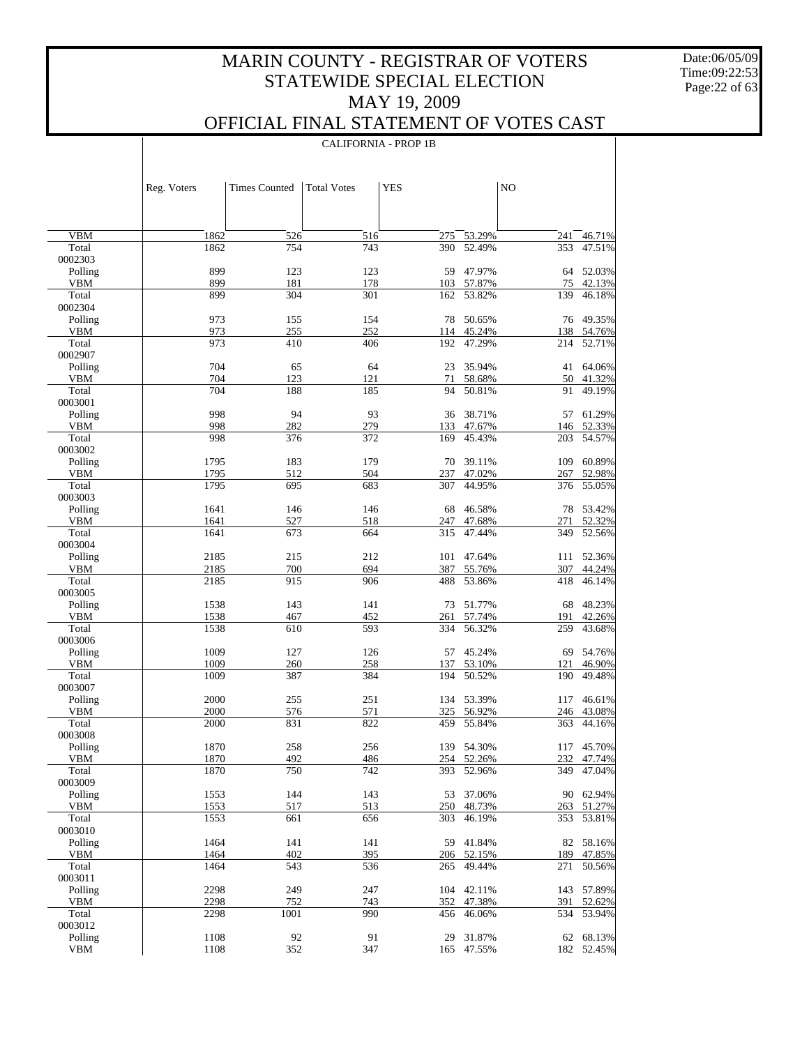# MARIN COUNTY - REGISTRAR OF VOTERS
## STATEWIDE SPECIAL ELECTION
## MAY 19, 2009
## OFFICIAL FINAL STATEMENT OF VOTES CAST

CALIFORNIA - PROP 1B

| | Reg. Voters | Times Counted | Total Votes | YES | | NO | |
|---|---|---|---|---|---|---|---|
| VBM | 1862 | 526 | 516 | 275 | 53.29% | 241 | 46.71% |
| Total | 1862 | 754 | 743 | 390 | 52.49% | 353 | 47.51% |
| 0002303 | | | | | | | |
| Polling | 899 | 123 | 123 | 59 | 47.97% | 64 | 52.03% |
| VBM | 899 | 181 | 178 | 103 | 57.87% | 75 | 42.13% |
| Total | 899 | 304 | 301 | 162 | 53.82% | 139 | 46.18% |
| 0002304 | | | | | | | |
| Polling | 973 | 155 | 154 | 78 | 50.65% | 76 | 49.35% |
| VBM | 973 | 255 | 252 | 114 | 45.24% | 138 | 54.76% |
| Total | 973 | 410 | 406 | 192 | 47.29% | 214 | 52.71% |
| 0002907 | | | | | | | |
| Polling | 704 | 65 | 64 | 23 | 35.94% | 41 | 64.06% |
| VBM | 704 | 123 | 121 | 71 | 58.68% | 50 | 41.32% |
| Total | 704 | 188 | 185 | 94 | 50.81% | 91 | 49.19% |
| 0003001 | | | | | | | |
| Polling | 998 | 94 | 93 | 36 | 38.71% | 57 | 61.29% |
| VBM | 998 | 282 | 279 | 133 | 47.67% | 146 | 52.33% |
| Total | 998 | 376 | 372 | 169 | 45.43% | 203 | 54.57% |
| 0003002 | | | | | | | |
| Polling | 1795 | 183 | 179 | 70 | 39.11% | 109 | 60.89% |
| VBM | 1795 | 512 | 504 | 237 | 47.02% | 267 | 52.98% |
| Total | 1795 | 695 | 683 | 307 | 44.95% | 376 | 55.05% |
| 0003003 | | | | | | | |
| Polling | 1641 | 146 | 146 | 68 | 46.58% | 78 | 53.42% |
| VBM | 1641 | 527 | 518 | 247 | 47.68% | 271 | 52.32% |
| Total | 1641 | 673 | 664 | 315 | 47.44% | 349 | 52.56% |
| 0003004 | | | | | | | |
| Polling | 2185 | 215 | 212 | 101 | 47.64% | 111 | 52.36% |
| VBM | 2185 | 700 | 694 | 387 | 55.76% | 307 | 44.24% |
| Total | 2185 | 915 | 906 | 488 | 53.86% | 418 | 46.14% |
| 0003005 | | | | | | | |
| Polling | 1538 | 143 | 141 | 73 | 51.77% | 68 | 48.23% |
| VBM | 1538 | 467 | 452 | 261 | 57.74% | 191 | 42.26% |
| Total | 1538 | 610 | 593 | 334 | 56.32% | 259 | 43.68% |
| 0003006 | | | | | | | |
| Polling | 1009 | 127 | 126 | 57 | 45.24% | 69 | 54.76% |
| VBM | 1009 | 260 | 258 | 137 | 53.10% | 121 | 46.90% |
| Total | 1009 | 387 | 384 | 194 | 50.52% | 190 | 49.48% |
| 0003007 | | | | | | | |
| Polling | 2000 | 255 | 251 | 134 | 53.39% | 117 | 46.61% |
| VBM | 2000 | 576 | 571 | 325 | 56.92% | 246 | 43.08% |
| Total | 2000 | 831 | 822 | 459 | 55.84% | 363 | 44.16% |
| 0003008 | | | | | | | |
| Polling | 1870 | 258 | 256 | 139 | 54.30% | 117 | 45.70% |
| VBM | 1870 | 492 | 486 | 254 | 52.26% | 232 | 47.74% |
| Total | 1870 | 750 | 742 | 393 | 52.96% | 349 | 47.04% |
| 0003009 | | | | | | | |
| Polling | 1553 | 144 | 143 | 53 | 37.06% | 90 | 62.94% |
| VBM | 1553 | 517 | 513 | 250 | 48.73% | 263 | 51.27% |
| Total | 1553 | 661 | 656 | 303 | 46.19% | 353 | 53.81% |
| 0003010 | | | | | | | |
| Polling | 1464 | 141 | 141 | 59 | 41.84% | 82 | 58.16% |
| VBM | 1464 | 402 | 395 | 206 | 52.15% | 189 | 47.85% |
| Total | 1464 | 543 | 536 | 265 | 49.44% | 271 | 50.56% |
| 0003011 | | | | | | | |
| Polling | 2298 | 249 | 247 | 104 | 42.11% | 143 | 57.89% |
| VBM | 2298 | 752 | 743 | 352 | 47.38% | 391 | 52.62% |
| Total | 2298 | 1001 | 990 | 456 | 46.06% | 534 | 53.94% |
| 0003012 | | | | | | | |
| Polling | 1108 | 92 | 91 | 29 | 31.87% | 62 | 68.13% |
| VBM | 1108 | 352 | 347 | 165 | 47.55% | 182 | 52.45% |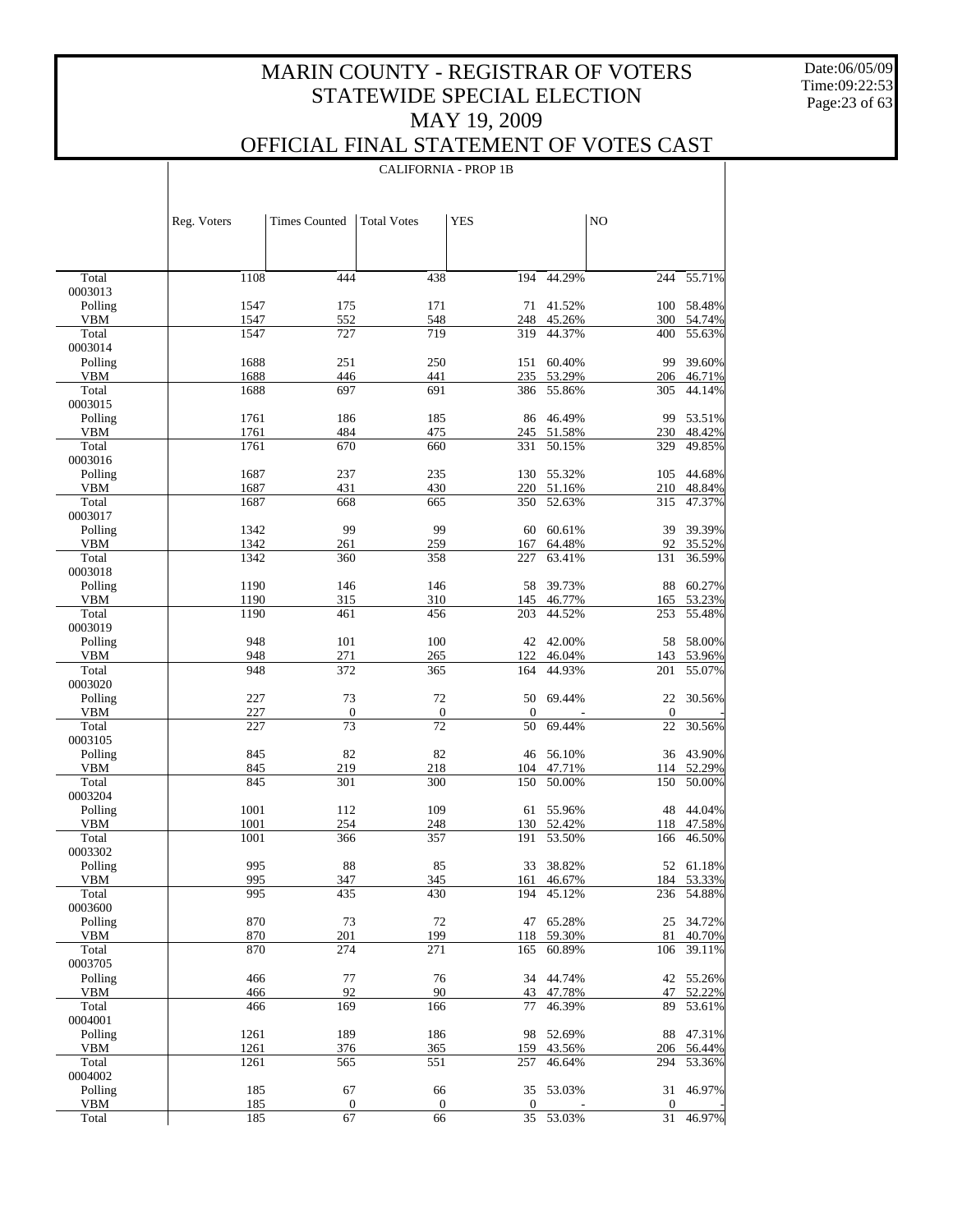# MARIN COUNTY - REGISTRAR OF VOTERS
## STATEWIDE SPECIAL ELECTION
## MAY 19, 2009
## OFFICIAL FINAL STATEMENT OF VOTES CAST

Date:06/05/09
Time:09:22:53

CALIFORNIA - PROP 1B

| | Reg. Voters | Times Counted | Total Votes | YES | | NO | |
|---|---|---|---|---|---|---|---|
| Total | 1108 | 444 | 438 | 194 | 44.29% | 244 | 55.71% |
| 0003013 | | | | | | | |
| Polling | 1547 | 175 | 171 | 71 | 41.52% | 100 | 58.48% |
| VBM | 1547 | 552 | 548 | 248 | 45.26% | 300 | 54.74% |
| Total | 1547 | 727 | 719 | 319 | 44.37% | 400 | 55.63% |
| 0003014 | | | | | | | |
| Polling | 1688 | 251 | 250 | 151 | 60.40% | 99 | 39.60% |
| VBM | 1688 | 446 | 441 | 235 | 53.29% | 206 | 46.71% |
| Total | 1688 | 697 | 691 | 386 | 55.86% | 305 | 44.14% |
| 0003015 | | | | | | | |
| Polling | 1761 | 186 | 185 | 86 | 46.49% | 99 | 53.51% |
| VBM | 1761 | 484 | 475 | 245 | 51.58% | 230 | 48.42% |
| Total | 1761 | 670 | 660 | 331 | 50.15% | 329 | 49.85% |
| 0003016 | | | | | | | |
| Polling | 1687 | 237 | 235 | 130 | 55.32% | 105 | 44.68% |
| VBM | 1687 | 431 | 430 | 220 | 51.16% | 210 | 48.84% |
| Total | 1687 | 668 | 665 | 350 | 52.63% | 315 | 47.37% |
| 0003017 | | | | | | | |
| Polling | 1342 | 99 | 99 | 60 | 60.61% | 39 | 39.39% |
| VBM | 1342 | 261 | 259 | 167 | 64.48% | 92 | 35.52% |
| Total | 1342 | 360 | 358 | 227 | 63.41% | 131 | 36.59% |
| 0003018 | | | | | | | |
| Polling | 1190 | 146 | 146 | 58 | 39.73% | 88 | 60.27% |
| VBM | 1190 | 315 | 310 | 145 | 46.77% | 165 | 53.23% |
| Total | 1190 | 461 | 456 | 203 | 44.52% | 253 | 55.48% |
| 0003019 | | | | | | | |
| Polling | 948 | 101 | 100 | 42 | 42.00% | 58 | 58.00% |
| VBM | 948 | 271 | 265 | 122 | 46.04% | 143 | 53.96% |
| Total | 948 | 372 | 365 | 164 | 44.93% | 201 | 55.07% |
| 0003020 | | | | | | | |
| Polling | 227 | 73 | 72 | 50 | 69.44% | 22 | 30.56% |
| VBM | 227 | 0 | 0 | 0 | - | 0 | - |
| Total | 227 | 73 | 72 | 50 | 69.44% | 22 | 30.56% |
| 0003105 | | | | | | | |
| Polling | 845 | 82 | 82 | 46 | 56.10% | 36 | 43.90% |
| VBM | 845 | 219 | 218 | 104 | 47.71% | 114 | 52.29% |
| Total | 845 | 301 | 300 | 150 | 50.00% | 150 | 50.00% |
| 0003204 | | | | | | | |
| Polling | 1001 | 112 | 109 | 61 | 55.96% | 48 | 44.04% |
| VBM | 1001 | 254 | 248 | 130 | 52.42% | 118 | 47.58% |
| Total | 1001 | 366 | 357 | 191 | 53.50% | 166 | 46.50% |
| 0003302 | | | | | | | |
| Polling | 995 | 88 | 85 | 33 | 38.82% | 52 | 61.18% |
| VBM | 995 | 347 | 345 | 161 | 46.67% | 184 | 53.33% |
| Total | 995 | 435 | 430 | 194 | 45.12% | 236 | 54.88% |
| 0003600 | | | | | | | |
| Polling | 870 | 73 | 72 | 47 | 65.28% | 25 | 34.72% |
| VBM | 870 | 201 | 199 | 118 | 59.30% | 81 | 40.70% |
| Total | 870 | 274 | 271 | 165 | 60.89% | 106 | 39.11% |
| 0003705 | | | | | | | |
| Polling | 466 | 77 | 76 | 34 | 44.74% | 42 | 55.26% |
| VBM | 466 | 92 | 90 | 43 | 47.78% | 47 | 52.22% |
| Total | 466 | 169 | 166 | 77 | 46.39% | 89 | 53.61% |
| 0004001 | | | | | | | |
| Polling | 1261 | 189 | 186 | 98 | 52.69% | 88 | 47.31% |
| VBM | 1261 | 376 | 365 | 159 | 43.56% | 206 | 56.44% |
| Total | 1261 | 565 | 551 | 257 | 46.64% | 294 | 53.36% |
| 0004002 | | | | | | | |
| Polling | 185 | 67 | 66 | 35 | 53.03% | 31 | 46.97% |
| VBM | 185 | 0 | 0 | 0 | - | 0 | - |
| Total | 185 | 67 | 66 | 35 | 53.03% | 31 | 46.97% |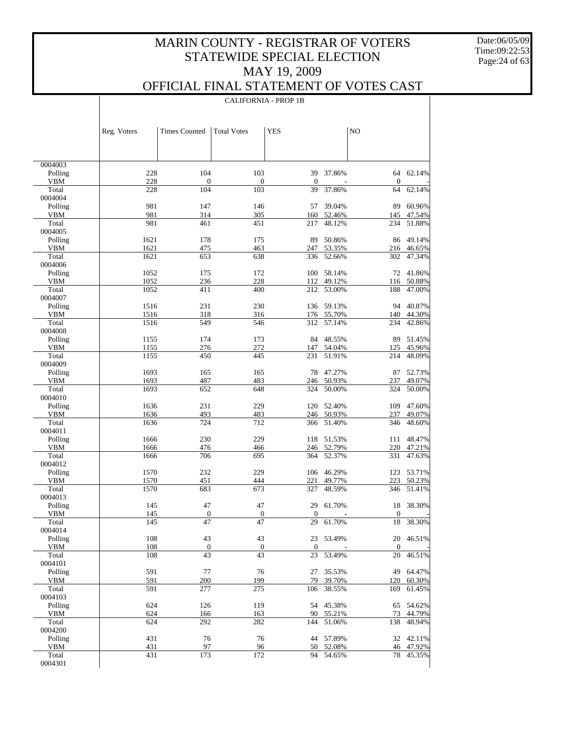# MARIN COUNTY - REGISTRAR OF VOTERS
## STATEWIDE SPECIAL ELECTION
## MAY 19, 2009
## OFFICIAL FINAL STATEMENT OF VOTES CAST

Date:06/05/09
Time:09:22:53

### CALIFORNIA - PROP 1B

| | Reg. Voters | Times Counted | Total Votes | YES | | NO | |
|---|---|---|---|---|---|---|---|
| 0004003 | | | | | | | |
| Polling | 228 | 104 | 103 | 39 | 37.86% | 64 | 62.14% |
| VBM | 228 | 0 | 0 | 0 | - | 0 | - |
| Total | 228 | 104 | 103 | 39 | 37.86% | 64 | 62.14% |
| 0004004 | | | | | | | |
| Polling | 981 | 147 | 146 | 57 | 39.04% | 89 | 60.96% |
| VBM | 981 | 314 | 305 | 160 | 52.46% | 145 | 47.54% |
| Total | 981 | 461 | 451 | 217 | 48.12% | 234 | 51.88% |
| 0004005 | | | | | | | |
| Polling | 1621 | 178 | 175 | 89 | 50.86% | 86 | 49.14% |
| VBM | 1621 | 475 | 463 | 247 | 53.35% | 216 | 46.65% |
| Total | 1621 | 653 | 638 | 336 | 52.66% | 302 | 47.34% |
| 0004006 | | | | | | | |
| Polling | 1052 | 175 | 172 | 100 | 58.14% | 72 | 41.86% |
| VBM | 1052 | 236 | 228 | 112 | 49.12% | 116 | 50.88% |
| Total | 1052 | 411 | 400 | 212 | 53.00% | 188 | 47.00% |
| 0004007 | | | | | | | |
| Polling | 1516 | 231 | 230 | 136 | 59.13% | 94 | 40.87% |
| VBM | 1516 | 318 | 316 | 176 | 55.70% | 140 | 44.30% |
| Total | 1516 | 549 | 546 | 312 | 57.14% | 234 | 42.86% |
| 0004008 | | | | | | | |
| Polling | 1155 | 174 | 173 | 84 | 48.55% | 89 | 51.45% |
| VBM | 1155 | 276 | 272 | 147 | 54.04% | 125 | 45.96% |
| Total | 1155 | 450 | 445 | 231 | 51.91% | 214 | 48.09% |
| 0004009 | | | | | | | |
| Polling | 1693 | 165 | 165 | 78 | 47.27% | 87 | 52.73% |
| VBM | 1693 | 487 | 483 | 246 | 50.93% | 237 | 49.07% |
| Total | 1693 | 652 | 648 | 324 | 50.00% | 324 | 50.00% |
| 0004010 | | | | | | | |
| Polling | 1636 | 231 | 229 | 120 | 52.40% | 109 | 47.60% |
| VBM | 1636 | 493 | 483 | 246 | 50.93% | 237 | 49.07% |
| Total | 1636 | 724 | 712 | 366 | 51.40% | 346 | 48.60% |
| 0004011 | | | | | | | |
| Polling | 1666 | 230 | 229 | 118 | 51.53% | 111 | 48.47% |
| VBM | 1666 | 476 | 466 | 246 | 52.79% | 220 | 47.21% |
| Total | 1666 | 706 | 695 | 364 | 52.37% | 331 | 47.63% |
| 0004012 | | | | | | | |
| Polling | 1570 | 232 | 229 | 106 | 46.29% | 123 | 53.71% |
| VBM | 1570 | 451 | 444 | 221 | 49.77% | 223 | 50.23% |
| Total | 1570 | 683 | 673 | 327 | 48.59% | 346 | 51.41% |
| 0004013 | | | | | | | |
| Polling | 145 | 47 | 47 | 29 | 61.70% | 18 | 38.30% |
| VBM | 145 | 0 | 0 | 0 | - | 0 | - |
| Total | 145 | 47 | 47 | 29 | 61.70% | 18 | 38.30% |
| 0004014 | | | | | | | |
| Polling | 108 | 43 | 43 | 23 | 53.49% | 20 | 46.51% |
| VBM | 108 | 0 | 0 | 0 | - | 0 | - |
| Total | 108 | 43 | 43 | 23 | 53.49% | 20 | 46.51% |
| 0004101 | | | | | | | |
| Polling | 591 | 77 | 76 | 27 | 35.53% | 49 | 64.47% |
| VBM | 591 | 200 | 199 | 79 | 39.70% | 120 | 60.30% |
| Total | 591 | 277 | 275 | 106 | 38.55% | 169 | 61.45% |
| 0004103 | | | | | | | |
| Polling | 624 | 126 | 119 | 54 | 45.38% | 65 | 54.62% |
| VBM | 624 | 166 | 163 | 90 | 55.21% | 73 | 44.79% |
| Total | 624 | 292 | 282 | 144 | 51.06% | 138 | 48.94% |
| 0004200 | | | | | | | |
| Polling | 431 | 76 | 76 | 44 | 57.89% | 32 | 42.11% |
| VBM | 431 | 97 | 96 | 50 | 52.08% | 46 | 47.92% |
| Total | 431 | 173 | 172 | 94 | 54.65% | 78 | 45.35% |
| 0004301 | | | | | | | |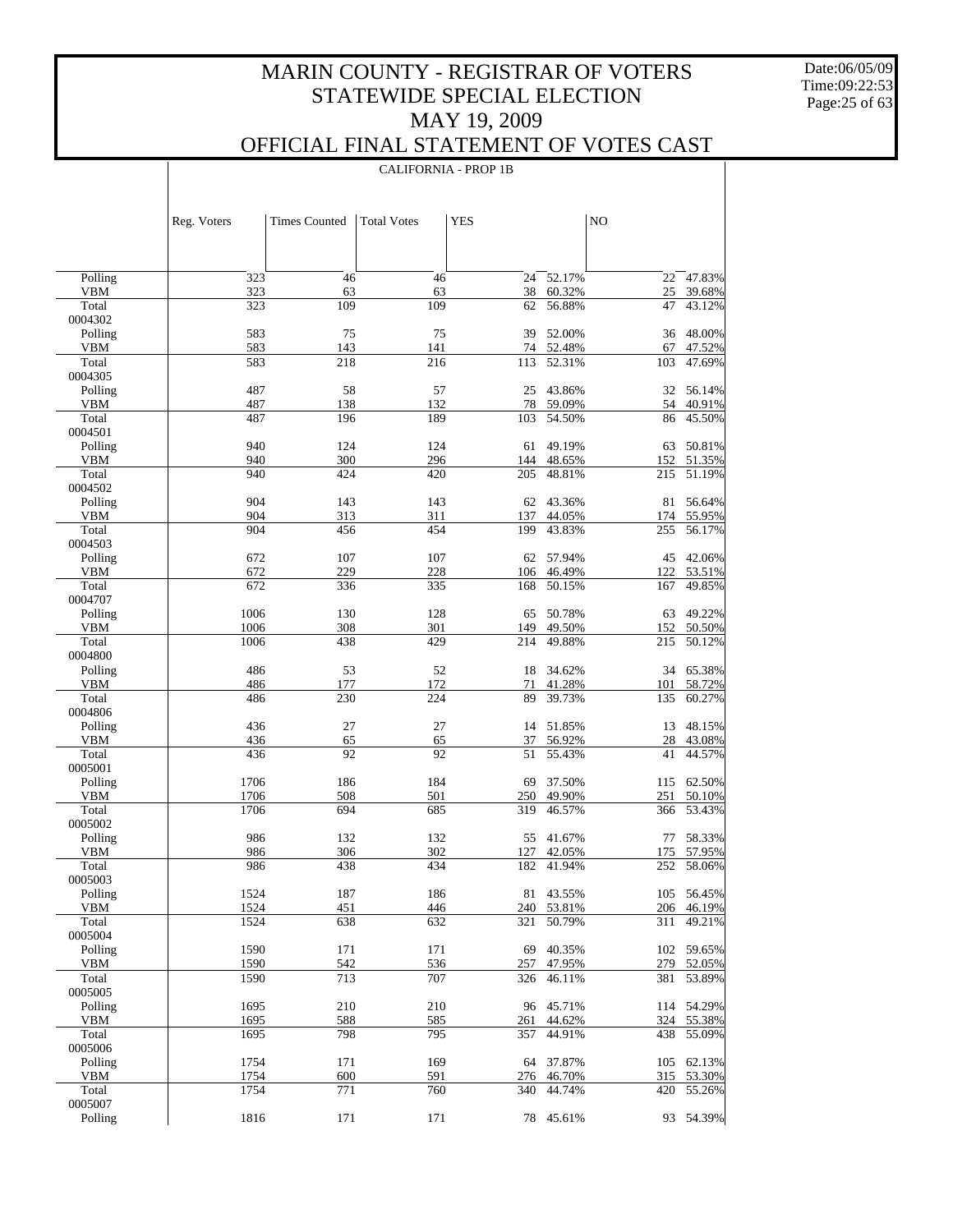# MARIN COUNTY - REGISTRAR OF VOTERS
# STATEWIDE SPECIAL ELECTION
# MAY 19, 2009
# OFFICIAL FINAL STATEMENT OF VOTES CAST

CALIFORNIA - PROP 1B

| | Reg. Voters | Times Counted | Total Votes | YES | | NO | |
|---|---|---|---|---|---|---|---|
| Polling | 323 | 46 | 46 | 24 | 52.17% | 22 | 47.83% |
| VBM | 323 | 63 | 63 | 38 | 60.32% | 25 | 39.68% |
| Total | 323 | 109 | 109 | 62 | 56.88% | 47 | 43.12% |
| 0004302 | | | | | | | |
| Polling | 583 | 75 | 75 | 39 | 52.00% | 36 | 48.00% |
| VBM | 583 | 143 | 141 | 74 | 52.48% | 67 | 47.52% |
| Total | 583 | 218 | 216 | 113 | 52.31% | 103 | 47.69% |
| 0004305 | | | | | | | |
| Polling | 487 | 58 | 57 | 25 | 43.86% | 32 | 56.14% |
| VBM | 487 | 138 | 132 | 78 | 59.09% | 54 | 40.91% |
| Total | 487 | 196 | 189 | 103 | 54.50% | 86 | 45.50% |
| 0004501 | | | | | | | |
| Polling | 940 | 124 | 124 | 61 | 49.19% | 63 | 50.81% |
| VBM | 940 | 300 | 296 | 144 | 48.65% | 152 | 51.35% |
| Total | 940 | 424 | 420 | 205 | 48.81% | 215 | 51.19% |
| 0004502 | | | | | | | |
| Polling | 904 | 143 | 143 | 62 | 43.36% | 81 | 56.64% |
| VBM | 904 | 313 | 311 | 137 | 44.05% | 174 | 55.95% |
| Total | 904 | 456 | 454 | 199 | 43.83% | 255 | 56.17% |
| 0004503 | | | | | | | |
| Polling | 672 | 107 | 107 | 62 | 57.94% | 45 | 42.06% |
| VBM | 672 | 229 | 228 | 106 | 46.49% | 122 | 53.51% |
| Total | 672 | 336 | 335 | 168 | 50.15% | 167 | 49.85% |
| 0004707 | | | | | | | |
| Polling | 1006 | 130 | 128 | 65 | 50.78% | 63 | 49.22% |
| VBM | 1006 | 308 | 301 | 149 | 49.50% | 152 | 50.50% |
| Total | 1006 | 438 | 429 | 214 | 49.88% | 215 | 50.12% |
| 0004800 | | | | | | | |
| Polling | 486 | 53 | 52 | 18 | 34.62% | 34 | 65.38% |
| VBM | 486 | 177 | 172 | 71 | 41.28% | 101 | 58.72% |
| Total | 486 | 230 | 224 | 89 | 39.73% | 135 | 60.27% |
| 0004806 | | | | | | | |
| Polling | 436 | 27 | 27 | 14 | 51.85% | 13 | 48.15% |
| VBM | 436 | 65 | 65 | 37 | 56.92% | 28 | 43.08% |
| Total | 436 | 92 | 92 | 51 | 55.43% | 41 | 44.57% |
| 0005001 | | | | | | | |
| Polling | 1706 | 186 | 184 | 69 | 37.50% | 115 | 62.50% |
| VBM | 1706 | 508 | 501 | 250 | 49.90% | 251 | 50.10% |
| Total | 1706 | 694 | 685 | 319 | 46.57% | 366 | 53.43% |
| 0005002 | | | | | | | |
| Polling | 986 | 132 | 132 | 55 | 41.67% | 77 | 58.33% |
| VBM | 986 | 306 | 302 | 127 | 42.05% | 175 | 57.95% |
| Total | 986 | 438 | 434 | 182 | 41.94% | 252 | 58.06% |
| 0005003 | | | | | | | |
| Polling | 1524 | 187 | 186 | 81 | 43.55% | 105 | 56.45% |
| VBM | 1524 | 451 | 446 | 240 | 53.81% | 206 | 46.19% |
| Total | 1524 | 638 | 632 | 321 | 50.79% | 311 | 49.21% |
| 0005004 | | | | | | | |
| Polling | 1590 | 171 | 171 | 69 | 40.35% | 102 | 59.65% |
| VBM | 1590 | 542 | 536 | 257 | 47.95% | 279 | 52.05% |
| Total | 1590 | 713 | 707 | 326 | 46.11% | 381 | 53.89% |
| 0005005 | | | | | | | |
| Polling | 1695 | 210 | 210 | 96 | 45.71% | 114 | 54.29% |
| VBM | 1695 | 588 | 585 | 261 | 44.62% | 324 | 55.38% |
| Total | 1695 | 798 | 795 | 357 | 44.91% | 438 | 55.09% |
| 0005006 | | | | | | | |
| Polling | 1754 | 171 | 169 | 64 | 37.87% | 105 | 62.13% |
| VBM | 1754 | 600 | 591 | 276 | 46.70% | 315 | 53.30% |
| Total | 1754 | 771 | 760 | 340 | 44.74% | 420 | 55.26% |
| 0005007 | | | | | | | |
| Polling | 1816 | 171 | 171 | 78 | 45.61% | 93 | 54.39% |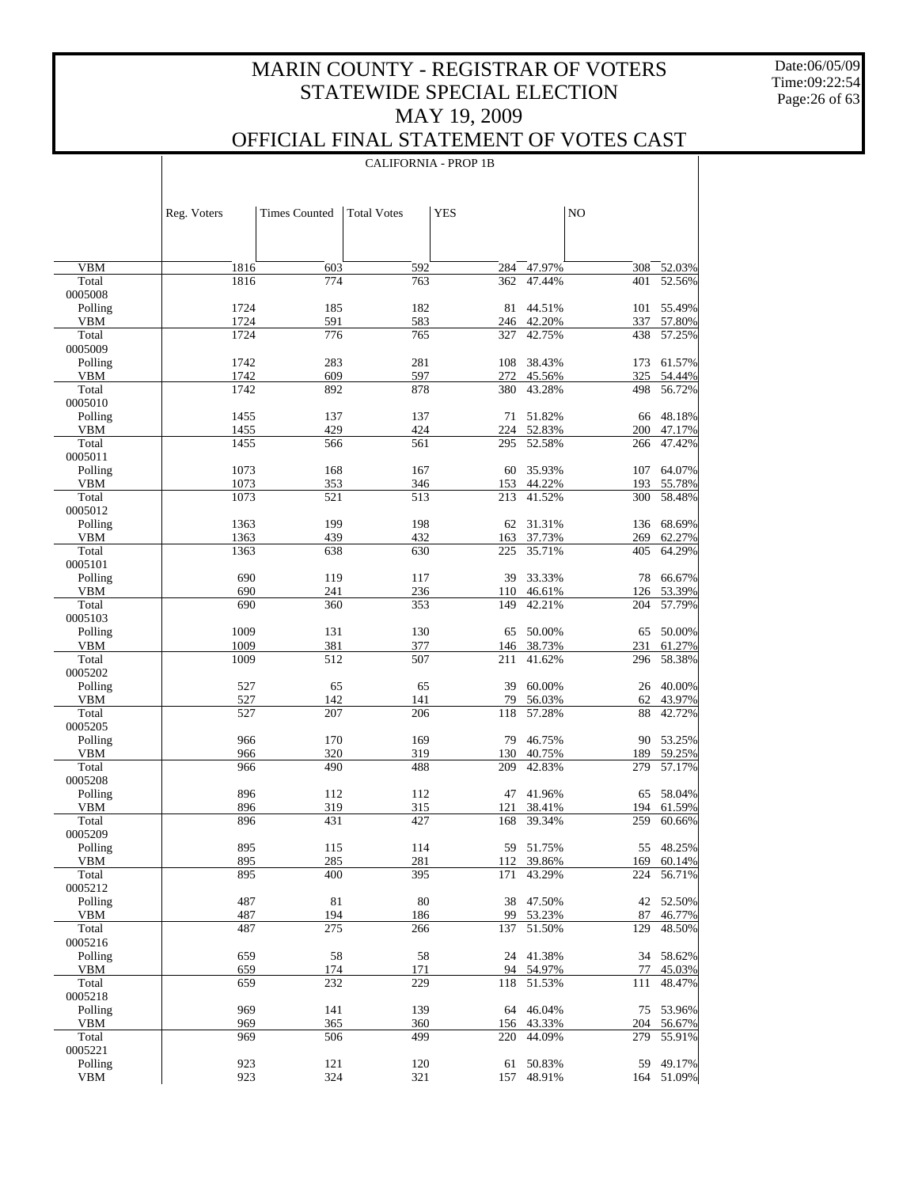# MARIN COUNTY - REGISTRAR OF VOTERS
## STATEWIDE SPECIAL ELECTION
## MAY 19, 2009
## OFFICIAL FINAL STATEMENT OF VOTES CAST

Date:06/05/09
Time:09:22:54

CALIFORNIA - PROP 1B

| | Reg. Voters | Times Counted | Total Votes | YES | | NO | |
|---|---|---|---|---|---|---|---|
| VBM | 1816 | 603 | 592 | 284 | 47.97% | 308 | 52.03% |
| Total | 1816 | 774 | 763 | 362 | 47.44% | 401 | 52.56% |
| 0005008 | | | | | | | |
| Polling | 1724 | 185 | 182 | 81 | 44.51% | 101 | 55.49% |
| VBM | 1724 | 591 | 583 | 246 | 42.20% | 337 | 57.80% |
| Total | 1724 | 776 | 765 | 327 | 42.75% | 438 | 57.25% |
| 0005009 | | | | | | | |
| Polling | 1742 | 283 | 281 | 108 | 38.43% | 173 | 61.57% |
| VBM | 1742 | 609 | 597 | 272 | 45.56% | 325 | 54.44% |
| Total | 1742 | 892 | 878 | 380 | 43.28% | 498 | 56.72% |
| 0005010 | | | | | | | |
| Polling | 1455 | 137 | 137 | 71 | 51.82% | 66 | 48.18% |
| VBM | 1455 | 429 | 424 | 224 | 52.83% | 200 | 47.17% |
| Total | 1455 | 566 | 561 | 295 | 52.58% | 266 | 47.42% |
| 0005011 | | | | | | | |
| Polling | 1073 | 168 | 167 | 60 | 35.93% | 107 | 64.07% |
| VBM | 1073 | 353 | 346 | 153 | 44.22% | 193 | 55.78% |
| Total | 1073 | 521 | 513 | 213 | 41.52% | 300 | 58.48% |
| 0005012 | | | | | | | |
| Polling | 1363 | 199 | 198 | 62 | 31.31% | 136 | 68.69% |
| VBM | 1363 | 439 | 432 | 163 | 37.73% | 269 | 62.27% |
| Total | 1363 | 638 | 630 | 225 | 35.71% | 405 | 64.29% |
| 0005101 | | | | | | | |
| Polling | 690 | 119 | 117 | 39 | 33.33% | 78 | 66.67% |
| VBM | 690 | 241 | 236 | 110 | 46.61% | 126 | 53.39% |
| Total | 690 | 360 | 353 | 149 | 42.21% | 204 | 57.79% |
| 0005103 | | | | | | | |
| Polling | 1009 | 131 | 130 | 65 | 50.00% | 65 | 50.00% |
| VBM | 1009 | 381 | 377 | 146 | 38.73% | 231 | 61.27% |
| Total | 1009 | 512 | 507 | 211 | 41.62% | 296 | 58.38% |
| 0005202 | | | | | | | |
| Polling | 527 | 65 | 65 | 39 | 60.00% | 26 | 40.00% |
| VBM | 527 | 142 | 141 | 79 | 56.03% | 62 | 43.97% |
| Total | 527 | 207 | 206 | 118 | 57.28% | 88 | 42.72% |
| 0005205 | | | | | | | |
| Polling | 966 | 170 | 169 | 79 | 46.75% | 90 | 53.25% |
| VBM | 966 | 320 | 319 | 130 | 40.75% | 189 | 59.25% |
| Total | 966 | 490 | 488 | 209 | 42.83% | 279 | 57.17% |
| 0005208 | | | | | | | |
| Polling | 896 | 112 | 112 | 47 | 41.96% | 65 | 58.04% |
| VBM | 896 | 319 | 315 | 121 | 38.41% | 194 | 61.59% |
| Total | 896 | 431 | 427 | 168 | 39.34% | 259 | 60.66% |
| 0005209 | | | | | | | |
| Polling | 895 | 115 | 114 | 59 | 51.75% | 55 | 48.25% |
| VBM | 895 | 285 | 281 | 112 | 39.86% | 169 | 60.14% |
| Total | 895 | 400 | 395 | 171 | 43.29% | 224 | 56.71% |
| 0005212 | | | | | | | |
| Polling | 487 | 81 | 80 | 38 | 47.50% | 42 | 52.50% |
| VBM | 487 | 194 | 186 | 99 | 53.23% | 87 | 46.77% |
| Total | 487 | 275 | 266 | 137 | 51.50% | 129 | 48.50% |
| 0005216 | | | | | | | |
| Polling | 659 | 58 | 58 | 24 | 41.38% | 34 | 58.62% |
| VBM | 659 | 174 | 171 | 94 | 54.97% | 77 | 45.03% |
| Total | 659 | 232 | 229 | 118 | 51.53% | 111 | 48.47% |
| 0005218 | | | | | | | |
| Polling | 969 | 141 | 139 | 64 | 46.04% | 75 | 53.96% |
| VBM | 969 | 365 | 360 | 156 | 43.33% | 204 | 56.67% |
| Total | 969 | 506 | 499 | 220 | 44.09% | 279 | 55.91% |
| 0005221 | | | | | | | |
| Polling | 923 | 121 | 120 | 61 | 50.83% | 59 | 49.17% |
| VBM | 923 | 324 | 321 | 157 | 48.91% | 164 | 51.09% |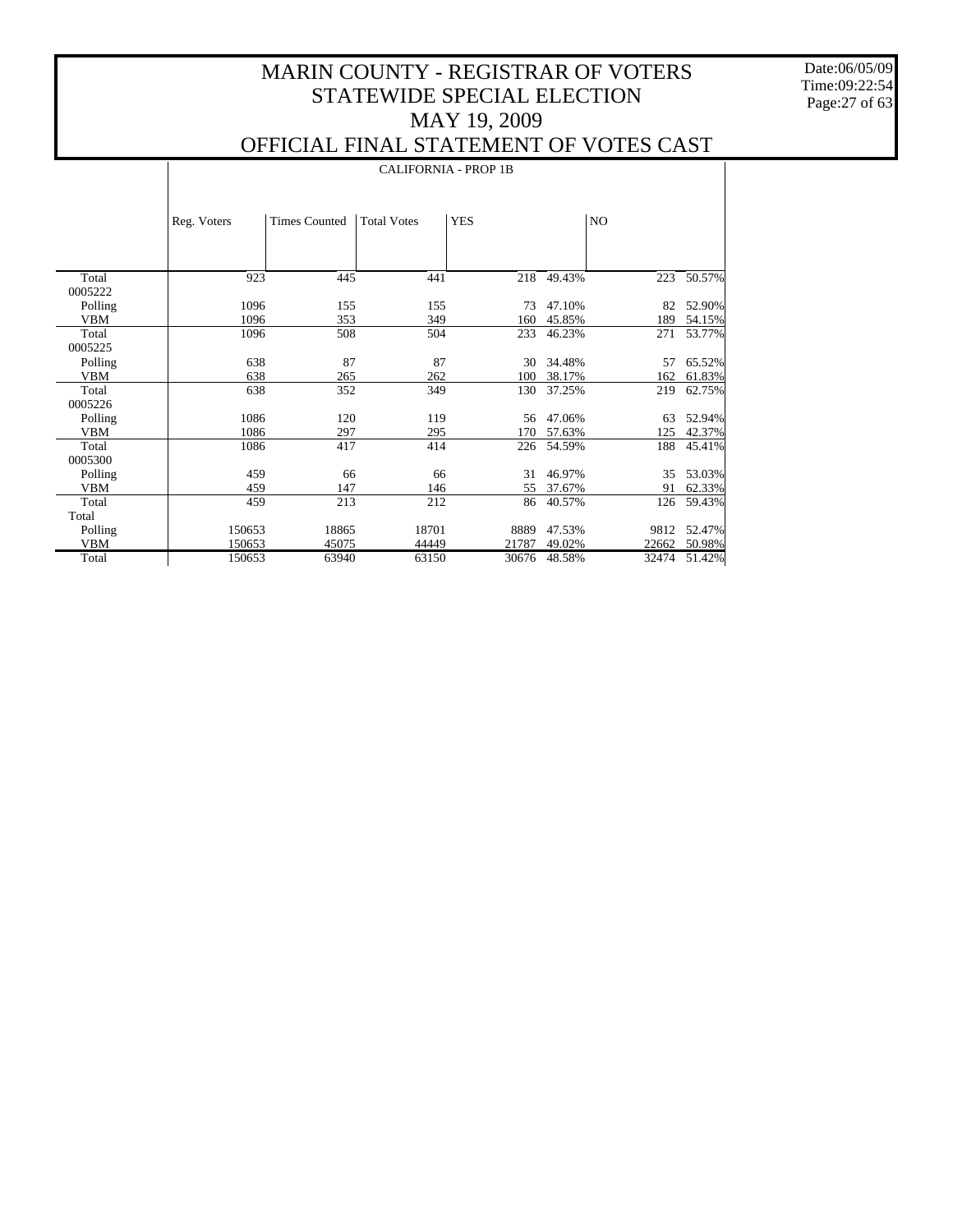# MARIN COUNTY - REGISTRAR OF VOTERS
# STATEWIDE SPECIAL ELECTION
# MAY 19, 2009
# OFFICIAL FINAL STATEMENT OF VOTES CAST

Date:06/05/09
Time:09:22:54

CALIFORNIA - PROP 1B

| | Reg. Voters | Times Counted | Total Votes | YES | | NO | |
|---|---|---|---|---|---|---|---|
| Total | 923 | 445 | 441 | 218 | 49.43% | 223 | 50.57% |
| 0005222 | | | | | | | |
| Polling | 1096 | 155 | 155 | 73 | 47.10% | 82 | 52.90% |
| VBM | 1096 | 353 | 349 | 160 | 45.85% | 189 | 54.15% |
| Total | 1096 | 508 | 504 | 233 | 46.23% | 271 | 53.77% |
| 0005225 | | | | | | | |
| Polling | 638 | 87 | 87 | 30 | 34.48% | 57 | 65.52% |
| VBM | 638 | 265 | 262 | 100 | 38.17% | 162 | 61.83% |
| Total | 638 | 352 | 349 | 130 | 37.25% | 219 | 62.75% |
| 0005226 | | | | | | | |
| Polling | 1086 | 120 | 119 | 56 | 47.06% | 63 | 52.94% |
| VBM | 1086 | 297 | 295 | 170 | 57.63% | 125 | 42.37% |
| Total | 1086 | 417 | 414 | 226 | 54.59% | 188 | 45.41% |
| 0005300 | | | | | | | |
| Polling | 459 | 66 | 66 | 31 | 46.97% | 35 | 53.03% |
| VBM | 459 | 147 | 146 | 55 | 37.67% | 91 | 62.33% |
| Total | 459 | 213 | 212 | 86 | 40.57% | 126 | 59.43% |
| Total | | | | | | | |
| Polling | 150653 | 18865 | 18701 | 8889 | 47.53% | 9812 | 52.47% |
| VBM | 150653 | 45075 | 44449 | 21787 | 49.02% | 22662 | 50.98% |
| Total | 150653 | 63940 | 63150 | 30676 | 48.58% | 32474 | 51.42% |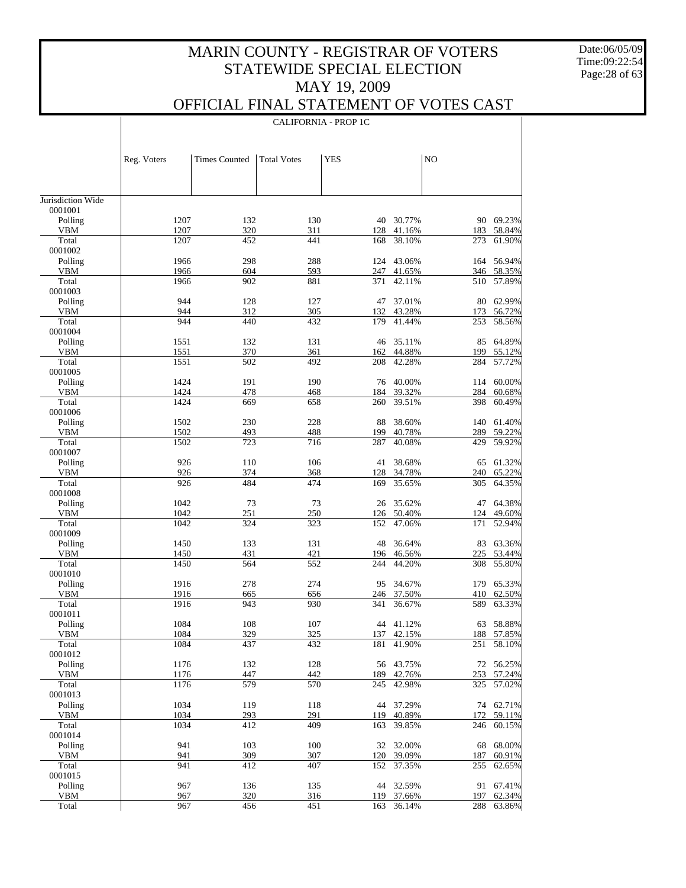# MARIN COUNTY - REGISTRAR OF VOTERS
## STATEWIDE SPECIAL ELECTION
## MAY 19, 2009
## OFFICIAL FINAL STATEMENT OF VOTES CAST

Date:06/05/09
Time:09:22:54

### CALIFORNIA - PROP 1C

| | Reg. Voters | Times Counted | Total Votes | YES | | NO | |
|---|---|---|---|---|---|---|---|
| Jurisdiction Wide | | | | | | | |
| 0001001 | | | | | | | |
| Polling | 1207 | 132 | 130 | 40 | 30.77% | 90 | 69.23% |
| VBM | 1207 | 320 | 311 | 128 | 41.16% | 183 | 58.84% |
| Total | 1207 | 452 | 441 | 168 | 38.10% | 273 | 61.90% |
| 0001002 | | | | | | | |
| Polling | 1966 | 298 | 288 | 124 | 43.06% | 164 | 56.94% |
| VBM | 1966 | 604 | 593 | 247 | 41.65% | 346 | 58.35% |
| Total | 1966 | 902 | 881 | 371 | 42.11% | 510 | 57.89% |
| 0001003 | | | | | | | |
| Polling | 944 | 128 | 127 | 47 | 37.01% | 80 | 62.99% |
| VBM | 944 | 312 | 305 | 132 | 43.28% | 173 | 56.72% |
| Total | 944 | 440 | 432 | 179 | 41.44% | 253 | 58.56% |
| 0001004 | | | | | | | |
| Polling | 1551 | 132 | 131 | 46 | 35.11% | 85 | 64.89% |
| VBM | 1551 | 370 | 361 | 162 | 44.88% | 199 | 55.12% |
| Total | 1551 | 502 | 492 | 208 | 42.28% | 284 | 57.72% |
| 0001005 | | | | | | | |
| Polling | 1424 | 191 | 190 | 76 | 40.00% | 114 | 60.00% |
| VBM | 1424 | 478 | 468 | 184 | 39.32% | 284 | 60.68% |
| Total | 1424 | 669 | 658 | 260 | 39.51% | 398 | 60.49% |
| 0001006 | | | | | | | |
| Polling | 1502 | 230 | 228 | 88 | 38.60% | 140 | 61.40% |
| VBM | 1502 | 493 | 488 | 199 | 40.78% | 289 | 59.22% |
| Total | 1502 | 723 | 716 | 287 | 40.08% | 429 | 59.92% |
| 0001007 | | | | | | | |
| Polling | 926 | 110 | 106 | 41 | 38.68% | 65 | 61.32% |
| VBM | 926 | 374 | 368 | 128 | 34.78% | 240 | 65.22% |
| Total | 926 | 484 | 474 | 169 | 35.65% | 305 | 64.35% |
| 0001008 | | | | | | | |
| Polling | 1042 | 73 | 73 | 26 | 35.62% | 47 | 64.38% |
| VBM | 1042 | 251 | 250 | 126 | 50.40% | 124 | 49.60% |
| Total | 1042 | 324 | 323 | 152 | 47.06% | 171 | 52.94% |
| 0001009 | | | | | | | |
| Polling | 1450 | 133 | 131 | 48 | 36.64% | 83 | 63.36% |
| VBM | 1450 | 431 | 421 | 196 | 46.56% | 225 | 53.44% |
| Total | 1450 | 564 | 552 | 244 | 44.20% | 308 | 55.80% |
| 0001010 | | | | | | | |
| Polling | 1916 | 278 | 274 | 95 | 34.67% | 179 | 65.33% |
| VBM | 1916 | 665 | 656 | 246 | 37.50% | 410 | 62.50% |
| Total | 1916 | 943 | 930 | 341 | 36.67% | 589 | 63.33% |
| 0001011 | | | | | | | |
| Polling | 1084 | 108 | 107 | 44 | 41.12% | 63 | 58.88% |
| VBM | 1084 | 329 | 325 | 137 | 42.15% | 188 | 57.85% |
| Total | 1084 | 437 | 432 | 181 | 41.90% | 251 | 58.10% |
| 0001012 | | | | | | | |
| Polling | 1176 | 132 | 128 | 56 | 43.75% | 72 | 56.25% |
| VBM | 1176 | 447 | 442 | 189 | 42.76% | 253 | 57.24% |
| Total | 1176 | 579 | 570 | 245 | 42.98% | 325 | 57.02% |
| 0001013 | | | | | | | |
| Polling | 1034 | 119 | 118 | 44 | 37.29% | 74 | 62.71% |
| VBM | 1034 | 293 | 291 | 119 | 40.89% | 172 | 59.11% |
| Total | 1034 | 412 | 409 | 163 | 39.85% | 246 | 60.15% |
| 0001014 | | | | | | | |
| Polling | 941 | 103 | 100 | 32 | 32.00% | 68 | 68.00% |
| VBM | 941 | 309 | 307 | 120 | 39.09% | 187 | 60.91% |
| Total | 941 | 412 | 407 | 152 | 37.35% | 255 | 62.65% |
| 0001015 | | | | | | | |
| Polling | 967 | 136 | 135 | 44 | 32.59% | 91 | 67.41% |
| VBM | 967 | 320 | 316 | 119 | 37.66% | 197 | 62.34% |
| Total | 967 | 456 | 451 | 163 | 36.14% | 288 | 63.86% |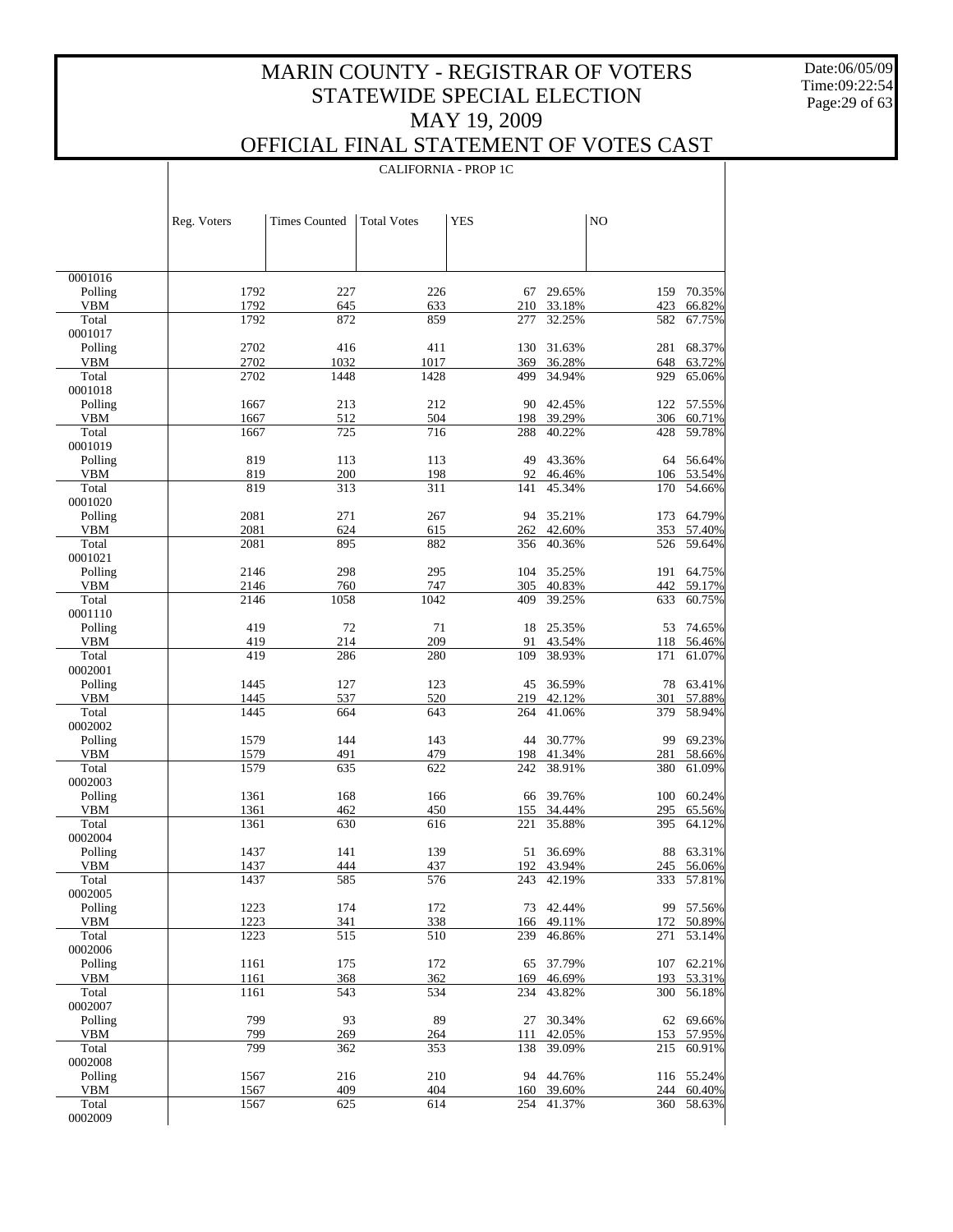# MARIN COUNTY - REGISTRAR OF VOTERS
## STATEWIDE SPECIAL ELECTION
## MAY 19, 2009
## OFFICIAL FINAL STATEMENT OF VOTES CAST

Date:06/05/09
Time:09:22:54

### CALIFORNIA - PROP 1C

| | Reg. Voters | Times Counted | Total Votes | YES | | NO | |
|---|---|---|---|---|---|---|---|
| 0001016 | | | | | | | |
| Polling | 1792 | 227 | 226 | 67 | 29.65% | 159 | 70.35% |
| VBM | 1792 | 645 | 633 | 210 | 33.18% | 423 | 66.82% |
| Total | 1792 | 872 | 859 | 277 | 32.25% | 582 | 67.75% |
| 0001017 | | | | | | | |
| Polling | 2702 | 416 | 411 | 130 | 31.63% | 281 | 68.37% |
| VBM | 2702 | 1032 | 1017 | 369 | 36.28% | 648 | 63.72% |
| Total | 2702 | 1448 | 1428 | 499 | 34.94% | 929 | 65.06% |
| 0001018 | | | | | | | |
| Polling | 1667 | 213 | 212 | 90 | 42.45% | 122 | 57.55% |
| VBM | 1667 | 512 | 504 | 198 | 39.29% | 306 | 60.71% |
| Total | 1667 | 725 | 716 | 288 | 40.22% | 428 | 59.78% |
| 0001019 | | | | | | | |
| Polling | 819 | 113 | 113 | 49 | 43.36% | 64 | 56.64% |
| VBM | 819 | 200 | 198 | 92 | 46.46% | 106 | 53.54% |
| Total | 819 | 313 | 311 | 141 | 45.34% | 170 | 54.66% |
| 0001020 | | | | | | | |
| Polling | 2081 | 271 | 267 | 94 | 35.21% | 173 | 64.79% |
| VBM | 2081 | 624 | 615 | 262 | 42.60% | 353 | 57.40% |
| Total | 2081 | 895 | 882 | 356 | 40.36% | 526 | 59.64% |
| 0001021 | | | | | | | |
| Polling | 2146 | 298 | 295 | 104 | 35.25% | 191 | 64.75% |
| VBM | 2146 | 760 | 747 | 305 | 40.83% | 442 | 59.17% |
| Total | 2146 | 1058 | 1042 | 409 | 39.25% | 633 | 60.75% |
| 0001110 | | | | | | | |
| Polling | 419 | 72 | 71 | 18 | 25.35% | 53 | 74.65% |
| VBM | 419 | 214 | 209 | 91 | 43.54% | 118 | 56.46% |
| Total | 419 | 286 | 280 | 109 | 38.93% | 171 | 61.07% |
| 0002001 | | | | | | | |
| Polling | 1445 | 127 | 123 | 45 | 36.59% | 78 | 63.41% |
| VBM | 1445 | 537 | 520 | 219 | 42.12% | 301 | 57.88% |
| Total | 1445 | 664 | 643 | 264 | 41.06% | 379 | 58.94% |
| 0002002 | | | | | | | |
| Polling | 1579 | 144 | 143 | 44 | 30.77% | 99 | 69.23% |
| VBM | 1579 | 491 | 479 | 198 | 41.34% | 281 | 58.66% |
| Total | 1579 | 635 | 622 | 242 | 38.91% | 380 | 61.09% |
| 0002003 | | | | | | | |
| Polling | 1361 | 168 | 166 | 66 | 39.76% | 100 | 60.24% |
| VBM | 1361 | 462 | 450 | 155 | 34.44% | 295 | 65.56% |
| Total | 1361 | 630 | 616 | 221 | 35.88% | 395 | 64.12% |
| 0002004 | | | | | | | |
| Polling | 1437 | 141 | 139 | 51 | 36.69% | 88 | 63.31% |
| VBM | 1437 | 444 | 437 | 192 | 43.94% | 245 | 56.06% |
| Total | 1437 | 585 | 576 | 243 | 42.19% | 333 | 57.81% |
| 0002005 | | | | | | | |
| Polling | 1223 | 174 | 172 | 73 | 42.44% | 99 | 57.56% |
| VBM | 1223 | 341 | 338 | 166 | 49.11% | 172 | 50.89% |
| Total | 1223 | 515 | 510 | 239 | 46.86% | 271 | 53.14% |
| 0002006 | | | | | | | |
| Polling | 1161 | 175 | 172 | 65 | 37.79% | 107 | 62.21% |
| VBM | 1161 | 368 | 362 | 169 | 46.69% | 193 | 53.31% |
| Total | 1161 | 543 | 534 | 234 | 43.82% | 300 | 56.18% |
| 0002007 | | | | | | | |
| Polling | 799 | 93 | 89 | 27 | 30.34% | 62 | 69.66% |
| VBM | 799 | 269 | 264 | 111 | 42.05% | 153 | 57.95% |
| Total | 799 | 362 | 353 | 138 | 39.09% | 215 | 60.91% |
| 0002008 | | | | | | | |
| Polling | 1567 | 216 | 210 | 94 | 44.76% | 116 | 55.24% |
| VBM | 1567 | 409 | 404 | 160 | 39.60% | 244 | 60.40% |
| Total | 1567 | 625 | 614 | 254 | 41.37% | 360 | 58.63% |
| 0002009 | | | | | | | |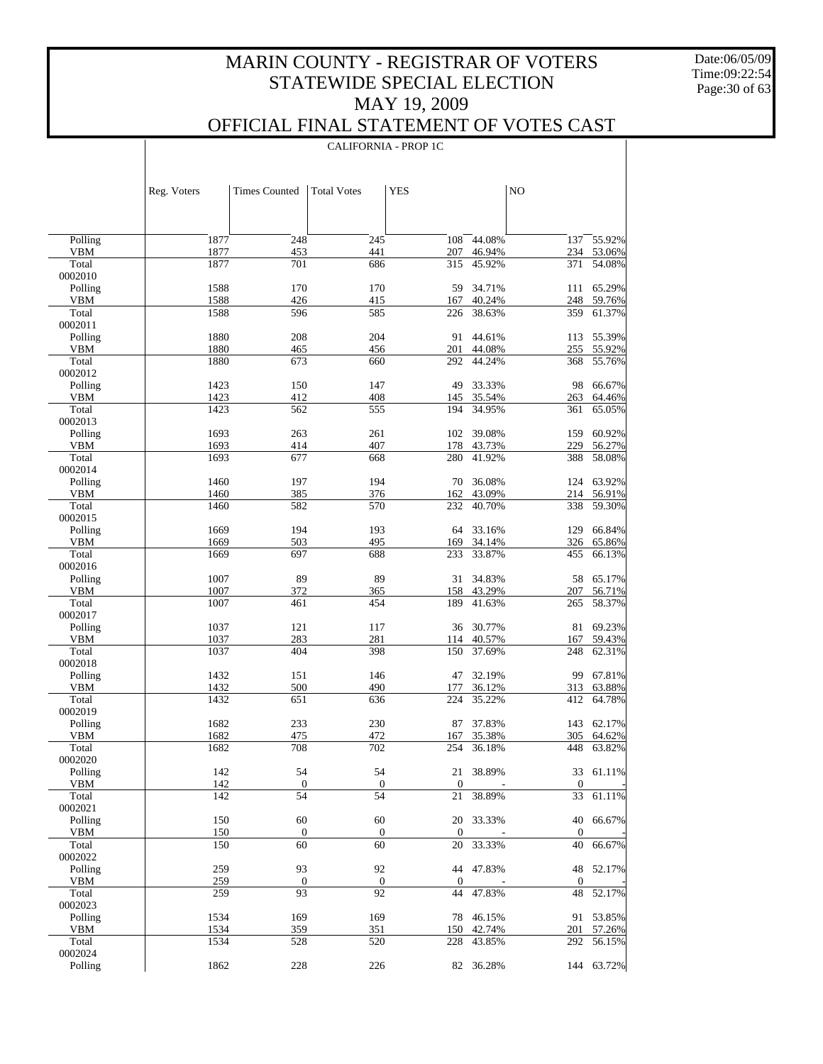# MARIN COUNTY - REGISTRAR OF VOTERS
## STATEWIDE SPECIAL ELECTION
## MAY 19, 2009
## OFFICIAL FINAL STATEMENT OF VOTES CAST

Date:06/05/09
Time:09:22:54

CALIFORNIA - PROP 1C

| | Reg. Voters | Times Counted | Total Votes | YES | | NO | |
|---|---|---|---|---|---|---|---|
| Polling | 1877 | 248 | 245 | 108 | 44.08% | 137 | 55.92% |
| VBM | 1877 | 453 | 441 | 207 | 46.94% | 234 | 53.06% |
| Total | 1877 | 701 | 686 | 315 | 45.92% | 371 | 54.08% |
| 0002010 | | | | | | | |
| Polling | 1588 | 170 | 170 | 59 | 34.71% | 111 | 65.29% |
| VBM | 1588 | 426 | 415 | 167 | 40.24% | 248 | 59.76% |
| Total | 1588 | 596 | 585 | 226 | 38.63% | 359 | 61.37% |
| 0002011 | | | | | | | |
| Polling | 1880 | 208 | 204 | 91 | 44.61% | 113 | 55.39% |
| VBM | 1880 | 465 | 456 | 201 | 44.08% | 255 | 55.92% |
| Total | 1880 | 673 | 660 | 292 | 44.24% | 368 | 55.76% |
| 0002012 | | | | | | | |
| Polling | 1423 | 150 | 147 | 49 | 33.33% | 98 | 66.67% |
| VBM | 1423 | 412 | 408 | 145 | 35.54% | 263 | 64.46% |
| Total | 1423 | 562 | 555 | 194 | 34.95% | 361 | 65.05% |
| 0002013 | | | | | | | |
| Polling | 1693 | 263 | 261 | 102 | 39.08% | 159 | 60.92% |
| VBM | 1693 | 414 | 407 | 178 | 43.73% | 229 | 56.27% |
| Total | 1693 | 677 | 668 | 280 | 41.92% | 388 | 58.08% |
| 0002014 | | | | | | | |
| Polling | 1460 | 197 | 194 | 70 | 36.08% | 124 | 63.92% |
| VBM | 1460 | 385 | 376 | 162 | 43.09% | 214 | 56.91% |
| Total | 1460 | 582 | 570 | 232 | 40.70% | 338 | 59.30% |
| 0002015 | | | | | | | |
| Polling | 1669 | 194 | 193 | 64 | 33.16% | 129 | 66.84% |
| VBM | 1669 | 503 | 495 | 169 | 34.14% | 326 | 65.86% |
| Total | 1669 | 697 | 688 | 233 | 33.87% | 455 | 66.13% |
| 0002016 | | | | | | | |
| Polling | 1007 | 89 | 89 | 31 | 34.83% | 58 | 65.17% |
| VBM | 1007 | 372 | 365 | 158 | 43.29% | 207 | 56.71% |
| Total | 1007 | 461 | 454 | 189 | 41.63% | 265 | 58.37% |
| 0002017 | | | | | | | |
| Polling | 1037 | 121 | 117 | 36 | 30.77% | 81 | 69.23% |
| VBM | 1037 | 283 | 281 | 114 | 40.57% | 167 | 59.43% |
| Total | 1037 | 404 | 398 | 150 | 37.69% | 248 | 62.31% |
| 0002018 | | | | | | | |
| Polling | 1432 | 151 | 146 | 47 | 32.19% | 99 | 67.81% |
| VBM | 1432 | 500 | 490 | 177 | 36.12% | 313 | 63.88% |
| Total | 1432 | 651 | 636 | 224 | 35.22% | 412 | 64.78% |
| 0002019 | | | | | | | |
| Polling | 1682 | 233 | 230 | 87 | 37.83% | 143 | 62.17% |
| VBM | 1682 | 475 | 472 | 167 | 35.38% | 305 | 64.62% |
| Total | 1682 | 708 | 702 | 254 | 36.18% | 448 | 63.82% |
| 0002020 | | | | | | | |
| Polling | 142 | 54 | 54 | 21 | 38.89% | 33 | 61.11% |
| VBM | 142 | 0 | 0 | 0 | - | 0 | - |
| Total | 142 | 54 | 54 | 21 | 38.89% | 33 | 61.11% |
| 0002021 | | | | | | | |
| Polling | 150 | 60 | 60 | 20 | 33.33% | 40 | 66.67% |
| VBM | 150 | 0 | 0 | 0 | - | 0 | - |
| Total | 150 | 60 | 60 | 20 | 33.33% | 40 | 66.67% |
| 0002022 | | | | | | | |
| Polling | 259 | 93 | 92 | 44 | 47.83% | 48 | 52.17% |
| VBM | 259 | 0 | 0 | 0 | - | 0 | - |
| Total | 259 | 93 | 92 | 44 | 47.83% | 48 | 52.17% |
| 0002023 | | | | | | | |
| Polling | 1534 | 169 | 169 | 78 | 46.15% | 91 | 53.85% |
| VBM | 1534 | 359 | 351 | 150 | 42.74% | 201 | 57.26% |
| Total | 1534 | 528 | 520 | 228 | 43.85% | 292 | 56.15% |
| 0002024 | | | | | | | |
| Polling | 1862 | 228 | 226 | 82 | 36.28% | 144 | 63.72% |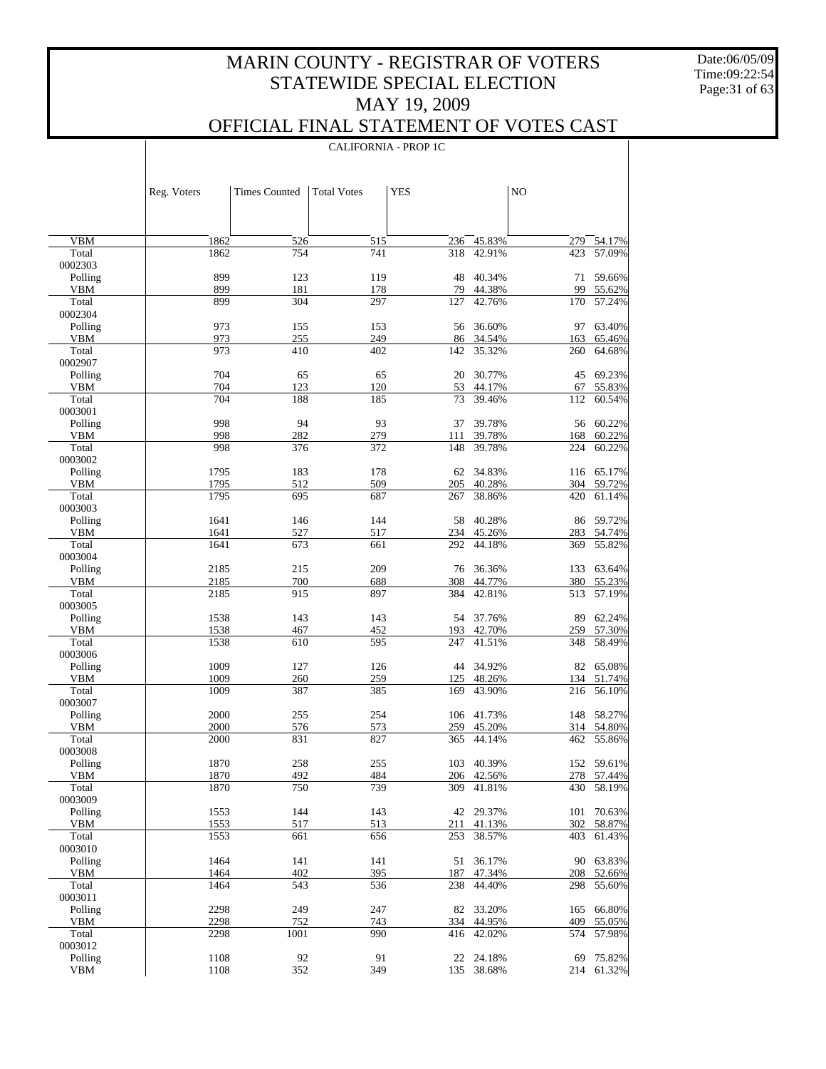# MARIN COUNTY - REGISTRAR OF VOTERS
## STATEWIDE SPECIAL ELECTION
## MAY 19, 2009
## OFFICIAL FINAL STATEMENT OF VOTES CAST

Date:06/05/09
Time:09:22:54

CALIFORNIA - PROP 1C

| | Reg. Voters | Times Counted | Total Votes | YES | | NO | |
|---|---|---|---|---|---|---|---|
| VBM | 1862 | 526 | 515 | 236 | 45.83% | 279 | 54.17% |
| Total | 1862 | 754 | 741 | 318 | 42.91% | 423 | 57.09% |
| 0002303 | | | | | | | |
| Polling | 899 | 123 | 119 | 48 | 40.34% | 71 | 59.66% |
| VBM | 899 | 181 | 178 | 79 | 44.38% | 99 | 55.62% |
| Total | 899 | 304 | 297 | 127 | 42.76% | 170 | 57.24% |
| 0002304 | | | | | | | |
| Polling | 973 | 155 | 153 | 56 | 36.60% | 97 | 63.40% |
| VBM | 973 | 255 | 249 | 86 | 34.54% | 163 | 65.46% |
| Total | 973 | 410 | 402 | 142 | 35.32% | 260 | 64.68% |
| 0002907 | | | | | | | |
| Polling | 704 | 65 | 65 | 20 | 30.77% | 45 | 69.23% |
| VBM | 704 | 123 | 120 | 53 | 44.17% | 67 | 55.83% |
| Total | 704 | 188 | 185 | 73 | 39.46% | 112 | 60.54% |
| 0003001 | | | | | | | |
| Polling | 998 | 94 | 93 | 37 | 39.78% | 56 | 60.22% |
| VBM | 998 | 282 | 279 | 111 | 39.78% | 168 | 60.22% |
| Total | 998 | 376 | 372 | 148 | 39.78% | 224 | 60.22% |
| 0003002 | | | | | | | |
| Polling | 1795 | 183 | 178 | 62 | 34.83% | 116 | 65.17% |
| VBM | 1795 | 512 | 509 | 205 | 40.28% | 304 | 59.72% |
| Total | 1795 | 695 | 687 | 267 | 38.86% | 420 | 61.14% |
| 0003003 | | | | | | | |
| Polling | 1641 | 146 | 144 | 58 | 40.28% | 86 | 59.72% |
| VBM | 1641 | 527 | 517 | 234 | 45.26% | 283 | 54.74% |
| Total | 1641 | 673 | 661 | 292 | 44.18% | 369 | 55.82% |
| 0003004 | | | | | | | |
| Polling | 2185 | 215 | 209 | 76 | 36.36% | 133 | 63.64% |
| VBM | 2185 | 700 | 688 | 308 | 44.77% | 380 | 55.23% |
| Total | 2185 | 915 | 897 | 384 | 42.81% | 513 | 57.19% |
| 0003005 | | | | | | | |
| Polling | 1538 | 143 | 143 | 54 | 37.76% | 89 | 62.24% |
| VBM | 1538 | 467 | 452 | 193 | 42.70% | 259 | 57.30% |
| Total | 1538 | 610 | 595 | 247 | 41.51% | 348 | 58.49% |
| 0003006 | | | | | | | |
| Polling | 1009 | 127 | 126 | 44 | 34.92% | 82 | 65.08% |
| VBM | 1009 | 260 | 259 | 125 | 48.26% | 134 | 51.74% |
| Total | 1009 | 387 | 385 | 169 | 43.90% | 216 | 56.10% |
| 0003007 | | | | | | | |
| Polling | 2000 | 255 | 254 | 106 | 41.73% | 148 | 58.27% |
| VBM | 2000 | 576 | 573 | 259 | 45.20% | 314 | 54.80% |
| Total | 2000 | 831 | 827 | 365 | 44.14% | 462 | 55.86% |
| 0003008 | | | | | | | |
| Polling | 1870 | 258 | 255 | 103 | 40.39% | 152 | 59.61% |
| VBM | 1870 | 492 | 484 | 206 | 42.56% | 278 | 57.44% |
| Total | 1870 | 750 | 739 | 309 | 41.81% | 430 | 58.19% |
| 0003009 | | | | | | | |
| Polling | 1553 | 144 | 143 | 42 | 29.37% | 101 | 70.63% |
| VBM | 1553 | 517 | 513 | 211 | 41.13% | 302 | 58.87% |
| Total | 1553 | 661 | 656 | 253 | 38.57% | 403 | 61.43% |
| 0003010 | | | | | | | |
| Polling | 1464 | 141 | 141 | 51 | 36.17% | 90 | 63.83% |
| VBM | 1464 | 402 | 395 | 187 | 47.34% | 208 | 52.66% |
| Total | 1464 | 543 | 536 | 238 | 44.40% | 298 | 55.60% |
| 0003011 | | | | | | | |
| Polling | 2298 | 249 | 247 | 82 | 33.20% | 165 | 66.80% |
| VBM | 2298 | 752 | 743 | 334 | 44.95% | 409 | 55.05% |
| Total | 2298 | 1001 | 990 | 416 | 42.02% | 574 | 57.98% |
| 0003012 | | | | | | | |
| Polling | 1108 | 92 | 91 | 22 | 24.18% | 69 | 75.82% |
| VBM | 1108 | 352 | 349 | 135 | 38.68% | 214 | 61.32% |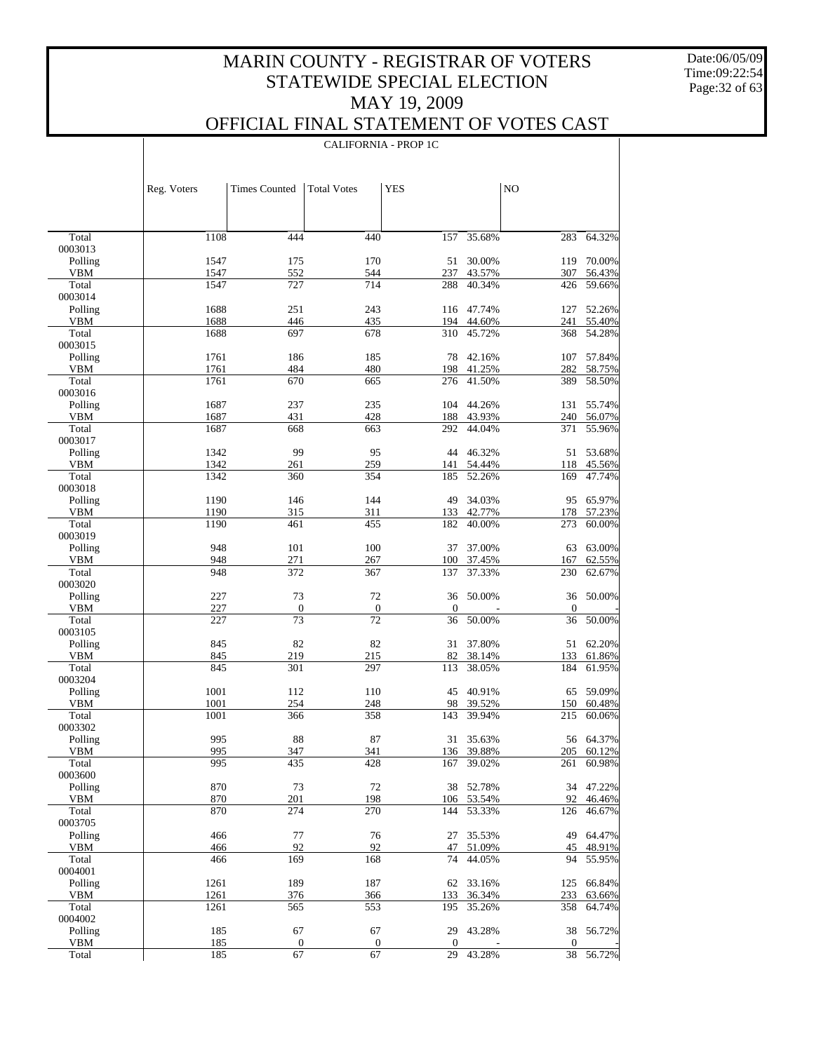# MARIN COUNTY - REGISTRAR OF VOTERS
# STATEWIDE SPECIAL ELECTION
# MAY 19, 2009
# OFFICIAL FINAL STATEMENT OF VOTES CAST

Date:06/05/09
Time:09:22:54

CALIFORNIA - PROP 1C

| | Reg. Voters | Times Counted | Total Votes | YES | | NO | |
|---|---|---|---|---|---|---|---|
| Total | 1108 | 444 | 440 | 157 | 35.68% | 283 | 64.32% |
| 0003013 | | | | | | | |
| Polling | 1547 | 175 | 170 | 51 | 30.00% | 119 | 70.00% |
| VBM | 1547 | 552 | 544 | 237 | 43.57% | 307 | 56.43% |
| Total | 1547 | 727 | 714 | 288 | 40.34% | 426 | 59.66% |
| 0003014 | | | | | | | |
| Polling | 1688 | 251 | 243 | 116 | 47.74% | 127 | 52.26% |
| VBM | 1688 | 446 | 435 | 194 | 44.60% | 241 | 55.40% |
| Total | 1688 | 697 | 678 | 310 | 45.72% | 368 | 54.28% |
| 0003015 | | | | | | | |
| Polling | 1761 | 186 | 185 | 78 | 42.16% | 107 | 57.84% |
| VBM | 1761 | 484 | 480 | 198 | 41.25% | 282 | 58.75% |
| Total | 1761 | 670 | 665 | 276 | 41.50% | 389 | 58.50% |
| 0003016 | | | | | | | |
| Polling | 1687 | 237 | 235 | 104 | 44.26% | 131 | 55.74% |
| VBM | 1687 | 431 | 428 | 188 | 43.93% | 240 | 56.07% |
| Total | 1687 | 668 | 663 | 292 | 44.04% | 371 | 55.96% |
| 0003017 | | | | | | | |
| Polling | 1342 | 99 | 95 | 44 | 46.32% | 51 | 53.68% |
| VBM | 1342 | 261 | 259 | 141 | 54.44% | 118 | 45.56% |
| Total | 1342 | 360 | 354 | 185 | 52.26% | 169 | 47.74% |
| 0003018 | | | | | | | |
| Polling | 1190 | 146 | 144 | 49 | 34.03% | 95 | 65.97% |
| VBM | 1190 | 315 | 311 | 133 | 42.77% | 178 | 57.23% |
| Total | 1190 | 461 | 455 | 182 | 40.00% | 273 | 60.00% |
| 0003019 | | | | | | | |
| Polling | 948 | 101 | 100 | 37 | 37.00% | 63 | 63.00% |
| VBM | 948 | 271 | 267 | 100 | 37.45% | 167 | 62.55% |
| Total | 948 | 372 | 367 | 137 | 37.33% | 230 | 62.67% |
| 0003020 | | | | | | | |
| Polling | 227 | 73 | 72 | 36 | 50.00% | 36 | 50.00% |
| VBM | 227 | 0 | 0 | 0 | - | 0 | - |
| Total | 227 | 73 | 72 | 36 | 50.00% | 36 | 50.00% |
| 0003105 | | | | | | | |
| Polling | 845 | 82 | 82 | 31 | 37.80% | 51 | 62.20% |
| VBM | 845 | 219 | 215 | 82 | 38.14% | 133 | 61.86% |
| Total | 845 | 301 | 297 | 113 | 38.05% | 184 | 61.95% |
| 0003204 | | | | | | | |
| Polling | 1001 | 112 | 110 | 45 | 40.91% | 65 | 59.09% |
| VBM | 1001 | 254 | 248 | 98 | 39.52% | 150 | 60.48% |
| Total | 1001 | 366 | 358 | 143 | 39.94% | 215 | 60.06% |
| 0003302 | | | | | | | |
| Polling | 995 | 88 | 87 | 31 | 35.63% | 56 | 64.37% |
| VBM | 995 | 347 | 341 | 136 | 39.88% | 205 | 60.12% |
| Total | 995 | 435 | 428 | 167 | 39.02% | 261 | 60.98% |
| 0003600 | | | | | | | |
| Polling | 870 | 73 | 72 | 38 | 52.78% | 34 | 47.22% |
| VBM | 870 | 201 | 198 | 106 | 53.54% | 92 | 46.46% |
| Total | 870 | 274 | 270 | 144 | 53.33% | 126 | 46.67% |
| 0003705 | | | | | | | |
| Polling | 466 | 77 | 76 | 27 | 35.53% | 49 | 64.47% |
| VBM | 466 | 92 | 92 | 47 | 51.09% | 45 | 48.91% |
| Total | 466 | 169 | 168 | 74 | 44.05% | 94 | 55.95% |
| 0004001 | | | | | | | |
| Polling | 1261 | 189 | 187 | 62 | 33.16% | 125 | 66.84% |
| VBM | 1261 | 376 | 366 | 133 | 36.34% | 233 | 63.66% |
| Total | 1261 | 565 | 553 | 195 | 35.26% | 358 | 64.74% |
| 0004002 | | | | | | | |
| Polling | 185 | 67 | 67 | 29 | 43.28% | 38 | 56.72% |
| VBM | 185 | 0 | 0 | 0 | - | 0 | - |
| Total | 185 | 67 | 67 | 29 | 43.28% | 38 | 56.72% |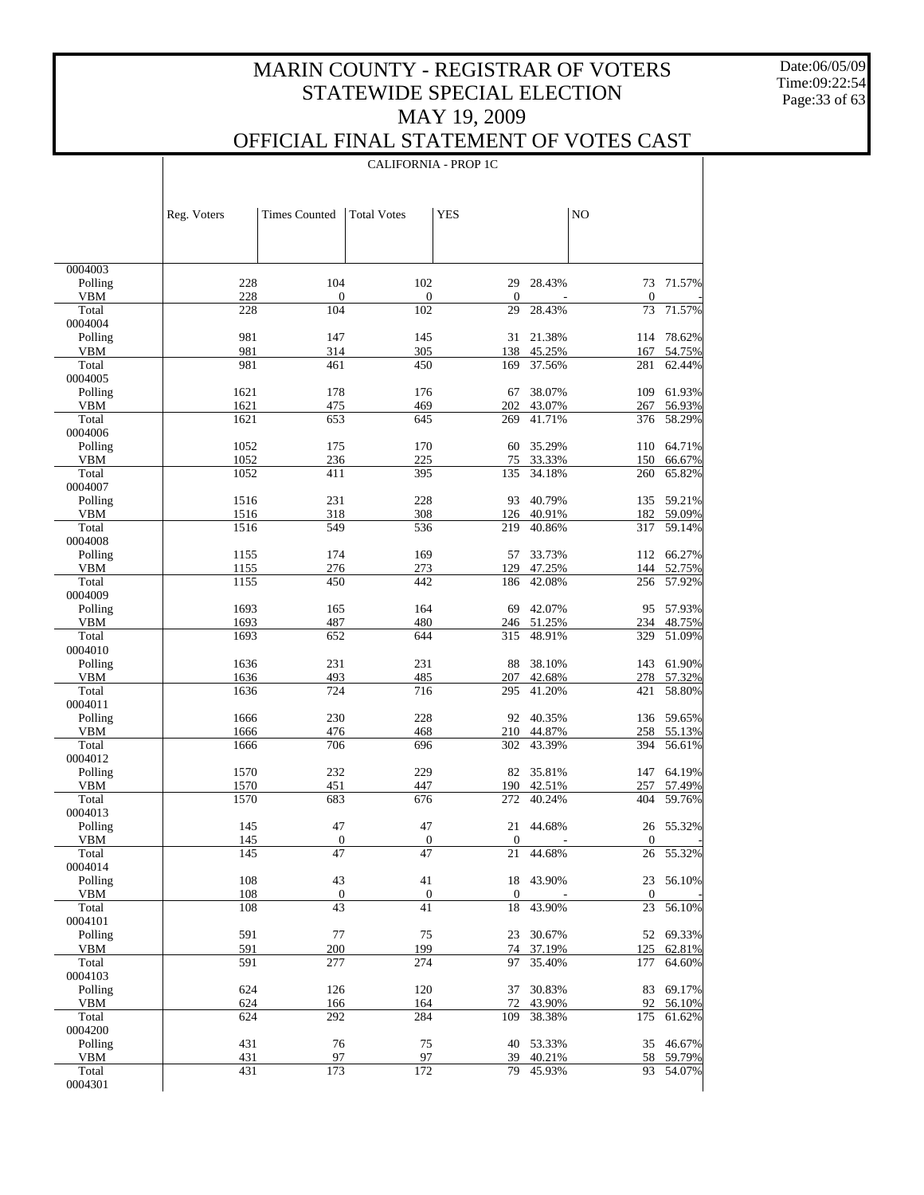# MARIN COUNTY - REGISTRAR OF VOTERS
## STATEWIDE SPECIAL ELECTION
## MAY 19, 2009
## OFFICIAL FINAL STATEMENT OF VOTES CAST

Date:06/05/09
Time:09:22:54

CALIFORNIA - PROP 1C

| | Reg. Voters | Times Counted | Total Votes | YES | | NO | |
|---|---|---|---|---|---|---|---|
| 0004003 | | | | | | | |
| Polling | 228 | 104 | 102 | 29 | 28.43% | 73 | 71.57% |
| VBM | 228 | 0 | 0 | 0 | - | 0 | - |
| Total | 228 | 104 | 102 | 29 | 28.43% | 73 | 71.57% |
| 0004004 | | | | | | | |
| Polling | 981 | 147 | 145 | 31 | 21.38% | 114 | 78.62% |
| VBM | 981 | 314 | 305 | 138 | 45.25% | 167 | 54.75% |
| Total | 981 | 461 | 450 | 169 | 37.56% | 281 | 62.44% |
| 0004005 | | | | | | | |
| Polling | 1621 | 178 | 176 | 67 | 38.07% | 109 | 61.93% |
| VBM | 1621 | 475 | 469 | 202 | 43.07% | 267 | 56.93% |
| Total | 1621 | 653 | 645 | 269 | 41.71% | 376 | 58.29% |
| 0004006 | | | | | | | |
| Polling | 1052 | 175 | 170 | 60 | 35.29% | 110 | 64.71% |
| VBM | 1052 | 236 | 225 | 75 | 33.33% | 150 | 66.67% |
| Total | 1052 | 411 | 395 | 135 | 34.18% | 260 | 65.82% |
| 0004007 | | | | | | | |
| Polling | 1516 | 231 | 228 | 93 | 40.79% | 135 | 59.21% |
| VBM | 1516 | 318 | 308 | 126 | 40.91% | 182 | 59.09% |
| Total | 1516 | 549 | 536 | 219 | 40.86% | 317 | 59.14% |
| 0004008 | | | | | | | |
| Polling | 1155 | 174 | 169 | 57 | 33.73% | 112 | 66.27% |
| VBM | 1155 | 276 | 273 | 129 | 47.25% | 144 | 52.75% |
| Total | 1155 | 450 | 442 | 186 | 42.08% | 256 | 57.92% |
| 0004009 | | | | | | | |
| Polling | 1693 | 165 | 164 | 69 | 42.07% | 95 | 57.93% |
| VBM | 1693 | 487 | 480 | 246 | 51.25% | 234 | 48.75% |
| Total | 1693 | 652 | 644 | 315 | 48.91% | 329 | 51.09% |
| 0004010 | | | | | | | |
| Polling | 1636 | 231 | 231 | 88 | 38.10% | 143 | 61.90% |
| VBM | 1636 | 493 | 485 | 207 | 42.68% | 278 | 57.32% |
| Total | 1636 | 724 | 716 | 295 | 41.20% | 421 | 58.80% |
| 0004011 | | | | | | | |
| Polling | 1666 | 230 | 228 | 92 | 40.35% | 136 | 59.65% |
| VBM | 1666 | 476 | 468 | 210 | 44.87% | 258 | 55.13% |
| Total | 1666 | 706 | 696 | 302 | 43.39% | 394 | 56.61% |
| 0004012 | | | | | | | |
| Polling | 1570 | 232 | 229 | 82 | 35.81% | 147 | 64.19% |
| VBM | 1570 | 451 | 447 | 190 | 42.51% | 257 | 57.49% |
| Total | 1570 | 683 | 676 | 272 | 40.24% | 404 | 59.76% |
| 0004013 | | | | | | | |
| Polling | 145 | 47 | 47 | 21 | 44.68% | 26 | 55.32% |
| VBM | 145 | 0 | 0 | 0 | - | 0 | - |
| Total | 145 | 47 | 47 | 21 | 44.68% | 26 | 55.32% |
| 0004014 | | | | | | | |
| Polling | 108 | 43 | 41 | 18 | 43.90% | 23 | 56.10% |
| VBM | 108 | 0 | 0 | 0 | - | 0 | - |
| Total | 108 | 43 | 41 | 18 | 43.90% | 23 | 56.10% |
| 0004101 | | | | | | | |
| Polling | 591 | 77 | 75 | 23 | 30.67% | 52 | 69.33% |
| VBM | 591 | 200 | 199 | 74 | 37.19% | 125 | 62.81% |
| Total | 591 | 277 | 274 | 97 | 35.40% | 177 | 64.60% |
| 0004103 | | | | | | | |
| Polling | 624 | 126 | 120 | 37 | 30.83% | 83 | 69.17% |
| VBM | 624 | 166 | 164 | 72 | 43.90% | 92 | 56.10% |
| Total | 624 | 292 | 284 | 109 | 38.38% | 175 | 61.62% |
| 0004200 | | | | | | | |
| Polling | 431 | 76 | 75 | 40 | 53.33% | 35 | 46.67% |
| VBM | 431 | 97 | 97 | 39 | 40.21% | 58 | 59.79% |
| Total | 431 | 173 | 172 | 79 | 45.93% | 93 | 54.07% |
| 0004301 | | | | | | | |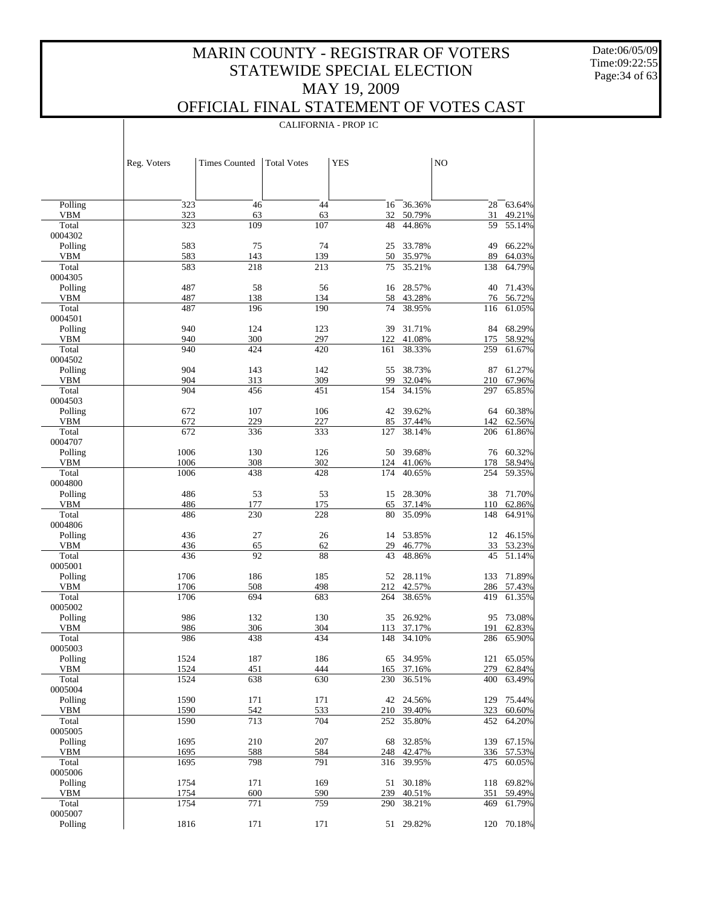# MARIN COUNTY - REGISTRAR OF VOTERS
## STATEWIDE SPECIAL ELECTION
## MAY 19, 2009
## OFFICIAL FINAL STATEMENT OF VOTES CAST

Date:06/05/09
Time:09:22:55

CALIFORNIA - PROP 1C

| | Reg. Voters | Times Counted | Total Votes | YES | | NO | |
|---|---|---|---|---|---|---|---|
| Polling | 323 | 46 | 44 | 16 | 36.36% | 28 | 63.64% |
| VBM | 323 | 63 | 63 | 32 | 50.79% | 31 | 49.21% |
| Total | 323 | 109 | 107 | 48 | 44.86% | 59 | 55.14% |
| 0004302 | | | | | | | |
| Polling | 583 | 75 | 74 | 25 | 33.78% | 49 | 66.22% |
| VBM | 583 | 143 | 139 | 50 | 35.97% | 89 | 64.03% |
| Total | 583 | 218 | 213 | 75 | 35.21% | 138 | 64.79% |
| 0004305 | | | | | | | |
| Polling | 487 | 58 | 56 | 16 | 28.57% | 40 | 71.43% |
| VBM | 487 | 138 | 134 | 58 | 43.28% | 76 | 56.72% |
| Total | 487 | 196 | 190 | 74 | 38.95% | 116 | 61.05% |
| 0004501 | | | | | | | |
| Polling | 940 | 124 | 123 | 39 | 31.71% | 84 | 68.29% |
| VBM | 940 | 300 | 297 | 122 | 41.08% | 175 | 58.92% |
| Total | 940 | 424 | 420 | 161 | 38.33% | 259 | 61.67% |
| 0004502 | | | | | | | |
| Polling | 904 | 143 | 142 | 55 | 38.73% | 87 | 61.27% |
| VBM | 904 | 313 | 309 | 99 | 32.04% | 210 | 67.96% |
| Total | 904 | 456 | 451 | 154 | 34.15% | 297 | 65.85% |
| 0004503 | | | | | | | |
| Polling | 672 | 107 | 106 | 42 | 39.62% | 64 | 60.38% |
| VBM | 672 | 229 | 227 | 85 | 37.44% | 142 | 62.56% |
| Total | 672 | 336 | 333 | 127 | 38.14% | 206 | 61.86% |
| 0004707 | | | | | | | |
| Polling | 1006 | 130 | 126 | 50 | 39.68% | 76 | 60.32% |
| VBM | 1006 | 308 | 302 | 124 | 41.06% | 178 | 58.94% |
| Total | 1006 | 438 | 428 | 174 | 40.65% | 254 | 59.35% |
| 0004800 | | | | | | | |
| Polling | 486 | 53 | 53 | 15 | 28.30% | 38 | 71.70% |
| VBM | 486 | 177 | 175 | 65 | 37.14% | 110 | 62.86% |
| Total | 486 | 230 | 228 | 80 | 35.09% | 148 | 64.91% |
| 0004806 | | | | | | | |
| Polling | 436 | 27 | 26 | 14 | 53.85% | 12 | 46.15% |
| VBM | 436 | 65 | 62 | 29 | 46.77% | 33 | 53.23% |
| Total | 436 | 92 | 88 | 43 | 48.86% | 45 | 51.14% |
| 0005001 | | | | | | | |
| Polling | 1706 | 186 | 185 | 52 | 28.11% | 133 | 71.89% |
| VBM | 1706 | 508 | 498 | 212 | 42.57% | 286 | 57.43% |
| Total | 1706 | 694 | 683 | 264 | 38.65% | 419 | 61.35% |
| 0005002 | | | | | | | |
| Polling | 986 | 132 | 130 | 35 | 26.92% | 95 | 73.08% |
| VBM | 986 | 306 | 304 | 113 | 37.17% | 191 | 62.83% |
| Total | 986 | 438 | 434 | 148 | 34.10% | 286 | 65.90% |
| 0005003 | | | | | | | |
| Polling | 1524 | 187 | 186 | 65 | 34.95% | 121 | 65.05% |
| VBM | 1524 | 451 | 444 | 165 | 37.16% | 279 | 62.84% |
| Total | 1524 | 638 | 630 | 230 | 36.51% | 400 | 63.49% |
| 0005004 | | | | | | | |
| Polling | 1590 | 171 | 171 | 42 | 24.56% | 129 | 75.44% |
| VBM | 1590 | 542 | 533 | 210 | 39.40% | 323 | 60.60% |
| Total | 1590 | 713 | 704 | 252 | 35.80% | 452 | 64.20% |
| 0005005 | | | | | | | |
| Polling | 1695 | 210 | 207 | 68 | 32.85% | 139 | 67.15% |
| VBM | 1695 | 588 | 584 | 248 | 42.47% | 336 | 57.53% |
| Total | 1695 | 798 | 791 | 316 | 39.95% | 475 | 60.05% |
| 0005006 | | | | | | | |
| Polling | 1754 | 171 | 169 | 51 | 30.18% | 118 | 69.82% |
| VBM | 1754 | 600 | 590 | 239 | 40.51% | 351 | 59.49% |
| Total | 1754 | 771 | 759 | 290 | 38.21% | 469 | 61.79% |
| 0005007 | | | | | | | |
| Polling | 1816 | 171 | 171 | 51 | 29.82% | 120 | 70.18% |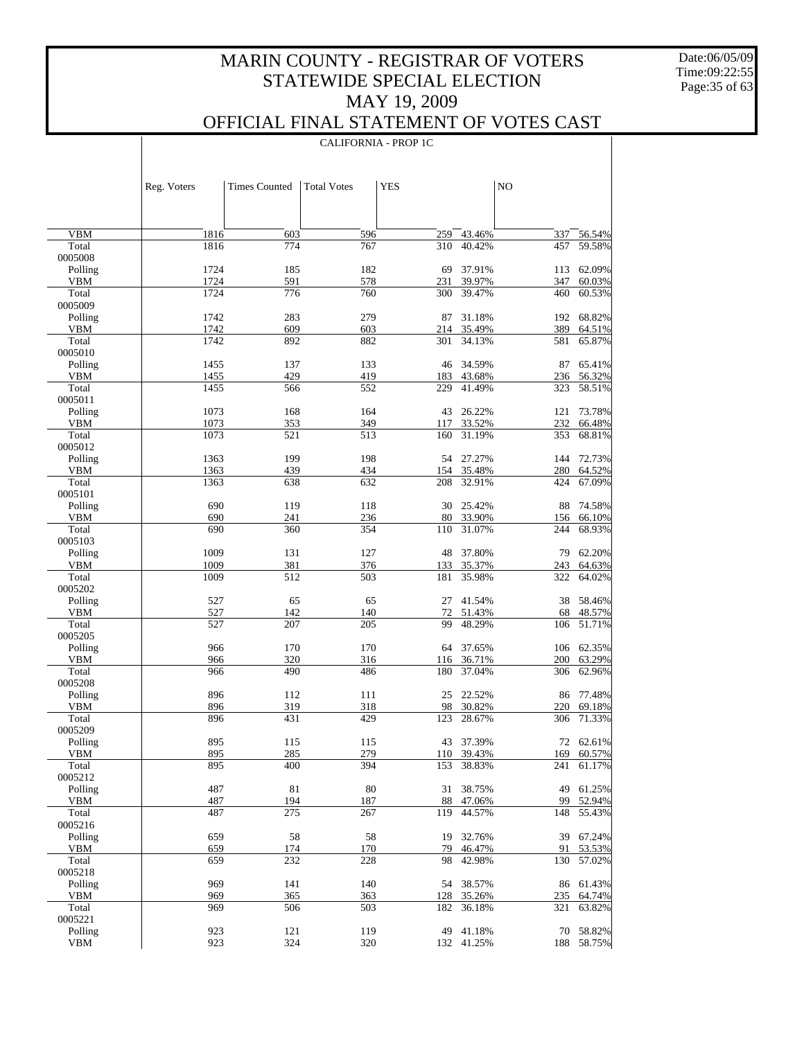# MARIN COUNTY - REGISTRAR OF VOTERS
## STATEWIDE SPECIAL ELECTION
## MAY 19, 2009
## OFFICIAL FINAL STATEMENT OF VOTES CAST

CALIFORNIA - PROP 1C

| | Reg. Voters | Times Counted | Total Votes | YES | | NO | |
|---|---|---|---|---|---|---|---|
| VBM | 1816 | 603 | 596 | 259 | 43.46% | 337 | 56.54% |
| Total | 1816 | 774 | 767 | 310 | 40.42% | 457 | 59.58% |
| 0005008 | | | | | | | |
| Polling | 1724 | 185 | 182 | 69 | 37.91% | 113 | 62.09% |
| VBM | 1724 | 591 | 578 | 231 | 39.97% | 347 | 60.03% |
| Total | 1724 | 776 | 760 | 300 | 39.47% | 460 | 60.53% |
| 0005009 | | | | | | | |
| Polling | 1742 | 283 | 279 | 87 | 31.18% | 192 | 68.82% |
| VBM | 1742 | 609 | 603 | 214 | 35.49% | 389 | 64.51% |
| Total | 1742 | 892 | 882 | 301 | 34.13% | 581 | 65.87% |
| 0005010 | | | | | | | |
| Polling | 1455 | 137 | 133 | 46 | 34.59% | 87 | 65.41% |
| VBM | 1455 | 429 | 419 | 183 | 43.68% | 236 | 56.32% |
| Total | 1455 | 566 | 552 | 229 | 41.49% | 323 | 58.51% |
| 0005011 | | | | | | | |
| Polling | 1073 | 168 | 164 | 43 | 26.22% | 121 | 73.78% |
| VBM | 1073 | 353 | 349 | 117 | 33.52% | 232 | 66.48% |
| Total | 1073 | 521 | 513 | 160 | 31.19% | 353 | 68.81% |
| 0005012 | | | | | | | |
| Polling | 1363 | 199 | 198 | 54 | 27.27% | 144 | 72.73% |
| VBM | 1363 | 439 | 434 | 154 | 35.48% | 280 | 64.52% |
| Total | 1363 | 638 | 632 | 208 | 32.91% | 424 | 67.09% |
| 0005101 | | | | | | | |
| Polling | 690 | 119 | 118 | 30 | 25.42% | 88 | 74.58% |
| VBM | 690 | 241 | 236 | 80 | 33.90% | 156 | 66.10% |
| Total | 690 | 360 | 354 | 110 | 31.07% | 244 | 68.93% |
| 0005103 | | | | | | | |
| Polling | 1009 | 131 | 127 | 48 | 37.80% | 79 | 62.20% |
| VBM | 1009 | 381 | 376 | 133 | 35.37% | 243 | 64.63% |
| Total | 1009 | 512 | 503 | 181 | 35.98% | 322 | 64.02% |
| 0005202 | | | | | | | |
| Polling | 527 | 65 | 65 | 27 | 41.54% | 38 | 58.46% |
| VBM | 527 | 142 | 140 | 72 | 51.43% | 68 | 48.57% |
| Total | 527 | 207 | 205 | 99 | 48.29% | 106 | 51.71% |
| 0005205 | | | | | | | |
| Polling | 966 | 170 | 170 | 64 | 37.65% | 106 | 62.35% |
| VBM | 966 | 320 | 316 | 116 | 36.71% | 200 | 63.29% |
| Total | 966 | 490 | 486 | 180 | 37.04% | 306 | 62.96% |
| 0005208 | | | | | | | |
| Polling | 896 | 112 | 111 | 25 | 22.52% | 86 | 77.48% |
| VBM | 896 | 319 | 318 | 98 | 30.82% | 220 | 69.18% |
| Total | 896 | 431 | 429 | 123 | 28.67% | 306 | 71.33% |
| 0005209 | | | | | | | |
| Polling | 895 | 115 | 115 | 43 | 37.39% | 72 | 62.61% |
| VBM | 895 | 285 | 279 | 110 | 39.43% | 169 | 60.57% |
| Total | 895 | 400 | 394 | 153 | 38.83% | 241 | 61.17% |
| 0005212 | | | | | | | |
| Polling | 487 | 81 | 80 | 31 | 38.75% | 49 | 61.25% |
| VBM | 487 | 194 | 187 | 88 | 47.06% | 99 | 52.94% |
| Total | 487 | 275 | 267 | 119 | 44.57% | 148 | 55.43% |
| 0005216 | | | | | | | |
| Polling | 659 | 58 | 58 | 19 | 32.76% | 39 | 67.24% |
| VBM | 659 | 174 | 170 | 79 | 46.47% | 91 | 53.53% |
| Total | 659 | 232 | 228 | 98 | 42.98% | 130 | 57.02% |
| 0005218 | | | | | | | |
| Polling | 969 | 141 | 140 | 54 | 38.57% | 86 | 61.43% |
| VBM | 969 | 365 | 363 | 128 | 35.26% | 235 | 64.74% |
| Total | 969 | 506 | 503 | 182 | 36.18% | 321 | 63.82% |
| 0005221 | | | | | | | |
| Polling | 923 | 121 | 119 | 49 | 41.18% | 70 | 58.82% |
| VBM | 923 | 324 | 320 | 132 | 41.25% | 188 | 58.75% |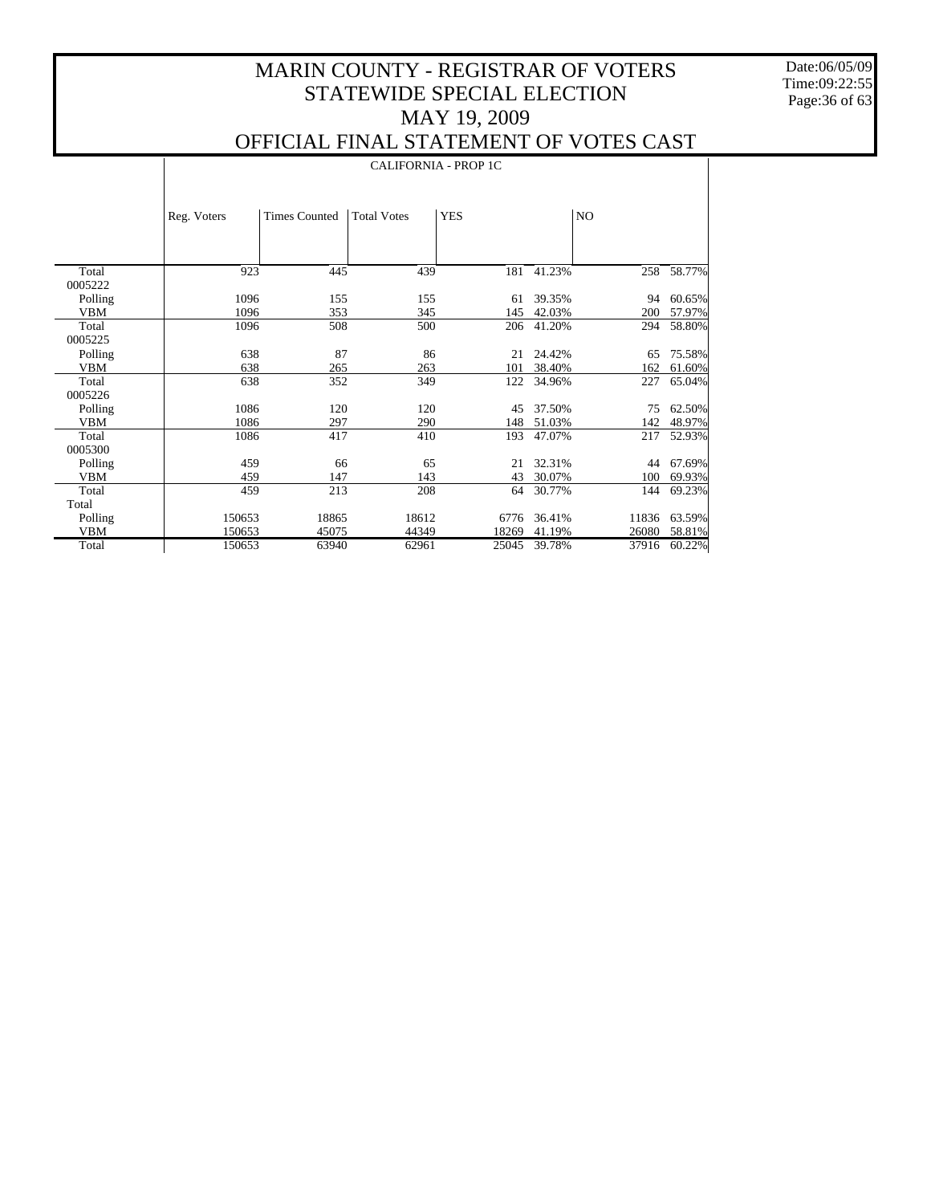# MARIN COUNTY - REGISTRAR OF VOTERS
# STATEWIDE SPECIAL ELECTION
# MAY 19, 2009
# OFFICIAL FINAL STATEMENT OF VOTES CAST

Date:06/05/09
Time:09:22:55

## CALIFORNIA - PROP 1C

| | Reg. Voters | Times Counted | Total Votes | YES | | NO | |
|---|---|---|---|---|---|---|---|
| Total | 923 | 445 | 439 | 181 | 41.23% | 258 | 58.77% |
| 0005222 | | | | | | | |
| Polling | 1096 | 155 | 155 | 61 | 39.35% | 94 | 60.65% |
| VBM | 1096 | 353 | 345 | 145 | 42.03% | 200 | 57.97% |
| Total | 1096 | 508 | 500 | 206 | 41.20% | 294 | 58.80% |
| 0005225 | | | | | | | |
| Polling | 638 | 87 | 86 | 21 | 24.42% | 65 | 75.58% |
| VBM | 638 | 265 | 263 | 101 | 38.40% | 162 | 61.60% |
| Total | 638 | 352 | 349 | 122 | 34.96% | 227 | 65.04% |
| 0005226 | | | | | | | |
| Polling | 1086 | 120 | 120 | 45 | 37.50% | 75 | 62.50% |
| VBM | 1086 | 297 | 290 | 148 | 51.03% | 142 | 48.97% |
| Total | 1086 | 417 | 410 | 193 | 47.07% | 217 | 52.93% |
| 0005300 | | | | | | | |
| Polling | 459 | 66 | 65 | 21 | 32.31% | 44 | 67.69% |
| VBM | 459 | 147 | 143 | 43 | 30.07% | 100 | 69.93% |
| Total | 459 | 213 | 208 | 64 | 30.77% | 144 | 69.23% |
| Total | | | | | | | |
| Polling | 150653 | 18865 | 18612 | 6776 | 36.41% | 11836 | 63.59% |
| VBM | 150653 | 45075 | 44349 | 18269 | 41.19% | 26080 | 58.81% |
| Total | 150653 | 63940 | 62961 | 25045 | 39.78% | 37916 | 60.22% |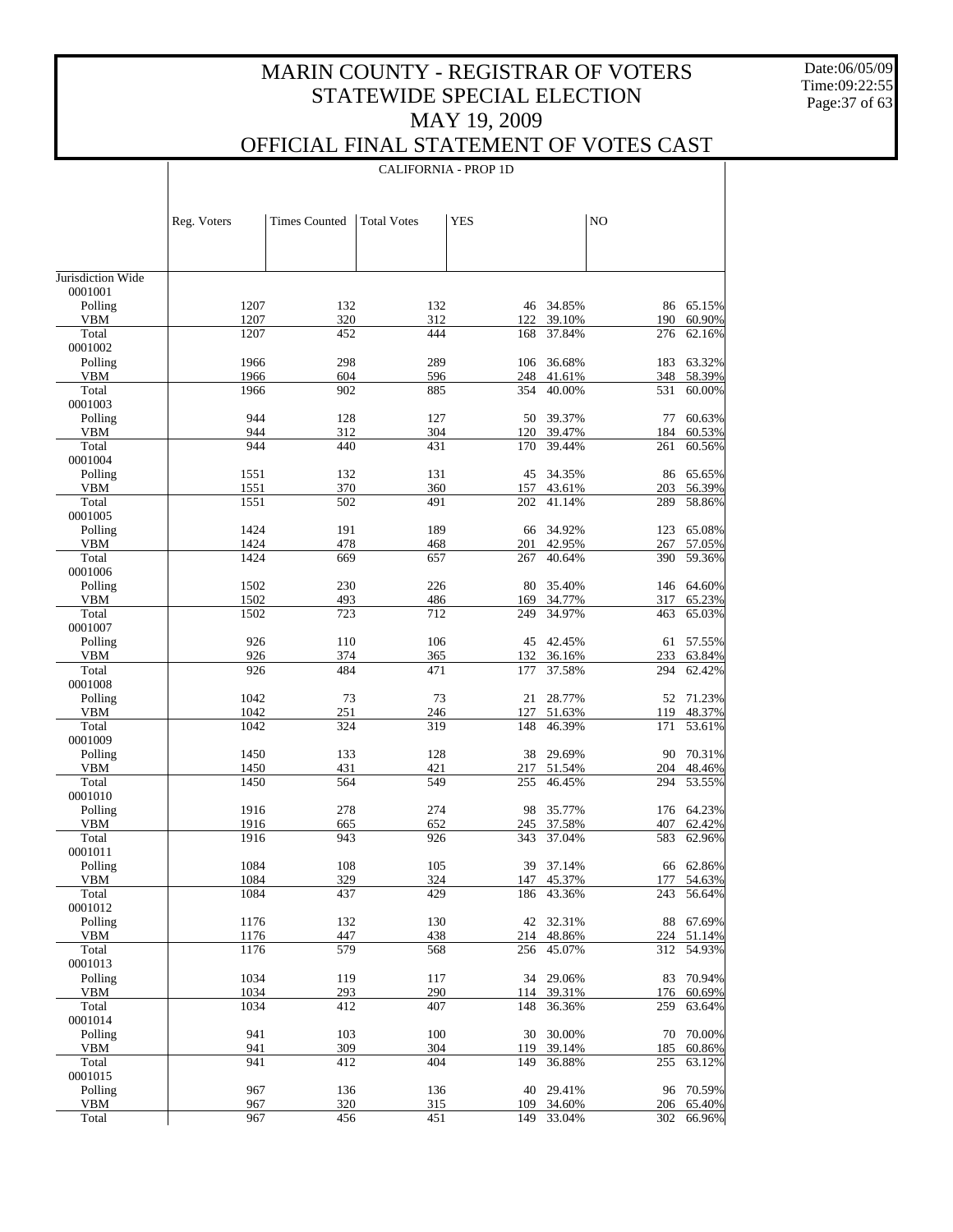# MARIN COUNTY - REGISTRAR OF VOTERS
## STATEWIDE SPECIAL ELECTION
## MAY 19, 2009
## OFFICIAL FINAL STATEMENT OF VOTES CAST

Date:06/05/09
Time:09:22:55

CALIFORNIA - PROP 1D

| | Reg. Voters | Times Counted | Total Votes | YES | | NO | |
|---|---|---|---|---|---|---|---|
| Jurisdiction Wide | | | | | | | |
| 0001001 | | | | | | | |
| Polling | 1207 | 132 | 132 | 46 | 34.85% | 86 | 65.15% |
| VBM | 1207 | 320 | 312 | 122 | 39.10% | 190 | 60.90% |
| Total | 1207 | 452 | 444 | 168 | 37.84% | 276 | 62.16% |
| 0001002 | | | | | | | |
| Polling | 1966 | 298 | 289 | 106 | 36.68% | 183 | 63.32% |
| VBM | 1966 | 604 | 596 | 248 | 41.61% | 348 | 58.39% |
| Total | 1966 | 902 | 885 | 354 | 40.00% | 531 | 60.00% |
| 0001003 | | | | | | | |
| Polling | 944 | 128 | 127 | 50 | 39.37% | 77 | 60.63% |
| VBM | 944 | 312 | 304 | 120 | 39.47% | 184 | 60.53% |
| Total | 944 | 440 | 431 | 170 | 39.44% | 261 | 60.56% |
| 0001004 | | | | | | | |
| Polling | 1551 | 132 | 131 | 45 | 34.35% | 86 | 65.65% |
| VBM | 1551 | 370 | 360 | 157 | 43.61% | 203 | 56.39% |
| Total | 1551 | 502 | 491 | 202 | 41.14% | 289 | 58.86% |
| 0001005 | | | | | | | |
| Polling | 1424 | 191 | 189 | 66 | 34.92% | 123 | 65.08% |
| VBM | 1424 | 478 | 468 | 201 | 42.95% | 267 | 57.05% |
| Total | 1424 | 669 | 657 | 267 | 40.64% | 390 | 59.36% |
| 0001006 | | | | | | | |
| Polling | 1502 | 230 | 226 | 80 | 35.40% | 146 | 64.60% |
| VBM | 1502 | 493 | 486 | 169 | 34.77% | 317 | 65.23% |
| Total | 1502 | 723 | 712 | 249 | 34.97% | 463 | 65.03% |
| 0001007 | | | | | | | |
| Polling | 926 | 110 | 106 | 45 | 42.45% | 61 | 57.55% |
| VBM | 926 | 374 | 365 | 132 | 36.16% | 233 | 63.84% |
| Total | 926 | 484 | 471 | 177 | 37.58% | 294 | 62.42% |
| 0001008 | | | | | | | |
| Polling | 1042 | 73 | 73 | 21 | 28.77% | 52 | 71.23% |
| VBM | 1042 | 251 | 246 | 127 | 51.63% | 119 | 48.37% |
| Total | 1042 | 324 | 319 | 148 | 46.39% | 171 | 53.61% |
| 0001009 | | | | | | | |
| Polling | 1450 | 133 | 128 | 38 | 29.69% | 90 | 70.31% |
| VBM | 1450 | 431 | 421 | 217 | 51.54% | 204 | 48.46% |
| Total | 1450 | 564 | 549 | 255 | 46.45% | 294 | 53.55% |
| 0001010 | | | | | | | |
| Polling | 1916 | 278 | 274 | 98 | 35.77% | 176 | 64.23% |
| VBM | 1916 | 665 | 652 | 245 | 37.58% | 407 | 62.42% |
| Total | 1916 | 943 | 926 | 343 | 37.04% | 583 | 62.96% |
| 0001011 | | | | | | | |
| Polling | 1084 | 108 | 105 | 39 | 37.14% | 66 | 62.86% |
| VBM | 1084 | 329 | 324 | 147 | 45.37% | 177 | 54.63% |
| Total | 1084 | 437 | 429 | 186 | 43.36% | 243 | 56.64% |
| 0001012 | | | | | | | |
| Polling | 1176 | 132 | 130 | 42 | 32.31% | 88 | 67.69% |
| VBM | 1176 | 447 | 438 | 214 | 48.86% | 224 | 51.14% |
| Total | 1176 | 579 | 568 | 256 | 45.07% | 312 | 54.93% |
| 0001013 | | | | | | | |
| Polling | 1034 | 119 | 117 | 34 | 29.06% | 83 | 70.94% |
| VBM | 1034 | 293 | 290 | 114 | 39.31% | 176 | 60.69% |
| Total | 1034 | 412 | 407 | 148 | 36.36% | 259 | 63.64% |
| 0001014 | | | | | | | |
| Polling | 941 | 103 | 100 | 30 | 30.00% | 70 | 70.00% |
| VBM | 941 | 309 | 304 | 119 | 39.14% | 185 | 60.86% |
| Total | 941 | 412 | 404 | 149 | 36.88% | 255 | 63.12% |
| 0001015 | | | | | | | |
| Polling | 967 | 136 | 136 | 40 | 29.41% | 96 | 70.59% |
| VBM | 967 | 320 | 315 | 109 | 34.60% | 206 | 65.40% |
| Total | 967 | 456 | 451 | 149 | 33.04% | 302 | 66.96% |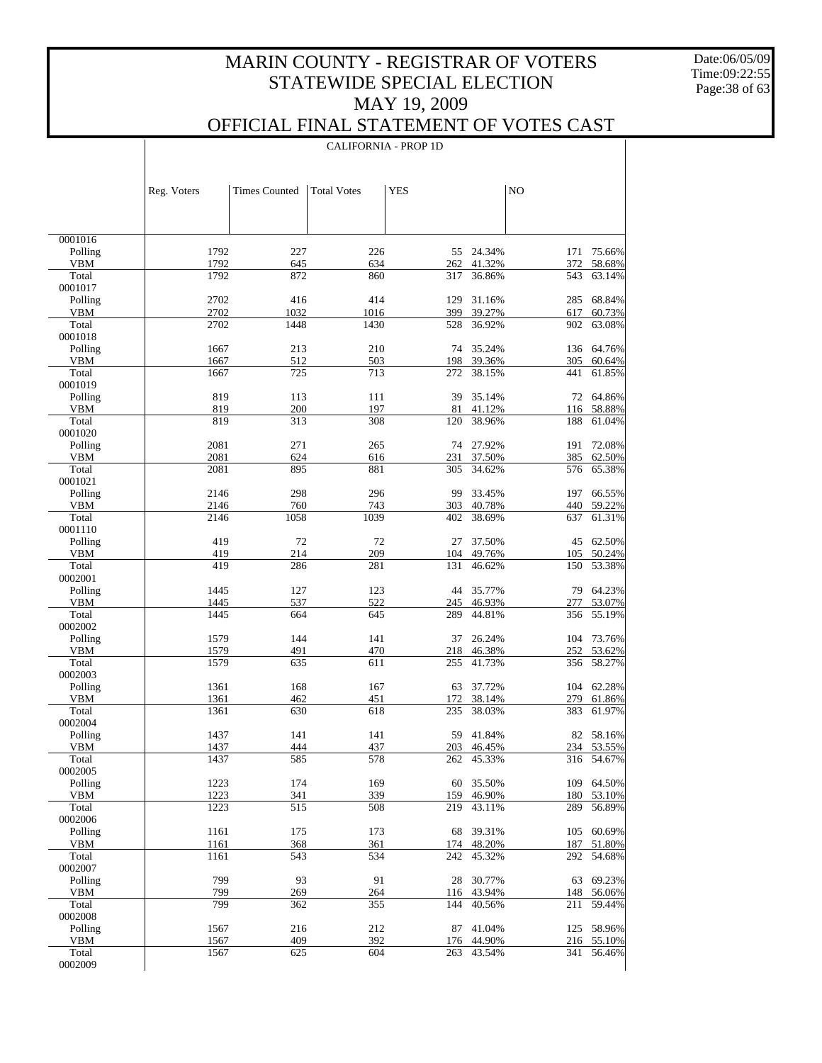# MARIN COUNTY - REGISTRAR OF VOTERS
# STATEWIDE SPECIAL ELECTION
# MAY 19, 2009
# OFFICIAL FINAL STATEMENT OF VOTES CAST

CALIFORNIA - PROP 1D

| | Reg. Voters | Times Counted | Total Votes | YES | | NO | |
|---|---|---|---|---|---|---|---|
| 0001016 | | | | | | | |
| Polling | 1792 | 227 | 226 | 55 | 24.34% | 171 | 75.66% |
| VBM | 1792 | 645 | 634 | 262 | 41.32% | 372 | 58.68% |
| Total | 1792 | 872 | 860 | 317 | 36.86% | 543 | 63.14% |
| 0001017 | | | | | | | |
| Polling | 2702 | 416 | 414 | 129 | 31.16% | 285 | 68.84% |
| VBM | 2702 | 1032 | 1016 | 399 | 39.27% | 617 | 60.73% |
| Total | 2702 | 1448 | 1430 | 528 | 36.92% | 902 | 63.08% |
| 0001018 | | | | | | | |
| Polling | 1667 | 213 | 210 | 74 | 35.24% | 136 | 64.76% |
| VBM | 1667 | 512 | 503 | 198 | 39.36% | 305 | 60.64% |
| Total | 1667 | 725 | 713 | 272 | 38.15% | 441 | 61.85% |
| 0001019 | | | | | | | |
| Polling | 819 | 113 | 111 | 39 | 35.14% | 72 | 64.86% |
| VBM | 819 | 200 | 197 | 81 | 41.12% | 116 | 58.88% |
| Total | 819 | 313 | 308 | 120 | 38.96% | 188 | 61.04% |
| 0001020 | | | | | | | |
| Polling | 2081 | 271 | 265 | 74 | 27.92% | 191 | 72.08% |
| VBM | 2081 | 624 | 616 | 231 | 37.50% | 385 | 62.50% |
| Total | 2081 | 895 | 881 | 305 | 34.62% | 576 | 65.38% |
| 0001021 | | | | | | | |
| Polling | 2146 | 298 | 296 | 99 | 33.45% | 197 | 66.55% |
| VBM | 2146 | 760 | 743 | 303 | 40.78% | 440 | 59.22% |
| Total | 2146 | 1058 | 1039 | 402 | 38.69% | 637 | 61.31% |
| 0001110 | | | | | | | |
| Polling | 419 | 72 | 72 | 27 | 37.50% | 45 | 62.50% |
| VBM | 419 | 214 | 209 | 104 | 49.76% | 105 | 50.24% |
| Total | 419 | 286 | 281 | 131 | 46.62% | 150 | 53.38% |
| 0002001 | | | | | | | |
| Polling | 1445 | 127 | 123 | 44 | 35.77% | 79 | 64.23% |
| VBM | 1445 | 537 | 522 | 245 | 46.93% | 277 | 53.07% |
| Total | 1445 | 664 | 645 | 289 | 44.81% | 356 | 55.19% |
| 0002002 | | | | | | | |
| Polling | 1579 | 144 | 141 | 37 | 26.24% | 104 | 73.76% |
| VBM | 1579 | 491 | 470 | 218 | 46.38% | 252 | 53.62% |
| Total | 1579 | 635 | 611 | 255 | 41.73% | 356 | 58.27% |
| 0002003 | | | | | | | |
| Polling | 1361 | 168 | 167 | 63 | 37.72% | 104 | 62.28% |
| VBM | 1361 | 462 | 451 | 172 | 38.14% | 279 | 61.86% |
| Total | 1361 | 630 | 618 | 235 | 38.03% | 383 | 61.97% |
| 0002004 | | | | | | | |
| Polling | 1437 | 141 | 141 | 59 | 41.84% | 82 | 58.16% |
| VBM | 1437 | 444 | 437 | 203 | 46.45% | 234 | 53.55% |
| Total | 1437 | 585 | 578 | 262 | 45.33% | 316 | 54.67% |
| 0002005 | | | | | | | |
| Polling | 1223 | 174 | 169 | 60 | 35.50% | 109 | 64.50% |
| VBM | 1223 | 341 | 339 | 159 | 46.90% | 180 | 53.10% |
| Total | 1223 | 515 | 508 | 219 | 43.11% | 289 | 56.89% |
| 0002006 | | | | | | | |
| Polling | 1161 | 175 | 173 | 68 | 39.31% | 105 | 60.69% |
| VBM | 1161 | 368 | 361 | 174 | 48.20% | 187 | 51.80% |
| Total | 1161 | 543 | 534 | 242 | 45.32% | 292 | 54.68% |
| 0002007 | | | | | | | |
| Polling | 799 | 93 | 91 | 28 | 30.77% | 63 | 69.23% |
| VBM | 799 | 269 | 264 | 116 | 43.94% | 148 | 56.06% |
| Total | 799 | 362 | 355 | 144 | 40.56% | 211 | 59.44% |
| 0002008 | | | | | | | |
| Polling | 1567 | 216 | 212 | 87 | 41.04% | 125 | 58.96% |
| VBM | 1567 | 409 | 392 | 176 | 44.90% | 216 | 55.10% |
| Total | 1567 | 625 | 604 | 263 | 43.54% | 341 | 56.46% |
| 0002009 | | | | | | | |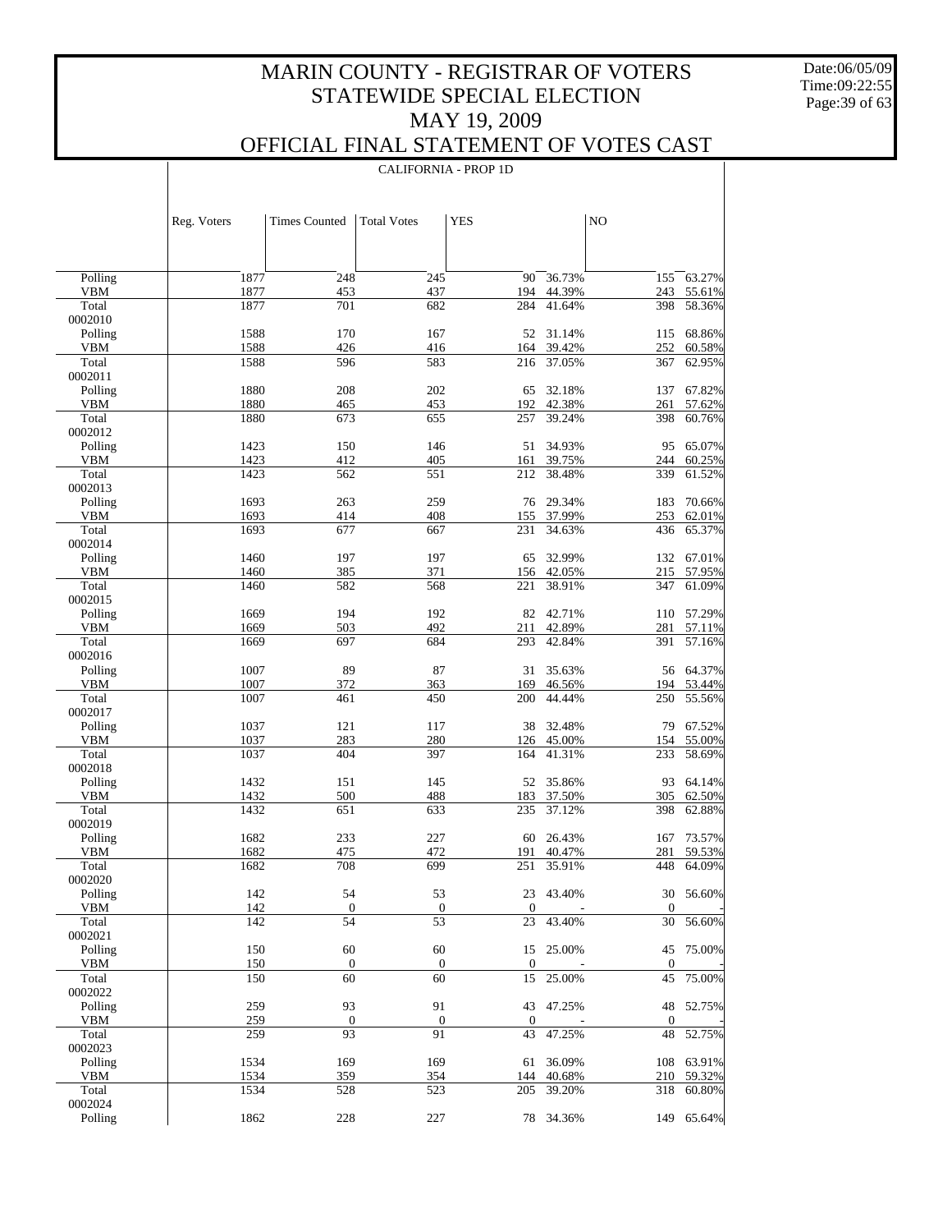# MARIN COUNTY - REGISTRAR OF VOTERS
## STATEWIDE SPECIAL ELECTION
## MAY 19, 2009
## OFFICIAL FINAL STATEMENT OF VOTES CAST

Date:06/05/09
Time:09:22:55

CALIFORNIA - PROP 1D

| | Reg. Voters | Times Counted | Total Votes | YES | | NO | |
|---|---|---|---|---|---|---|---|
| Polling | 1877 | 248 | 245 | 90 | 36.73% | 155 | 63.27% |
| VBM | 1877 | 453 | 437 | 194 | 44.39% | 243 | 55.61% |
| Total | 1877 | 701 | 682 | 284 | 41.64% | 398 | 58.36% |
| 0002010 | | | | | | | |
| Polling | 1588 | 170 | 167 | 52 | 31.14% | 115 | 68.86% |
| VBM | 1588 | 426 | 416 | 164 | 39.42% | 252 | 60.58% |
| Total | 1588 | 596 | 583 | 216 | 37.05% | 367 | 62.95% |
| 0002011 | | | | | | | |
| Polling | 1880 | 208 | 202 | 65 | 32.18% | 137 | 67.82% |
| VBM | 1880 | 465 | 453 | 192 | 42.38% | 261 | 57.62% |
| Total | 1880 | 673 | 655 | 257 | 39.24% | 398 | 60.76% |
| 0002012 | | | | | | | |
| Polling | 1423 | 150 | 146 | 51 | 34.93% | 95 | 65.07% |
| VBM | 1423 | 412 | 405 | 161 | 39.75% | 244 | 60.25% |
| Total | 1423 | 562 | 551 | 212 | 38.48% | 339 | 61.52% |
| 0002013 | | | | | | | |
| Polling | 1693 | 263 | 259 | 76 | 29.34% | 183 | 70.66% |
| VBM | 1693 | 414 | 408 | 155 | 37.99% | 253 | 62.01% |
| Total | 1693 | 677 | 667 | 231 | 34.63% | 436 | 65.37% |
| 0002014 | | | | | | | |
| Polling | 1460 | 197 | 197 | 65 | 32.99% | 132 | 67.01% |
| VBM | 1460 | 385 | 371 | 156 | 42.05% | 215 | 57.95% |
| Total | 1460 | 582 | 568 | 221 | 38.91% | 347 | 61.09% |
| 0002015 | | | | | | | |
| Polling | 1669 | 194 | 192 | 82 | 42.71% | 110 | 57.29% |
| VBM | 1669 | 503 | 492 | 211 | 42.89% | 281 | 57.11% |
| Total | 1669 | 697 | 684 | 293 | 42.84% | 391 | 57.16% |
| 0002016 | | | | | | | |
| Polling | 1007 | 89 | 87 | 31 | 35.63% | 56 | 64.37% |
| VBM | 1007 | 372 | 363 | 169 | 46.56% | 194 | 53.44% |
| Total | 1007 | 461 | 450 | 200 | 44.44% | 250 | 55.56% |
| 0002017 | | | | | | | |
| Polling | 1037 | 121 | 117 | 38 | 32.48% | 79 | 67.52% |
| VBM | 1037 | 283 | 280 | 126 | 45.00% | 154 | 55.00% |
| Total | 1037 | 404 | 397 | 164 | 41.31% | 233 | 58.69% |
| 0002018 | | | | | | | |
| Polling | 1432 | 151 | 145 | 52 | 35.86% | 93 | 64.14% |
| VBM | 1432 | 500 | 488 | 183 | 37.50% | 305 | 62.50% |
| Total | 1432 | 651 | 633 | 235 | 37.12% | 398 | 62.88% |
| 0002019 | | | | | | | |
| Polling | 1682 | 233 | 227 | 60 | 26.43% | 167 | 73.57% |
| VBM | 1682 | 475 | 472 | 191 | 40.47% | 281 | 59.53% |
| Total | 1682 | 708 | 699 | 251 | 35.91% | 448 | 64.09% |
| 0002020 | | | | | | | |
| Polling | 142 | 54 | 53 | 23 | 43.40% | 30 | 56.60% |
| VBM | 142 | 0 | 0 | 0 | - | 0 | - |
| Total | 142 | 54 | 53 | 23 | 43.40% | 30 | 56.60% |
| 0002021 | | | | | | | |
| Polling | 150 | 60 | 60 | 15 | 25.00% | 45 | 75.00% |
| VBM | 150 | 0 | 0 | 0 | - | 0 | - |
| Total | 150 | 60 | 60 | 15 | 25.00% | 45 | 75.00% |
| 0002022 | | | | | | | |
| Polling | 259 | 93 | 91 | 43 | 47.25% | 48 | 52.75% |
| VBM | 259 | 0 | 0 | 0 | - | 0 | - |
| Total | 259 | 93 | 91 | 43 | 47.25% | 48 | 52.75% |
| 0002023 | | | | | | | |
| Polling | 1534 | 169 | 169 | 61 | 36.09% | 108 | 63.91% |
| VBM | 1534 | 359 | 354 | 144 | 40.68% | 210 | 59.32% |
| Total | 1534 | 528 | 523 | 205 | 39.20% | 318 | 60.80% |
| 0002024 | | | | | | | |
| Polling | 1862 | 228 | 227 | 78 | 34.36% | 149 | 65.64% |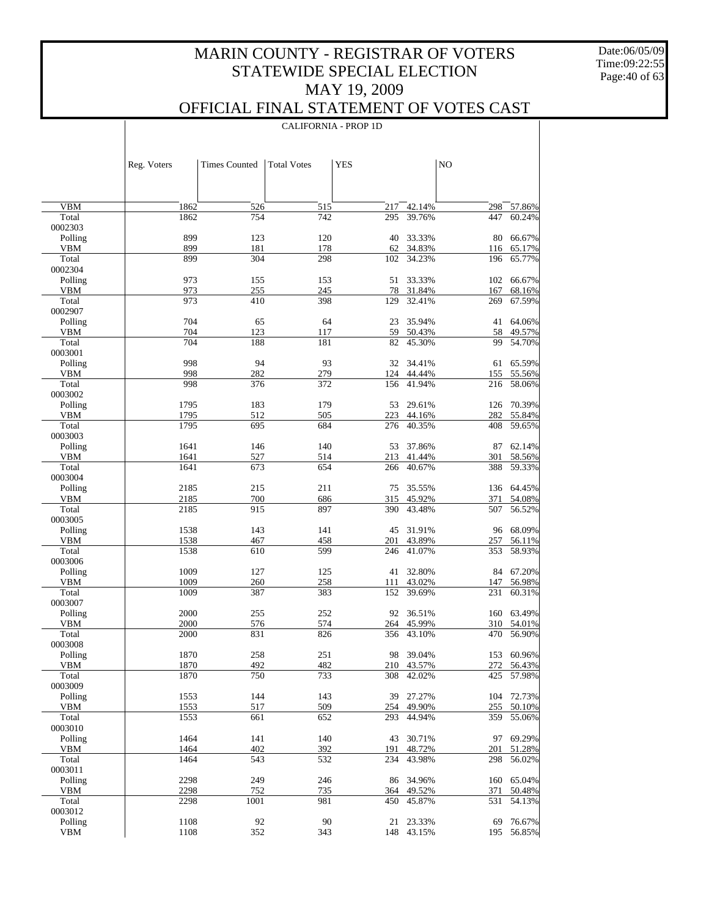# MARIN COUNTY - REGISTRAR OF VOTERS
## STATEWIDE SPECIAL ELECTION
## MAY 19, 2009
## OFFICIAL FINAL STATEMENT OF VOTES CAST

Date:06/05/09
Time:09:22:55

CALIFORNIA - PROP 1D

| | Reg. Voters | Times Counted | Total Votes | YES | | NO | |
|---|---|---|---|---|---|---|---|
| VBM | 1862 | 526 | 515 | 217 | 42.14% | 298 | 57.86% |
| Total | 1862 | 754 | 742 | 295 | 39.76% | 447 | 60.24% |
| 0002303 | | | | | | | |
| Polling | 899 | 123 | 120 | 40 | 33.33% | 80 | 66.67% |
| VBM | 899 | 181 | 178 | 62 | 34.83% | 116 | 65.17% |
| Total | 899 | 304 | 298 | 102 | 34.23% | 196 | 65.77% |
| 0002304 | | | | | | | |
| Polling | 973 | 155 | 153 | 51 | 33.33% | 102 | 66.67% |
| VBM | 973 | 255 | 245 | 78 | 31.84% | 167 | 68.16% |
| Total | 973 | 410 | 398 | 129 | 32.41% | 269 | 67.59% |
| 0002907 | | | | | | | |
| Polling | 704 | 65 | 64 | 23 | 35.94% | 41 | 64.06% |
| VBM | 704 | 123 | 117 | 59 | 50.43% | 58 | 49.57% |
| Total | 704 | 188 | 181 | 82 | 45.30% | 99 | 54.70% |
| 0003001 | | | | | | | |
| Polling | 998 | 94 | 93 | 32 | 34.41% | 61 | 65.59% |
| VBM | 998 | 282 | 279 | 124 | 44.44% | 155 | 55.56% |
| Total | 998 | 376 | 372 | 156 | 41.94% | 216 | 58.06% |
| 0003002 | | | | | | | |
| Polling | 1795 | 183 | 179 | 53 | 29.61% | 126 | 70.39% |
| VBM | 1795 | 512 | 505 | 223 | 44.16% | 282 | 55.84% |
| Total | 1795 | 695 | 684 | 276 | 40.35% | 408 | 59.65% |
| 0003003 | | | | | | | |
| Polling | 1641 | 146 | 140 | 53 | 37.86% | 87 | 62.14% |
| VBM | 1641 | 527 | 514 | 213 | 41.44% | 301 | 58.56% |
| Total | 1641 | 673 | 654 | 266 | 40.67% | 388 | 59.33% |
| 0003004 | | | | | | | |
| Polling | 2185 | 215 | 211 | 75 | 35.55% | 136 | 64.45% |
| VBM | 2185 | 700 | 686 | 315 | 45.92% | 371 | 54.08% |
| Total | 2185 | 915 | 897 | 390 | 43.48% | 507 | 56.52% |
| 0003005 | | | | | | | |
| Polling | 1538 | 143 | 141 | 45 | 31.91% | 96 | 68.09% |
| VBM | 1538 | 467 | 458 | 201 | 43.89% | 257 | 56.11% |
| Total | 1538 | 610 | 599 | 246 | 41.07% | 353 | 58.93% |
| 0003006 | | | | | | | |
| Polling | 1009 | 127 | 125 | 41 | 32.80% | 84 | 67.20% |
| VBM | 1009 | 260 | 258 | 111 | 43.02% | 147 | 56.98% |
| Total | 1009 | 387 | 383 | 152 | 39.69% | 231 | 60.31% |
| 0003007 | | | | | | | |
| Polling | 2000 | 255 | 252 | 92 | 36.51% | 160 | 63.49% |
| VBM | 2000 | 576 | 574 | 264 | 45.99% | 310 | 54.01% |
| Total | 2000 | 831 | 826 | 356 | 43.10% | 470 | 56.90% |
| 0003008 | | | | | | | |
| Polling | 1870 | 258 | 251 | 98 | 39.04% | 153 | 60.96% |
| VBM | 1870 | 492 | 482 | 210 | 43.57% | 272 | 56.43% |
| Total | 1870 | 750 | 733 | 308 | 42.02% | 425 | 57.98% |
| 0003009 | | | | | | | |
| Polling | 1553 | 144 | 143 | 39 | 27.27% | 104 | 72.73% |
| VBM | 1553 | 517 | 509 | 254 | 49.90% | 255 | 50.10% |
| Total | 1553 | 661 | 652 | 293 | 44.94% | 359 | 55.06% |
| 0003010 | | | | | | | |
| Polling | 1464 | 141 | 140 | 43 | 30.71% | 97 | 69.29% |
| VBM | 1464 | 402 | 392 | 191 | 48.72% | 201 | 51.28% |
| Total | 1464 | 543 | 532 | 234 | 43.98% | 298 | 56.02% |
| 0003011 | | | | | | | |
| Polling | 2298 | 249 | 246 | 86 | 34.96% | 160 | 65.04% |
| VBM | 2298 | 752 | 735 | 364 | 49.52% | 371 | 50.48% |
| Total | 2298 | 1001 | 981 | 450 | 45.87% | 531 | 54.13% |
| 0003012 | | | | | | | |
| Polling | 1108 | 92 | 90 | 21 | 23.33% | 69 | 76.67% |
| VBM | 1108 | 352 | 343 | 148 | 43.15% | 195 | 56.85% |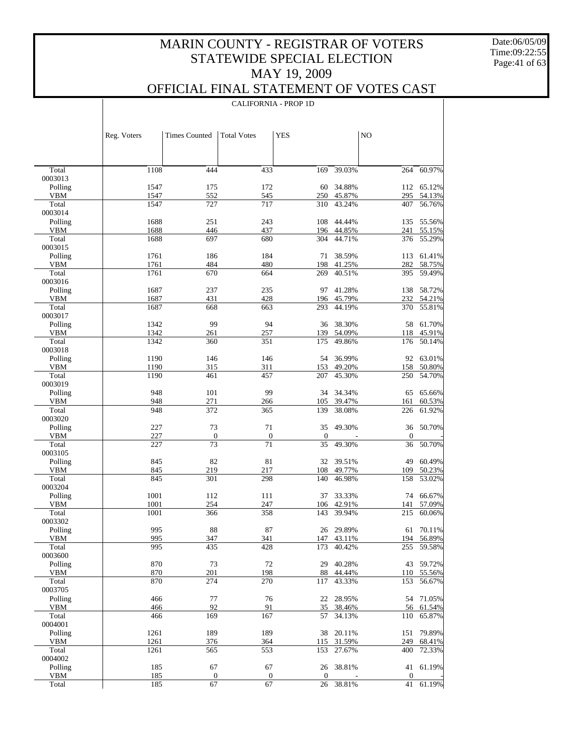# MARIN COUNTY - REGISTRAR OF VOTERS
## STATEWIDE SPECIAL ELECTION
## MAY 19, 2009
## OFFICIAL FINAL STATEMENT OF VOTES CAST

Date:06/05/09
Time:09:22:55

CALIFORNIA - PROP 1D

| | Reg. Voters | Times Counted | Total Votes | YES | | NO | |
|---|---|---|---|---|---|---|---|
| Total | 1108 | 444 | 433 | 169 | 39.03% | 264 | 60.97% |
| 0003013 | | | | | | | |
| Polling | 1547 | 175 | 172 | 60 | 34.88% | 112 | 65.12% |
| VBM | 1547 | 552 | 545 | 250 | 45.87% | 295 | 54.13% |
| Total | 1547 | 727 | 717 | 310 | 43.24% | 407 | 56.76% |
| 0003014 | | | | | | | |
| Polling | 1688 | 251 | 243 | 108 | 44.44% | 135 | 55.56% |
| VBM | 1688 | 446 | 437 | 196 | 44.85% | 241 | 55.15% |
| Total | 1688 | 697 | 680 | 304 | 44.71% | 376 | 55.29% |
| 0003015 | | | | | | | |
| Polling | 1761 | 186 | 184 | 71 | 38.59% | 113 | 61.41% |
| VBM | 1761 | 484 | 480 | 198 | 41.25% | 282 | 58.75% |
| Total | 1761 | 670 | 664 | 269 | 40.51% | 395 | 59.49% |
| 0003016 | | | | | | | |
| Polling | 1687 | 237 | 235 | 97 | 41.28% | 138 | 58.72% |
| VBM | 1687 | 431 | 428 | 196 | 45.79% | 232 | 54.21% |
| Total | 1687 | 668 | 663 | 293 | 44.19% | 370 | 55.81% |
| 0003017 | | | | | | | |
| Polling | 1342 | 99 | 94 | 36 | 38.30% | 58 | 61.70% |
| VBM | 1342 | 261 | 257 | 139 | 54.09% | 118 | 45.91% |
| Total | 1342 | 360 | 351 | 175 | 49.86% | 176 | 50.14% |
| 0003018 | | | | | | | |
| Polling | 1190 | 146 | 146 | 54 | 36.99% | 92 | 63.01% |
| VBM | 1190 | 315 | 311 | 153 | 49.20% | 158 | 50.80% |
| Total | 1190 | 461 | 457 | 207 | 45.30% | 250 | 54.70% |
| 0003019 | | | | | | | |
| Polling | 948 | 101 | 99 | 34 | 34.34% | 65 | 65.66% |
| VBM | 948 | 271 | 266 | 105 | 39.47% | 161 | 60.53% |
| Total | 948 | 372 | 365 | 139 | 38.08% | 226 | 61.92% |
| 0003020 | | | | | | | |
| Polling | 227 | 73 | 71 | 35 | 49.30% | 36 | 50.70% |
| VBM | 227 | 0 | 0 | 0 | - | 0 | - |
| Total | 227 | 73 | 71 | 35 | 49.30% | 36 | 50.70% |
| 0003105 | | | | | | | |
| Polling | 845 | 82 | 81 | 32 | 39.51% | 49 | 60.49% |
| VBM | 845 | 219 | 217 | 108 | 49.77% | 109 | 50.23% |
| Total | 845 | 301 | 298 | 140 | 46.98% | 158 | 53.02% |
| 0003204 | | | | | | | |
| Polling | 1001 | 112 | 111 | 37 | 33.33% | 74 | 66.67% |
| VBM | 1001 | 254 | 247 | 106 | 42.91% | 141 | 57.09% |
| Total | 1001 | 366 | 358 | 143 | 39.94% | 215 | 60.06% |
| 0003302 | | | | | | | |
| Polling | 995 | 88 | 87 | 26 | 29.89% | 61 | 70.11% |
| VBM | 995 | 347 | 341 | 147 | 43.11% | 194 | 56.89% |
| Total | 995 | 435 | 428 | 173 | 40.42% | 255 | 59.58% |
| 0003600 | | | | | | | |
| Polling | 870 | 73 | 72 | 29 | 40.28% | 43 | 59.72% |
| VBM | 870 | 201 | 198 | 88 | 44.44% | 110 | 55.56% |
| Total | 870 | 274 | 270 | 117 | 43.33% | 153 | 56.67% |
| 0003705 | | | | | | | |
| Polling | 466 | 77 | 76 | 22 | 28.95% | 54 | 71.05% |
| VBM | 466 | 92 | 91 | 35 | 38.46% | 56 | 61.54% |
| Total | 466 | 169 | 167 | 57 | 34.13% | 110 | 65.87% |
| 0004001 | | | | | | | |
| Polling | 1261 | 189 | 189 | 38 | 20.11% | 151 | 79.89% |
| VBM | 1261 | 376 | 364 | 115 | 31.59% | 249 | 68.41% |
| Total | 1261 | 565 | 553 | 153 | 27.67% | 400 | 72.33% |
| 0004002 | | | | | | | |
| Polling | 185 | 67 | 67 | 26 | 38.81% | 41 | 61.19% |
| VBM | 185 | 0 | 0 | 0 | - | 0 | - |
| Total | 185 | 67 | 67 | 26 | 38.81% | 41 | 61.19% |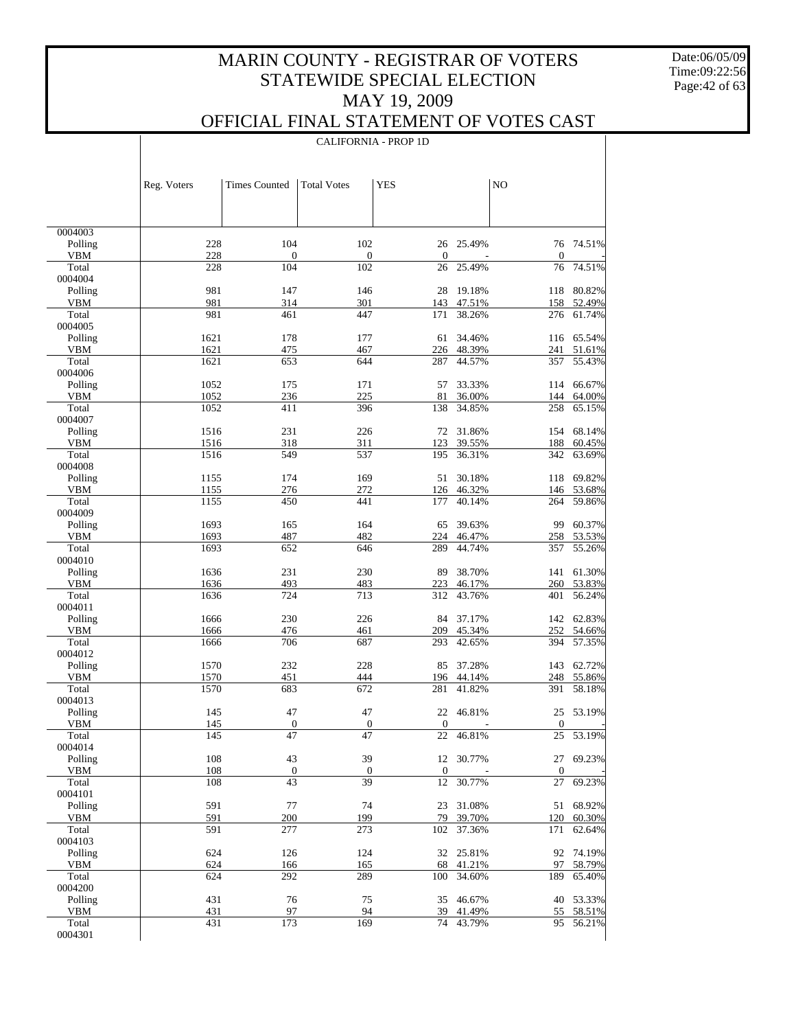# MARIN COUNTY - REGISTRAR OF VOTERS
## STATEWIDE SPECIAL ELECTION
## MAY 19, 2009
## OFFICIAL FINAL STATEMENT OF VOTES CAST

Date:06/05/09
Time:09:22:56

CALIFORNIA - PROP 1D

| | Reg. Voters | Times Counted | Total Votes | YES | | NO | |
|---|---|---|---|---|---|---|---|
| 0004003 | | | | | | | |
| Polling | 228 | 104 | 102 | 26 | 25.49% | 76 | 74.51% |
| VBM | 228 | 0 | 0 | 0 | - | 0 | - |
| Total | 228 | 104 | 102 | 26 | 25.49% | 76 | 74.51% |
| 0004004 | | | | | | | |
| Polling | 981 | 147 | 146 | 28 | 19.18% | 118 | 80.82% |
| VBM | 981 | 314 | 301 | 143 | 47.51% | 158 | 52.49% |
| Total | 981 | 461 | 447 | 171 | 38.26% | 276 | 61.74% |
| 0004005 | | | | | | | |
| Polling | 1621 | 178 | 177 | 61 | 34.46% | 116 | 65.54% |
| VBM | 1621 | 475 | 467 | 226 | 48.39% | 241 | 51.61% |
| Total | 1621 | 653 | 644 | 287 | 44.57% | 357 | 55.43% |
| 0004006 | | | | | | | |
| Polling | 1052 | 175 | 171 | 57 | 33.33% | 114 | 66.67% |
| VBM | 1052 | 236 | 225 | 81 | 36.00% | 144 | 64.00% |
| Total | 1052 | 411 | 396 | 138 | 34.85% | 258 | 65.15% |
| 0004007 | | | | | | | |
| Polling | 1516 | 231 | 226 | 72 | 31.86% | 154 | 68.14% |
| VBM | 1516 | 318 | 311 | 123 | 39.55% | 188 | 60.45% |
| Total | 1516 | 549 | 537 | 195 | 36.31% | 342 | 63.69% |
| 0004008 | | | | | | | |
| Polling | 1155 | 174 | 169 | 51 | 30.18% | 118 | 69.82% |
| VBM | 1155 | 276 | 272 | 126 | 46.32% | 146 | 53.68% |
| Total | 1155 | 450 | 441 | 177 | 40.14% | 264 | 59.86% |
| 0004009 | | | | | | | |
| Polling | 1693 | 165 | 164 | 65 | 39.63% | 99 | 60.37% |
| VBM | 1693 | 487 | 482 | 224 | 46.47% | 258 | 53.53% |
| Total | 1693 | 652 | 646 | 289 | 44.74% | 357 | 55.26% |
| 0004010 | | | | | | | |
| Polling | 1636 | 231 | 230 | 89 | 38.70% | 141 | 61.30% |
| VBM | 1636 | 493 | 483 | 223 | 46.17% | 260 | 53.83% |
| Total | 1636 | 724 | 713 | 312 | 43.76% | 401 | 56.24% |
| 0004011 | | | | | | | |
| Polling | 1666 | 230 | 226 | 84 | 37.17% | 142 | 62.83% |
| VBM | 1666 | 476 | 461 | 209 | 45.34% | 252 | 54.66% |
| Total | 1666 | 706 | 687 | 293 | 42.65% | 394 | 57.35% |
| 0004012 | | | | | | | |
| Polling | 1570 | 232 | 228 | 85 | 37.28% | 143 | 62.72% |
| VBM | 1570 | 451 | 444 | 196 | 44.14% | 248 | 55.86% |
| Total | 1570 | 683 | 672 | 281 | 41.82% | 391 | 58.18% |
| 0004013 | | | | | | | |
| Polling | 145 | 47 | 47 | 22 | 46.81% | 25 | 53.19% |
| VBM | 145 | 0 | 0 | 0 | - | 0 | - |
| Total | 145 | 47 | 47 | 22 | 46.81% | 25 | 53.19% |
| 0004014 | | | | | | | |
| Polling | 108 | 43 | 39 | 12 | 30.77% | 27 | 69.23% |
| VBM | 108 | 0 | 0 | 0 | - | 0 | - |
| Total | 108 | 43 | 39 | 12 | 30.77% | 27 | 69.23% |
| 0004101 | | | | | | | |
| Polling | 591 | 77 | 74 | 23 | 31.08% | 51 | 68.92% |
| VBM | 591 | 200 | 199 | 79 | 39.70% | 120 | 60.30% |
| Total | 591 | 277 | 273 | 102 | 37.36% | 171 | 62.64% |
| 0004103 | | | | | | | |
| Polling | 624 | 126 | 124 | 32 | 25.81% | 92 | 74.19% |
| VBM | 624 | 166 | 165 | 68 | 41.21% | 97 | 58.79% |
| Total | 624 | 292 | 289 | 100 | 34.60% | 189 | 65.40% |
| 0004200 | | | | | | | |
| Polling | 431 | 76 | 75 | 35 | 46.67% | 40 | 53.33% |
| VBM | 431 | 97 | 94 | 39 | 41.49% | 55 | 58.51% |
| Total | 431 | 173 | 169 | 74 | 43.79% | 95 | 56.21% |
| 0004301 | | | | | | | |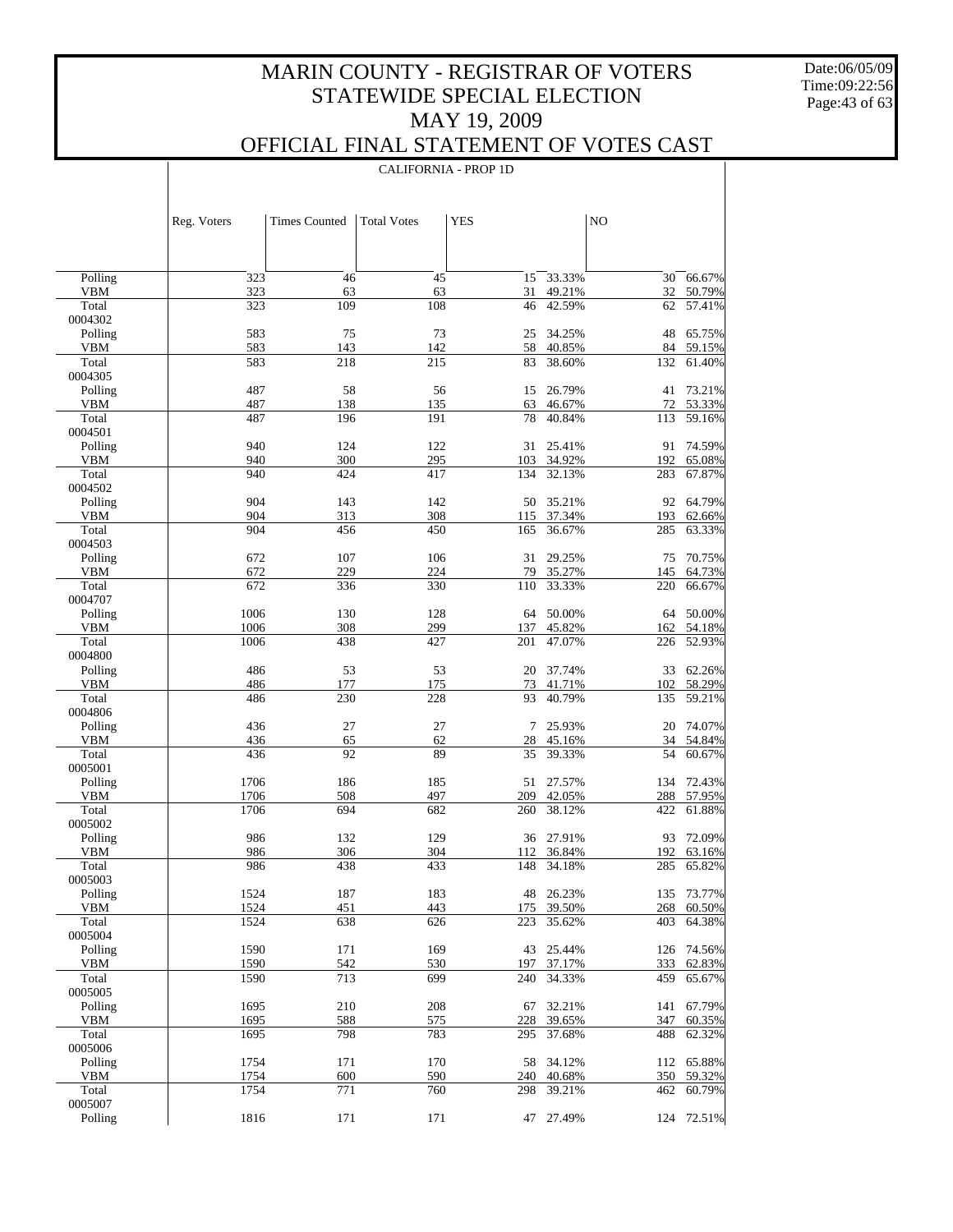# MARIN COUNTY - REGISTRAR OF VOTERS
## STATEWIDE SPECIAL ELECTION
## MAY 19, 2009
## OFFICIAL FINAL STATEMENT OF VOTES CAST

CALIFORNIA - PROP 1D

| | Reg. Voters | Times Counted | Total Votes | YES | | NO | |
|---|---|---|---|---|---|---|---|
| Polling | 323 | 46 | 45 | 15 | 33.33% | 30 | 66.67% |
| VBM | 323 | 63 | 63 | 31 | 49.21% | 32 | 50.79% |
| Total | 323 | 109 | 108 | 46 | 42.59% | 62 | 57.41% |
| 0004302 | | | | | | | |
| Polling | 583 | 75 | 73 | 25 | 34.25% | 48 | 65.75% |
| VBM | 583 | 143 | 142 | 58 | 40.85% | 84 | 59.15% |
| Total | 583 | 218 | 215 | 83 | 38.60% | 132 | 61.40% |
| 0004305 | | | | | | | |
| Polling | 487 | 58 | 56 | 15 | 26.79% | 41 | 73.21% |
| VBM | 487 | 138 | 135 | 63 | 46.67% | 72 | 53.33% |
| Total | 487 | 196 | 191 | 78 | 40.84% | 113 | 59.16% |
| 0004501 | | | | | | | |
| Polling | 940 | 124 | 122 | 31 | 25.41% | 91 | 74.59% |
| VBM | 940 | 300 | 295 | 103 | 34.92% | 192 | 65.08% |
| Total | 940 | 424 | 417 | 134 | 32.13% | 283 | 67.87% |
| 0004502 | | | | | | | |
| Polling | 904 | 143 | 142 | 50 | 35.21% | 92 | 64.79% |
| VBM | 904 | 313 | 308 | 115 | 37.34% | 193 | 62.66% |
| Total | 904 | 456 | 450 | 165 | 36.67% | 285 | 63.33% |
| 0004503 | | | | | | | |
| Polling | 672 | 107 | 106 | 31 | 29.25% | 75 | 70.75% |
| VBM | 672 | 229 | 224 | 79 | 35.27% | 145 | 64.73% |
| Total | 672 | 336 | 330 | 110 | 33.33% | 220 | 66.67% |
| 0004707 | | | | | | | |
| Polling | 1006 | 130 | 128 | 64 | 50.00% | 64 | 50.00% |
| VBM | 1006 | 308 | 299 | 137 | 45.82% | 162 | 54.18% |
| Total | 1006 | 438 | 427 | 201 | 47.07% | 226 | 52.93% |
| 0004800 | | | | | | | |
| Polling | 486 | 53 | 53 | 20 | 37.74% | 33 | 62.26% |
| VBM | 486 | 177 | 175 | 73 | 41.71% | 102 | 58.29% |
| Total | 486 | 230 | 228 | 93 | 40.79% | 135 | 59.21% |
| 0004806 | | | | | | | |
| Polling | 436 | 27 | 27 | 7 | 25.93% | 20 | 74.07% |
| VBM | 436 | 65 | 62 | 28 | 45.16% | 34 | 54.84% |
| Total | 436 | 92 | 89 | 35 | 39.33% | 54 | 60.67% |
| 0005001 | | | | | | | |
| Polling | 1706 | 186 | 185 | 51 | 27.57% | 134 | 72.43% |
| VBM | 1706 | 508 | 497 | 209 | 42.05% | 288 | 57.95% |
| Total | 1706 | 694 | 682 | 260 | 38.12% | 422 | 61.88% |
| 0005002 | | | | | | | |
| Polling | 986 | 132 | 129 | 36 | 27.91% | 93 | 72.09% |
| VBM | 986 | 306 | 304 | 112 | 36.84% | 192 | 63.16% |
| Total | 986 | 438 | 433 | 148 | 34.18% | 285 | 65.82% |
| 0005003 | | | | | | | |
| Polling | 1524 | 187 | 183 | 48 | 26.23% | 135 | 73.77% |
| VBM | 1524 | 451 | 443 | 175 | 39.50% | 268 | 60.50% |
| Total | 1524 | 638 | 626 | 223 | 35.62% | 403 | 64.38% |
| 0005004 | | | | | | | |
| Polling | 1590 | 171 | 169 | 43 | 25.44% | 126 | 74.56% |
| VBM | 1590 | 542 | 530 | 197 | 37.17% | 333 | 62.83% |
| Total | 1590 | 713 | 699 | 240 | 34.33% | 459 | 65.67% |
| 0005005 | | | | | | | |
| Polling | 1695 | 210 | 208 | 67 | 32.21% | 141 | 67.79% |
| VBM | 1695 | 588 | 575 | 228 | 39.65% | 347 | 60.35% |
| Total | 1695 | 798 | 783 | 295 | 37.68% | 488 | 62.32% |
| 0005006 | | | | | | | |
| Polling | 1754 | 171 | 170 | 58 | 34.12% | 112 | 65.88% |
| VBM | 1754 | 600 | 590 | 240 | 40.68% | 350 | 59.32% |
| Total | 1754 | 771 | 760 | 298 | 39.21% | 462 | 60.79% |
| 0005007 | | | | | | | |
| Polling | 1816 | 171 | 171 | 47 | 27.49% | 124 | 72.51% |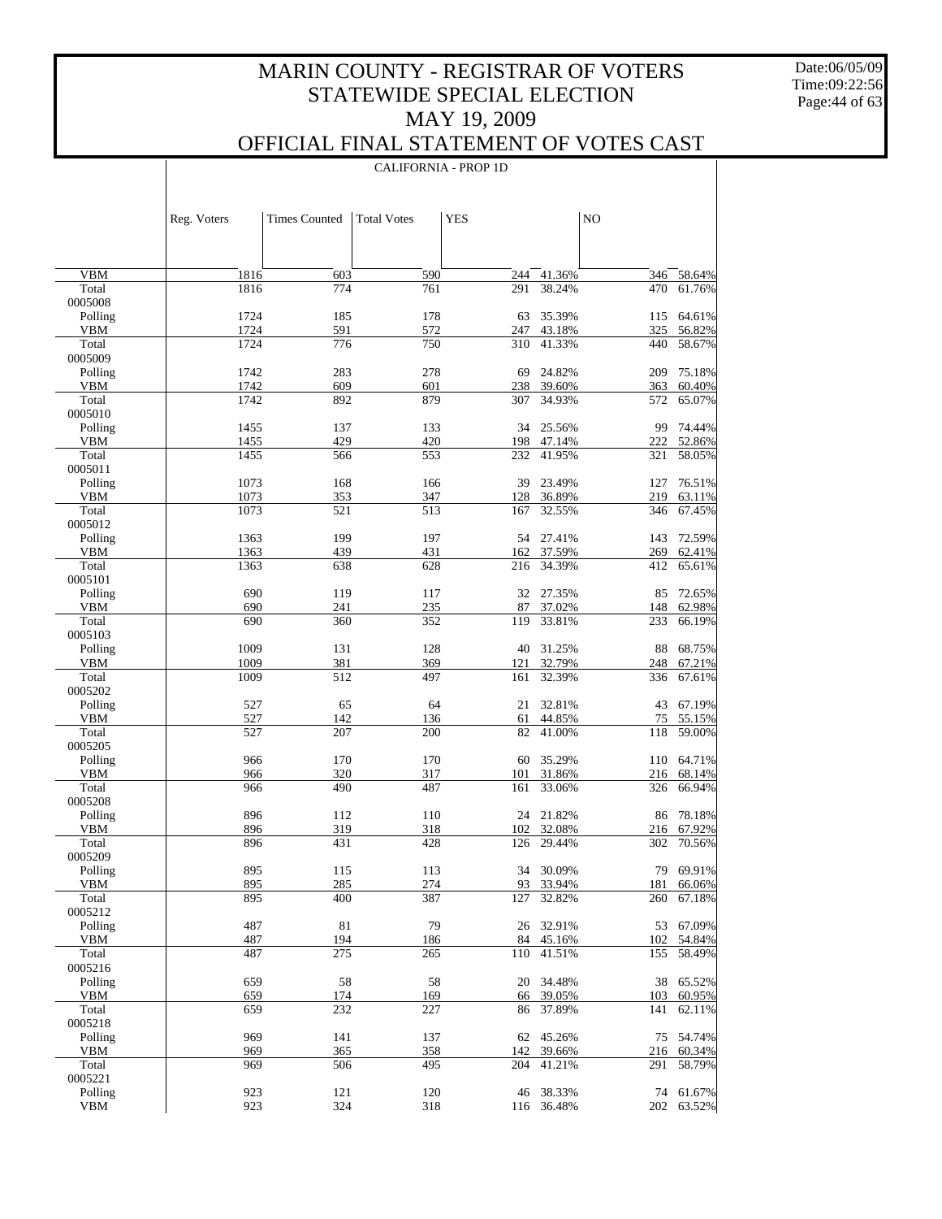# MARIN COUNTY - REGISTRAR OF VOTERS
## STATEWIDE SPECIAL ELECTION
## MAY 19, 2009
## OFFICIAL FINAL STATEMENT OF VOTES CAST

Date:06/05/09
Time:09:22:56

CALIFORNIA - PROP 1D

| | Reg. Voters | Times Counted | Total Votes | YES | | NO | |
|---|---|---|---|---|---|---|---|
| VBM | 1816 | 603 | 590 | 244 | 41.36% | 346 | 58.64% |
| Total | 1816 | 774 | 761 | 291 | 38.24% | 470 | 61.76% |
| 0005008 | | | | | | | |
| Polling | 1724 | 185 | 178 | 63 | 35.39% | 115 | 64.61% |
| VBM | 1724 | 591 | 572 | 247 | 43.18% | 325 | 56.82% |
| Total | 1724 | 776 | 750 | 310 | 41.33% | 440 | 58.67% |
| 0005009 | | | | | | | |
| Polling | 1742 | 283 | 278 | 69 | 24.82% | 209 | 75.18% |
| VBM | 1742 | 609 | 601 | 238 | 39.60% | 363 | 60.40% |
| Total | 1742 | 892 | 879 | 307 | 34.93% | 572 | 65.07% |
| 0005010 | | | | | | | |
| Polling | 1455 | 137 | 133 | 34 | 25.56% | 99 | 74.44% |
| VBM | 1455 | 429 | 420 | 198 | 47.14% | 222 | 52.86% |
| Total | 1455 | 566 | 553 | 232 | 41.95% | 321 | 58.05% |
| 0005011 | | | | | | | |
| Polling | 1073 | 168 | 166 | 39 | 23.49% | 127 | 76.51% |
| VBM | 1073 | 353 | 347 | 128 | 36.89% | 219 | 63.11% |
| Total | 1073 | 521 | 513 | 167 | 32.55% | 346 | 67.45% |
| 0005012 | | | | | | | |
| Polling | 1363 | 199 | 197 | 54 | 27.41% | 143 | 72.59% |
| VBM | 1363 | 439 | 431 | 162 | 37.59% | 269 | 62.41% |
| Total | 1363 | 638 | 628 | 216 | 34.39% | 412 | 65.61% |
| 0005101 | | | | | | | |
| Polling | 690 | 119 | 117 | 32 | 27.35% | 85 | 72.65% |
| VBM | 690 | 241 | 235 | 87 | 37.02% | 148 | 62.98% |
| Total | 690 | 360 | 352 | 119 | 33.81% | 233 | 66.19% |
| 0005103 | | | | | | | |
| Polling | 1009 | 131 | 128 | 40 | 31.25% | 88 | 68.75% |
| VBM | 1009 | 381 | 369 | 121 | 32.79% | 248 | 67.21% |
| Total | 1009 | 512 | 497 | 161 | 32.39% | 336 | 67.61% |
| 0005202 | | | | | | | |
| Polling | 527 | 65 | 64 | 21 | 32.81% | 43 | 67.19% |
| VBM | 527 | 142 | 136 | 61 | 44.85% | 75 | 55.15% |
| Total | 527 | 207 | 200 | 82 | 41.00% | 118 | 59.00% |
| 0005205 | | | | | | | |
| Polling | 966 | 170 | 170 | 60 | 35.29% | 110 | 64.71% |
| VBM | 966 | 320 | 317 | 101 | 31.86% | 216 | 68.14% |
| Total | 966 | 490 | 487 | 161 | 33.06% | 326 | 66.94% |
| 0005208 | | | | | | | |
| Polling | 896 | 112 | 110 | 24 | 21.82% | 86 | 78.18% |
| VBM | 896 | 319 | 318 | 102 | 32.08% | 216 | 67.92% |
| Total | 896 | 431 | 428 | 126 | 29.44% | 302 | 70.56% |
| 0005209 | | | | | | | |
| Polling | 895 | 115 | 113 | 34 | 30.09% | 79 | 69.91% |
| VBM | 895 | 285 | 274 | 93 | 33.94% | 181 | 66.06% |
| Total | 895 | 400 | 387 | 127 | 32.82% | 260 | 67.18% |
| 0005212 | | | | | | | |
| Polling | 487 | 81 | 79 | 26 | 32.91% | 53 | 67.09% |
| VBM | 487 | 194 | 186 | 84 | 45.16% | 102 | 54.84% |
| Total | 487 | 275 | 265 | 110 | 41.51% | 155 | 58.49% |
| 0005216 | | | | | | | |
| Polling | 659 | 58 | 58 | 20 | 34.48% | 38 | 65.52% |
| VBM | 659 | 174 | 169 | 66 | 39.05% | 103 | 60.95% |
| Total | 659 | 232 | 227 | 86 | 37.89% | 141 | 62.11% |
| 0005218 | | | | | | | |
| Polling | 969 | 141 | 137 | 62 | 45.26% | 75 | 54.74% |
| VBM | 969 | 365 | 358 | 142 | 39.66% | 216 | 60.34% |
| Total | 969 | 506 | 495 | 204 | 41.21% | 291 | 58.79% |
| 0005221 | | | | | | | |
| Polling | 923 | 121 | 120 | 46 | 38.33% | 74 | 61.67% |
| VBM | 923 | 324 | 318 | 116 | 36.48% | 202 | 63.52% |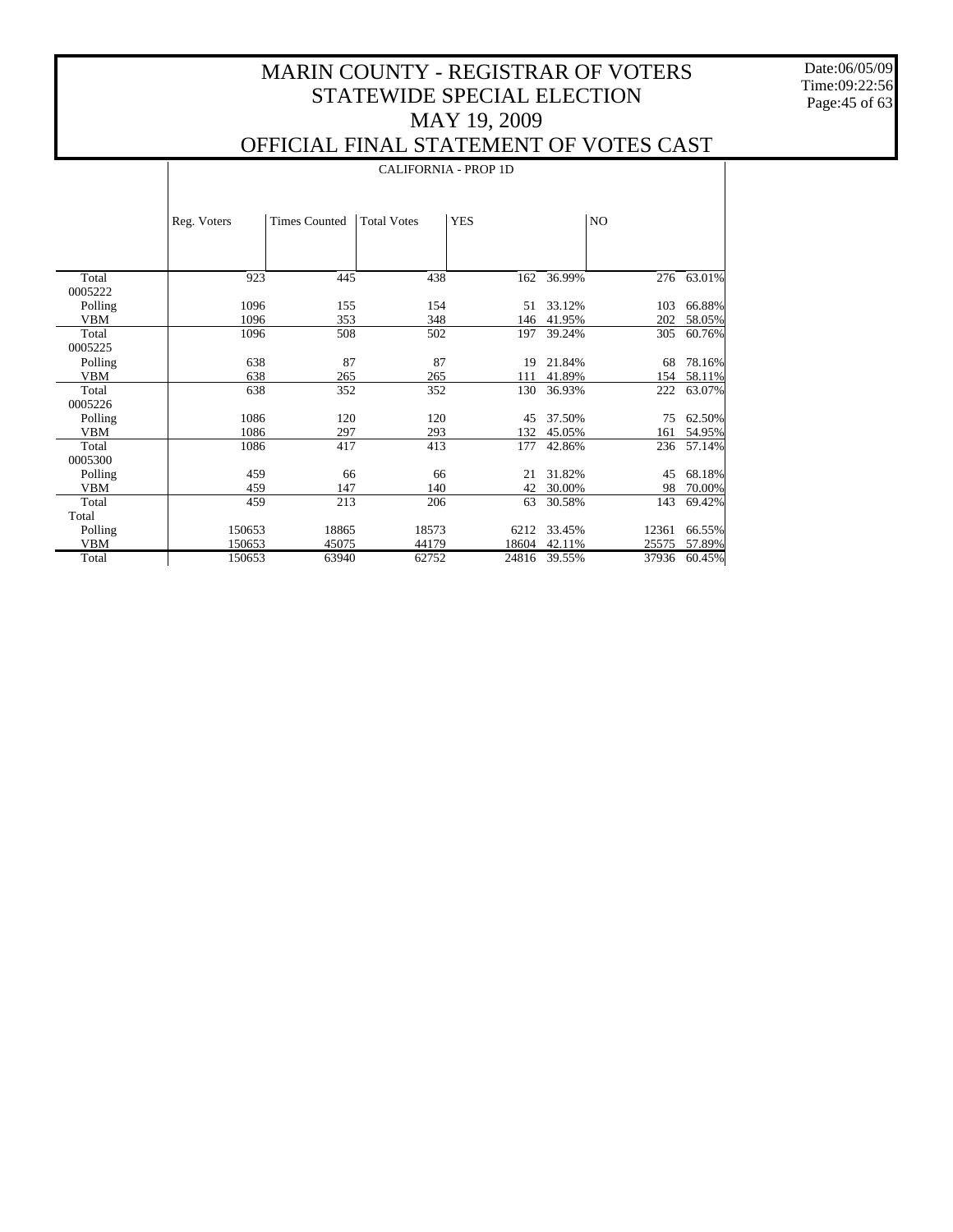# MARIN COUNTY - REGISTRAR OF VOTERS
## STATEWIDE SPECIAL ELECTION
## MAY 19, 2009
## OFFICIAL FINAL STATEMENT OF VOTES CAST

CALIFORNIA - PROP 1D

| | Reg. Voters | Times Counted | Total Votes | YES | | NO | |
|---|---|---|---|---|---|---|---|
| Total | 923 | 445 | 438 | 162 | 36.99% | 276 | 63.01% |
| 0005222 | | | | | | | |
| Polling | 1096 | 155 | 154 | 51 | 33.12% | 103 | 66.88% |
| VBM | 1096 | 353 | 348 | 146 | 41.95% | 202 | 58.05% |
| Total | 1096 | 508 | 502 | 197 | 39.24% | 305 | 60.76% |
| 0005225 | | | | | | | |
| Polling | 638 | 87 | 87 | 19 | 21.84% | 68 | 78.16% |
| VBM | 638 | 265 | 265 | 111 | 41.89% | 154 | 58.11% |
| Total | 638 | 352 | 352 | 130 | 36.93% | 222 | 63.07% |
| 0005226 | | | | | | | |
| Polling | 1086 | 120 | 120 | 45 | 37.50% | 75 | 62.50% |
| VBM | 1086 | 297 | 293 | 132 | 45.05% | 161 | 54.95% |
| Total | 1086 | 417 | 413 | 177 | 42.86% | 236 | 57.14% |
| 0005300 | | | | | | | |
| Polling | 459 | 66 | 66 | 21 | 31.82% | 45 | 68.18% |
| VBM | 459 | 147 | 140 | 42 | 30.00% | 98 | 70.00% |
| Total | 459 | 213 | 206 | 63 | 30.58% | 143 | 69.42% |
| Total | | | | | | | |
| Polling | 150653 | 18865 | 18573 | 6212 | 33.45% | 12361 | 66.55% |
| VBM | 150653 | 45075 | 44179 | 18604 | 42.11% | 25575 | 57.89% |
| Total | 150653 | 63940 | 62752 | 24816 | 39.55% | 37936 | 60.45% |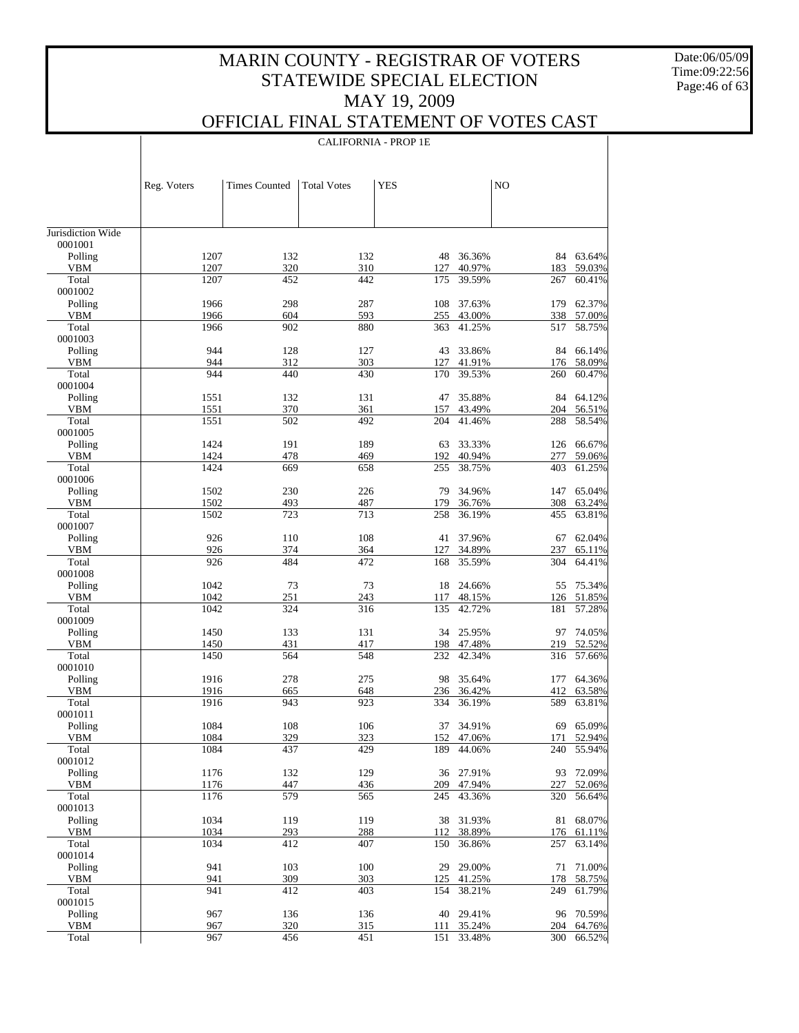# MARIN COUNTY - REGISTRAR OF VOTERS
# STATEWIDE SPECIAL ELECTION
# MAY 19, 2009
# OFFICIAL FINAL STATEMENT OF VOTES CAST

Date:06/05/09
Time:09:22:56

## CALIFORNIA - PROP 1E

| | Reg. Voters | Times Counted | Total Votes | YES | | NO | |
|---|---|---|---|---|---|---|---|
| Jurisdiction Wide | | | | | | | |
| 0001001 | | | | | | | |
| Polling | 1207 | 132 | 132 | 48 | 36.36% | 84 | 63.64% |
| VBM | 1207 | 320 | 310 | 127 | 40.97% | 183 | 59.03% |
| Total | 1207 | 452 | 442 | 175 | 39.59% | 267 | 60.41% |
| 0001002 | | | | | | | |
| Polling | 1966 | 298 | 287 | 108 | 37.63% | 179 | 62.37% |
| VBM | 1966 | 604 | 593 | 255 | 43.00% | 338 | 57.00% |
| Total | 1966 | 902 | 880 | 363 | 41.25% | 517 | 58.75% |
| 0001003 | | | | | | | |
| Polling | 944 | 128 | 127 | 43 | 33.86% | 84 | 66.14% |
| VBM | 944 | 312 | 303 | 127 | 41.91% | 176 | 58.09% |
| Total | 944 | 440 | 430 | 170 | 39.53% | 260 | 60.47% |
| 0001004 | | | | | | | |
| Polling | 1551 | 132 | 131 | 47 | 35.88% | 84 | 64.12% |
| VBM | 1551 | 370 | 361 | 157 | 43.49% | 204 | 56.51% |
| Total | 1551 | 502 | 492 | 204 | 41.46% | 288 | 58.54% |
| 0001005 | | | | | | | |
| Polling | 1424 | 191 | 189 | 63 | 33.33% | 126 | 66.67% |
| VBM | 1424 | 478 | 469 | 192 | 40.94% | 277 | 59.06% |
| Total | 1424 | 669 | 658 | 255 | 38.75% | 403 | 61.25% |
| 0001006 | | | | | | | |
| Polling | 1502 | 230 | 226 | 79 | 34.96% | 147 | 65.04% |
| VBM | 1502 | 493 | 487 | 179 | 36.76% | 308 | 63.24% |
| Total | 1502 | 723 | 713 | 258 | 36.19% | 455 | 63.81% |
| 0001007 | | | | | | | |
| Polling | 926 | 110 | 108 | 41 | 37.96% | 67 | 62.04% |
| VBM | 926 | 374 | 364 | 127 | 34.89% | 237 | 65.11% |
| Total | 926 | 484 | 472 | 168 | 35.59% | 304 | 64.41% |
| 0001008 | | | | | | | |
| Polling | 1042 | 73 | 73 | 18 | 24.66% | 55 | 75.34% |
| VBM | 1042 | 251 | 243 | 117 | 48.15% | 126 | 51.85% |
| Total | 1042 | 324 | 316 | 135 | 42.72% | 181 | 57.28% |
| 0001009 | | | | | | | |
| Polling | 1450 | 133 | 131 | 34 | 25.95% | 97 | 74.05% |
| VBM | 1450 | 431 | 417 | 198 | 47.48% | 219 | 52.52% |
| Total | 1450 | 564 | 548 | 232 | 42.34% | 316 | 57.66% |
| 0001010 | | | | | | | |
| Polling | 1916 | 278 | 275 | 98 | 35.64% | 177 | 64.36% |
| VBM | 1916 | 665 | 648 | 236 | 36.42% | 412 | 63.58% |
| Total | 1916 | 943 | 923 | 334 | 36.19% | 589 | 63.81% |
| 0001011 | | | | | | | |
| Polling | 1084 | 108 | 106 | 37 | 34.91% | 69 | 65.09% |
| VBM | 1084 | 329 | 323 | 152 | 47.06% | 171 | 52.94% |
| Total | 1084 | 437 | 429 | 189 | 44.06% | 240 | 55.94% |
| 0001012 | | | | | | | |
| Polling | 1176 | 132 | 129 | 36 | 27.91% | 93 | 72.09% |
| VBM | 1176 | 447 | 436 | 209 | 47.94% | 227 | 52.06% |
| Total | 1176 | 579 | 565 | 245 | 43.36% | 320 | 56.64% |
| 0001013 | | | | | | | |
| Polling | 1034 | 119 | 119 | 38 | 31.93% | 81 | 68.07% |
| VBM | 1034 | 293 | 288 | 112 | 38.89% | 176 | 61.11% |
| Total | 1034 | 412 | 407 | 150 | 36.86% | 257 | 63.14% |
| 0001014 | | | | | | | |
| Polling | 941 | 103 | 100 | 29 | 29.00% | 71 | 71.00% |
| VBM | 941 | 309 | 303 | 125 | 41.25% | 178 | 58.75% |
| Total | 941 | 412 | 403 | 154 | 38.21% | 249 | 61.79% |
| 0001015 | | | | | | | |
| Polling | 967 | 136 | 136 | 40 | 29.41% | 96 | 70.59% |
| VBM | 967 | 320 | 315 | 111 | 35.24% | 204 | 64.76% |
| Total | 967 | 456 | 451 | 151 | 33.48% | 300 | 66.52% |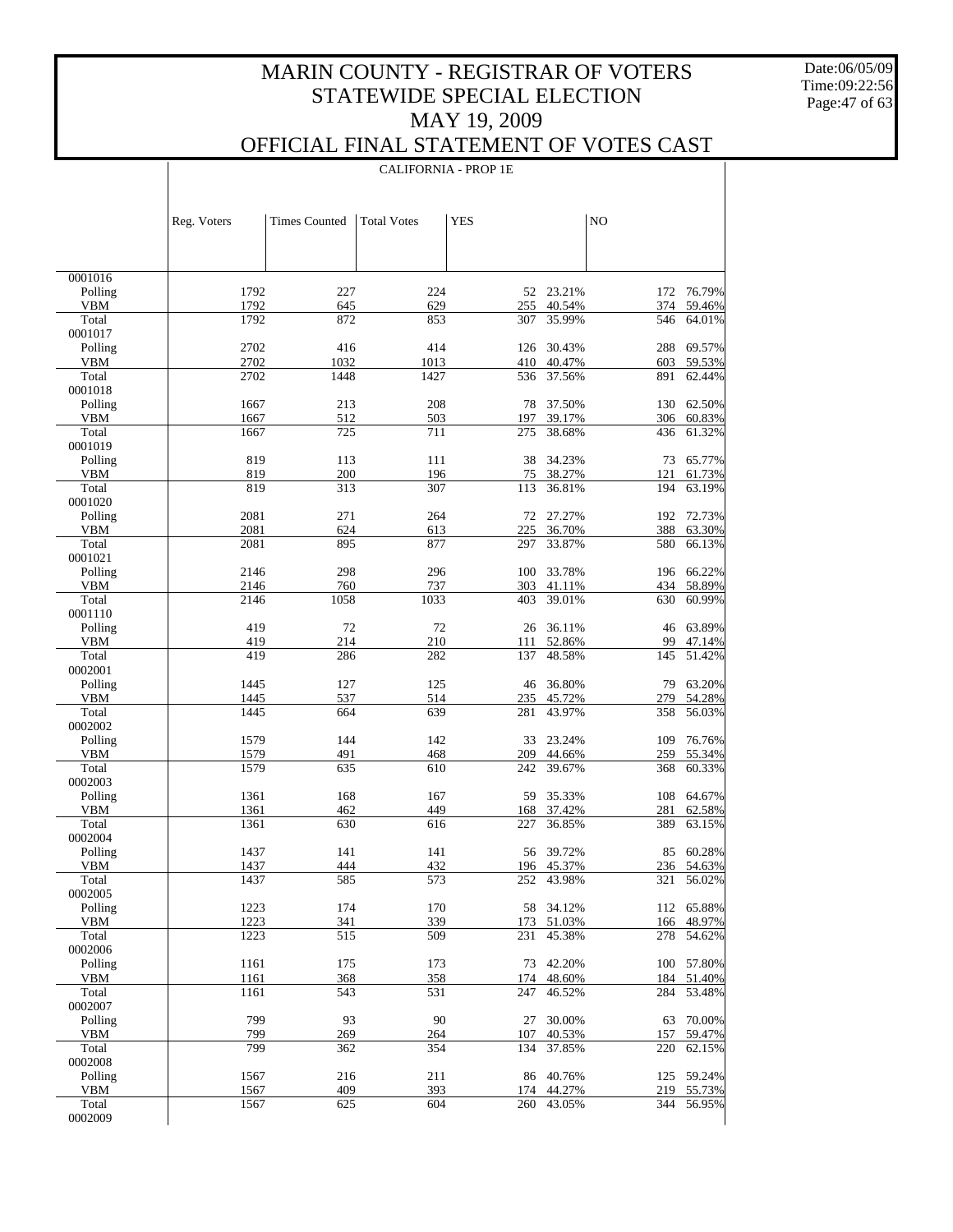# MARIN COUNTY - REGISTRAR OF VOTERS
# STATEWIDE SPECIAL ELECTION
# MAY 19, 2009
# OFFICIAL FINAL STATEMENT OF VOTES CAST

Date:06/05/09
Time:09:22:56

CALIFORNIA - PROP 1E

| | Reg. Voters | Times Counted | Total Votes | YES | | NO | |
|---|---|---|---|---|---|---|---|
| 0001016 | | | | | | | |
| Polling | 1792 | 227 | 224 | 52 | 23.21% | 172 | 76.79% |
| VBM | 1792 | 645 | 629 | 255 | 40.54% | 374 | 59.46% |
| Total | 1792 | 872 | 853 | 307 | 35.99% | 546 | 64.01% |
| 0001017 | | | | | | | |
| Polling | 2702 | 416 | 414 | 126 | 30.43% | 288 | 69.57% |
| VBM | 2702 | 1032 | 1013 | 410 | 40.47% | 603 | 59.53% |
| Total | 2702 | 1448 | 1427 | 536 | 37.56% | 891 | 62.44% |
| 0001018 | | | | | | | |
| Polling | 1667 | 213 | 208 | 78 | 37.50% | 130 | 62.50% |
| VBM | 1667 | 512 | 503 | 197 | 39.17% | 306 | 60.83% |
| Total | 1667 | 725 | 711 | 275 | 38.68% | 436 | 61.32% |
| 0001019 | | | | | | | |
| Polling | 819 | 113 | 111 | 38 | 34.23% | 73 | 65.77% |
| VBM | 819 | 200 | 196 | 75 | 38.27% | 121 | 61.73% |
| Total | 819 | 313 | 307 | 113 | 36.81% | 194 | 63.19% |
| 0001020 | | | | | | | |
| Polling | 2081 | 271 | 264 | 72 | 27.27% | 192 | 72.73% |
| VBM | 2081 | 624 | 613 | 225 | 36.70% | 388 | 63.30% |
| Total | 2081 | 895 | 877 | 297 | 33.87% | 580 | 66.13% |
| 0001021 | | | | | | | |
| Polling | 2146 | 298 | 296 | 100 | 33.78% | 196 | 66.22% |
| VBM | 2146 | 760 | 737 | 303 | 41.11% | 434 | 58.89% |
| Total | 2146 | 1058 | 1033 | 403 | 39.01% | 630 | 60.99% |
| 0001110 | | | | | | | |
| Polling | 419 | 72 | 72 | 26 | 36.11% | 46 | 63.89% |
| VBM | 419 | 214 | 210 | 111 | 52.86% | 99 | 47.14% |
| Total | 419 | 286 | 282 | 137 | 48.58% | 145 | 51.42% |
| 0002001 | | | | | | | |
| Polling | 1445 | 127 | 125 | 46 | 36.80% | 79 | 63.20% |
| VBM | 1445 | 537 | 514 | 235 | 45.72% | 279 | 54.28% |
| Total | 1445 | 664 | 639 | 281 | 43.97% | 358 | 56.03% |
| 0002002 | | | | | | | |
| Polling | 1579 | 144 | 142 | 33 | 23.24% | 109 | 76.76% |
| VBM | 1579 | 491 | 468 | 209 | 44.66% | 259 | 55.34% |
| Total | 1579 | 635 | 610 | 242 | 39.67% | 368 | 60.33% |
| 0002003 | | | | | | | |
| Polling | 1361 | 168 | 167 | 59 | 35.33% | 108 | 64.67% |
| VBM | 1361 | 462 | 449 | 168 | 37.42% | 281 | 62.58% |
| Total | 1361 | 630 | 616 | 227 | 36.85% | 389 | 63.15% |
| 0002004 | | | | | | | |
| Polling | 1437 | 141 | 141 | 56 | 39.72% | 85 | 60.28% |
| VBM | 1437 | 444 | 432 | 196 | 45.37% | 236 | 54.63% |
| Total | 1437 | 585 | 573 | 252 | 43.98% | 321 | 56.02% |
| 0002005 | | | | | | | |
| Polling | 1223 | 174 | 170 | 58 | 34.12% | 112 | 65.88% |
| VBM | 1223 | 341 | 339 | 173 | 51.03% | 166 | 48.97% |
| Total | 1223 | 515 | 509 | 231 | 45.38% | 278 | 54.62% |
| 0002006 | | | | | | | |
| Polling | 1161 | 175 | 173 | 73 | 42.20% | 100 | 57.80% |
| VBM | 1161 | 368 | 358 | 174 | 48.60% | 184 | 51.40% |
| Total | 1161 | 543 | 531 | 247 | 46.52% | 284 | 53.48% |
| 0002007 | | | | | | | |
| Polling | 799 | 93 | 90 | 27 | 30.00% | 63 | 70.00% |
| VBM | 799 | 269 | 264 | 107 | 40.53% | 157 | 59.47% |
| Total | 799 | 362 | 354 | 134 | 37.85% | 220 | 62.15% |
| 0002008 | | | | | | | |
| Polling | 1567 | 216 | 211 | 86 | 40.76% | 125 | 59.24% |
| VBM | 1567 | 409 | 393 | 174 | 44.27% | 219 | 55.73% |
| Total | 1567 | 625 | 604 | 260 | 43.05% | 344 | 56.95% |
| 0002009 | | | | | | | |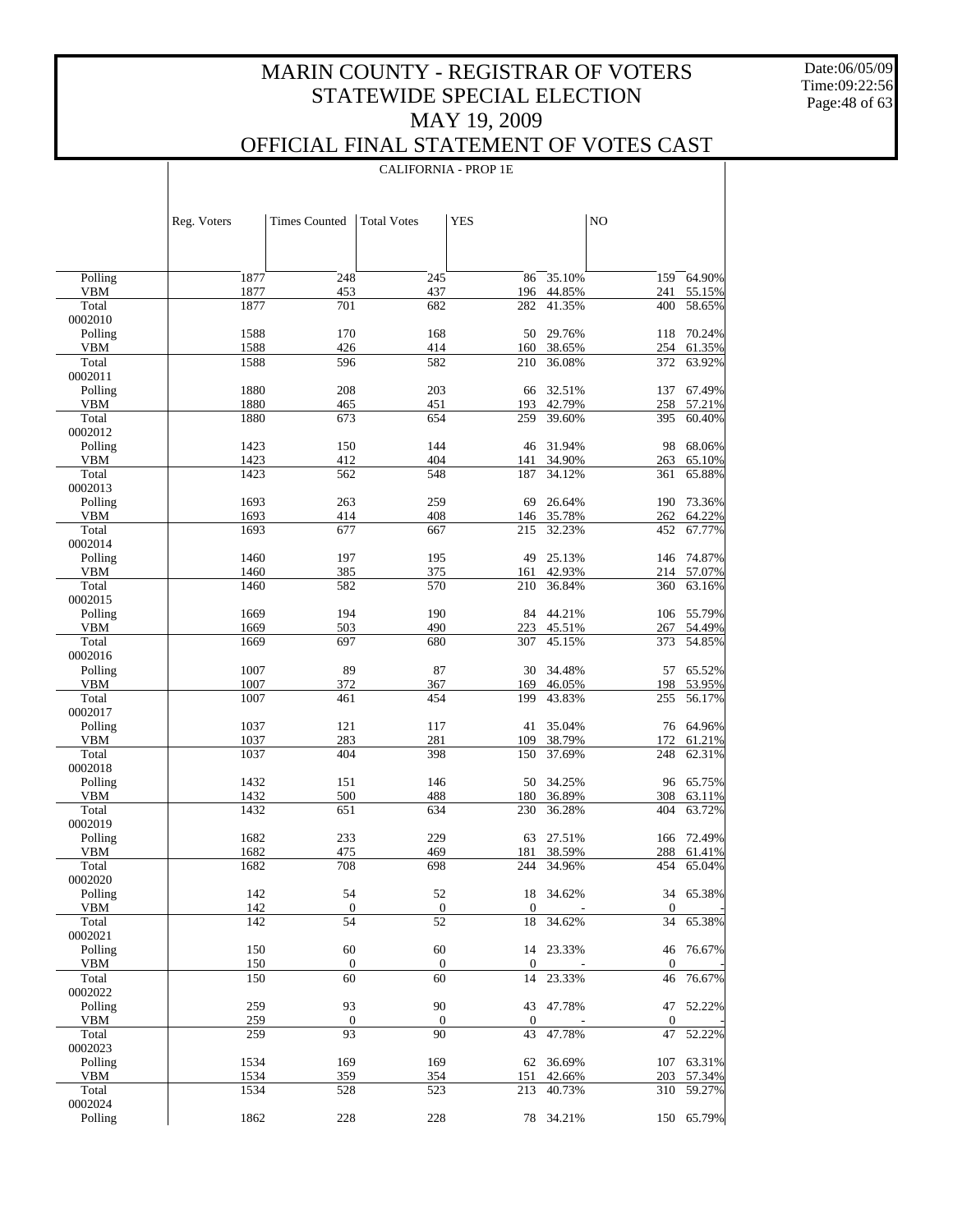# MARIN COUNTY - REGISTRAR OF VOTERS
## STATEWIDE SPECIAL ELECTION
## MAY 19, 2009
## OFFICIAL FINAL STATEMENT OF VOTES CAST

Date:06/05/09
Time:09:22:56

CALIFORNIA - PROP 1E

| | Reg. Voters | Times Counted | Total Votes | YES | | NO | |
|---|---|---|---|---|---|---|---|
| Polling | 1877 | 248 | 245 | 86 | 35.10% | 159 | 64.90% |
| VBM | 1877 | 453 | 437 | 196 | 44.85% | 241 | 55.15% |
| Total | 1877 | 701 | 682 | 282 | 41.35% | 400 | 58.65% |
| 0002010 | | | | | | | |
| Polling | 1588 | 170 | 168 | 50 | 29.76% | 118 | 70.24% |
| VBM | 1588 | 426 | 414 | 160 | 38.65% | 254 | 61.35% |
| Total | 1588 | 596 | 582 | 210 | 36.08% | 372 | 63.92% |
| 0002011 | | | | | | | |
| Polling | 1880 | 208 | 203 | 66 | 32.51% | 137 | 67.49% |
| VBM | 1880 | 465 | 451 | 193 | 42.79% | 258 | 57.21% |
| Total | 1880 | 673 | 654 | 259 | 39.60% | 395 | 60.40% |
| 0002012 | | | | | | | |
| Polling | 1423 | 150 | 144 | 46 | 31.94% | 98 | 68.06% |
| VBM | 1423 | 412 | 404 | 141 | 34.90% | 263 | 65.10% |
| Total | 1423 | 562 | 548 | 187 | 34.12% | 361 | 65.88% |
| 0002013 | | | | | | | |
| Polling | 1693 | 263 | 259 | 69 | 26.64% | 190 | 73.36% |
| VBM | 1693 | 414 | 408 | 146 | 35.78% | 262 | 64.22% |
| Total | 1693 | 677 | 667 | 215 | 32.23% | 452 | 67.77% |
| 0002014 | | | | | | | |
| Polling | 1460 | 197 | 195 | 49 | 25.13% | 146 | 74.87% |
| VBM | 1460 | 385 | 375 | 161 | 42.93% | 214 | 57.07% |
| Total | 1460 | 582 | 570 | 210 | 36.84% | 360 | 63.16% |
| 0002015 | | | | | | | |
| Polling | 1669 | 194 | 190 | 84 | 44.21% | 106 | 55.79% |
| VBM | 1669 | 503 | 490 | 223 | 45.51% | 267 | 54.49% |
| Total | 1669 | 697 | 680 | 307 | 45.15% | 373 | 54.85% |
| 0002016 | | | | | | | |
| Polling | 1007 | 89 | 87 | 30 | 34.48% | 57 | 65.52% |
| VBM | 1007 | 372 | 367 | 169 | 46.05% | 198 | 53.95% |
| Total | 1007 | 461 | 454 | 199 | 43.83% | 255 | 56.17% |
| 0002017 | | | | | | | |
| Polling | 1037 | 121 | 117 | 41 | 35.04% | 76 | 64.96% |
| VBM | 1037 | 283 | 281 | 109 | 38.79% | 172 | 61.21% |
| Total | 1037 | 404 | 398 | 150 | 37.69% | 248 | 62.31% |
| 0002018 | | | | | | | |
| Polling | 1432 | 151 | 146 | 50 | 34.25% | 96 | 65.75% |
| VBM | 1432 | 500 | 488 | 180 | 36.89% | 308 | 63.11% |
| Total | 1432 | 651 | 634 | 230 | 36.28% | 404 | 63.72% |
| 0002019 | | | | | | | |
| Polling | 1682 | 233 | 229 | 63 | 27.51% | 166 | 72.49% |
| VBM | 1682 | 475 | 469 | 181 | 38.59% | 288 | 61.41% |
| Total | 1682 | 708 | 698 | 244 | 34.96% | 454 | 65.04% |
| 0002020 | | | | | | | |
| Polling | 142 | 54 | 52 | 18 | 34.62% | 34 | 65.38% |
| VBM | 142 | 0 | 0 | 0 | - | 0 | - |
| Total | 142 | 54 | 52 | 18 | 34.62% | 34 | 65.38% |
| 0002021 | | | | | | | |
| Polling | 150 | 60 | 60 | 14 | 23.33% | 46 | 76.67% |
| VBM | 150 | 0 | 0 | 0 | - | 0 | - |
| Total | 150 | 60 | 60 | 14 | 23.33% | 46 | 76.67% |
| 0002022 | | | | | | | |
| Polling | 259 | 93 | 90 | 43 | 47.78% | 47 | 52.22% |
| VBM | 259 | 0 | 0 | 0 | - | 0 | - |
| Total | 259 | 93 | 90 | 43 | 47.78% | 47 | 52.22% |
| 0002023 | | | | | | | |
| Polling | 1534 | 169 | 169 | 62 | 36.69% | 107 | 63.31% |
| VBM | 1534 | 359 | 354 | 151 | 42.66% | 203 | 57.34% |
| Total | 1534 | 528 | 523 | 213 | 40.73% | 310 | 59.27% |
| 0002024 | | | | | | | |
| Polling | 1862 | 228 | 228 | 78 | 34.21% | 150 | 65.79% |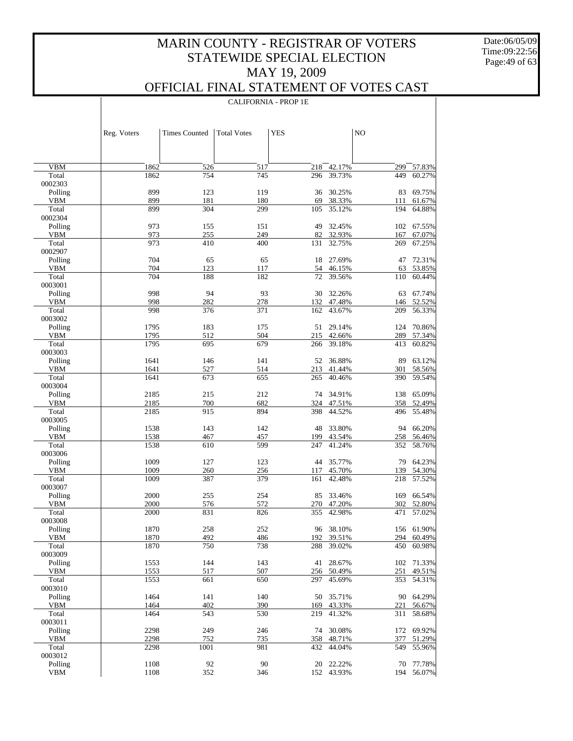# MARIN COUNTY - REGISTRAR OF VOTERS
## STATEWIDE SPECIAL ELECTION
## MAY 19, 2009
## OFFICIAL FINAL STATEMENT OF VOTES CAST

Date:06/05/09
Time:09:22:56

CALIFORNIA - PROP 1E

| | Reg. Voters | Times Counted | Total Votes | YES | | NO | |
|---|---|---|---|---|---|---|---|
| VBM | 1862 | 526 | 517 | 218 | 42.17% | 299 | 57.83% |
| Total | 1862 | 754 | 745 | 296 | 39.73% | 449 | 60.27% |
| 0002303 | | | | | | | |
| Polling | 899 | 123 | 119 | 36 | 30.25% | 83 | 69.75% |
| VBM | 899 | 181 | 180 | 69 | 38.33% | 111 | 61.67% |
| Total | 899 | 304 | 299 | 105 | 35.12% | 194 | 64.88% |
| 0002304 | | | | | | | |
| Polling | 973 | 155 | 151 | 49 | 32.45% | 102 | 67.55% |
| VBM | 973 | 255 | 249 | 82 | 32.93% | 167 | 67.07% |
| Total | 973 | 410 | 400 | 131 | 32.75% | 269 | 67.25% |
| 0002907 | | | | | | | |
| Polling | 704 | 65 | 65 | 18 | 27.69% | 47 | 72.31% |
| VBM | 704 | 123 | 117 | 54 | 46.15% | 63 | 53.85% |
| Total | 704 | 188 | 182 | 72 | 39.56% | 110 | 60.44% |
| 0003001 | | | | | | | |
| Polling | 998 | 94 | 93 | 30 | 32.26% | 63 | 67.74% |
| VBM | 998 | 282 | 278 | 132 | 47.48% | 146 | 52.52% |
| Total | 998 | 376 | 371 | 162 | 43.67% | 209 | 56.33% |
| 0003002 | | | | | | | |
| Polling | 1795 | 183 | 175 | 51 | 29.14% | 124 | 70.86% |
| VBM | 1795 | 512 | 504 | 215 | 42.66% | 289 | 57.34% |
| Total | 1795 | 695 | 679 | 266 | 39.18% | 413 | 60.82% |
| 0003003 | | | | | | | |
| Polling | 1641 | 146 | 141 | 52 | 36.88% | 89 | 63.12% |
| VBM | 1641 | 527 | 514 | 213 | 41.44% | 301 | 58.56% |
| Total | 1641 | 673 | 655 | 265 | 40.46% | 390 | 59.54% |
| 0003004 | | | | | | | |
| Polling | 2185 | 215 | 212 | 74 | 34.91% | 138 | 65.09% |
| VBM | 2185 | 700 | 682 | 324 | 47.51% | 358 | 52.49% |
| Total | 2185 | 915 | 894 | 398 | 44.52% | 496 | 55.48% |
| 0003005 | | | | | | | |
| Polling | 1538 | 143 | 142 | 48 | 33.80% | 94 | 66.20% |
| VBM | 1538 | 467 | 457 | 199 | 43.54% | 258 | 56.46% |
| Total | 1538 | 610 | 599 | 247 | 41.24% | 352 | 58.76% |
| 0003006 | | | | | | | |
| Polling | 1009 | 127 | 123 | 44 | 35.77% | 79 | 64.23% |
| VBM | 1009 | 260 | 256 | 117 | 45.70% | 139 | 54.30% |
| Total | 1009 | 387 | 379 | 161 | 42.48% | 218 | 57.52% |
| 0003007 | | | | | | | |
| Polling | 2000 | 255 | 254 | 85 | 33.46% | 169 | 66.54% |
| VBM | 2000 | 576 | 572 | 270 | 47.20% | 302 | 52.80% |
| Total | 2000 | 831 | 826 | 355 | 42.98% | 471 | 57.02% |
| 0003008 | | | | | | | |
| Polling | 1870 | 258 | 252 | 96 | 38.10% | 156 | 61.90% |
| VBM | 1870 | 492 | 486 | 192 | 39.51% | 294 | 60.49% |
| Total | 1870 | 750 | 738 | 288 | 39.02% | 450 | 60.98% |
| 0003009 | | | | | | | |
| Polling | 1553 | 144 | 143 | 41 | 28.67% | 102 | 71.33% |
| VBM | 1553 | 517 | 507 | 256 | 50.49% | 251 | 49.51% |
| Total | 1553 | 661 | 650 | 297 | 45.69% | 353 | 54.31% |
| 0003010 | | | | | | | |
| Polling | 1464 | 141 | 140 | 50 | 35.71% | 90 | 64.29% |
| VBM | 1464 | 402 | 390 | 169 | 43.33% | 221 | 56.67% |
| Total | 1464 | 543 | 530 | 219 | 41.32% | 311 | 58.68% |
| 0003011 | | | | | | | |
| Polling | 2298 | 249 | 246 | 74 | 30.08% | 172 | 69.92% |
| VBM | 2298 | 752 | 735 | 358 | 48.71% | 377 | 51.29% |
| Total | 2298 | 1001 | 981 | 432 | 44.04% | 549 | 55.96% |
| 0003012 | | | | | | | |
| Polling | 1108 | 92 | 90 | 20 | 22.22% | 70 | 77.78% |
| VBM | 1108 | 352 | 346 | 152 | 43.93% | 194 | 56.07% |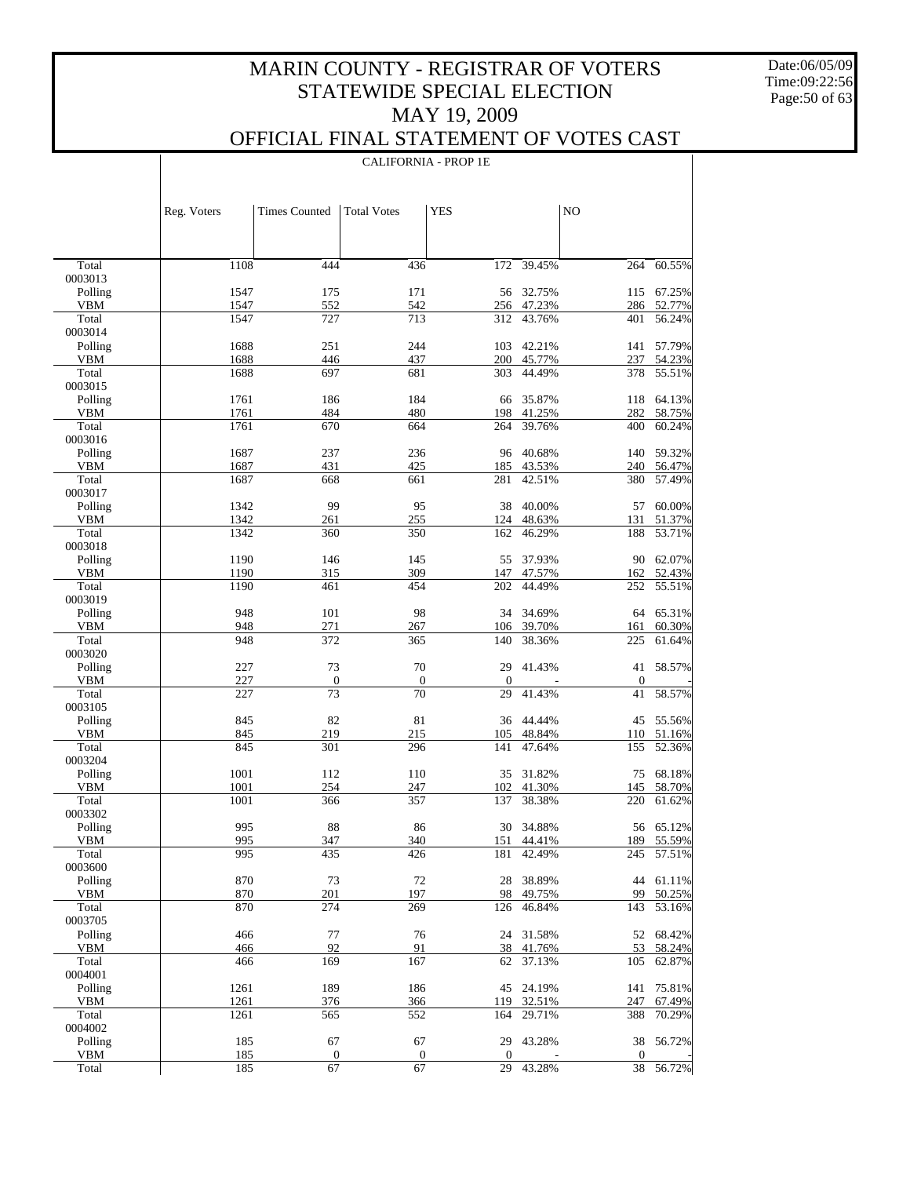# MARIN COUNTY - REGISTRAR OF VOTERS
# STATEWIDE SPECIAL ELECTION
# MAY 19, 2009
# OFFICIAL FINAL STATEMENT OF VOTES CAST

Date:06/05/09
Time:09:22:56

## CALIFORNIA - PROP 1E

| | Reg. Voters | Times Counted | Total Votes | YES | | NO | |
|---|---|---|---|---|---|---|---|
| Total | 1108 | 444 | 436 | 172 | 39.45% | 264 | 60.55% |
| 0003013 | | | | | | | |
| Polling | 1547 | 175 | 171 | 56 | 32.75% | 115 | 67.25% |
| VBM | 1547 | 552 | 542 | 256 | 47.23% | 286 | 52.77% |
| Total | 1547 | 727 | 713 | 312 | 43.76% | 401 | 56.24% |
| 0003014 | | | | | | | |
| Polling | 1688 | 251 | 244 | 103 | 42.21% | 141 | 57.79% |
| VBM | 1688 | 446 | 437 | 200 | 45.77% | 237 | 54.23% |
| Total | 1688 | 697 | 681 | 303 | 44.49% | 378 | 55.51% |
| 0003015 | | | | | | | |
| Polling | 1761 | 186 | 184 | 66 | 35.87% | 118 | 64.13% |
| VBM | 1761 | 484 | 480 | 198 | 41.25% | 282 | 58.75% |
| Total | 1761 | 670 | 664 | 264 | 39.76% | 400 | 60.24% |
| 0003016 | | | | | | | |
| Polling | 1687 | 237 | 236 | 96 | 40.68% | 140 | 59.32% |
| VBM | 1687 | 431 | 425 | 185 | 43.53% | 240 | 56.47% |
| Total | 1687 | 668 | 661 | 281 | 42.51% | 380 | 57.49% |
| 0003017 | | | | | | | |
| Polling | 1342 | 99 | 95 | 38 | 40.00% | 57 | 60.00% |
| VBM | 1342 | 261 | 255 | 124 | 48.63% | 131 | 51.37% |
| Total | 1342 | 360 | 350 | 162 | 46.29% | 188 | 53.71% |
| 0003018 | | | | | | | |
| Polling | 1190 | 146 | 145 | 55 | 37.93% | 90 | 62.07% |
| VBM | 1190 | 315 | 309 | 147 | 47.57% | 162 | 52.43% |
| Total | 1190 | 461 | 454 | 202 | 44.49% | 252 | 55.51% |
| 0003019 | | | | | | | |
| Polling | 948 | 101 | 98 | 34 | 34.69% | 64 | 65.31% |
| VBM | 948 | 271 | 267 | 106 | 39.70% | 161 | 60.30% |
| Total | 948 | 372 | 365 | 140 | 38.36% | 225 | 61.64% |
| 0003020 | | | | | | | |
| Polling | 227 | 73 | 70 | 29 | 41.43% | 41 | 58.57% |
| VBM | 227 | 0 | 0 | 0 | - | 0 | - |
| Total | 227 | 73 | 70 | 29 | 41.43% | 41 | 58.57% |
| 0003105 | | | | | | | |
| Polling | 845 | 82 | 81 | 36 | 44.44% | 45 | 55.56% |
| VBM | 845 | 219 | 215 | 105 | 48.84% | 110 | 51.16% |
| Total | 845 | 301 | 296 | 141 | 47.64% | 155 | 52.36% |
| 0003204 | | | | | | | |
| Polling | 1001 | 112 | 110 | 35 | 31.82% | 75 | 68.18% |
| VBM | 1001 | 254 | 247 | 102 | 41.30% | 145 | 58.70% |
| Total | 1001 | 366 | 357 | 137 | 38.38% | 220 | 61.62% |
| 0003302 | | | | | | | |
| Polling | 995 | 88 | 86 | 30 | 34.88% | 56 | 65.12% |
| VBM | 995 | 347 | 340 | 151 | 44.41% | 189 | 55.59% |
| Total | 995 | 435 | 426 | 181 | 42.49% | 245 | 57.51% |
| 0003600 | | | | | | | |
| Polling | 870 | 73 | 72 | 28 | 38.89% | 44 | 61.11% |
| VBM | 870 | 201 | 197 | 98 | 49.75% | 99 | 50.25% |
| Total | 870 | 274 | 269 | 126 | 46.84% | 143 | 53.16% |
| 0003705 | | | | | | | |
| Polling | 466 | 77 | 76 | 24 | 31.58% | 52 | 68.42% |
| VBM | 466 | 92 | 91 | 38 | 41.76% | 53 | 58.24% |
| Total | 466 | 169 | 167 | 62 | 37.13% | 105 | 62.87% |
| 0004001 | | | | | | | |
| Polling | 1261 | 189 | 186 | 45 | 24.19% | 141 | 75.81% |
| VBM | 1261 | 376 | 366 | 119 | 32.51% | 247 | 67.49% |
| Total | 1261 | 565 | 552 | 164 | 29.71% | 388 | 70.29% |
| 0004002 | | | | | | | |
| Polling | 185 | 67 | 67 | 29 | 43.28% | 38 | 56.72% |
| VBM | 185 | 0 | 0 | 0 | - | 0 | - |
| Total | 185 | 67 | 67 | 29 | 43.28% | 38 | 56.72% |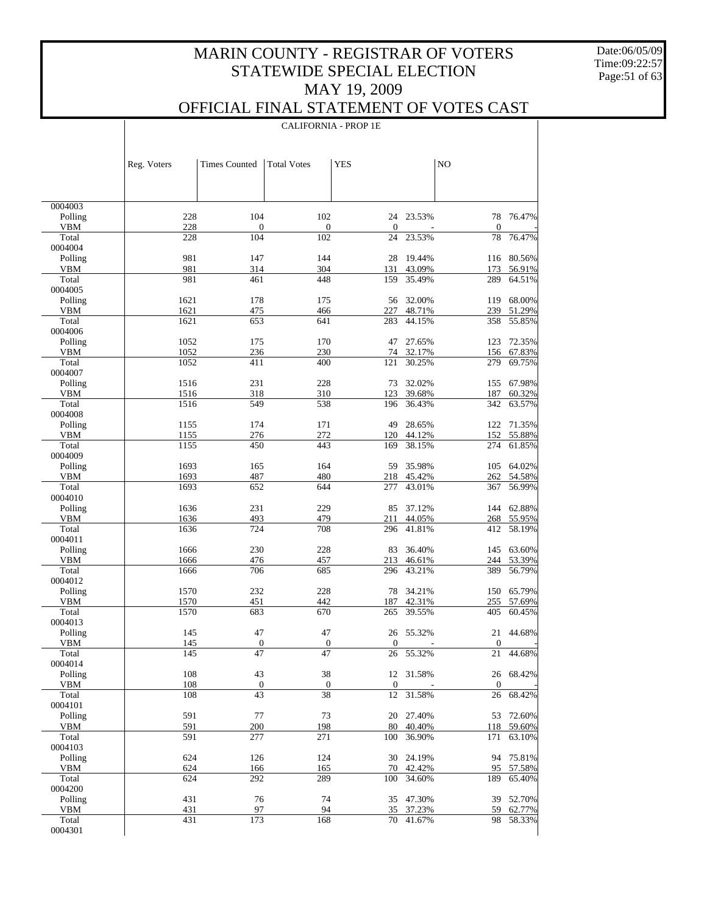# MARIN COUNTY - REGISTRAR OF VOTERS
## STATEWIDE SPECIAL ELECTION
## MAY 19, 2009
## OFFICIAL FINAL STATEMENT OF VOTES CAST

Date:06/05/09
Time:09:22:57

### CALIFORNIA - PROP 1E

| | Reg. Voters | Times Counted | Total Votes | YES | | NO | |
|---|---|---|---|---|---|---|---|
| 0004003 | | | | | | | |
| Polling | 228 | 104 | 102 | 24 | 23.53% | 78 | 76.47% |
| VBM | 228 | 0 | 0 | 0 | - | 0 | - |
| Total | 228 | 104 | 102 | 24 | 23.53% | 78 | 76.47% |
| 0004004 | | | | | | | |
| Polling | 981 | 147 | 144 | 28 | 19.44% | 116 | 80.56% |
| VBM | 981 | 314 | 304 | 131 | 43.09% | 173 | 56.91% |
| Total | 981 | 461 | 448 | 159 | 35.49% | 289 | 64.51% |
| 0004005 | | | | | | | |
| Polling | 1621 | 178 | 175 | 56 | 32.00% | 119 | 68.00% |
| VBM | 1621 | 475 | 466 | 227 | 48.71% | 239 | 51.29% |
| Total | 1621 | 653 | 641 | 283 | 44.15% | 358 | 55.85% |
| 0004006 | | | | | | | |
| Polling | 1052 | 175 | 170 | 47 | 27.65% | 123 | 72.35% |
| VBM | 1052 | 236 | 230 | 74 | 32.17% | 156 | 67.83% |
| Total | 1052 | 411 | 400 | 121 | 30.25% | 279 | 69.75% |
| 0004007 | | | | | | | |
| Polling | 1516 | 231 | 228 | 73 | 32.02% | 155 | 67.98% |
| VBM | 1516 | 318 | 310 | 123 | 39.68% | 187 | 60.32% |
| Total | 1516 | 549 | 538 | 196 | 36.43% | 342 | 63.57% |
| 0004008 | | | | | | | |
| Polling | 1155 | 174 | 171 | 49 | 28.65% | 122 | 71.35% |
| VBM | 1155 | 276 | 272 | 120 | 44.12% | 152 | 55.88% |
| Total | 1155 | 450 | 443 | 169 | 38.15% | 274 | 61.85% |
| 0004009 | | | | | | | |
| Polling | 1693 | 165 | 164 | 59 | 35.98% | 105 | 64.02% |
| VBM | 1693 | 487 | 480 | 218 | 45.42% | 262 | 54.58% |
| Total | 1693 | 652 | 644 | 277 | 43.01% | 367 | 56.99% |
| 0004010 | | | | | | | |
| Polling | 1636 | 231 | 229 | 85 | 37.12% | 144 | 62.88% |
| VBM | 1636 | 493 | 479 | 211 | 44.05% | 268 | 55.95% |
| Total | 1636 | 724 | 708 | 296 | 41.81% | 412 | 58.19% |
| 0004011 | | | | | | | |
| Polling | 1666 | 230 | 228 | 83 | 36.40% | 145 | 63.60% |
| VBM | 1666 | 476 | 457 | 213 | 46.61% | 244 | 53.39% |
| Total | 1666 | 706 | 685 | 296 | 43.21% | 389 | 56.79% |
| 0004012 | | | | | | | |
| Polling | 1570 | 232 | 228 | 78 | 34.21% | 150 | 65.79% |
| VBM | 1570 | 451 | 442 | 187 | 42.31% | 255 | 57.69% |
| Total | 1570 | 683 | 670 | 265 | 39.55% | 405 | 60.45% |
| 0004013 | | | | | | | |
| Polling | 145 | 47 | 47 | 26 | 55.32% | 21 | 44.68% |
| VBM | 145 | 0 | 0 | 0 | - | 0 | - |
| Total | 145 | 47 | 47 | 26 | 55.32% | 21 | 44.68% |
| 0004014 | | | | | | | |
| Polling | 108 | 43 | 38 | 12 | 31.58% | 26 | 68.42% |
| VBM | 108 | 0 | 0 | 0 | - | 0 | - |
| Total | 108 | 43 | 38 | 12 | 31.58% | 26 | 68.42% |
| 0004101 | | | | | | | |
| Polling | 591 | 77 | 73 | 20 | 27.40% | 53 | 72.60% |
| VBM | 591 | 200 | 198 | 80 | 40.40% | 118 | 59.60% |
| Total | 591 | 277 | 271 | 100 | 36.90% | 171 | 63.10% |
| 0004103 | | | | | | | |
| Polling | 624 | 126 | 124 | 30 | 24.19% | 94 | 75.81% |
| VBM | 624 | 166 | 165 | 70 | 42.42% | 95 | 57.58% |
| Total | 624 | 292 | 289 | 100 | 34.60% | 189 | 65.40% |
| 0004200 | | | | | | | |
| Polling | 431 | 76 | 74 | 35 | 47.30% | 39 | 52.70% |
| VBM | 431 | 97 | 94 | 35 | 37.23% | 59 | 62.77% |
| Total | 431 | 173 | 168 | 70 | 41.67% | 98 | 58.33% |
| 0004301 | | | | | | | |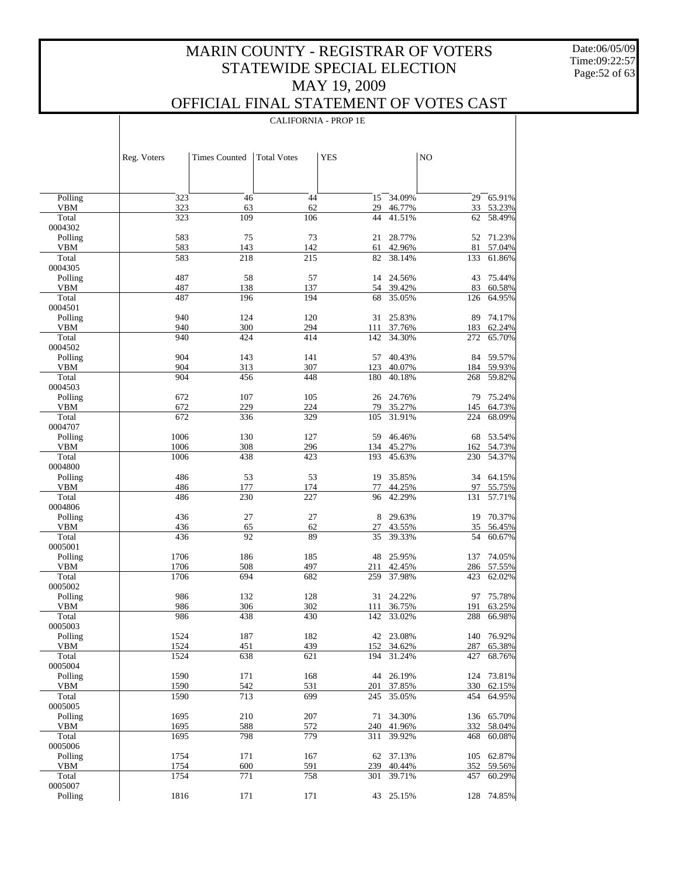# MARIN COUNTY - REGISTRAR OF VOTERS
## STATEWIDE SPECIAL ELECTION
## MAY 19, 2009
## OFFICIAL FINAL STATEMENT OF VOTES CAST

Date:06/05/09
Time:09:22:57

### CALIFORNIA - PROP 1E

| | Reg. Voters | Times Counted | Total Votes | YES | | NO | |
|---|---|---|---|---|---|---|---|
| Polling | 323 | 46 | 44 | 15 | 34.09% | 29 | 65.91% |
| VBM | 323 | 63 | 62 | 29 | 46.77% | 33 | 53.23% |
| Total | 323 | 109 | 106 | 44 | 41.51% | 62 | 58.49% |
| 0004302 | | | | | | | |
| Polling | 583 | 75 | 73 | 21 | 28.77% | 52 | 71.23% |
| VBM | 583 | 143 | 142 | 61 | 42.96% | 81 | 57.04% |
| Total | 583 | 218 | 215 | 82 | 38.14% | 133 | 61.86% |
| 0004305 | | | | | | | |
| Polling | 487 | 58 | 57 | 14 | 24.56% | 43 | 75.44% |
| VBM | 487 | 138 | 137 | 54 | 39.42% | 83 | 60.58% |
| Total | 487 | 196 | 194 | 68 | 35.05% | 126 | 64.95% |
| 0004501 | | | | | | | |
| Polling | 940 | 124 | 120 | 31 | 25.83% | 89 | 74.17% |
| VBM | 940 | 300 | 294 | 111 | 37.76% | 183 | 62.24% |
| Total | 940 | 424 | 414 | 142 | 34.30% | 272 | 65.70% |
| 0004502 | | | | | | | |
| Polling | 904 | 143 | 141 | 57 | 40.43% | 84 | 59.57% |
| VBM | 904 | 313 | 307 | 123 | 40.07% | 184 | 59.93% |
| Total | 904 | 456 | 448 | 180 | 40.18% | 268 | 59.82% |
| 0004503 | | | | | | | |
| Polling | 672 | 107 | 105 | 26 | 24.76% | 79 | 75.24% |
| VBM | 672 | 229 | 224 | 79 | 35.27% | 145 | 64.73% |
| Total | 672 | 336 | 329 | 105 | 31.91% | 224 | 68.09% |
| 0004707 | | | | | | | |
| Polling | 1006 | 130 | 127 | 59 | 46.46% | 68 | 53.54% |
| VBM | 1006 | 308 | 296 | 134 | 45.27% | 162 | 54.73% |
| Total | 1006 | 438 | 423 | 193 | 45.63% | 230 | 54.37% |
| 0004800 | | | | | | | |
| Polling | 486 | 53 | 53 | 19 | 35.85% | 34 | 64.15% |
| VBM | 486 | 177 | 174 | 77 | 44.25% | 97 | 55.75% |
| Total | 486 | 230 | 227 | 96 | 42.29% | 131 | 57.71% |
| 0004806 | | | | | | | |
| Polling | 436 | 27 | 27 | 8 | 29.63% | 19 | 70.37% |
| VBM | 436 | 65 | 62 | 27 | 43.55% | 35 | 56.45% |
| Total | 436 | 92 | 89 | 35 | 39.33% | 54 | 60.67% |
| 0005001 | | | | | | | |
| Polling | 1706 | 186 | 185 | 48 | 25.95% | 137 | 74.05% |
| VBM | 1706 | 508 | 497 | 211 | 42.45% | 286 | 57.55% |
| Total | 1706 | 694 | 682 | 259 | 37.98% | 423 | 62.02% |
| 0005002 | | | | | | | |
| Polling | 986 | 132 | 128 | 31 | 24.22% | 97 | 75.78% |
| VBM | 986 | 306 | 302 | 111 | 36.75% | 191 | 63.25% |
| Total | 986 | 438 | 430 | 142 | 33.02% | 288 | 66.98% |
| 0005003 | | | | | | | |
| Polling | 1524 | 187 | 182 | 42 | 23.08% | 140 | 76.92% |
| VBM | 1524 | 451 | 439 | 152 | 34.62% | 287 | 65.38% |
| Total | 1524 | 638 | 621 | 194 | 31.24% | 427 | 68.76% |
| 0005004 | | | | | | | |
| Polling | 1590 | 171 | 168 | 44 | 26.19% | 124 | 73.81% |
| VBM | 1590 | 542 | 531 | 201 | 37.85% | 330 | 62.15% |
| Total | 1590 | 713 | 699 | 245 | 35.05% | 454 | 64.95% |
| 0005005 | | | | | | | |
| Polling | 1695 | 210 | 207 | 71 | 34.30% | 136 | 65.70% |
| VBM | 1695 | 588 | 572 | 240 | 41.96% | 332 | 58.04% |
| Total | 1695 | 798 | 779 | 311 | 39.92% | 468 | 60.08% |
| 0005006 | | | | | | | |
| Polling | 1754 | 171 | 167 | 62 | 37.13% | 105 | 62.87% |
| VBM | 1754 | 600 | 591 | 239 | 40.44% | 352 | 59.56% |
| Total | 1754 | 771 | 758 | 301 | 39.71% | 457 | 60.29% |
| 0005007 | | | | | | | |
| Polling | 1816 | 171 | 171 | 43 | 25.15% | 128 | 74.85% |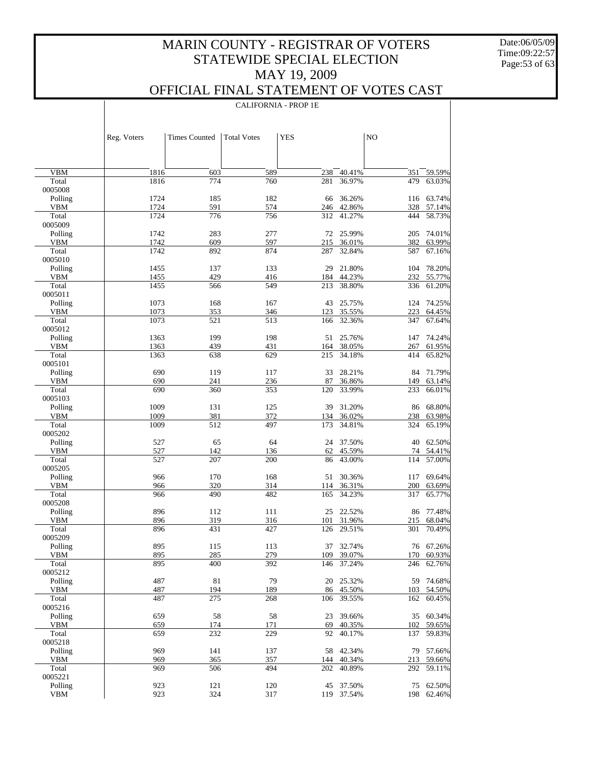# MARIN COUNTY - REGISTRAR OF VOTERS
## STATEWIDE SPECIAL ELECTION
## MAY 19, 2009
## OFFICIAL FINAL STATEMENT OF VOTES CAST

Date:06/05/09
Time:09:22:57

CALIFORNIA - PROP 1E

| | Reg. Voters | Times Counted | Total Votes | YES | | NO | |
|---|---|---|---|---|---|---|---|
| VBM | 1816 | 603 | 589 | 238 | 40.41% | 351 | 59.59% |
| Total | 1816 | 774 | 760 | 281 | 36.97% | 479 | 63.03% |
| 0005008 | | | | | | | |
| Polling | 1724 | 185 | 182 | 66 | 36.26% | 116 | 63.74% |
| VBM | 1724 | 591 | 574 | 246 | 42.86% | 328 | 57.14% |
| Total | 1724 | 776 | 756 | 312 | 41.27% | 444 | 58.73% |
| 0005009 | | | | | | | |
| Polling | 1742 | 283 | 277 | 72 | 25.99% | 205 | 74.01% |
| VBM | 1742 | 609 | 597 | 215 | 36.01% | 382 | 63.99% |
| Total | 1742 | 892 | 874 | 287 | 32.84% | 587 | 67.16% |
| 0005010 | | | | | | | |
| Polling | 1455 | 137 | 133 | 29 | 21.80% | 104 | 78.20% |
| VBM | 1455 | 429 | 416 | 184 | 44.23% | 232 | 55.77% |
| Total | 1455 | 566 | 549 | 213 | 38.80% | 336 | 61.20% |
| 0005011 | | | | | | | |
| Polling | 1073 | 168 | 167 | 43 | 25.75% | 124 | 74.25% |
| VBM | 1073 | 353 | 346 | 123 | 35.55% | 223 | 64.45% |
| Total | 1073 | 521 | 513 | 166 | 32.36% | 347 | 67.64% |
| 0005012 | | | | | | | |
| Polling | 1363 | 199 | 198 | 51 | 25.76% | 147 | 74.24% |
| VBM | 1363 | 439 | 431 | 164 | 38.05% | 267 | 61.95% |
| Total | 1363 | 638 | 629 | 215 | 34.18% | 414 | 65.82% |
| 0005101 | | | | | | | |
| Polling | 690 | 119 | 117 | 33 | 28.21% | 84 | 71.79% |
| VBM | 690 | 241 | 236 | 87 | 36.86% | 149 | 63.14% |
| Total | 690 | 360 | 353 | 120 | 33.99% | 233 | 66.01% |
| 0005103 | | | | | | | |
| Polling | 1009 | 131 | 125 | 39 | 31.20% | 86 | 68.80% |
| VBM | 1009 | 381 | 372 | 134 | 36.02% | 238 | 63.98% |
| Total | 1009 | 512 | 497 | 173 | 34.81% | 324 | 65.19% |
| 0005202 | | | | | | | |
| Polling | 527 | 65 | 64 | 24 | 37.50% | 40 | 62.50% |
| VBM | 527 | 142 | 136 | 62 | 45.59% | 74 | 54.41% |
| Total | 527 | 207 | 200 | 86 | 43.00% | 114 | 57.00% |
| 0005205 | | | | | | | |
| Polling | 966 | 170 | 168 | 51 | 30.36% | 117 | 69.64% |
| VBM | 966 | 320 | 314 | 114 | 36.31% | 200 | 63.69% |
| Total | 966 | 490 | 482 | 165 | 34.23% | 317 | 65.77% |
| 0005208 | | | | | | | |
| Polling | 896 | 112 | 111 | 25 | 22.52% | 86 | 77.48% |
| VBM | 896 | 319 | 316 | 101 | 31.96% | 215 | 68.04% |
| Total | 896 | 431 | 427 | 126 | 29.51% | 301 | 70.49% |
| 0005209 | | | | | | | |
| Polling | 895 | 115 | 113 | 37 | 32.74% | 76 | 67.26% |
| VBM | 895 | 285 | 279 | 109 | 39.07% | 170 | 60.93% |
| Total | 895 | 400 | 392 | 146 | 37.24% | 246 | 62.76% |
| 0005212 | | | | | | | |
| Polling | 487 | 81 | 79 | 20 | 25.32% | 59 | 74.68% |
| VBM | 487 | 194 | 189 | 86 | 45.50% | 103 | 54.50% |
| Total | 487 | 275 | 268 | 106 | 39.55% | 162 | 60.45% |
| 0005216 | | | | | | | |
| Polling | 659 | 58 | 58 | 23 | 39.66% | 35 | 60.34% |
| VBM | 659 | 174 | 171 | 69 | 40.35% | 102 | 59.65% |
| Total | 659 | 232 | 229 | 92 | 40.17% | 137 | 59.83% |
| 0005218 | | | | | | | |
| Polling | 969 | 141 | 137 | 58 | 42.34% | 79 | 57.66% |
| VBM | 969 | 365 | 357 | 144 | 40.34% | 213 | 59.66% |
| Total | 969 | 506 | 494 | 202 | 40.89% | 292 | 59.11% |
| 0005221 | | | | | | | |
| Polling | 923 | 121 | 120 | 45 | 37.50% | 75 | 62.50% |
| VBM | 923 | 324 | 317 | 119 | 37.54% | 198 | 62.46% |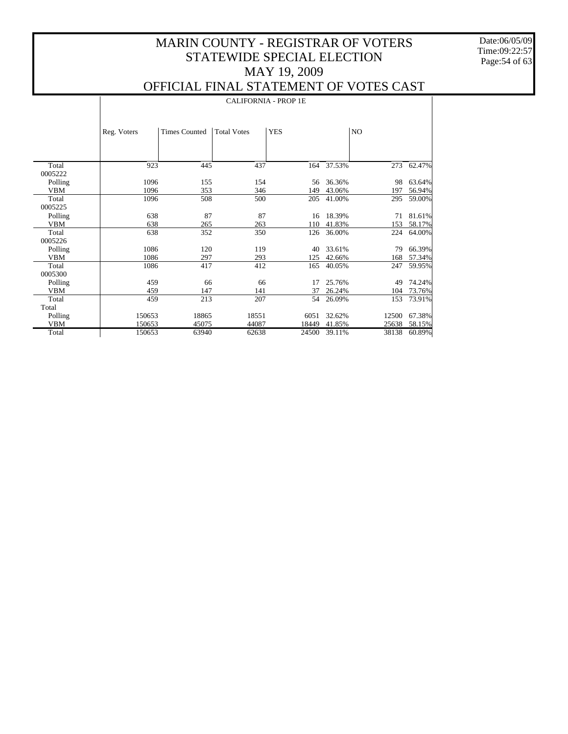# MARIN COUNTY - REGISTRAR OF VOTERS
# STATEWIDE SPECIAL ELECTION
# MAY 19, 2009
# OFFICIAL FINAL STATEMENT OF VOTES CAST

Date:06/05/09
Time:09:22:57

| | CALIFORNIA - PROP 1E | | | | | | |
|---|---|---|---|---|---|---|---|
| | Reg. Voters | Times Counted | Total Votes | YES | | NO | |
| Total | 923 | 445 | 437 | 164 | 37.53% | 273 | 62.47% |
| 0005222 | | | | | | | |
| Polling | 1096 | 155 | 154 | 56 | 36.36% | 98 | 63.64% |
| VBM | 1096 | 353 | 346 | 149 | 43.06% | 197 | 56.94% |
| Total | 1096 | 508 | 500 | 205 | 41.00% | 295 | 59.00% |
| 0005225 | | | | | | | |
| Polling | 638 | 87 | 87 | 16 | 18.39% | 71 | 81.61% |
| VBM | 638 | 265 | 263 | 110 | 41.83% | 153 | 58.17% |
| Total | 638 | 352 | 350 | 126 | 36.00% | 224 | 64.00% |
| 0005226 | | | | | | | |
| Polling | 1086 | 120 | 119 | 40 | 33.61% | 79 | 66.39% |
| VBM | 1086 | 297 | 293 | 125 | 42.66% | 168 | 57.34% |
| Total | 1086 | 417 | 412 | 165 | 40.05% | 247 | 59.95% |
| 0005300 | | | | | | | |
| Polling | 459 | 66 | 66 | 17 | 25.76% | 49 | 74.24% |
| VBM | 459 | 147 | 141 | 37 | 26.24% | 104 | 73.76% |
| Total | 459 | 213 | 207 | 54 | 26.09% | 153 | 73.91% |
| Total | | | | | | | |
| Polling | 150653 | 18865 | 18551 | 6051 | 32.62% | 12500 | 67.38% |
| VBM | 150653 | 45075 | 44087 | 18449 | 41.85% | 25638 | 58.15% |
| Total | 150653 | 63940 | 62638 | 24500 | 39.11% | 38138 | 60.89% |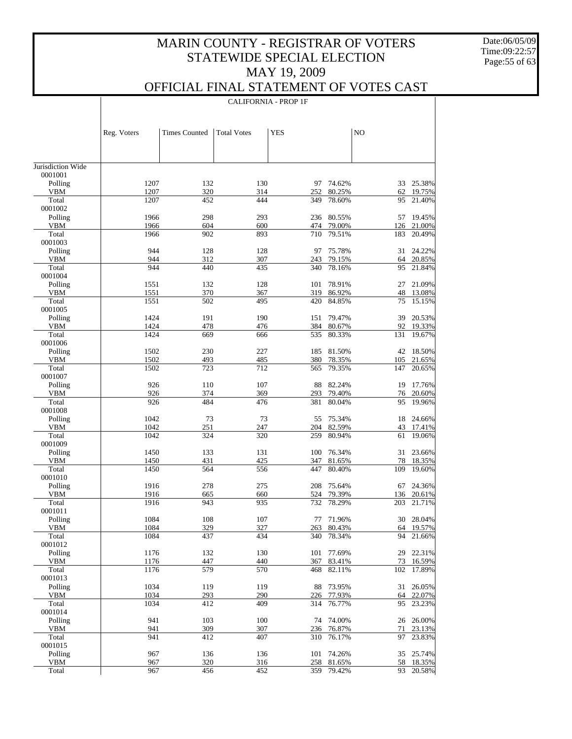# MARIN COUNTY - REGISTRAR OF VOTERS
# STATEWIDE SPECIAL ELECTION
# MAY 19, 2009
# OFFICIAL FINAL STATEMENT OF VOTES CAST

Date:06/05/09
Time:09:22:57

## CALIFORNIA - PROP 1F

| | Reg. Voters | Times Counted | Total Votes | YES | | NO | |
|---|---|---|---|---|---|---|---|
| Jurisdiction Wide | | | | | | | |
| 0001001 | | | | | | | |
| Polling | 1207 | 132 | 130 | 97 | 74.62% | 33 | 25.38% |
| VBM | 1207 | 320 | 314 | 252 | 80.25% | 62 | 19.75% |
| Total | 1207 | 452 | 444 | 349 | 78.60% | 95 | 21.40% |
| 0001002 | | | | | | | |
| Polling | 1966 | 298 | 293 | 236 | 80.55% | 57 | 19.45% |
| VBM | 1966 | 604 | 600 | 474 | 79.00% | 126 | 21.00% |
| Total | 1966 | 902 | 893 | 710 | 79.51% | 183 | 20.49% |
| 0001003 | | | | | | | |
| Polling | 944 | 128 | 128 | 97 | 75.78% | 31 | 24.22% |
| VBM | 944 | 312 | 307 | 243 | 79.15% | 64 | 20.85% |
| Total | 944 | 440 | 435 | 340 | 78.16% | 95 | 21.84% |
| 0001004 | | | | | | | |
| Polling | 1551 | 132 | 128 | 101 | 78.91% | 27 | 21.09% |
| VBM | 1551 | 370 | 367 | 319 | 86.92% | 48 | 13.08% |
| Total | 1551 | 502 | 495 | 420 | 84.85% | 75 | 15.15% |
| 0001005 | | | | | | | |
| Polling | 1424 | 191 | 190 | 151 | 79.47% | 39 | 20.53% |
| VBM | 1424 | 478 | 476 | 384 | 80.67% | 92 | 19.33% |
| Total | 1424 | 669 | 666 | 535 | 80.33% | 131 | 19.67% |
| 0001006 | | | | | | | |
| Polling | 1502 | 230 | 227 | 185 | 81.50% | 42 | 18.50% |
| VBM | 1502 | 493 | 485 | 380 | 78.35% | 105 | 21.65% |
| Total | 1502 | 723 | 712 | 565 | 79.35% | 147 | 20.65% |
| 0001007 | | | | | | | |
| Polling | 926 | 110 | 107 | 88 | 82.24% | 19 | 17.76% |
| VBM | 926 | 374 | 369 | 293 | 79.40% | 76 | 20.60% |
| Total | 926 | 484 | 476 | 381 | 80.04% | 95 | 19.96% |
| 0001008 | | | | | | | |
| Polling | 1042 | 73 | 73 | 55 | 75.34% | 18 | 24.66% |
| VBM | 1042 | 251 | 247 | 204 | 82.59% | 43 | 17.41% |
| Total | 1042 | 324 | 320 | 259 | 80.94% | 61 | 19.06% |
| 0001009 | | | | | | | |
| Polling | 1450 | 133 | 131 | 100 | 76.34% | 31 | 23.66% |
| VBM | 1450 | 431 | 425 | 347 | 81.65% | 78 | 18.35% |
| Total | 1450 | 564 | 556 | 447 | 80.40% | 109 | 19.60% |
| 0001010 | | | | | | | |
| Polling | 1916 | 278 | 275 | 208 | 75.64% | 67 | 24.36% |
| VBM | 1916 | 665 | 660 | 524 | 79.39% | 136 | 20.61% |
| Total | 1916 | 943 | 935 | 732 | 78.29% | 203 | 21.71% |
| 0001011 | | | | | | | |
| Polling | 1084 | 108 | 107 | 77 | 71.96% | 30 | 28.04% |
| VBM | 1084 | 329 | 327 | 263 | 80.43% | 64 | 19.57% |
| Total | 1084 | 437 | 434 | 340 | 78.34% | 94 | 21.66% |
| 0001012 | | | | | | | |
| Polling | 1176 | 132 | 130 | 101 | 77.69% | 29 | 22.31% |
| VBM | 1176 | 447 | 440 | 367 | 83.41% | 73 | 16.59% |
| Total | 1176 | 579 | 570 | 468 | 82.11% | 102 | 17.89% |
| 0001013 | | | | | | | |
| Polling | 1034 | 119 | 119 | 88 | 73.95% | 31 | 26.05% |
| VBM | 1034 | 293 | 290 | 226 | 77.93% | 64 | 22.07% |
| Total | 1034 | 412 | 409 | 314 | 76.77% | 95 | 23.23% |
| 0001014 | | | | | | | |
| Polling | 941 | 103 | 100 | 74 | 74.00% | 26 | 26.00% |
| VBM | 941 | 309 | 307 | 236 | 76.87% | 71 | 23.13% |
| Total | 941 | 412 | 407 | 310 | 76.17% | 97 | 23.83% |
| 0001015 | | | | | | | |
| Polling | 967 | 136 | 136 | 101 | 74.26% | 35 | 25.74% |
| VBM | 967 | 320 | 316 | 258 | 81.65% | 58 | 18.35% |
| Total | 967 | 456 | 452 | 359 | 79.42% | 93 | 20.58% |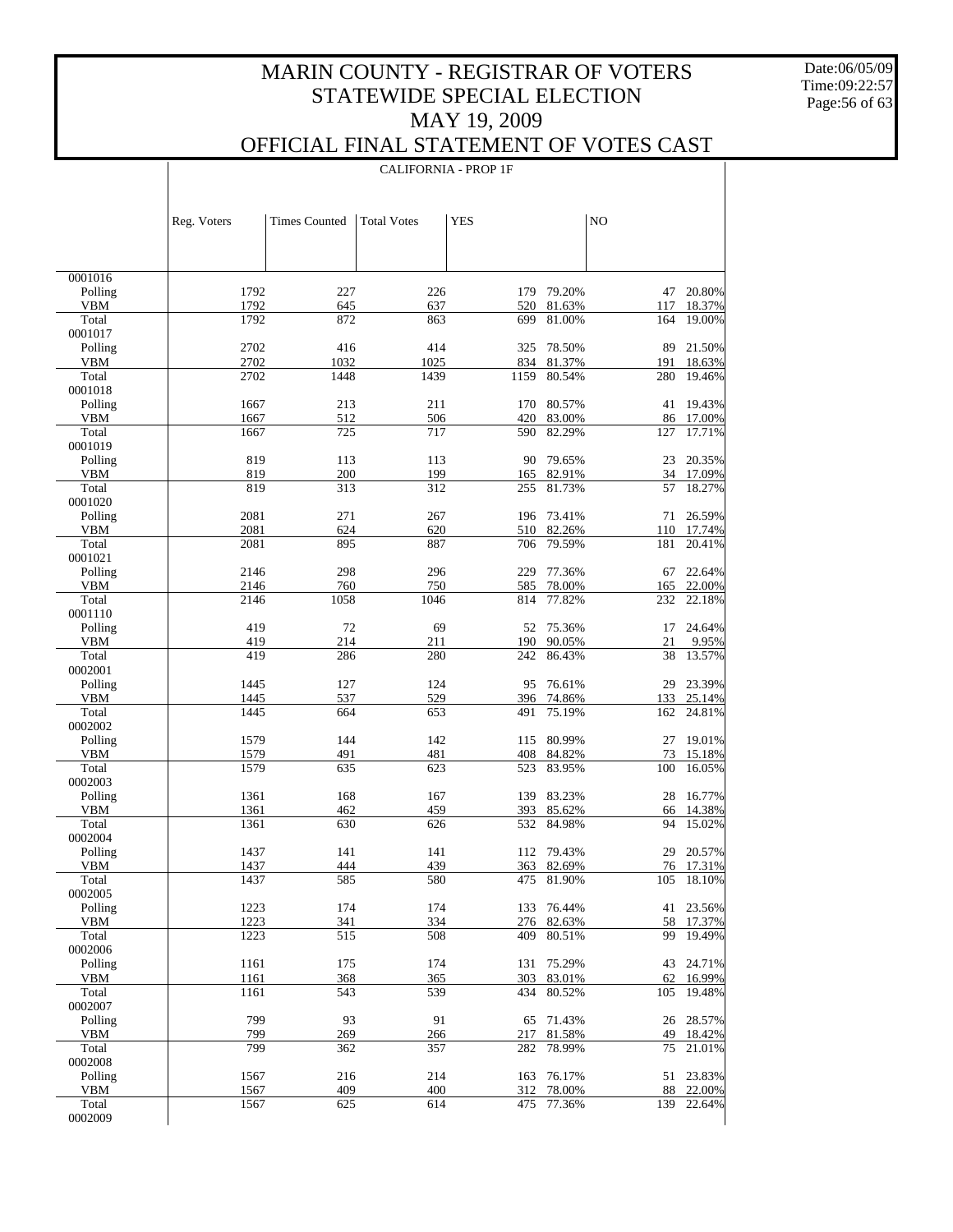# MARIN COUNTY - REGISTRAR OF VOTERS
## STATEWIDE SPECIAL ELECTION
## MAY 19, 2009
## OFFICIAL FINAL STATEMENT OF VOTES CAST

Date:06/05/09
Time:09:22:57

CALIFORNIA - PROP 1F

| | Reg. Voters | Times Counted | Total Votes | YES | | NO | |
|---|---|---|---|---|---|---|---|
| 0001016 | | | | | | | |
| Polling | 1792 | 227 | 226 | 179 | 79.20% | 47 | 20.80% |
| VBM | 1792 | 645 | 637 | 520 | 81.63% | 117 | 18.37% |
| Total | 1792 | 872 | 863 | 699 | 81.00% | 164 | 19.00% |
| 0001017 | | | | | | | |
| Polling | 2702 | 416 | 414 | 325 | 78.50% | 89 | 21.50% |
| VBM | 2702 | 1032 | 1025 | 834 | 81.37% | 191 | 18.63% |
| Total | 2702 | 1448 | 1439 | 1159 | 80.54% | 280 | 19.46% |
| 0001018 | | | | | | | |
| Polling | 1667 | 213 | 211 | 170 | 80.57% | 41 | 19.43% |
| VBM | 1667 | 512 | 506 | 420 | 83.00% | 86 | 17.00% |
| Total | 1667 | 725 | 717 | 590 | 82.29% | 127 | 17.71% |
| 0001019 | | | | | | | |
| Polling | 819 | 113 | 113 | 90 | 79.65% | 23 | 20.35% |
| VBM | 819 | 200 | 199 | 165 | 82.91% | 34 | 17.09% |
| Total | 819 | 313 | 312 | 255 | 81.73% | 57 | 18.27% |
| 0001020 | | | | | | | |
| Polling | 2081 | 271 | 267 | 196 | 73.41% | 71 | 26.59% |
| VBM | 2081 | 624 | 620 | 510 | 82.26% | 110 | 17.74% |
| Total | 2081 | 895 | 887 | 706 | 79.59% | 181 | 20.41% |
| 0001021 | | | | | | | |
| Polling | 2146 | 298 | 296 | 229 | 77.36% | 67 | 22.64% |
| VBM | 2146 | 760 | 750 | 585 | 78.00% | 165 | 22.00% |
| Total | 2146 | 1058 | 1046 | 814 | 77.82% | 232 | 22.18% |
| 0001110 | | | | | | | |
| Polling | 419 | 72 | 69 | 52 | 75.36% | 17 | 24.64% |
| VBM | 419 | 214 | 211 | 190 | 90.05% | 21 | 9.95% |
| Total | 419 | 286 | 280 | 242 | 86.43% | 38 | 13.57% |
| 0002001 | | | | | | | |
| Polling | 1445 | 127 | 124 | 95 | 76.61% | 29 | 23.39% |
| VBM | 1445 | 537 | 529 | 396 | 74.86% | 133 | 25.14% |
| Total | 1445 | 664 | 653 | 491 | 75.19% | 162 | 24.81% |
| 0002002 | | | | | | | |
| Polling | 1579 | 144 | 142 | 115 | 80.99% | 27 | 19.01% |
| VBM | 1579 | 491 | 481 | 408 | 84.82% | 73 | 15.18% |
| Total | 1579 | 635 | 623 | 523 | 83.95% | 100 | 16.05% |
| 0002003 | | | | | | | |
| Polling | 1361 | 168 | 167 | 139 | 83.23% | 28 | 16.77% |
| VBM | 1361 | 462 | 459 | 393 | 85.62% | 66 | 14.38% |
| Total | 1361 | 630 | 626 | 532 | 84.98% | 94 | 15.02% |
| 0002004 | | | | | | | |
| Polling | 1437 | 141 | 141 | 112 | 79.43% | 29 | 20.57% |
| VBM | 1437 | 444 | 439 | 363 | 82.69% | 76 | 17.31% |
| Total | 1437 | 585 | 580 | 475 | 81.90% | 105 | 18.10% |
| 0002005 | | | | | | | |
| Polling | 1223 | 174 | 174 | 133 | 76.44% | 41 | 23.56% |
| VBM | 1223 | 341 | 334 | 276 | 82.63% | 58 | 17.37% |
| Total | 1223 | 515 | 508 | 409 | 80.51% | 99 | 19.49% |
| 0002006 | | | | | | | |
| Polling | 1161 | 175 | 174 | 131 | 75.29% | 43 | 24.71% |
| VBM | 1161 | 368 | 365 | 303 | 83.01% | 62 | 16.99% |
| Total | 1161 | 543 | 539 | 434 | 80.52% | 105 | 19.48% |
| 0002007 | | | | | | | |
| Polling | 799 | 93 | 91 | 65 | 71.43% | 26 | 28.57% |
| VBM | 799 | 269 | 266 | 217 | 81.58% | 49 | 18.42% |
| Total | 799 | 362 | 357 | 282 | 78.99% | 75 | 21.01% |
| 0002008 | | | | | | | |
| Polling | 1567 | 216 | 214 | 163 | 76.17% | 51 | 23.83% |
| VBM | 1567 | 409 | 400 | 312 | 78.00% | 88 | 22.00% |
| Total | 1567 | 625 | 614 | 475 | 77.36% | 139 | 22.64% |
| 0002009 | | | | | | | |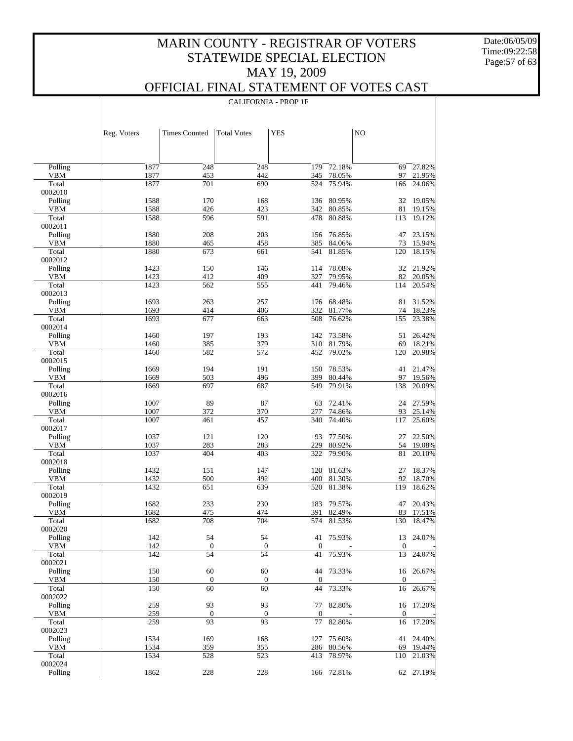# MARIN COUNTY - REGISTRAR OF VOTERS
## STATEWIDE SPECIAL ELECTION
## MAY 19, 2009
## OFFICIAL FINAL STATEMENT OF VOTES CAST

CALIFORNIA - PROP 1F

| | Reg. Voters | Times Counted | Total Votes | YES | | NO | |
|---|---|---|---|---|---|---|---|
| Polling | 1877 | 248 | 248 | 179 | 72.18% | 69 | 27.82% |
| VBM | 1877 | 453 | 442 | 345 | 78.05% | 97 | 21.95% |
| Total | 1877 | 701 | 690 | 524 | 75.94% | 166 | 24.06% |
| 0002010 | | | | | | | |
| Polling | 1588 | 170 | 168 | 136 | 80.95% | 32 | 19.05% |
| VBM | 1588 | 426 | 423 | 342 | 80.85% | 81 | 19.15% |
| Total | 1588 | 596 | 591 | 478 | 80.88% | 113 | 19.12% |
| 0002011 | | | | | | | |
| Polling | 1880 | 208 | 203 | 156 | 76.85% | 47 | 23.15% |
| VBM | 1880 | 465 | 458 | 385 | 84.06% | 73 | 15.94% |
| Total | 1880 | 673 | 661 | 541 | 81.85% | 120 | 18.15% |
| 0002012 | | | | | | | |
| Polling | 1423 | 150 | 146 | 114 | 78.08% | 32 | 21.92% |
| VBM | 1423 | 412 | 409 | 327 | 79.95% | 82 | 20.05% |
| Total | 1423 | 562 | 555 | 441 | 79.46% | 114 | 20.54% |
| 0002013 | | | | | | | |
| Polling | 1693 | 263 | 257 | 176 | 68.48% | 81 | 31.52% |
| VBM | 1693 | 414 | 406 | 332 | 81.77% | 74 | 18.23% |
| Total | 1693 | 677 | 663 | 508 | 76.62% | 155 | 23.38% |
| 0002014 | | | | | | | |
| Polling | 1460 | 197 | 193 | 142 | 73.58% | 51 | 26.42% |
| VBM | 1460 | 385 | 379 | 310 | 81.79% | 69 | 18.21% |
| Total | 1460 | 582 | 572 | 452 | 79.02% | 120 | 20.98% |
| 0002015 | | | | | | | |
| Polling | 1669 | 194 | 191 | 150 | 78.53% | 41 | 21.47% |
| VBM | 1669 | 503 | 496 | 399 | 80.44% | 97 | 19.56% |
| Total | 1669 | 697 | 687 | 549 | 79.91% | 138 | 20.09% |
| 0002016 | | | | | | | |
| Polling | 1007 | 89 | 87 | 63 | 72.41% | 24 | 27.59% |
| VBM | 1007 | 372 | 370 | 277 | 74.86% | 93 | 25.14% |
| Total | 1007 | 461 | 457 | 340 | 74.40% | 117 | 25.60% |
| 0002017 | | | | | | | |
| Polling | 1037 | 121 | 120 | 93 | 77.50% | 27 | 22.50% |
| VBM | 1037 | 283 | 283 | 229 | 80.92% | 54 | 19.08% |
| Total | 1037 | 404 | 403 | 322 | 79.90% | 81 | 20.10% |
| 0002018 | | | | | | | |
| Polling | 1432 | 151 | 147 | 120 | 81.63% | 27 | 18.37% |
| VBM | 1432 | 500 | 492 | 400 | 81.30% | 92 | 18.70% |
| Total | 1432 | 651 | 639 | 520 | 81.38% | 119 | 18.62% |
| 0002019 | | | | | | | |
| Polling | 1682 | 233 | 230 | 183 | 79.57% | 47 | 20.43% |
| VBM | 1682 | 475 | 474 | 391 | 82.49% | 83 | 17.51% |
| Total | 1682 | 708 | 704 | 574 | 81.53% | 130 | 18.47% |
| 0002020 | | | | | | | |
| Polling | 142 | 54 | 54 | 41 | 75.93% | 13 | 24.07% |
| VBM | 142 | 0 | 0 | 0 | - | 0 | - |
| Total | 142 | 54 | 54 | 41 | 75.93% | 13 | 24.07% |
| 0002021 | | | | | | | |
| Polling | 150 | 60 | 60 | 44 | 73.33% | 16 | 26.67% |
| VBM | 150 | 0 | 0 | 0 | - | 0 | - |
| Total | 150 | 60 | 60 | 44 | 73.33% | 16 | 26.67% |
| 0002022 | | | | | | | |
| Polling | 259 | 93 | 93 | 77 | 82.80% | 16 | 17.20% |
| VBM | 259 | 0 | 0 | 0 | - | 0 | - |
| Total | 259 | 93 | 93 | 77 | 82.80% | 16 | 17.20% |
| 0002023 | | | | | | | |
| Polling | 1534 | 169 | 168 | 127 | 75.60% | 41 | 24.40% |
| VBM | 1534 | 359 | 355 | 286 | 80.56% | 69 | 19.44% |
| Total | 1534 | 528 | 523 | 413 | 78.97% | 110 | 21.03% |
| 0002024 | | | | | | | |
| Polling | 1862 | 228 | 228 | 166 | 72.81% | 62 | 27.19% |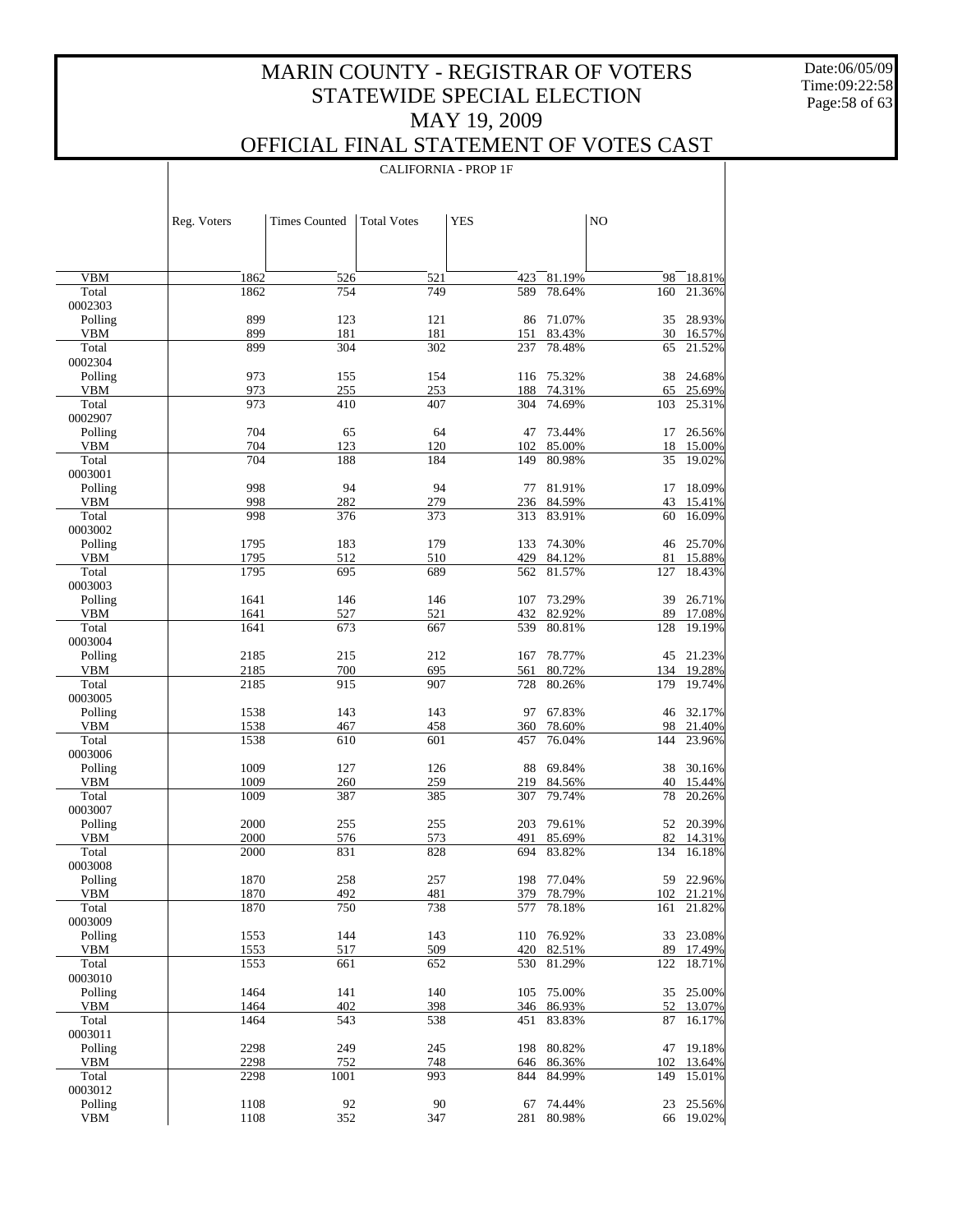# MARIN COUNTY - REGISTRAR OF VOTERS
# STATEWIDE SPECIAL ELECTION
# MAY 19, 2009
# OFFICIAL FINAL STATEMENT OF VOTES CAST

Date:06/05/09
Time:09:22:58

CALIFORNIA - PROP 1F

| | Reg. Voters | Times Counted | Total Votes | YES | | NO | |
|---|---|---|---|---|---|---|---|
| VBM | 1862 | 526 | 521 | 423 | 81.19% | 98 | 18.81% |
| Total | 1862 | 754 | 749 | 589 | 78.64% | 160 | 21.36% |
| 0002303 | | | | | | | |
| Polling | 899 | 123 | 121 | 86 | 71.07% | 35 | 28.93% |
| VBM | 899 | 181 | 181 | 151 | 83.43% | 30 | 16.57% |
| Total | 899 | 304 | 302 | 237 | 78.48% | 65 | 21.52% |
| 0002304 | | | | | | | |
| Polling | 973 | 155 | 154 | 116 | 75.32% | 38 | 24.68% |
| VBM | 973 | 255 | 253 | 188 | 74.31% | 65 | 25.69% |
| Total | 973 | 410 | 407 | 304 | 74.69% | 103 | 25.31% |
| 0002907 | | | | | | | |
| Polling | 704 | 65 | 64 | 47 | 73.44% | 17 | 26.56% |
| VBM | 704 | 123 | 120 | 102 | 85.00% | 18 | 15.00% |
| Total | 704 | 188 | 184 | 149 | 80.98% | 35 | 19.02% |
| 0003001 | | | | | | | |
| Polling | 998 | 94 | 94 | 77 | 81.91% | 17 | 18.09% |
| VBM | 998 | 282 | 279 | 236 | 84.59% | 43 | 15.41% |
| Total | 998 | 376 | 373 | 313 | 83.91% | 60 | 16.09% |
| 0003002 | | | | | | | |
| Polling | 1795 | 183 | 179 | 133 | 74.30% | 46 | 25.70% |
| VBM | 1795 | 512 | 510 | 429 | 84.12% | 81 | 15.88% |
| Total | 1795 | 695 | 689 | 562 | 81.57% | 127 | 18.43% |
| 0003003 | | | | | | | |
| Polling | 1641 | 146 | 146 | 107 | 73.29% | 39 | 26.71% |
| VBM | 1641 | 527 | 521 | 432 | 82.92% | 89 | 17.08% |
| Total | 1641 | 673 | 667 | 539 | 80.81% | 128 | 19.19% |
| 0003004 | | | | | | | |
| Polling | 2185 | 215 | 212 | 167 | 78.77% | 45 | 21.23% |
| VBM | 2185 | 700 | 695 | 561 | 80.72% | 134 | 19.28% |
| Total | 2185 | 915 | 907 | 728 | 80.26% | 179 | 19.74% |
| 0003005 | | | | | | | |
| Polling | 1538 | 143 | 143 | 97 | 67.83% | 46 | 32.17% |
| VBM | 1538 | 467 | 458 | 360 | 78.60% | 98 | 21.40% |
| Total | 1538 | 610 | 601 | 457 | 76.04% | 144 | 23.96% |
| 0003006 | | | | | | | |
| Polling | 1009 | 127 | 126 | 88 | 69.84% | 38 | 30.16% |
| VBM | 1009 | 260 | 259 | 219 | 84.56% | 40 | 15.44% |
| Total | 1009 | 387 | 385 | 307 | 79.74% | 78 | 20.26% |
| 0003007 | | | | | | | |
| Polling | 2000 | 255 | 255 | 203 | 79.61% | 52 | 20.39% |
| VBM | 2000 | 576 | 573 | 491 | 85.69% | 82 | 14.31% |
| Total | 2000 | 831 | 828 | 694 | 83.82% | 134 | 16.18% |
| 0003008 | | | | | | | |
| Polling | 1870 | 258 | 257 | 198 | 77.04% | 59 | 22.96% |
| VBM | 1870 | 492 | 481 | 379 | 78.79% | 102 | 21.21% |
| Total | 1870 | 750 | 738 | 577 | 78.18% | 161 | 21.82% |
| 0003009 | | | | | | | |
| Polling | 1553 | 144 | 143 | 110 | 76.92% | 33 | 23.08% |
| VBM | 1553 | 517 | 509 | 420 | 82.51% | 89 | 17.49% |
| Total | 1553 | 661 | 652 | 530 | 81.29% | 122 | 18.71% |
| 0003010 | | | | | | | |
| Polling | 1464 | 141 | 140 | 105 | 75.00% | 35 | 25.00% |
| VBM | 1464 | 402 | 398 | 346 | 86.93% | 52 | 13.07% |
| Total | 1464 | 543 | 538 | 451 | 83.83% | 87 | 16.17% |
| 0003011 | | | | | | | |
| Polling | 2298 | 249 | 245 | 198 | 80.82% | 47 | 19.18% |
| VBM | 2298 | 752 | 748 | 646 | 86.36% | 102 | 13.64% |
| Total | 2298 | 1001 | 993 | 844 | 84.99% | 149 | 15.01% |
| 0003012 | | | | | | | |
| Polling | 1108 | 92 | 90 | 67 | 74.44% | 23 | 25.56% |
| VBM | 1108 | 352 | 347 | 281 | 80.98% | 66 | 19.02% |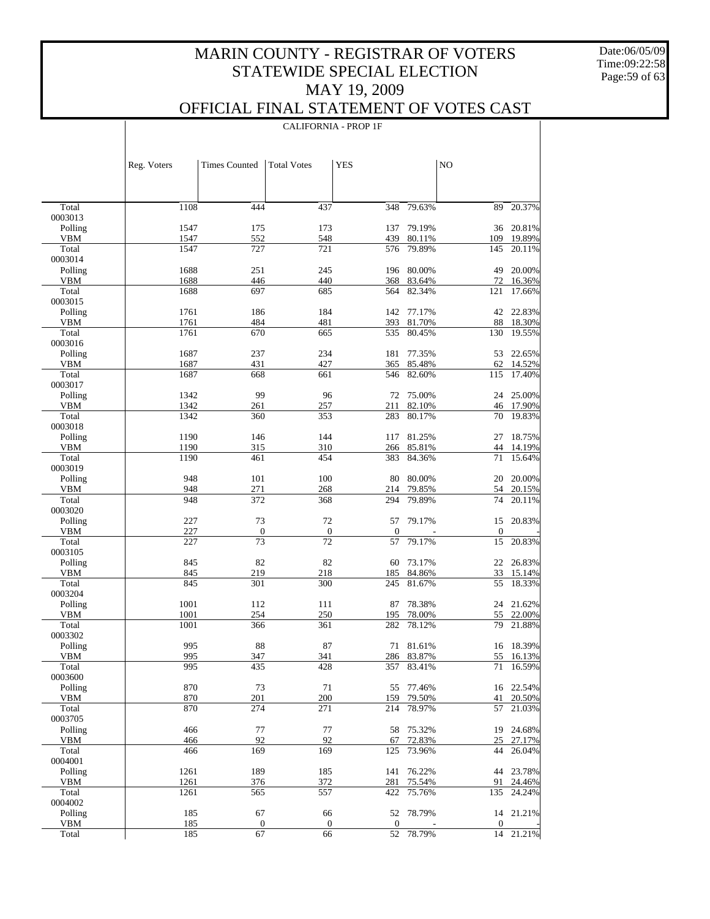# MARIN COUNTY - REGISTRAR OF VOTERS
# STATEWIDE SPECIAL ELECTION
# MAY 19, 2009
# OFFICIAL FINAL STATEMENT OF VOTES CAST

CALIFORNIA - PROP 1F

| | Reg. Voters | Times Counted | Total Votes | YES | | NO | |
|---|---|---|---|---|---|---|---|
| Total | 1108 | 444 | 437 | 348 | 79.63% | 89 | 20.37% |
| 0003013 | | | | | | | |
| Polling | 1547 | 175 | 173 | 137 | 79.19% | 36 | 20.81% |
| VBM | 1547 | 552 | 548 | 439 | 80.11% | 109 | 19.89% |
| Total | 1547 | 727 | 721 | 576 | 79.89% | 145 | 20.11% |
| 0003014 | | | | | | | |
| Polling | 1688 | 251 | 245 | 196 | 80.00% | 49 | 20.00% |
| VBM | 1688 | 446 | 440 | 368 | 83.64% | 72 | 16.36% |
| Total | 1688 | 697 | 685 | 564 | 82.34% | 121 | 17.66% |
| 0003015 | | | | | | | |
| Polling | 1761 | 186 | 184 | 142 | 77.17% | 42 | 22.83% |
| VBM | 1761 | 484 | 481 | 393 | 81.70% | 88 | 18.30% |
| Total | 1761 | 670 | 665 | 535 | 80.45% | 130 | 19.55% |
| 0003016 | | | | | | | |
| Polling | 1687 | 237 | 234 | 181 | 77.35% | 53 | 22.65% |
| VBM | 1687 | 431 | 427 | 365 | 85.48% | 62 | 14.52% |
| Total | 1687 | 668 | 661 | 546 | 82.60% | 115 | 17.40% |
| 0003017 | | | | | | | |
| Polling | 1342 | 99 | 96 | 72 | 75.00% | 24 | 25.00% |
| VBM | 1342 | 261 | 257 | 211 | 82.10% | 46 | 17.90% |
| Total | 1342 | 360 | 353 | 283 | 80.17% | 70 | 19.83% |
| 0003018 | | | | | | | |
| Polling | 1190 | 146 | 144 | 117 | 81.25% | 27 | 18.75% |
| VBM | 1190 | 315 | 310 | 266 | 85.81% | 44 | 14.19% |
| Total | 1190 | 461 | 454 | 383 | 84.36% | 71 | 15.64% |
| 0003019 | | | | | | | |
| Polling | 948 | 101 | 100 | 80 | 80.00% | 20 | 20.00% |
| VBM | 948 | 271 | 268 | 214 | 79.85% | 54 | 20.15% |
| Total | 948 | 372 | 368 | 294 | 79.89% | 74 | 20.11% |
| 0003020 | | | | | | | |
| Polling | 227 | 73 | 72 | 57 | 79.17% | 15 | 20.83% |
| VBM | 227 | 0 | 0 | 0 | - | 0 | - |
| Total | 227 | 73 | 72 | 57 | 79.17% | 15 | 20.83% |
| 0003105 | | | | | | | |
| Polling | 845 | 82 | 82 | 60 | 73.17% | 22 | 26.83% |
| VBM | 845 | 219 | 218 | 185 | 84.86% | 33 | 15.14% |
| Total | 845 | 301 | 300 | 245 | 81.67% | 55 | 18.33% |
| 0003204 | | | | | | | |
| Polling | 1001 | 112 | 111 | 87 | 78.38% | 24 | 21.62% |
| VBM | 1001 | 254 | 250 | 195 | 78.00% | 55 | 22.00% |
| Total | 1001 | 366 | 361 | 282 | 78.12% | 79 | 21.88% |
| 0003302 | | | | | | | |
| Polling | 995 | 88 | 87 | 71 | 81.61% | 16 | 18.39% |
| VBM | 995 | 347 | 341 | 286 | 83.87% | 55 | 16.13% |
| Total | 995 | 435 | 428 | 357 | 83.41% | 71 | 16.59% |
| 0003600 | | | | | | | |
| Polling | 870 | 73 | 71 | 55 | 77.46% | 16 | 22.54% |
| VBM | 870 | 201 | 200 | 159 | 79.50% | 41 | 20.50% |
| Total | 870 | 274 | 271 | 214 | 78.97% | 57 | 21.03% |
| 0003705 | | | | | | | |
| Polling | 466 | 77 | 77 | 58 | 75.32% | 19 | 24.68% |
| VBM | 466 | 92 | 92 | 67 | 72.83% | 25 | 27.17% |
| Total | 466 | 169 | 169 | 125 | 73.96% | 44 | 26.04% |
| 0004001 | | | | | | | |
| Polling | 1261 | 189 | 185 | 141 | 76.22% | 44 | 23.78% |
| VBM | 1261 | 376 | 372 | 281 | 75.54% | 91 | 24.46% |
| Total | 1261 | 565 | 557 | 422 | 75.76% | 135 | 24.24% |
| 0004002 | | | | | | | |
| Polling | 185 | 67 | 66 | 52 | 78.79% | 14 | 21.21% |
| VBM | 185 | 0 | 0 | 0 | - | 0 | - |
| Total | 185 | 67 | 66 | 52 | 78.79% | 14 | 21.21% |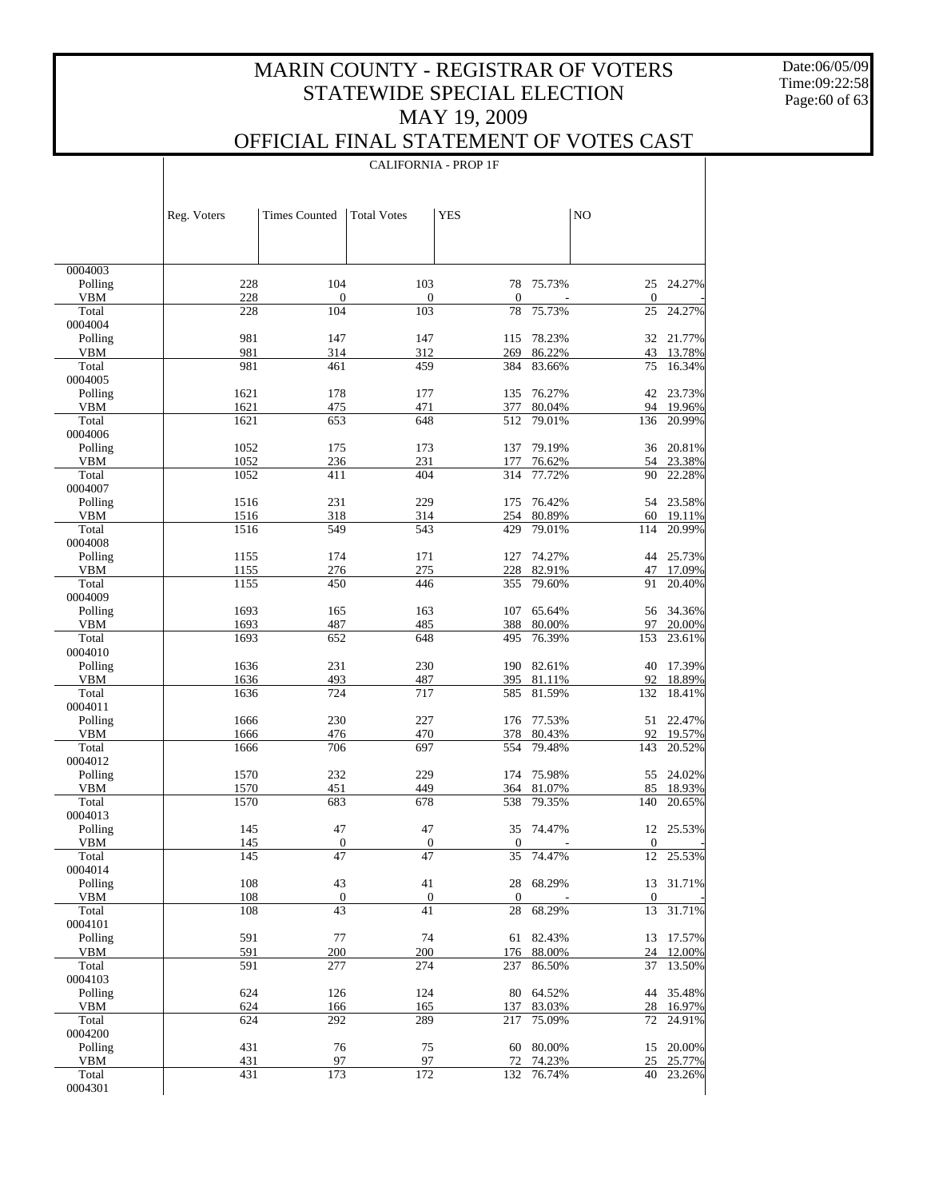# MARIN COUNTY - REGISTRAR OF VOTERS
## STATEWIDE SPECIAL ELECTION
## MAY 19, 2009
## OFFICIAL FINAL STATEMENT OF VOTES CAST

Date:06/05/09
Time:09:22:58

CALIFORNIA - PROP 1F

| | Reg. Voters | Times Counted | Total Votes | YES | | NO | |
|---|---|---|---|---|---|---|---|
| 0004003 | | | | | | | |
| Polling | 228 | 104 | 103 | 78 | 75.73% | 25 | 24.27% |
| VBM | 228 | 0 | 0 | 0 | - | 0 | - |
| Total | 228 | 104 | 103 | 78 | 75.73% | 25 | 24.27% |
| 0004004 | | | | | | | |
| Polling | 981 | 147 | 147 | 115 | 78.23% | 32 | 21.77% |
| VBM | 981 | 314 | 312 | 269 | 86.22% | 43 | 13.78% |
| Total | 981 | 461 | 459 | 384 | 83.66% | 75 | 16.34% |
| 0004005 | | | | | | | |
| Polling | 1621 | 178 | 177 | 135 | 76.27% | 42 | 23.73% |
| VBM | 1621 | 475 | 471 | 377 | 80.04% | 94 | 19.96% |
| Total | 1621 | 653 | 648 | 512 | 79.01% | 136 | 20.99% |
| 0004006 | | | | | | | |
| Polling | 1052 | 175 | 173 | 137 | 79.19% | 36 | 20.81% |
| VBM | 1052 | 236 | 231 | 177 | 76.62% | 54 | 23.38% |
| Total | 1052 | 411 | 404 | 314 | 77.72% | 90 | 22.28% |
| 0004007 | | | | | | | |
| Polling | 1516 | 231 | 229 | 175 | 76.42% | 54 | 23.58% |
| VBM | 1516 | 318 | 314 | 254 | 80.89% | 60 | 19.11% |
| Total | 1516 | 549 | 543 | 429 | 79.01% | 114 | 20.99% |
| 0004008 | | | | | | | |
| Polling | 1155 | 174 | 171 | 127 | 74.27% | 44 | 25.73% |
| VBM | 1155 | 276 | 275 | 228 | 82.91% | 47 | 17.09% |
| Total | 1155 | 450 | 446 | 355 | 79.60% | 91 | 20.40% |
| 0004009 | | | | | | | |
| Polling | 1693 | 165 | 163 | 107 | 65.64% | 56 | 34.36% |
| VBM | 1693 | 487 | 485 | 388 | 80.00% | 97 | 20.00% |
| Total | 1693 | 652 | 648 | 495 | 76.39% | 153 | 23.61% |
| 0004010 | | | | | | | |
| Polling | 1636 | 231 | 230 | 190 | 82.61% | 40 | 17.39% |
| VBM | 1636 | 493 | 487 | 395 | 81.11% | 92 | 18.89% |
| Total | 1636 | 724 | 717 | 585 | 81.59% | 132 | 18.41% |
| 0004011 | | | | | | | |
| Polling | 1666 | 230 | 227 | 176 | 77.53% | 51 | 22.47% |
| VBM | 1666 | 476 | 470 | 378 | 80.43% | 92 | 19.57% |
| Total | 1666 | 706 | 697 | 554 | 79.48% | 143 | 20.52% |
| 0004012 | | | | | | | |
| Polling | 1570 | 232 | 229 | 174 | 75.98% | 55 | 24.02% |
| VBM | 1570 | 451 | 449 | 364 | 81.07% | 85 | 18.93% |
| Total | 1570 | 683 | 678 | 538 | 79.35% | 140 | 20.65% |
| 0004013 | | | | | | | |
| Polling | 145 | 47 | 47 | 35 | 74.47% | 12 | 25.53% |
| VBM | 145 | 0 | 0 | 0 | - | 0 | - |
| Total | 145 | 47 | 47 | 35 | 74.47% | 12 | 25.53% |
| 0004014 | | | | | | | |
| Polling | 108 | 43 | 41 | 28 | 68.29% | 13 | 31.71% |
| VBM | 108 | 0 | 0 | 0 | - | 0 | - |
| Total | 108 | 43 | 41 | 28 | 68.29% | 13 | 31.71% |
| 0004101 | | | | | | | |
| Polling | 591 | 77 | 74 | 61 | 82.43% | 13 | 17.57% |
| VBM | 591 | 200 | 200 | 176 | 88.00% | 24 | 12.00% |
| Total | 591 | 277 | 274 | 237 | 86.50% | 37 | 13.50% |
| 0004103 | | | | | | | |
| Polling | 624 | 126 | 124 | 80 | 64.52% | 44 | 35.48% |
| VBM | 624 | 166 | 165 | 137 | 83.03% | 28 | 16.97% |
| Total | 624 | 292 | 289 | 217 | 75.09% | 72 | 24.91% |
| 0004200 | | | | | | | |
| Polling | 431 | 76 | 75 | 60 | 80.00% | 15 | 20.00% |
| VBM | 431 | 97 | 97 | 72 | 74.23% | 25 | 25.77% |
| Total | 431 | 173 | 172 | 132 | 76.74% | 40 | 23.26% |
| 0004301 | | | | | | | |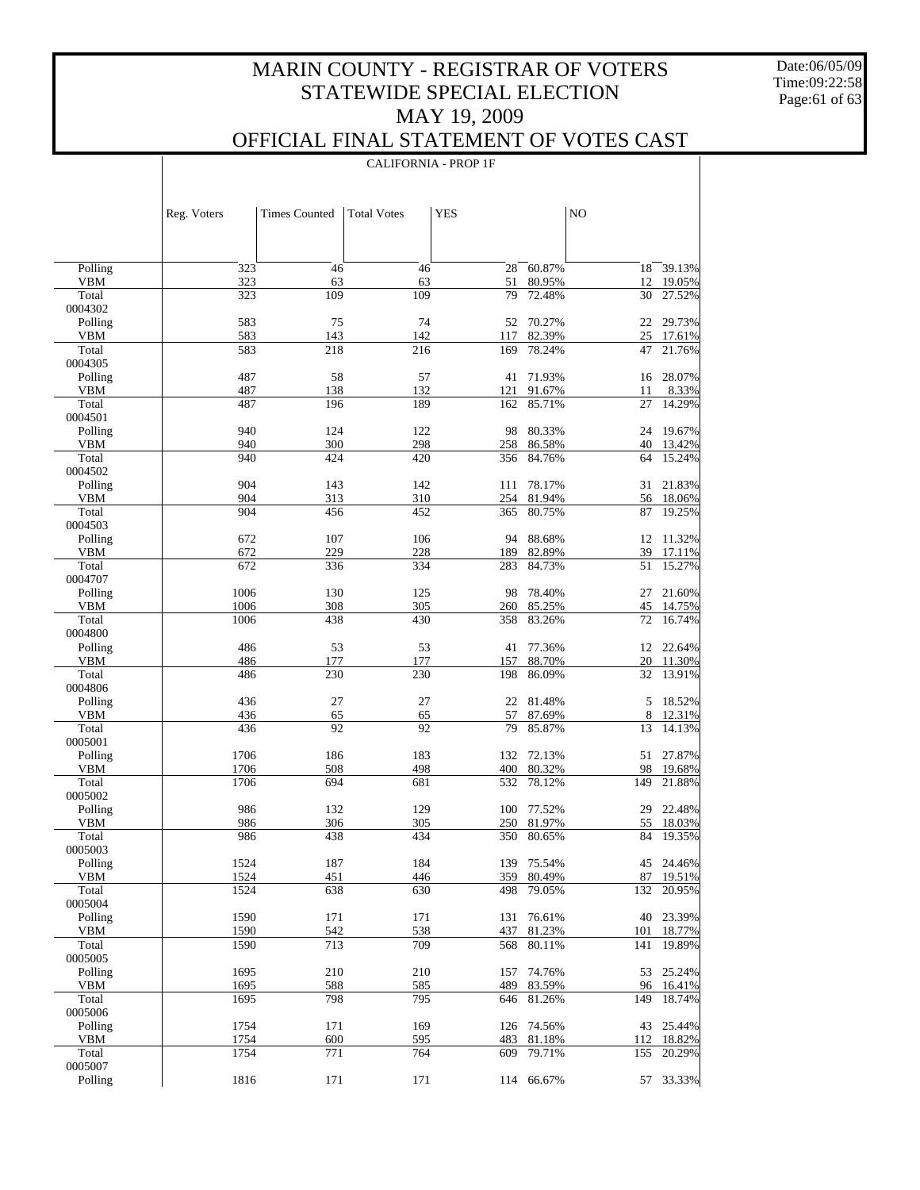# MARIN COUNTY - REGISTRAR OF VOTERS
## STATEWIDE SPECIAL ELECTION
## MAY 19, 2009
## OFFICIAL FINAL STATEMENT OF VOTES CAST

Date:06/05/09
Time:09:22:58

CALIFORNIA - PROP 1F

| | Reg. Voters | Times Counted | Total Votes | YES | | NO | |
|---|---|---|---|---|---|---|---|
| Polling | 323 | 46 | 46 | 28 | 60.87% | 18 | 39.13% |
| VBM | 323 | 63 | 63 | 51 | 80.95% | 12 | 19.05% |
| Total | 323 | 109 | 109 | 79 | 72.48% | 30 | 27.52% |
| 0004302 | | | | | | | |
| Polling | 583 | 75 | 74 | 52 | 70.27% | 22 | 29.73% |
| VBM | 583 | 143 | 142 | 117 | 82.39% | 25 | 17.61% |
| Total | 583 | 218 | 216 | 169 | 78.24% | 47 | 21.76% |
| 0004305 | | | | | | | |
| Polling | 487 | 58 | 57 | 41 | 71.93% | 16 | 28.07% |
| VBM | 487 | 138 | 132 | 121 | 91.67% | 11 | 8.33% |
| Total | 487 | 196 | 189 | 162 | 85.71% | 27 | 14.29% |
| 0004501 | | | | | | | |
| Polling | 940 | 124 | 122 | 98 | 80.33% | 24 | 19.67% |
| VBM | 940 | 300 | 298 | 258 | 86.58% | 40 | 13.42% |
| Total | 940 | 424 | 420 | 356 | 84.76% | 64 | 15.24% |
| 0004502 | | | | | | | |
| Polling | 904 | 143 | 142 | 111 | 78.17% | 31 | 21.83% |
| VBM | 904 | 313 | 310 | 254 | 81.94% | 56 | 18.06% |
| Total | 904 | 456 | 452 | 365 | 80.75% | 87 | 19.25% |
| 0004503 | | | | | | | |
| Polling | 672 | 107 | 106 | 94 | 88.68% | 12 | 11.32% |
| VBM | 672 | 229 | 228 | 189 | 82.89% | 39 | 17.11% |
| Total | 672 | 336 | 334 | 283 | 84.73% | 51 | 15.27% |
| 0004707 | | | | | | | |
| Polling | 1006 | 130 | 125 | 98 | 78.40% | 27 | 21.60% |
| VBM | 1006 | 308 | 305 | 260 | 85.25% | 45 | 14.75% |
| Total | 1006 | 438 | 430 | 358 | 83.26% | 72 | 16.74% |
| 0004800 | | | | | | | |
| Polling | 486 | 53 | 53 | 41 | 77.36% | 12 | 22.64% |
| VBM | 486 | 177 | 177 | 157 | 88.70% | 20 | 11.30% |
| Total | 486 | 230 | 230 | 198 | 86.09% | 32 | 13.91% |
| 0004806 | | | | | | | |
| Polling | 436 | 27 | 27 | 22 | 81.48% | 5 | 18.52% |
| VBM | 436 | 65 | 65 | 57 | 87.69% | 8 | 12.31% |
| Total | 436 | 92 | 92 | 79 | 85.87% | 13 | 14.13% |
| 0005001 | | | | | | | |
| Polling | 1706 | 186 | 183 | 132 | 72.13% | 51 | 27.87% |
| VBM | 1706 | 508 | 498 | 400 | 80.32% | 98 | 19.68% |
| Total | 1706 | 694 | 681 | 532 | 78.12% | 149 | 21.88% |
| 0005002 | | | | | | | |
| Polling | 986 | 132 | 129 | 100 | 77.52% | 29 | 22.48% |
| VBM | 986 | 306 | 305 | 250 | 81.97% | 55 | 18.03% |
| Total | 986 | 438 | 434 | 350 | 80.65% | 84 | 19.35% |
| 0005003 | | | | | | | |
| Polling | 1524 | 187 | 184 | 139 | 75.54% | 45 | 24.46% |
| VBM | 1524 | 451 | 446 | 359 | 80.49% | 87 | 19.51% |
| Total | 1524 | 638 | 630 | 498 | 79.05% | 132 | 20.95% |
| 0005004 | | | | | | | |
| Polling | 1590 | 171 | 171 | 131 | 76.61% | 40 | 23.39% |
| VBM | 1590 | 542 | 538 | 437 | 81.23% | 101 | 18.77% |
| Total | 1590 | 713 | 709 | 568 | 80.11% | 141 | 19.89% |
| 0005005 | | | | | | | |
| Polling | 1695 | 210 | 210 | 157 | 74.76% | 53 | 25.24% |
| VBM | 1695 | 588 | 585 | 489 | 83.59% | 96 | 16.41% |
| Total | 1695 | 798 | 795 | 646 | 81.26% | 149 | 18.74% |
| 0005006 | | | | | | | |
| Polling | 1754 | 171 | 169 | 126 | 74.56% | 43 | 25.44% |
| VBM | 1754 | 600 | 595 | 483 | 81.18% | 112 | 18.82% |
| Total | 1754 | 771 | 764 | 609 | 79.71% | 155 | 20.29% |
| 0005007 | | | | | | | |
| Polling | 1816 | 171 | 171 | 114 | 66.67% | 57 | 33.33% |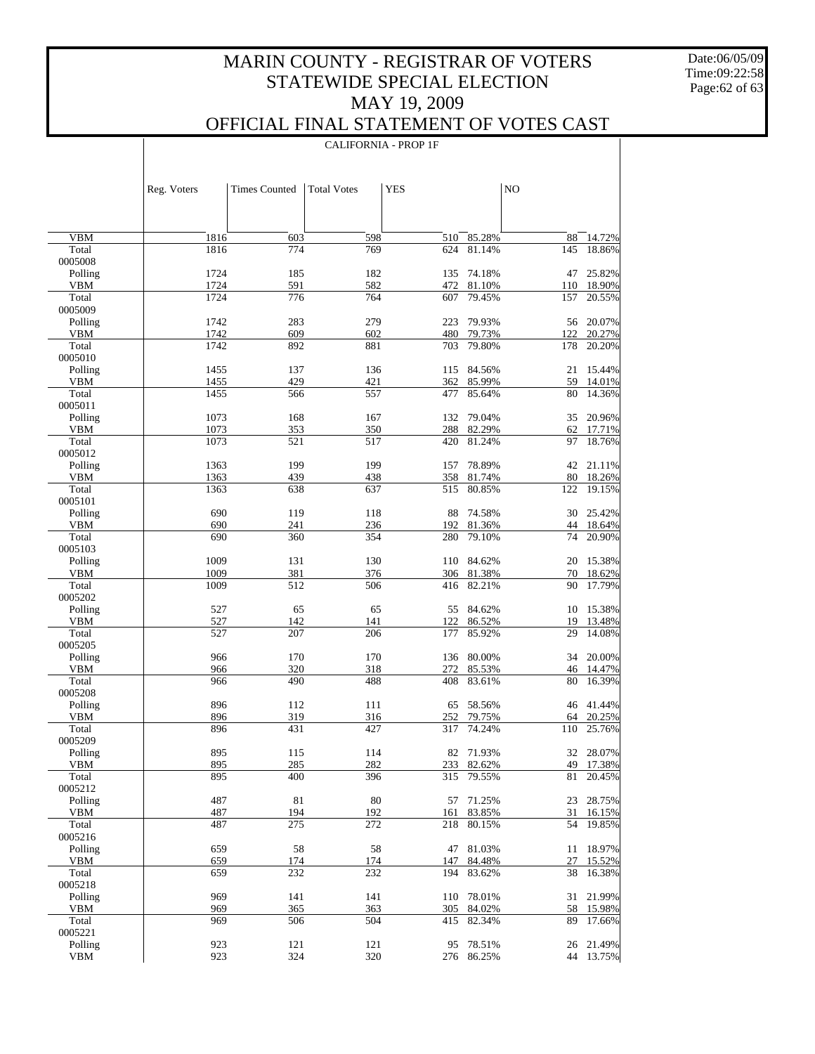# MARIN COUNTY - REGISTRAR OF VOTERS
## STATEWIDE SPECIAL ELECTION
## MAY 19, 2009
## OFFICIAL FINAL STATEMENT OF VOTES CAST

Date:06/05/09
Time:09:22:58

CALIFORNIA - PROP 1F

| | Reg. Voters | Times Counted | Total Votes | YES | | NO | |
|---|---|---|---|---|---|---|---|
| VBM | 1816 | 603 | 598 | 510 | 85.28% | 88 | 14.72% |
| Total | 1816 | 774 | 769 | 624 | 81.14% | 145 | 18.86% |
| 0005008 | | | | | | | |
| Polling | 1724 | 185 | 182 | 135 | 74.18% | 47 | 25.82% |
| VBM | 1724 | 591 | 582 | 472 | 81.10% | 110 | 18.90% |
| Total | 1724 | 776 | 764 | 607 | 79.45% | 157 | 20.55% |
| 0005009 | | | | | | | |
| Polling | 1742 | 283 | 279 | 223 | 79.93% | 56 | 20.07% |
| VBM | 1742 | 609 | 602 | 480 | 79.73% | 122 | 20.27% |
| Total | 1742 | 892 | 881 | 703 | 79.80% | 178 | 20.20% |
| 0005010 | | | | | | | |
| Polling | 1455 | 137 | 136 | 115 | 84.56% | 21 | 15.44% |
| VBM | 1455 | 429 | 421 | 362 | 85.99% | 59 | 14.01% |
| Total | 1455 | 566 | 557 | 477 | 85.64% | 80 | 14.36% |
| 0005011 | | | | | | | |
| Polling | 1073 | 168 | 167 | 132 | 79.04% | 35 | 20.96% |
| VBM | 1073 | 353 | 350 | 288 | 82.29% | 62 | 17.71% |
| Total | 1073 | 521 | 517 | 420 | 81.24% | 97 | 18.76% |
| 0005012 | | | | | | | |
| Polling | 1363 | 199 | 199 | 157 | 78.89% | 42 | 21.11% |
| VBM | 1363 | 439 | 438 | 358 | 81.74% | 80 | 18.26% |
| Total | 1363 | 638 | 637 | 515 | 80.85% | 122 | 19.15% |
| 0005101 | | | | | | | |
| Polling | 690 | 119 | 118 | 88 | 74.58% | 30 | 25.42% |
| VBM | 690 | 241 | 236 | 192 | 81.36% | 44 | 18.64% |
| Total | 690 | 360 | 354 | 280 | 79.10% | 74 | 20.90% |
| 0005103 | | | | | | | |
| Polling | 1009 | 131 | 130 | 110 | 84.62% | 20 | 15.38% |
| VBM | 1009 | 381 | 376 | 306 | 81.38% | 70 | 18.62% |
| Total | 1009 | 512 | 506 | 416 | 82.21% | 90 | 17.79% |
| 0005202 | | | | | | | |
| Polling | 527 | 65 | 65 | 55 | 84.62% | 10 | 15.38% |
| VBM | 527 | 142 | 141 | 122 | 86.52% | 19 | 13.48% |
| Total | 527 | 207 | 206 | 177 | 85.92% | 29 | 14.08% |
| 0005205 | | | | | | | |
| Polling | 966 | 170 | 170 | 136 | 80.00% | 34 | 20.00% |
| VBM | 966 | 320 | 318 | 272 | 85.53% | 46 | 14.47% |
| Total | 966 | 490 | 488 | 408 | 83.61% | 80 | 16.39% |
| 0005208 | | | | | | | |
| Polling | 896 | 112 | 111 | 65 | 58.56% | 46 | 41.44% |
| VBM | 896 | 319 | 316 | 252 | 79.75% | 64 | 20.25% |
| Total | 896 | 431 | 427 | 317 | 74.24% | 110 | 25.76% |
| 0005209 | | | | | | | |
| Polling | 895 | 115 | 114 | 82 | 71.93% | 32 | 28.07% |
| VBM | 895 | 285 | 282 | 233 | 82.62% | 49 | 17.38% |
| Total | 895 | 400 | 396 | 315 | 79.55% | 81 | 20.45% |
| 0005212 | | | | | | | |
| Polling | 487 | 81 | 80 | 57 | 71.25% | 23 | 28.75% |
| VBM | 487 | 194 | 192 | 161 | 83.85% | 31 | 16.15% |
| Total | 487 | 275 | 272 | 218 | 80.15% | 54 | 19.85% |
| 0005216 | | | | | | | |
| Polling | 659 | 58 | 58 | 47 | 81.03% | 11 | 18.97% |
| VBM | 659 | 174 | 174 | 147 | 84.48% | 27 | 15.52% |
| Total | 659 | 232 | 232 | 194 | 83.62% | 38 | 16.38% |
| 0005218 | | | | | | | |
| Polling | 969 | 141 | 141 | 110 | 78.01% | 31 | 21.99% |
| VBM | 969 | 365 | 363 | 305 | 84.02% | 58 | 15.98% |
| Total | 969 | 506 | 504 | 415 | 82.34% | 89 | 17.66% |
| 0005221 | | | | | | | |
| Polling | 923 | 121 | 121 | 95 | 78.51% | 26 | 21.49% |
| VBM | 923 | 324 | 320 | 276 | 86.25% | 44 | 13.75% |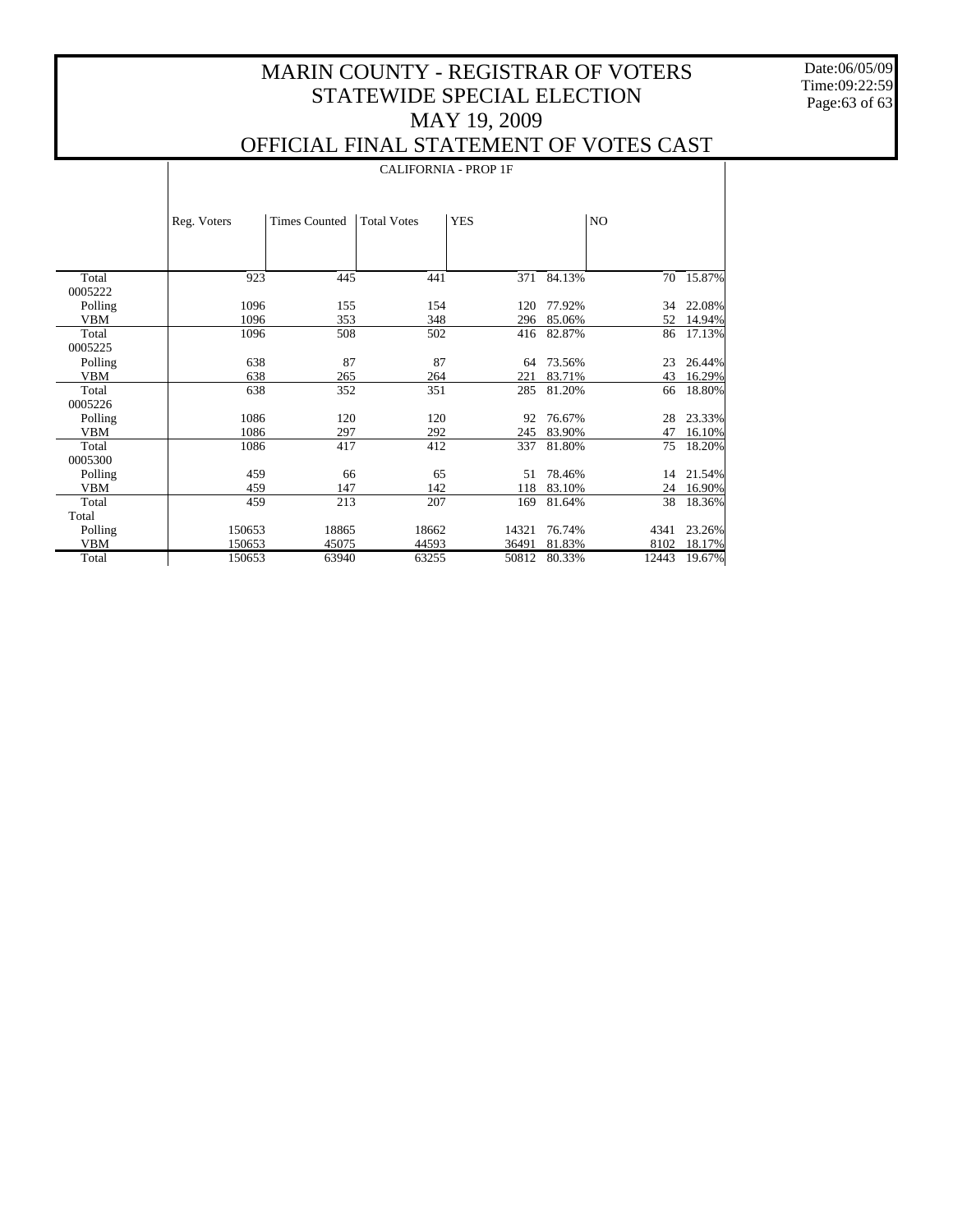# MARIN COUNTY - REGISTRAR OF VOTERS
## STATEWIDE SPECIAL ELECTION
## MAY 19, 2009
## OFFICIAL FINAL STATEMENT OF VOTES CAST

Date:06/05/09
Time:09:22:59

CALIFORNIA - PROP 1F

| | Reg. Voters | Times Counted | Total Votes | YES | | NO | |
|---|---|---|---|---|---|---|---|
| Total | 923 | 445 | 441 | 371 | 84.13% | 70 | 15.87% |
| 0005222 | | | | | | | |
| Polling | 1096 | 155 | 154 | 120 | 77.92% | 34 | 22.08% |
| VBM | 1096 | 353 | 348 | 296 | 85.06% | 52 | 14.94% |
| Total | 1096 | 508 | 502 | 416 | 82.87% | 86 | 17.13% |
| 0005225 | | | | | | | |
| Polling | 638 | 87 | 87 | 64 | 73.56% | 23 | 26.44% |
| VBM | 638 | 265 | 264 | 221 | 83.71% | 43 | 16.29% |
| Total | 638 | 352 | 351 | 285 | 81.20% | 66 | 18.80% |
| 0005226 | | | | | | | |
| Polling | 1086 | 120 | 120 | 92 | 76.67% | 28 | 23.33% |
| VBM | 1086 | 297 | 292 | 245 | 83.90% | 47 | 16.10% |
| Total | 1086 | 417 | 412 | 337 | 81.80% | 75 | 18.20% |
| 0005300 | | | | | | | |
| Polling | 459 | 66 | 65 | 51 | 78.46% | 14 | 21.54% |
| VBM | 459 | 147 | 142 | 118 | 83.10% | 24 | 16.90% |
| Total | 459 | 213 | 207 | 169 | 81.64% | 38 | 18.36% |
| Total | | | | | | | |
| Polling | 150653 | 18865 | 18662 | 14321 | 76.74% | 4341 | 23.26% |
| VBM | 150653 | 45075 | 44593 | 36491 | 81.83% | 8102 | 18.17% |
| Total | 150653 | 63940 | 63255 | 50812 | 80.33% | 12443 | 19.67% |